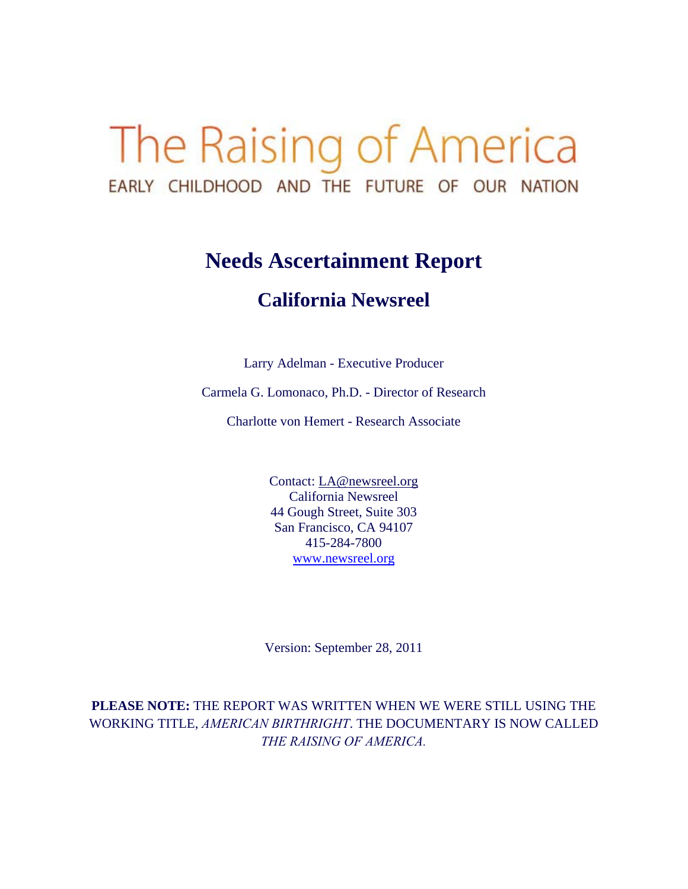# The Raising of America

EARLY CHILDHOOD AND THE FUTURE OF OUR NATION

## Needs Ascertainment Report

## California Newsreel

Larry Adelman - Executive Producer

Carmela G. Lomonaco, Ph.D. - Director of Research

Charlotte von Hemert - Research Associate

Contact: LA@newsreel.org
California Newsreel
44 Gough Street, Suite 303
San Francisco, CA 94107
415-284-7800
www.newsreel.org

Version: September 28, 2011

**PLEASE NOTE:** THE REPORT WAS WRITTEN WHEN WE WERE STILL USING THE WORKING TITLE, *AMERICAN BIRTHRIGHT*. THE DOCUMENTARY IS NOW CALLED *THE RAISING OF AMERICA.*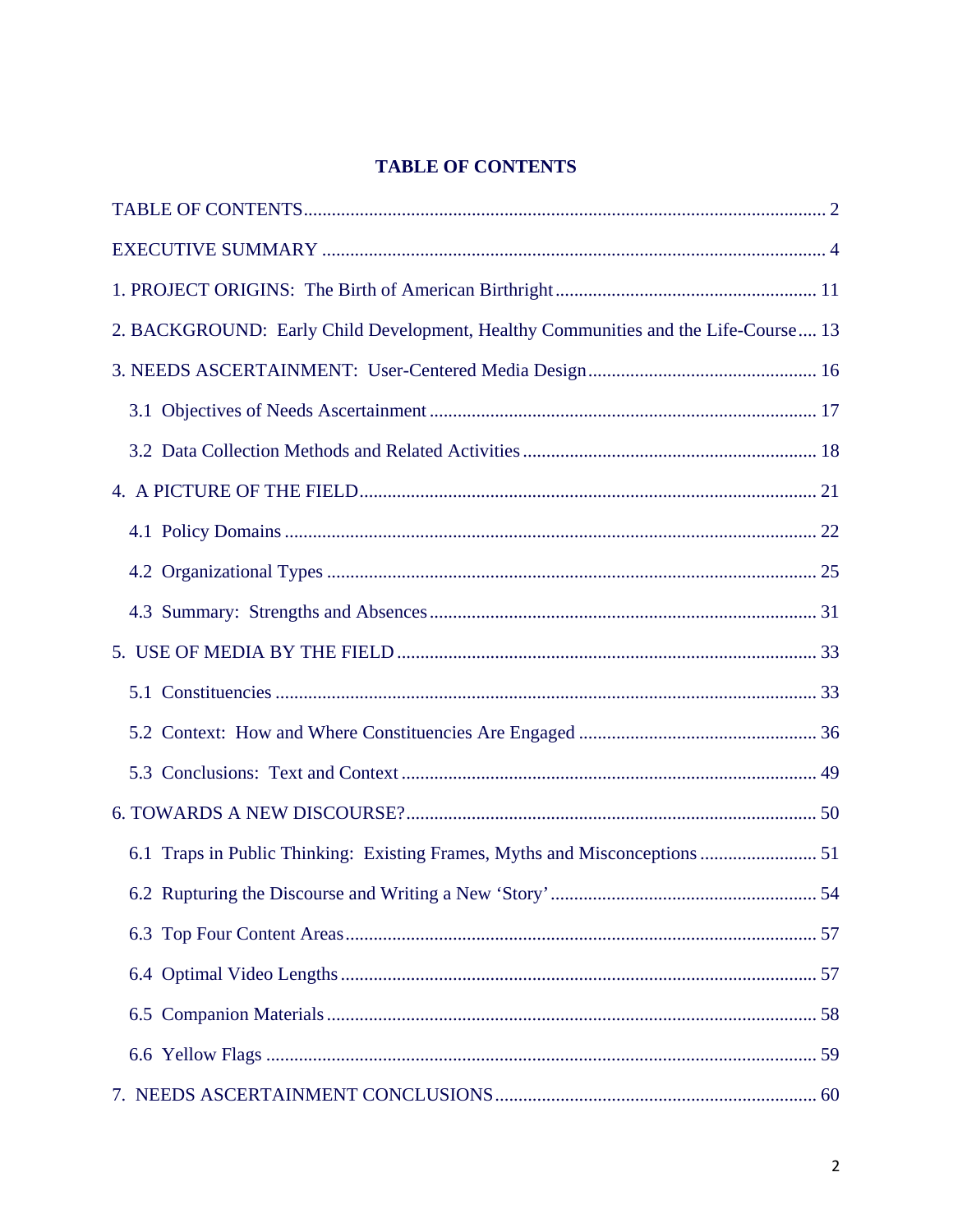# TABLE OF CONTENTS

TABLE OF CONTENTS ........ 2

EXECUTIVE SUMMARY ........ 4

1. PROJECT ORIGINS: The Birth of American Birthright ........ 11

2. BACKGROUND: Early Child Development, Healthy Communities and the Life-Course ........ 13

3. NEEDS ASCERTAINMENT: User-Centered Media Design ........ 16

   3.1 Objectives of Needs Ascertainment ........ 17

   3.2 Data Collection Methods and Related Activities ........ 18

4. A PICTURE OF THE FIELD ........ 21

   4.1 Policy Domains ........ 22

   4.2 Organizational Types ........ 25

   4.3 Summary: Strengths and Absences ........ 31

5. USE OF MEDIA BY THE FIELD ........ 33

   5.1 Constituencies ........ 33

   5.2 Context: How and Where Constituencies Are Engaged ........ 36

   5.3 Conclusions: Text and Context ........ 49

6. TOWARDS A NEW DISCOURSE? ........ 50

   6.1 Traps in Public Thinking: Existing Frames, Myths and Misconceptions ........ 51

   6.2 Rupturing the Discourse and Writing a New 'Story' ........ 54

   6.3 Top Four Content Areas ........ 57

   6.4 Optimal Video Lengths ........ 57

   6.5 Companion Materials ........ 58

   6.6 Yellow Flags ........ 59

7. NEEDS ASCERTAINMENT CONCLUSIONS ........ 60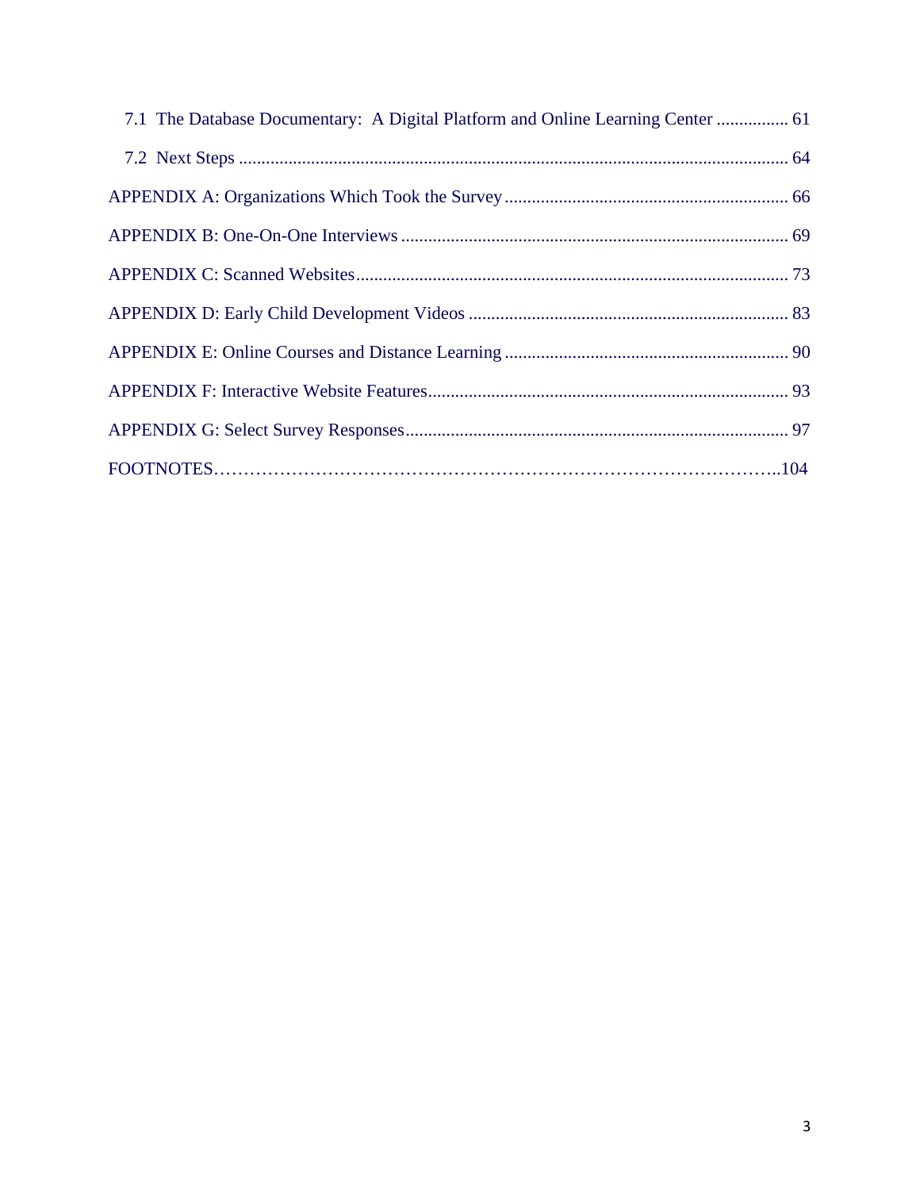7.1 The Database Documentary: A Digital Platform and Online Learning Center ................ 61

7.2 Next Steps ........................................................................................................................ 64

APPENDIX A: Organizations Which Took the Survey ............................................................. 66

APPENDIX B: One-On-One Interviews .................................................................................... 69

APPENDIX C: Scanned Websites .............................................................................................. 73

APPENDIX D: Early Child Development Videos ..................................................................... 83

APPENDIX E: Online Courses and Distance Learning ............................................................. 90

APPENDIX F: Interactive Website Features .............................................................................. 93

APPENDIX G: Select Survey Responses ................................................................................... 97

FOOTNOTES…………………………………………………………………………………..104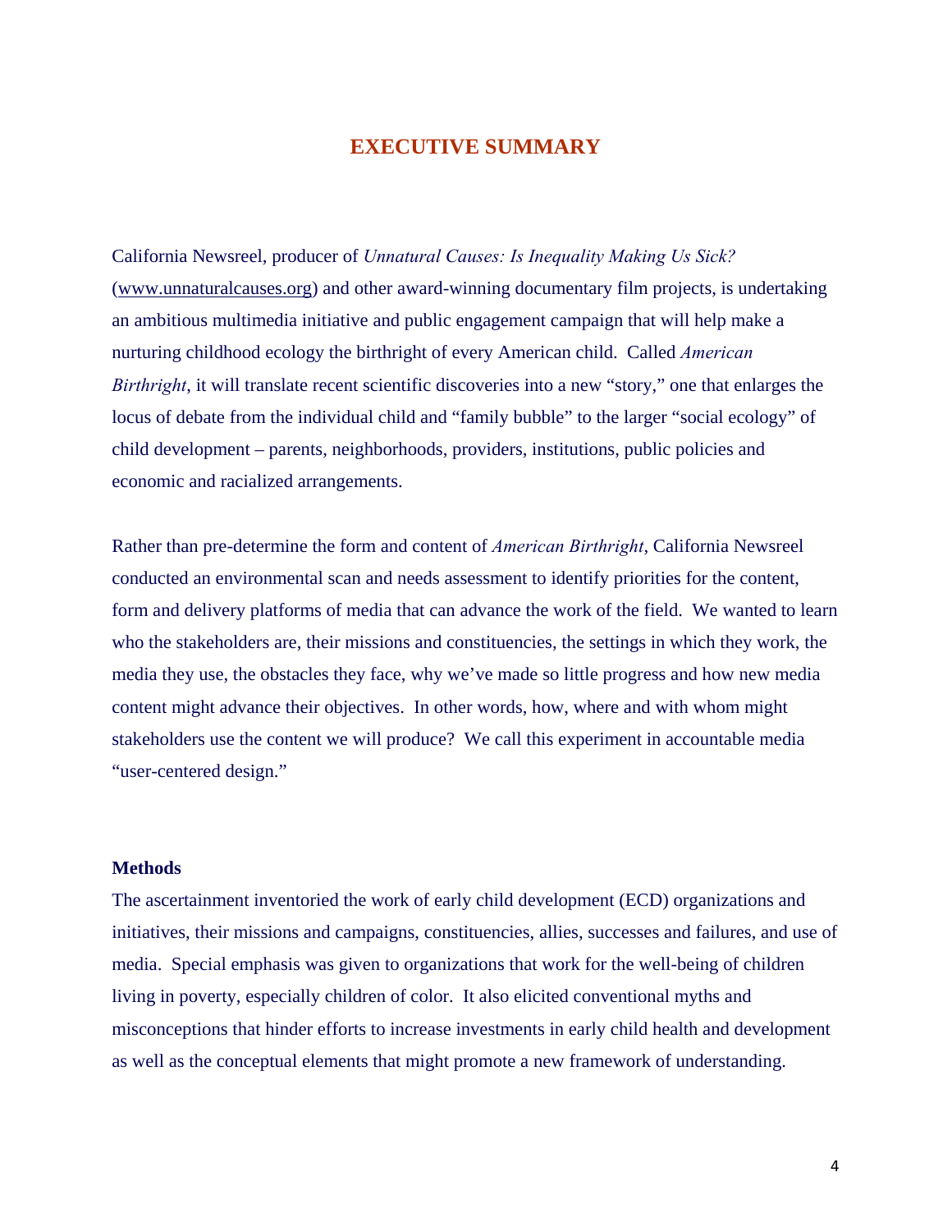# EXECUTIVE SUMMARY

California Newsreel, producer of *Unnatural Causes: Is Inequality Making Us Sick?* (www.unnaturalcauses.org) and other award-winning documentary film projects, is undertaking an ambitious multimedia initiative and public engagement campaign that will help make a nurturing childhood ecology the birthright of every American child. Called *American Birthright*, it will translate recent scientific discoveries into a new "story," one that enlarges the locus of debate from the individual child and "family bubble" to the larger "social ecology" of child development – parents, neighborhoods, providers, institutions, public policies and economic and racialized arrangements.

Rather than pre-determine the form and content of *American Birthright*, California Newsreel conducted an environmental scan and needs assessment to identify priorities for the content, form and delivery platforms of media that can advance the work of the field. We wanted to learn who the stakeholders are, their missions and constituencies, the settings in which they work, the media they use, the obstacles they face, why we've made so little progress and how new media content might advance their objectives. In other words, how, where and with whom might stakeholders use the content we will produce? We call this experiment in accountable media "user-centered design."

### Methods

The ascertainment inventoried the work of early child development (ECD) organizations and initiatives, their missions and campaigns, constituencies, allies, successes and failures, and use of media. Special emphasis was given to organizations that work for the well-being of children living in poverty, especially children of color. It also elicited conventional myths and misconceptions that hinder efforts to increase investments in early child health and development as well as the conceptual elements that might promote a new framework of understanding.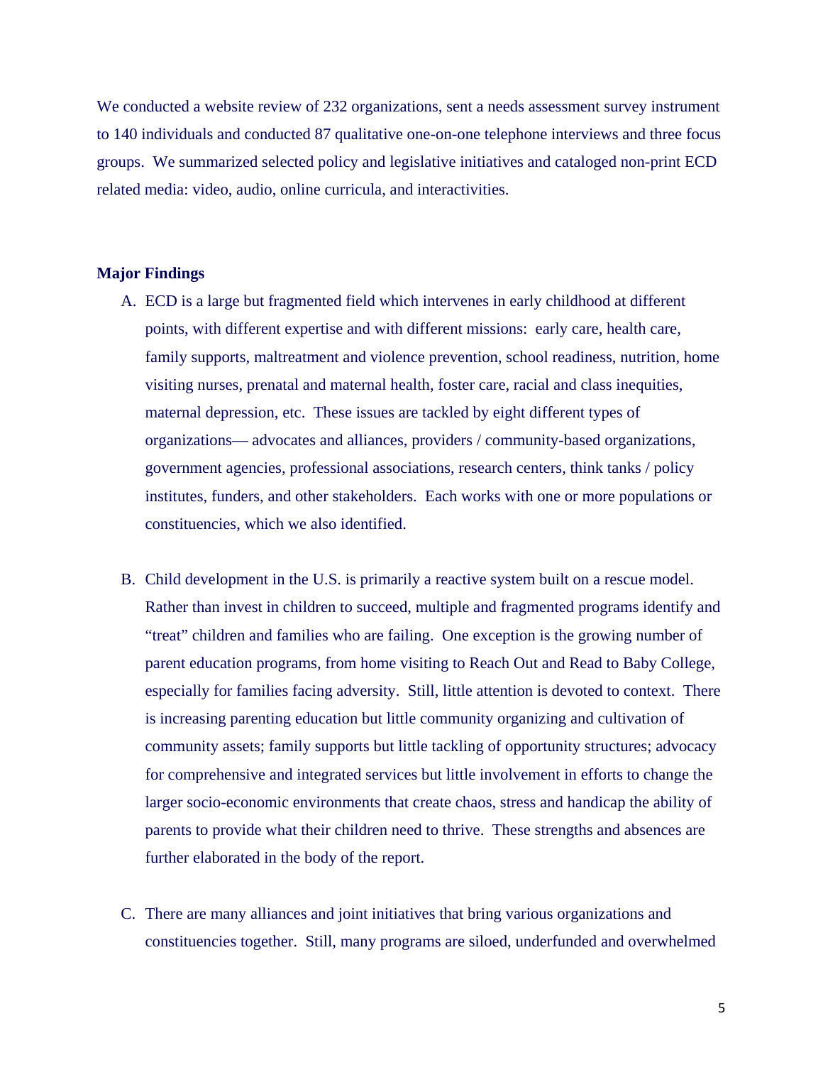We conducted a website review of 232 organizations, sent a needs assessment survey instrument to 140 individuals and conducted 87 qualitative one-on-one telephone interviews and three focus groups. We summarized selected policy and legislative initiatives and cataloged non-print ECD related media: video, audio, online curricula, and interactivities.

**Major Findings**

A. ECD is a large but fragmented field which intervenes in early childhood at different points, with different expertise and with different missions: early care, health care, family supports, maltreatment and violence prevention, school readiness, nutrition, home visiting nurses, prenatal and maternal health, foster care, racial and class inequities, maternal depression, etc. These issues are tackled by eight different types of organizations— advocates and alliances, providers / community-based organizations, government agencies, professional associations, research centers, think tanks / policy institutes, funders, and other stakeholders. Each works with one or more populations or constituencies, which we also identified.

B. Child development in the U.S. is primarily a reactive system built on a rescue model. Rather than invest in children to succeed, multiple and fragmented programs identify and "treat" children and families who are failing. One exception is the growing number of parent education programs, from home visiting to Reach Out and Read to Baby College, especially for families facing adversity. Still, little attention is devoted to context. There is increasing parenting education but little community organizing and cultivation of community assets; family supports but little tackling of opportunity structures; advocacy for comprehensive and integrated services but little involvement in efforts to change the larger socio-economic environments that create chaos, stress and handicap the ability of parents to provide what their children need to thrive. These strengths and absences are further elaborated in the body of the report.

C. There are many alliances and joint initiatives that bring various organizations and constituencies together. Still, many programs are siloed, underfunded and overwhelmed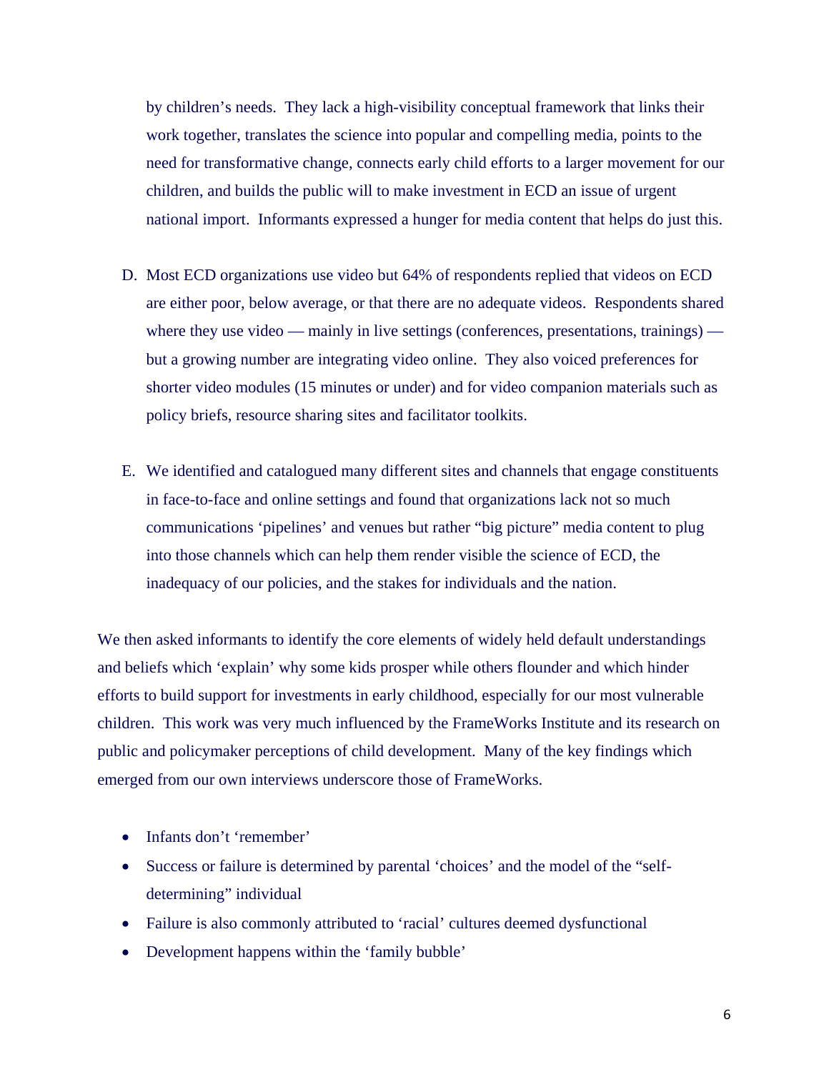by children's needs. They lack a high-visibility conceptual framework that links their work together, translates the science into popular and compelling media, points to the need for transformative change, connects early child efforts to a larger movement for our children, and builds the public will to make investment in ECD an issue of urgent national import. Informants expressed a hunger for media content that helps do just this.

D. Most ECD organizations use video but 64% of respondents replied that videos on ECD are either poor, below average, or that there are no adequate videos. Respondents shared where they use video — mainly in live settings (conferences, presentations, trainings) — but a growing number are integrating video online. They also voiced preferences for shorter video modules (15 minutes or under) and for video companion materials such as policy briefs, resource sharing sites and facilitator toolkits.

E. We identified and catalogued many different sites and channels that engage constituents in face-to-face and online settings and found that organizations lack not so much communications 'pipelines' and venues but rather "big picture" media content to plug into those channels which can help them render visible the science of ECD, the inadequacy of our policies, and the stakes for individuals and the nation.

We then asked informants to identify the core elements of widely held default understandings and beliefs which 'explain' why some kids prosper while others flounder and which hinder efforts to build support for investments in early childhood, especially for our most vulnerable children. This work was very much influenced by the FrameWorks Institute and its research on public and policymaker perceptions of child development. Many of the key findings which emerged from our own interviews underscore those of FrameWorks.

- Infants don't 'remember'
- Success or failure is determined by parental 'choices' and the model of the "self-determining" individual
- Failure is also commonly attributed to 'racial' cultures deemed dysfunctional
- Development happens within the 'family bubble'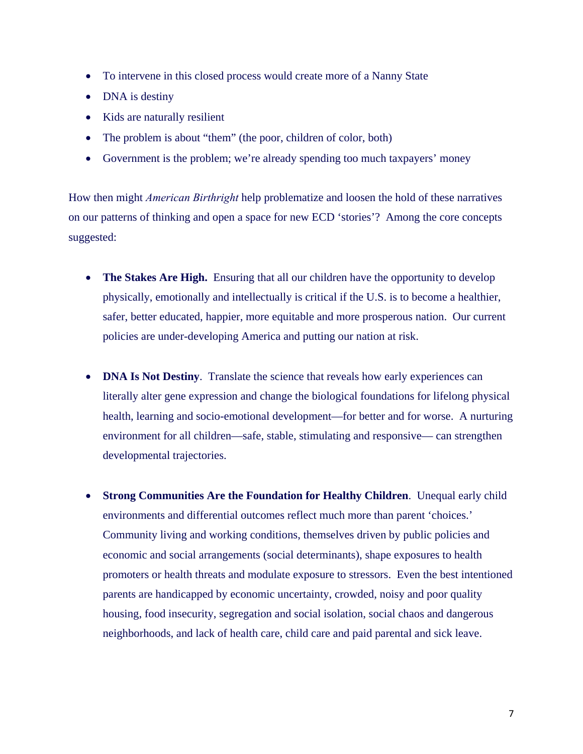- To intervene in this closed process would create more of a Nanny State
- DNA is destiny
- Kids are naturally resilient
- The problem is about “them” (the poor, children of color, both)
- Government is the problem; we’re already spending too much taxpayers’ money

How then might *American Birthright* help problematize and loosen the hold of these narratives on our patterns of thinking and open a space for new ECD ‘stories’? Among the core concepts suggested:

- **The Stakes Are High.** Ensuring that all our children have the opportunity to develop physically, emotionally and intellectually is critical if the U.S. is to become a healthier, safer, better educated, happier, more equitable and more prosperous nation. Our current policies are under-developing America and putting our nation at risk.

- **DNA Is Not Destiny**. Translate the science that reveals how early experiences can literally alter gene expression and change the biological foundations for lifelong physical health, learning and socio-emotional development—for better and for worse. A nurturing environment for all children—safe, stable, stimulating and responsive— can strengthen developmental trajectories.

- **Strong Communities Are the Foundation for Healthy Children**. Unequal early child environments and differential outcomes reflect much more than parent ‘choices.’ Community living and working conditions, themselves driven by public policies and economic and social arrangements (social determinants), shape exposures to health promoters or health threats and modulate exposure to stressors. Even the best intentioned parents are handicapped by economic uncertainty, crowded, noisy and poor quality housing, food insecurity, segregation and social isolation, social chaos and dangerous neighborhoods, and lack of health care, child care and paid parental and sick leave.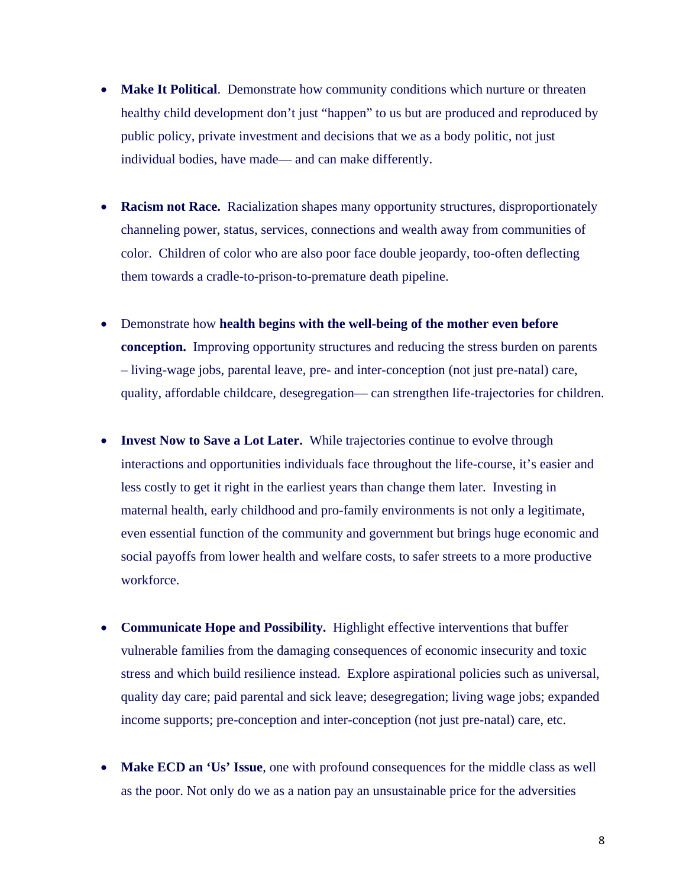- **Make It Political**. Demonstrate how community conditions which nurture or threaten healthy child development don't just "happen" to us but are produced and reproduced by public policy, private investment and decisions that we as a body politic, not just individual bodies, have made— and can make differently.

- **Racism not Race.** Racialization shapes many opportunity structures, disproportionately channeling power, status, services, connections and wealth away from communities of color. Children of color who are also poor face double jeopardy, too-often deflecting them towards a cradle-to-prison-to-premature death pipeline.

- Demonstrate how **health begins with the well-being of the mother even before conception.** Improving opportunity structures and reducing the stress burden on parents – living-wage jobs, parental leave, pre- and inter-conception (not just pre-natal) care, quality, affordable childcare, desegregation— can strengthen life-trajectories for children.

- **Invest Now to Save a Lot Later.** While trajectories continue to evolve through interactions and opportunities individuals face throughout the life-course, it's easier and less costly to get it right in the earliest years than change them later. Investing in maternal health, early childhood and pro-family environments is not only a legitimate, even essential function of the community and government but brings huge economic and social payoffs from lower health and welfare costs, to safer streets to a more productive workforce.

- **Communicate Hope and Possibility.** Highlight effective interventions that buffer vulnerable families from the damaging consequences of economic insecurity and toxic stress and which build resilience instead. Explore aspirational policies such as universal, quality day care; paid parental and sick leave; desegregation; living wage jobs; expanded income supports; pre-conception and inter-conception (not just pre-natal) care, etc.

- **Make ECD an 'Us' Issue**, one with profound consequences for the middle class as well as the poor. Not only do we as a nation pay an unsustainable price for the adversities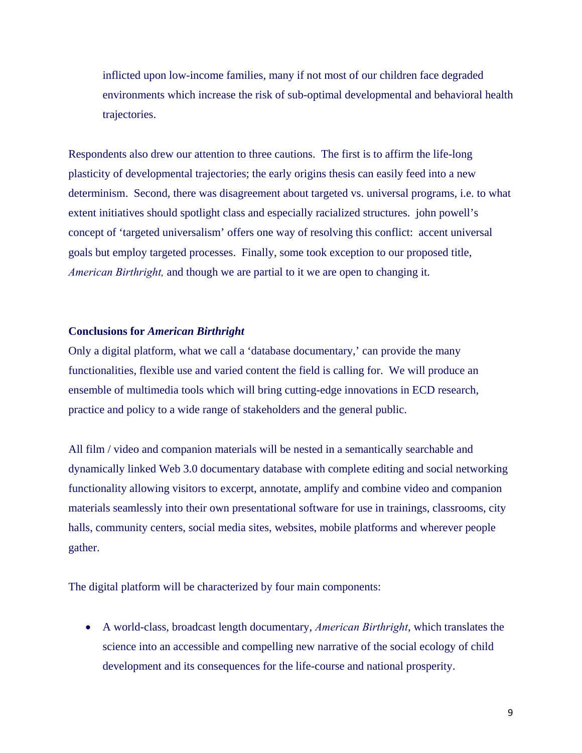inflicted upon low-income families, many if not most of our children face degraded environments which increase the risk of sub-optimal developmental and behavioral health trajectories.

Respondents also drew our attention to three cautions. The first is to affirm the life-long plasticity of developmental trajectories; the early origins thesis can easily feed into a new determinism. Second, there was disagreement about targeted vs. universal programs, i.e. to what extent initiatives should spotlight class and especially racialized structures. john powell's concept of 'targeted universalism' offers one way of resolving this conflict: accent universal goals but employ targeted processes. Finally, some took exception to our proposed title, *American Birthright,* and though we are partial to it we are open to changing it.

**Conclusions for *American Birthright***

Only a digital platform, what we call a 'database documentary,' can provide the many functionalities, flexible use and varied content the field is calling for. We will produce an ensemble of multimedia tools which will bring cutting-edge innovations in ECD research, practice and policy to a wide range of stakeholders and the general public.

All film / video and companion materials will be nested in a semantically searchable and dynamically linked Web 3.0 documentary database with complete editing and social networking functionality allowing visitors to excerpt, annotate, amplify and combine video and companion materials seamlessly into their own presentational software for use in trainings, classrooms, city halls, community centers, social media sites, websites, mobile platforms and wherever people gather.

The digital platform will be characterized by four main components:

- A world-class, broadcast length documentary, *American Birthright*, which translates the science into an accessible and compelling new narrative of the social ecology of child development and its consequences for the life-course and national prosperity.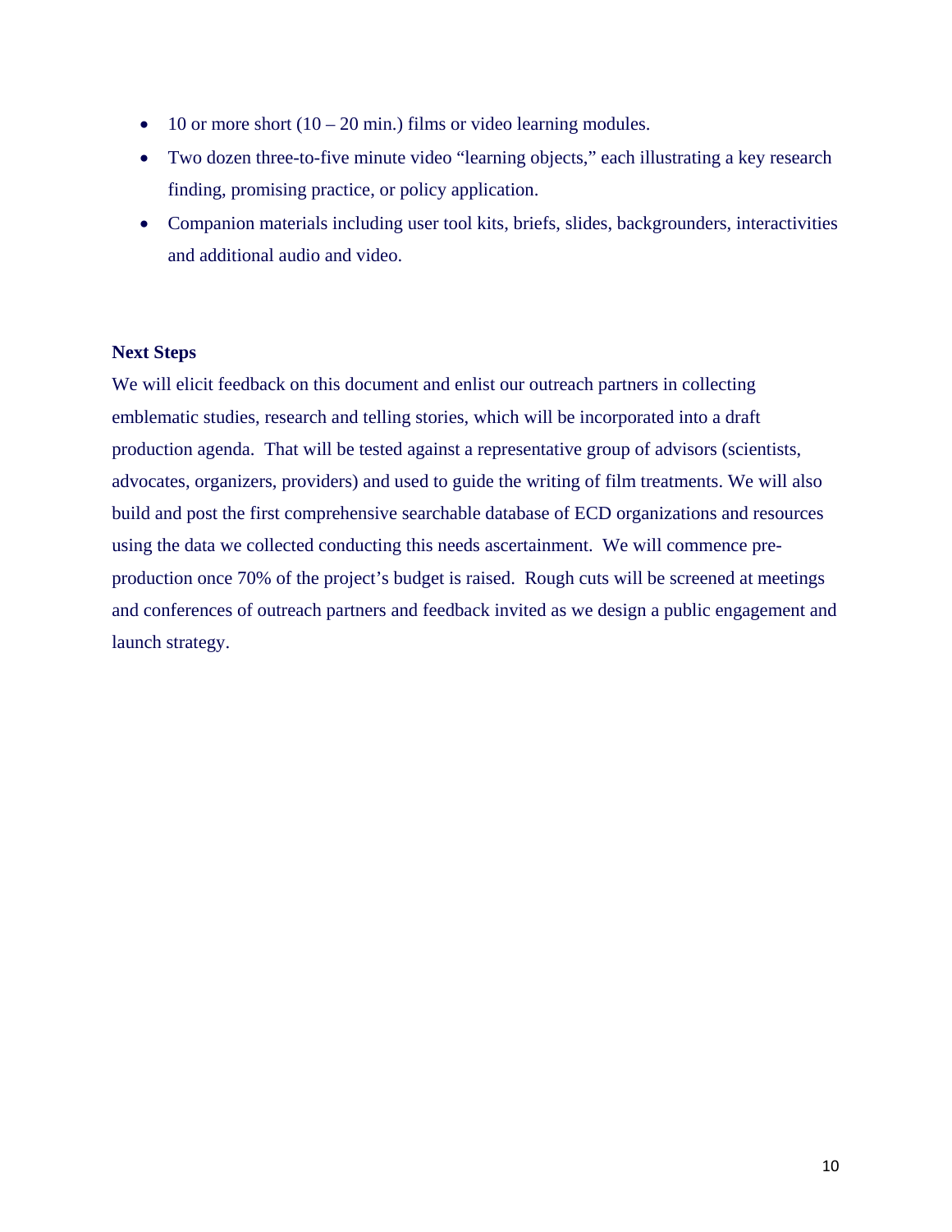- 10 or more short (10 – 20 min.) films or video learning modules.
- Two dozen three-to-five minute video "learning objects," each illustrating a key research finding, promising practice, or policy application.
- Companion materials including user tool kits, briefs, slides, backgrounders, interactivities and additional audio and video.

**Next Steps**

We will elicit feedback on this document and enlist our outreach partners in collecting emblematic studies, research and telling stories, which will be incorporated into a draft production agenda. That will be tested against a representative group of advisors (scientists, advocates, organizers, providers) and used to guide the writing of film treatments. We will also build and post the first comprehensive searchable database of ECD organizations and resources using the data we collected conducting this needs ascertainment. We will commence pre-production once 70% of the project's budget is raised. Rough cuts will be screened at meetings and conferences of outreach partners and feedback invited as we design a public engagement and launch strategy.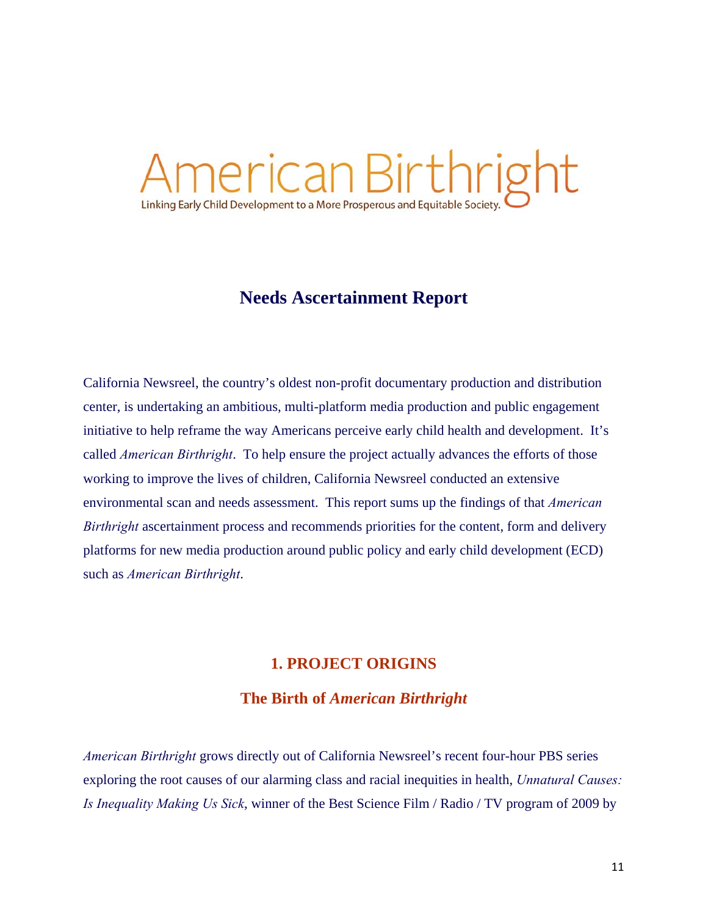# American Birthright

Linking Early Child Development to a More Prosperous and Equitable Society.

## Needs Ascertainment Report

California Newsreel, the country's oldest non-profit documentary production and distribution center, is undertaking an ambitious, multi-platform media production and public engagement initiative to help reframe the way Americans perceive early child health and development. It's called *American Birthright*. To help ensure the project actually advances the efforts of those working to improve the lives of children, California Newsreel conducted an extensive environmental scan and needs assessment. This report sums up the findings of that *American Birthright* ascertainment process and recommends priorities for the content, form and delivery platforms for new media production around public policy and early child development (ECD) such as *American Birthright*.

## 1. PROJECT ORIGINS

### The Birth of *American Birthright*

*American Birthright* grows directly out of California Newsreel's recent four-hour PBS series exploring the root causes of our alarming class and racial inequities in health, *Unnatural Causes: Is Inequality Making Us Sick*, winner of the Best Science Film / Radio / TV program of 2009 by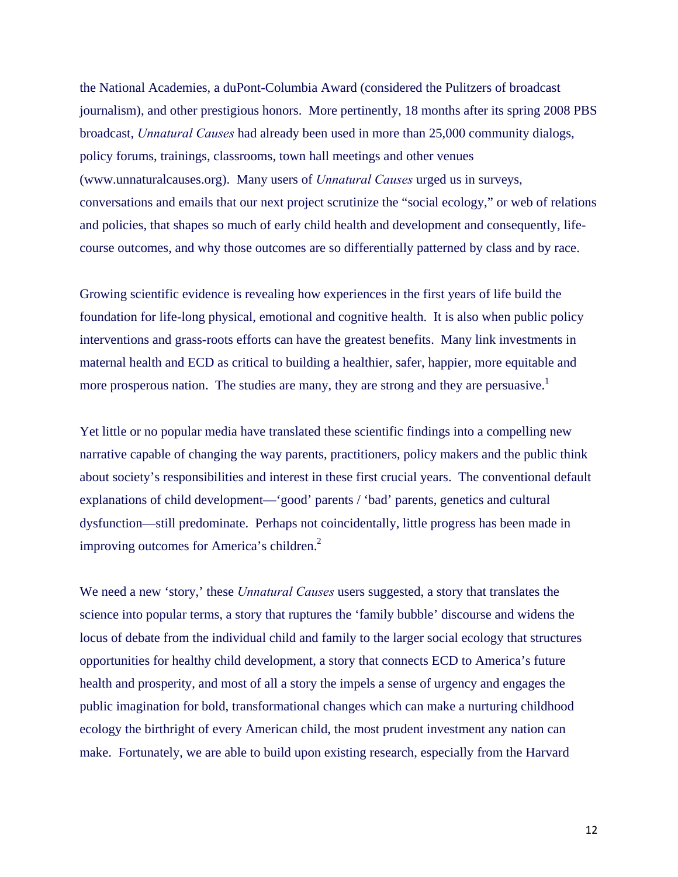the National Academies, a duPont-Columbia Award (considered the Pulitzers of broadcast journalism), and other prestigious honors. More pertinently, 18 months after its spring 2008 PBS broadcast, *Unnatural Causes* had already been used in more than 25,000 community dialogs, policy forums, trainings, classrooms, town hall meetings and other venues (www.unnaturalcauses.org). Many users of *Unnatural Causes* urged us in surveys, conversations and emails that our next project scrutinize the "social ecology," or web of relations and policies, that shapes so much of early child health and development and consequently, life-course outcomes, and why those outcomes are so differentially patterned by class and by race.

Growing scientific evidence is revealing how experiences in the first years of life build the foundation for life-long physical, emotional and cognitive health. It is also when public policy interventions and grass-roots efforts can have the greatest benefits. Many link investments in maternal health and ECD as critical to building a healthier, safer, happier, more equitable and more prosperous nation. The studies are many, they are strong and they are persuasive.[1]

Yet little or no popular media have translated these scientific findings into a compelling new narrative capable of changing the way parents, practitioners, policy makers and the public think about society's responsibilities and interest in these first crucial years. The conventional default explanations of child development—'good' parents / 'bad' parents, genetics and cultural dysfunction—still predominate. Perhaps not coincidentally, little progress has been made in improving outcomes for America's children.[2]

We need a new 'story,' these *Unnatural Causes* users suggested, a story that translates the science into popular terms, a story that ruptures the 'family bubble' discourse and widens the locus of debate from the individual child and family to the larger social ecology that structures opportunities for healthy child development, a story that connects ECD to America's future health and prosperity, and most of all a story the impels a sense of urgency and engages the public imagination for bold, transformational changes which can make a nurturing childhood ecology the birthright of every American child, the most prudent investment any nation can make. Fortunately, we are able to build upon existing research, especially from the Harvard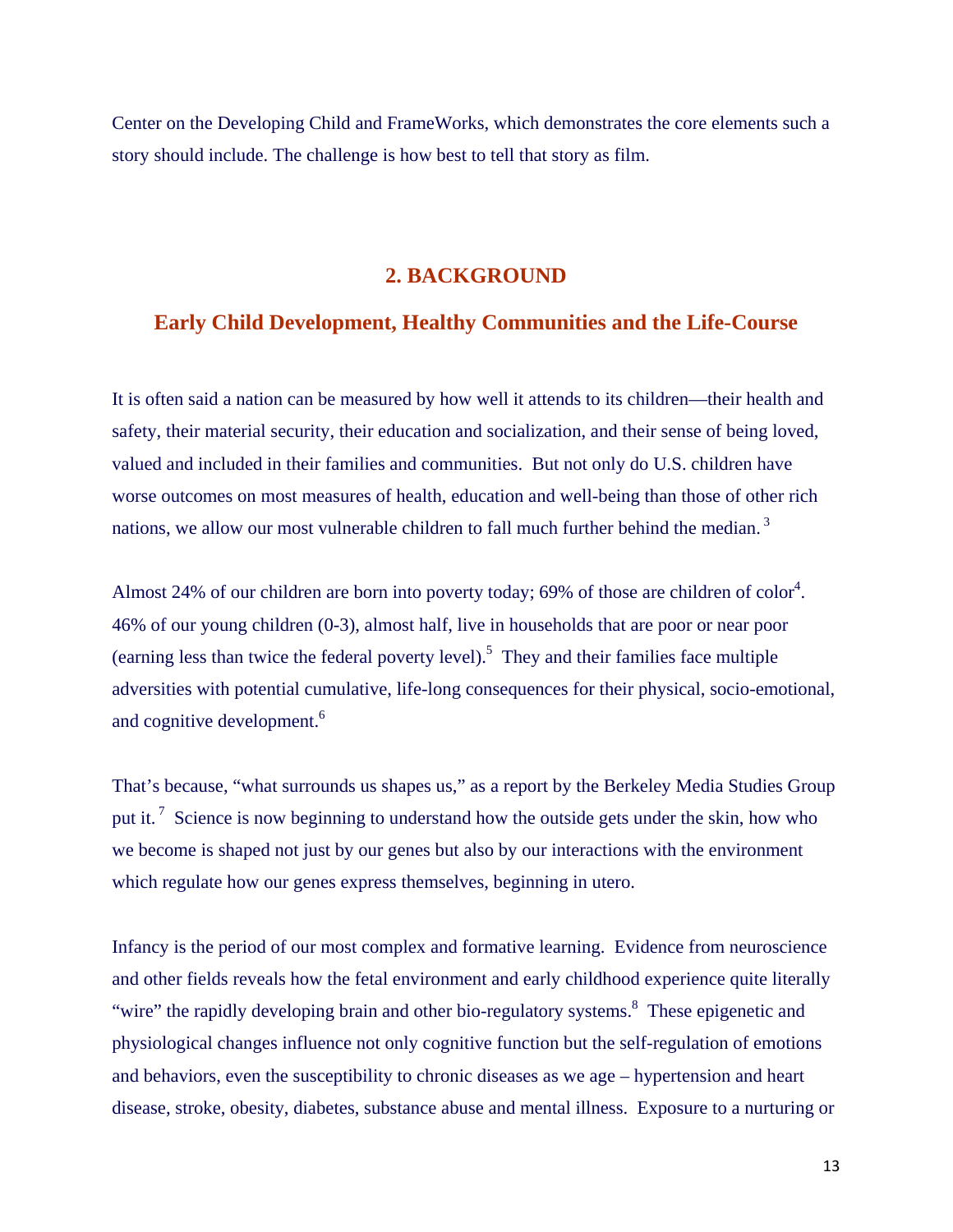Center on the Developing Child and FrameWorks, which demonstrates the core elements such a story should include. The challenge is how best to tell that story as film.

## 2. BACKGROUND

### Early Child Development, Healthy Communities and the Life-Course

It is often said a nation can be measured by how well it attends to its children—their health and safety, their material security, their education and socialization, and their sense of being loved, valued and included in their families and communities. But not only do U.S. children have worse outcomes on most measures of health, education and well-being than those of other rich nations, we allow our most vulnerable children to fall much further behind the median. [3]

Almost 24% of our children are born into poverty today; 69% of those are children of color[4]. 46% of our young children (0-3), almost half, live in households that are poor or near poor (earning less than twice the federal poverty level).[5] They and their families face multiple adversities with potential cumulative, life-long consequences for their physical, socio-emotional, and cognitive development.[6]

That's because, "what surrounds us shapes us," as a report by the Berkeley Media Studies Group put it. [7] Science is now beginning to understand how the outside gets under the skin, how who we become is shaped not just by our genes but also by our interactions with the environment which regulate how our genes express themselves, beginning in utero.

Infancy is the period of our most complex and formative learning. Evidence from neuroscience and other fields reveals how the fetal environment and early childhood experience quite literally "wire" the rapidly developing brain and other bio-regulatory systems.[8] These epigenetic and physiological changes influence not only cognitive function but the self-regulation of emotions and behaviors, even the susceptibility to chronic diseases as we age – hypertension and heart disease, stroke, obesity, diabetes, substance abuse and mental illness. Exposure to a nurturing or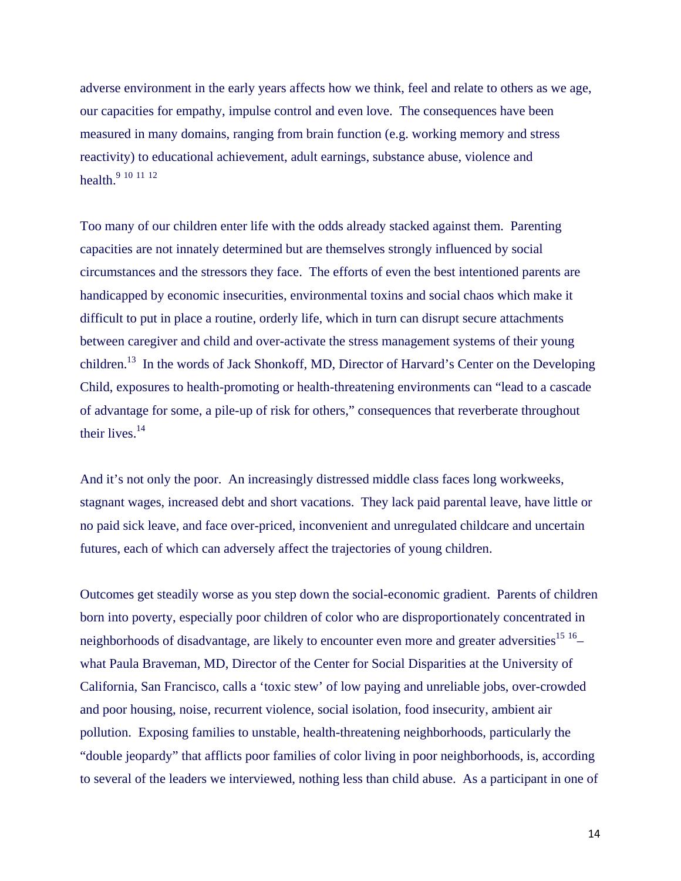adverse environment in the early years affects how we think, feel and relate to others as we age, our capacities for empathy, impulse control and even love. The consequences have been measured in many domains, ranging from brain function (e.g. working memory and stress reactivity) to educational achievement, adult earnings, substance abuse, violence and health.[9] [10] [11] [12]

Too many of our children enter life with the odds already stacked against them. Parenting capacities are not innately determined but are themselves strongly influenced by social circumstances and the stressors they face. The efforts of even the best intentioned parents are handicapped by economic insecurities, environmental toxins and social chaos which make it difficult to put in place a routine, orderly life, which in turn can disrupt secure attachments between caregiver and child and over-activate the stress management systems of their young children.[13] In the words of Jack Shonkoff, MD, Director of Harvard's Center on the Developing Child, exposures to health-promoting or health-threatening environments can "lead to a cascade of advantage for some, a pile-up of risk for others," consequences that reverberate throughout their lives.[14]

And it's not only the poor. An increasingly distressed middle class faces long workweeks, stagnant wages, increased debt and short vacations. They lack paid parental leave, have little or no paid sick leave, and face over-priced, inconvenient and unregulated childcare and uncertain futures, each of which can adversely affect the trajectories of young children.

Outcomes get steadily worse as you step down the social-economic gradient. Parents of children born into poverty, especially poor children of color who are disproportionately concentrated in neighborhoods of disadvantage, are likely to encounter even more and greater adversities[15] [16] – what Paula Braveman, MD, Director of the Center for Social Disparities at the University of California, San Francisco, calls a 'toxic stew' of low paying and unreliable jobs, over-crowded and poor housing, noise, recurrent violence, social isolation, food insecurity, ambient air pollution. Exposing families to unstable, health-threatening neighborhoods, particularly the "double jeopardy" that afflicts poor families of color living in poor neighborhoods, is, according to several of the leaders we interviewed, nothing less than child abuse. As a participant in one of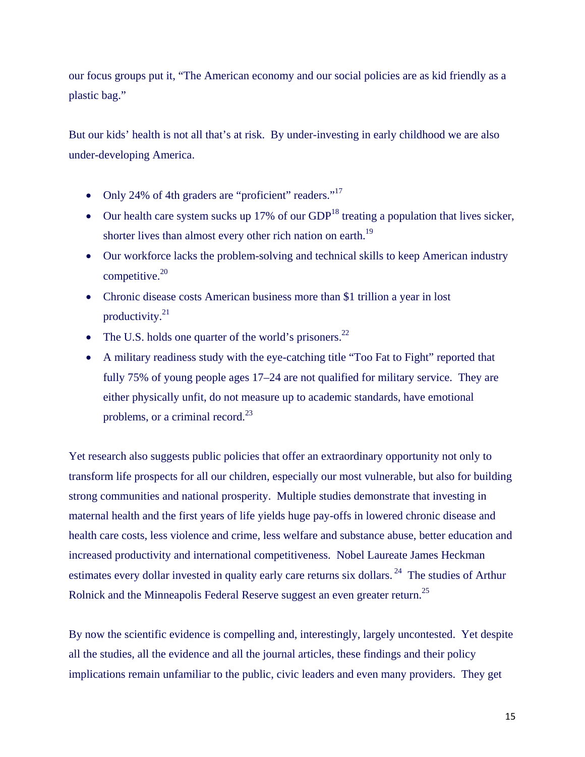our focus groups put it, "The American economy and our social policies are as kid friendly as a plastic bag."

But our kids' health is not all that's at risk. By under-investing in early childhood we are also under-developing America.

- Only 24% of 4th graders are "proficient" readers."[17]
- Our health care system sucks up 17% of our GDP[18] treating a population that lives sicker, shorter lives than almost every other rich nation on earth.[19]
- Our workforce lacks the problem-solving and technical skills to keep American industry competitive.[20]
- Chronic disease costs American business more than $1 trillion a year in lost productivity.[21]
- The U.S. holds one quarter of the world's prisoners.[22]
- A military readiness study with the eye-catching title "Too Fat to Fight" reported that fully 75% of young people ages 17–24 are not qualified for military service. They are either physically unfit, do not measure up to academic standards, have emotional problems, or a criminal record.[23]

Yet research also suggests public policies that offer an extraordinary opportunity not only to transform life prospects for all our children, especially our most vulnerable, but also for building strong communities and national prosperity. Multiple studies demonstrate that investing in maternal health and the first years of life yields huge pay-offs in lowered chronic disease and health care costs, less violence and crime, less welfare and substance abuse, better education and increased productivity and international competitiveness. Nobel Laureate James Heckman estimates every dollar invested in quality early care returns six dollars.[24] The studies of Arthur Rolnick and the Minneapolis Federal Reserve suggest an even greater return.[25]

By now the scientific evidence is compelling and, interestingly, largely uncontested. Yet despite all the studies, all the evidence and all the journal articles, these findings and their policy implications remain unfamiliar to the public, civic leaders and even many providers. They get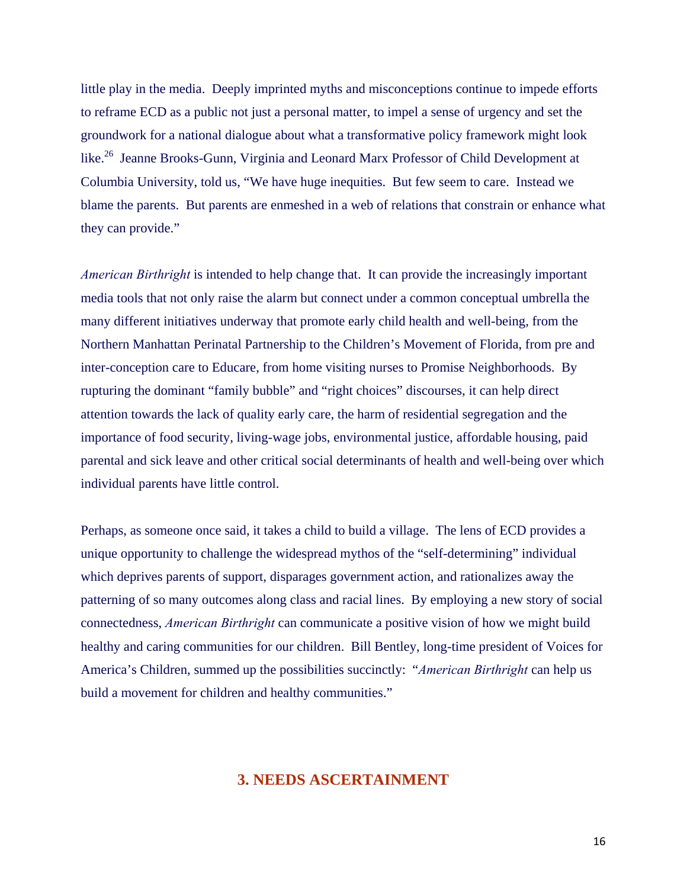little play in the media. Deeply imprinted myths and misconceptions continue to impede efforts to reframe ECD as a public not just a personal matter, to impel a sense of urgency and set the groundwork for a national dialogue about what a transformative policy framework might look like.[26] Jeanne Brooks-Gunn, Virginia and Leonard Marx Professor of Child Development at Columbia University, told us, "We have huge inequities. But few seem to care. Instead we blame the parents. But parents are enmeshed in a web of relations that constrain or enhance what they can provide."

*American Birthright* is intended to help change that. It can provide the increasingly important media tools that not only raise the alarm but connect under a common conceptual umbrella the many different initiatives underway that promote early child health and well-being, from the Northern Manhattan Perinatal Partnership to the Children's Movement of Florida, from pre and inter-conception care to Educare, from home visiting nurses to Promise Neighborhoods. By rupturing the dominant "family bubble" and "right choices" discourses, it can help direct attention towards the lack of quality early care, the harm of residential segregation and the importance of food security, living-wage jobs, environmental justice, affordable housing, paid parental and sick leave and other critical social determinants of health and well-being over which individual parents have little control.

Perhaps, as someone once said, it takes a child to build a village. The lens of ECD provides a unique opportunity to challenge the widespread mythos of the "self-determining" individual which deprives parents of support, disparages government action, and rationalizes away the patterning of so many outcomes along class and racial lines. By employing a new story of social connectedness, *American Birthright* can communicate a positive vision of how we might build healthy and caring communities for our children. Bill Bentley, long-time president of Voices for America's Children, summed up the possibilities succinctly: "*American Birthright* can help us build a movement for children and healthy communities."

## 3. NEEDS ASCERTAINMENT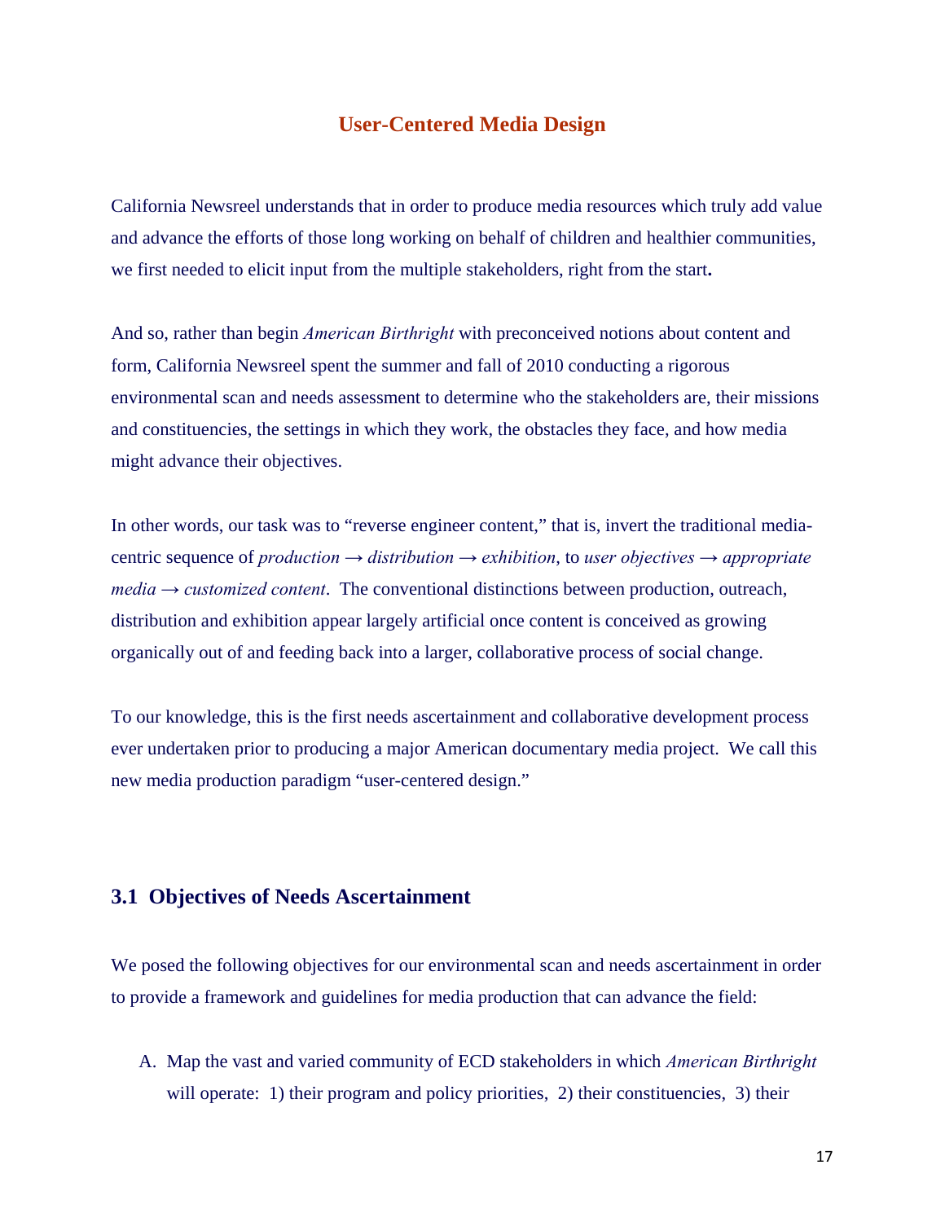## User-Centered Media Design

California Newsreel understands that in order to produce media resources which truly add value and advance the efforts of those long working on behalf of children and healthier communities, we first needed to elicit input from the multiple stakeholders, right from the start**.**

And so, rather than begin *American Birthright* with preconceived notions about content and form, California Newsreel spent the summer and fall of 2010 conducting a rigorous environmental scan and needs assessment to determine who the stakeholders are, their missions and constituencies, the settings in which they work, the obstacles they face, and how media might advance their objectives.

In other words, our task was to "reverse engineer content," that is, invert the traditional media-centric sequence of *production → distribution → exhibition*, to *user objectives → appropriate media → customized content*. The conventional distinctions between production, outreach, distribution and exhibition appear largely artificial once content is conceived as growing organically out of and feeding back into a larger, collaborative process of social change.

To our knowledge, this is the first needs ascertainment and collaborative development process ever undertaken prior to producing a major American documentary media project. We call this new media production paradigm "user-centered design."

### 3.1 Objectives of Needs Ascertainment

We posed the following objectives for our environmental scan and needs ascertainment in order to provide a framework and guidelines for media production that can advance the field:

A. Map the vast and varied community of ECD stakeholders in which *American Birthright* will operate: 1) their program and policy priorities, 2) their constituencies, 3) their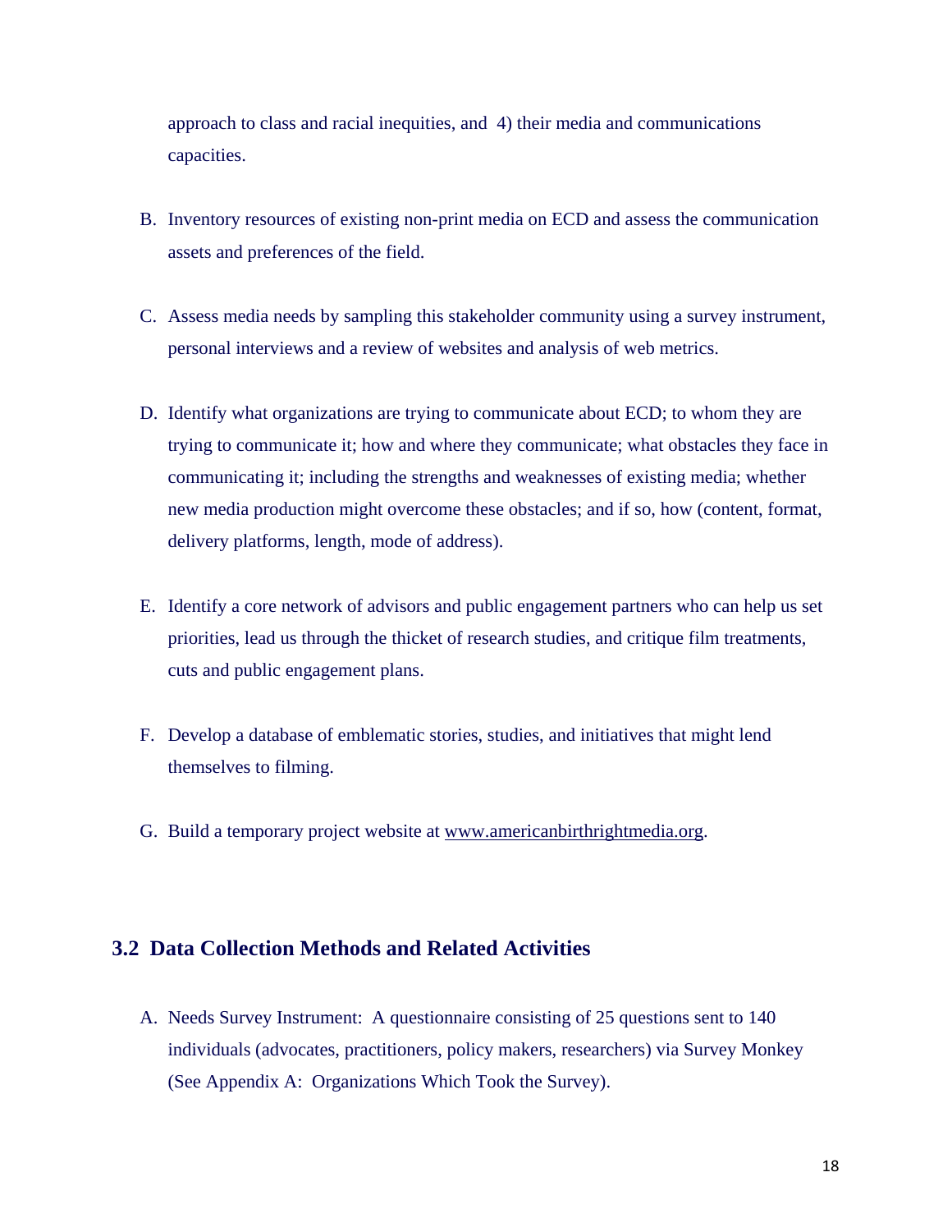approach to class and racial inequities, and 4) their media and communications capacities.

B. Inventory resources of existing non-print media on ECD and assess the communication assets and preferences of the field.

C. Assess media needs by sampling this stakeholder community using a survey instrument, personal interviews and a review of websites and analysis of web metrics.

D. Identify what organizations are trying to communicate about ECD; to whom they are trying to communicate it; how and where they communicate; what obstacles they face in communicating it; including the strengths and weaknesses of existing media; whether new media production might overcome these obstacles; and if so, how (content, format, delivery platforms, length, mode of address).

E. Identify a core network of advisors and public engagement partners who can help us set priorities, lead us through the thicket of research studies, and critique film treatments, cuts and public engagement plans.

F. Develop a database of emblematic stories, studies, and initiatives that might lend themselves to filming.

G. Build a temporary project website at www.americanbirthrightmedia.org.

## 3.2 Data Collection Methods and Related Activities

A. Needs Survey Instrument: A questionnaire consisting of 25 questions sent to 140 individuals (advocates, practitioners, policy makers, researchers) via Survey Monkey (See Appendix A: Organizations Which Took the Survey).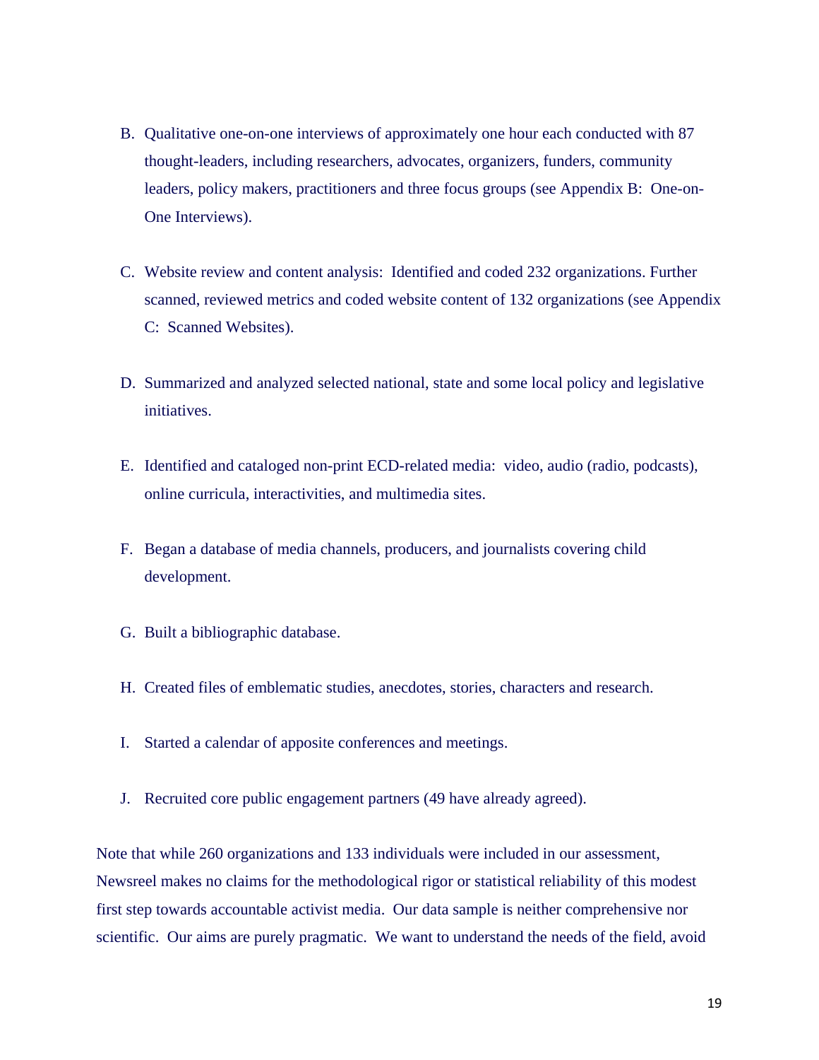B. Qualitative one-on-one interviews of approximately one hour each conducted with 87 thought-leaders, including researchers, advocates, organizers, funders, community leaders, policy makers, practitioners and three focus groups (see Appendix B: One-on-One Interviews).

C. Website review and content analysis: Identified and coded 232 organizations. Further scanned, reviewed metrics and coded website content of 132 organizations (see Appendix C: Scanned Websites).

D. Summarized and analyzed selected national, state and some local policy and legislative initiatives.

E. Identified and cataloged non-print ECD-related media: video, audio (radio, podcasts), online curricula, interactivities, and multimedia sites.

F. Began a database of media channels, producers, and journalists covering child development.

G. Built a bibliographic database.

H. Created files of emblematic studies, anecdotes, stories, characters and research.

I. Started a calendar of apposite conferences and meetings.

J. Recruited core public engagement partners (49 have already agreed).

Note that while 260 organizations and 133 individuals were included in our assessment, Newsreel makes no claims for the methodological rigor or statistical reliability of this modest first step towards accountable activist media. Our data sample is neither comprehensive nor scientific. Our aims are purely pragmatic. We want to understand the needs of the field, avoid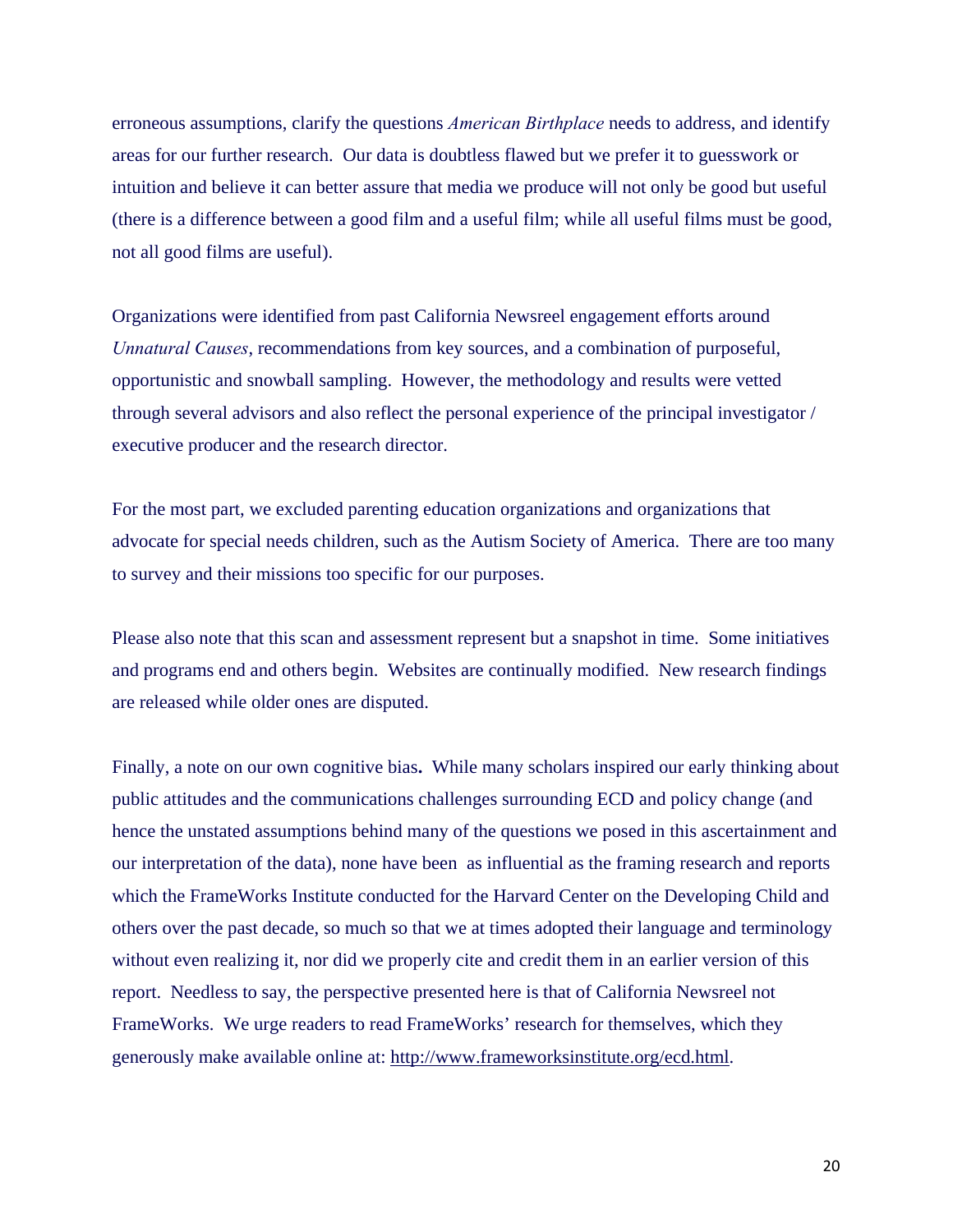erroneous assumptions, clarify the questions *American Birthplace* needs to address, and identify areas for our further research. Our data is doubtless flawed but we prefer it to guesswork or intuition and believe it can better assure that media we produce will not only be good but useful (there is a difference between a good film and a useful film; while all useful films must be good, not all good films are useful).

Organizations were identified from past California Newsreel engagement efforts around *Unnatural Causes*, recommendations from key sources, and a combination of purposeful, opportunistic and snowball sampling. However, the methodology and results were vetted through several advisors and also reflect the personal experience of the principal investigator / executive producer and the research director.

For the most part, we excluded parenting education organizations and organizations that advocate for special needs children, such as the Autism Society of America. There are too many to survey and their missions too specific for our purposes.

Please also note that this scan and assessment represent but a snapshot in time. Some initiatives and programs end and others begin. Websites are continually modified. New research findings are released while older ones are disputed.

Finally, a note on our own cognitive bias**.** While many scholars inspired our early thinking about public attitudes and the communications challenges surrounding ECD and policy change (and hence the unstated assumptions behind many of the questions we posed in this ascertainment and our interpretation of the data), none have been as influential as the framing research and reports which the FrameWorks Institute conducted for the Harvard Center on the Developing Child and others over the past decade, so much so that we at times adopted their language and terminology without even realizing it, nor did we properly cite and credit them in an earlier version of this report. Needless to say, the perspective presented here is that of California Newsreel not FrameWorks. We urge readers to read FrameWorks' research for themselves, which they generously make available online at: http://www.frameworksinstitute.org/ecd.html.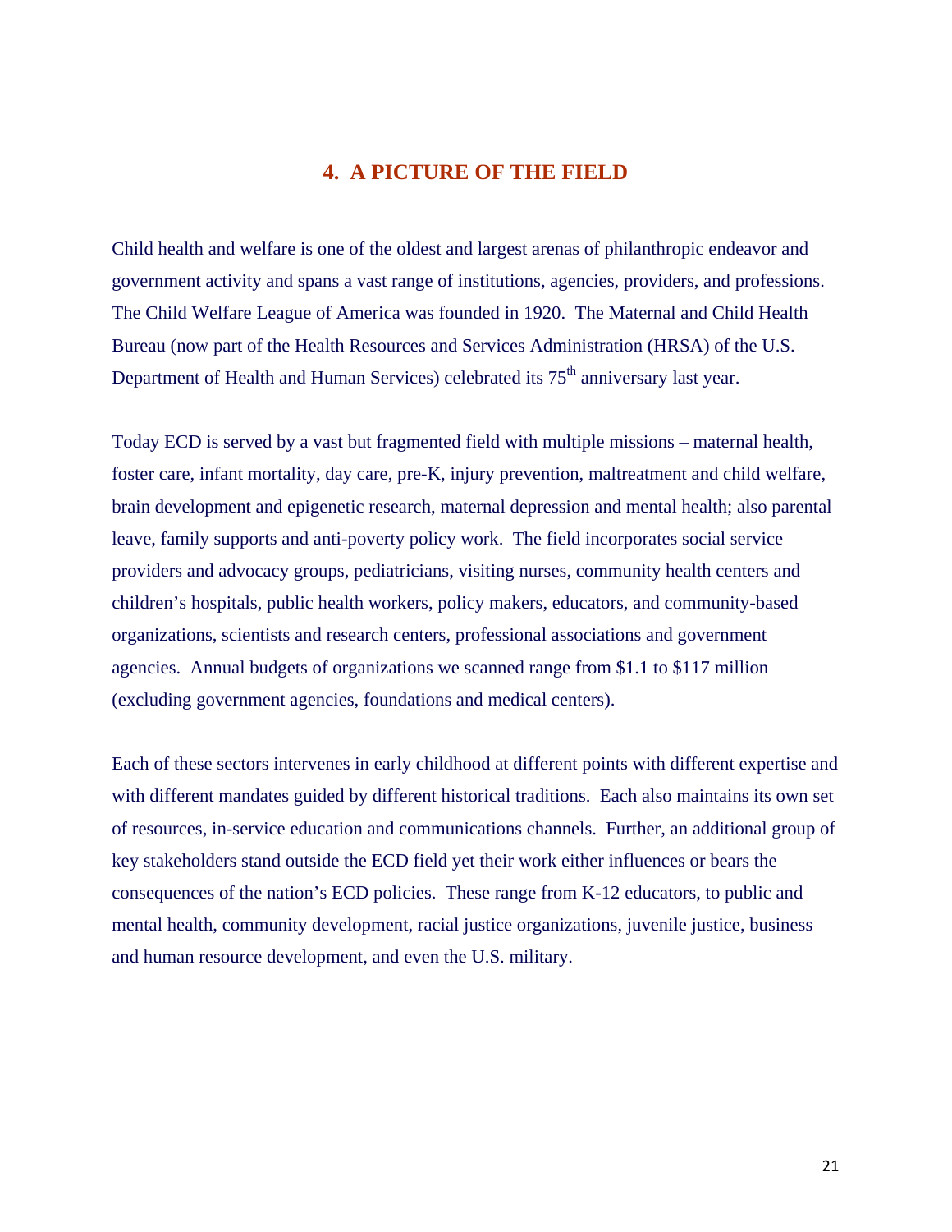## 4. A PICTURE OF THE FIELD

Child health and welfare is one of the oldest and largest arenas of philanthropic endeavor and government activity and spans a vast range of institutions, agencies, providers, and professions. The Child Welfare League of America was founded in 1920. The Maternal and Child Health Bureau (now part of the Health Resources and Services Administration (HRSA) of the U.S. Department of Health and Human Services) celebrated its 75th anniversary last year.

Today ECD is served by a vast but fragmented field with multiple missions – maternal health, foster care, infant mortality, day care, pre-K, injury prevention, maltreatment and child welfare, brain development and epigenetic research, maternal depression and mental health; also parental leave, family supports and anti-poverty policy work. The field incorporates social service providers and advocacy groups, pediatricians, visiting nurses, community health centers and children's hospitals, public health workers, policy makers, educators, and community-based organizations, scientists and research centers, professional associations and government agencies. Annual budgets of organizations we scanned range from $1.1 to $117 million (excluding government agencies, foundations and medical centers).

Each of these sectors intervenes in early childhood at different points with different expertise and with different mandates guided by different historical traditions. Each also maintains its own set of resources, in-service education and communications channels. Further, an additional group of key stakeholders stand outside the ECD field yet their work either influences or bears the consequences of the nation's ECD policies. These range from K-12 educators, to public and mental health, community development, racial justice organizations, juvenile justice, business and human resource development, and even the U.S. military.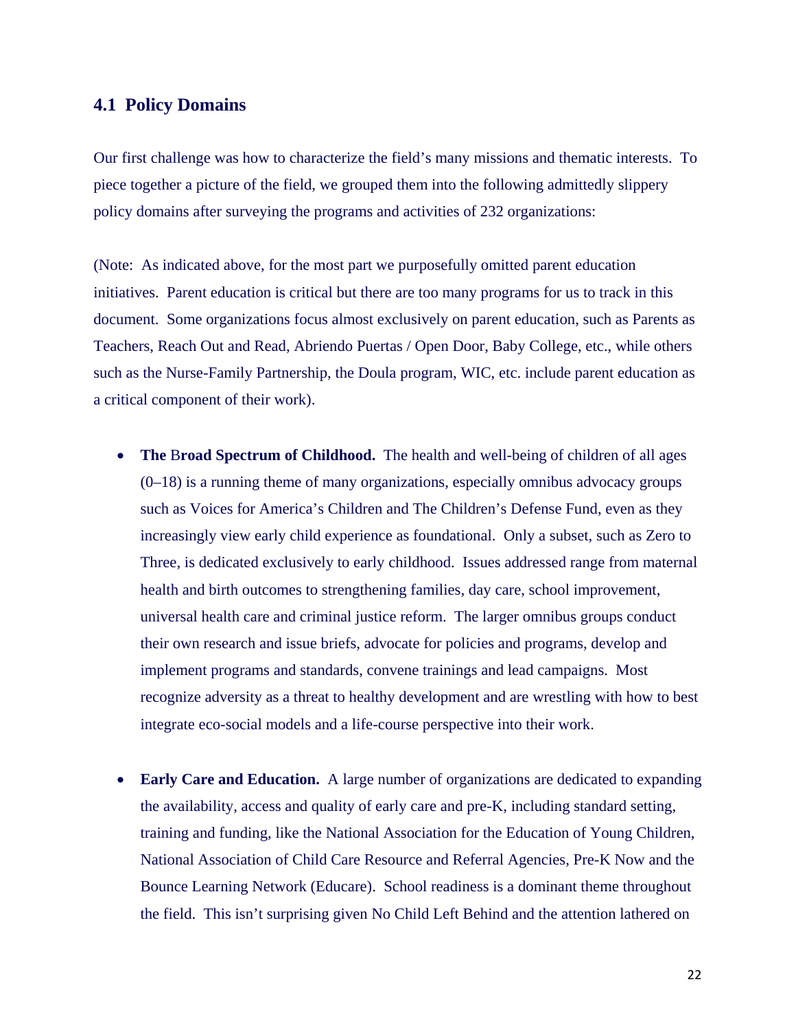## 4.1 Policy Domains

Our first challenge was how to characterize the field's many missions and thematic interests. To piece together a picture of the field, we grouped them into the following admittedly slippery policy domains after surveying the programs and activities of 232 organizations:

(Note: As indicated above, for the most part we purposefully omitted parent education initiatives. Parent education is critical but there are too many programs for us to track in this document. Some organizations focus almost exclusively on parent education, such as Parents as Teachers, Reach Out and Read, Abriendo Puertas / Open Door, Baby College, etc., while others such as the Nurse-Family Partnership, the Doula program, WIC, etc. include parent education as a critical component of their work).

- **The Broad Spectrum of Childhood.** The health and well-being of children of all ages (0–18) is a running theme of many organizations, especially omnibus advocacy groups such as Voices for America's Children and The Children's Defense Fund, even as they increasingly view early child experience as foundational. Only a subset, such as Zero to Three, is dedicated exclusively to early childhood. Issues addressed range from maternal health and birth outcomes to strengthening families, day care, school improvement, universal health care and criminal justice reform. The larger omnibus groups conduct their own research and issue briefs, advocate for policies and programs, develop and implement programs and standards, convene trainings and lead campaigns. Most recognize adversity as a threat to healthy development and are wrestling with how to best integrate eco-social models and a life-course perspective into their work.

- **Early Care and Education.** A large number of organizations are dedicated to expanding the availability, access and quality of early care and pre-K, including standard setting, training and funding, like the National Association for the Education of Young Children, National Association of Child Care Resource and Referral Agencies, Pre-K Now and the Bounce Learning Network (Educare). School readiness is a dominant theme throughout the field. This isn't surprising given No Child Left Behind and the attention lathered on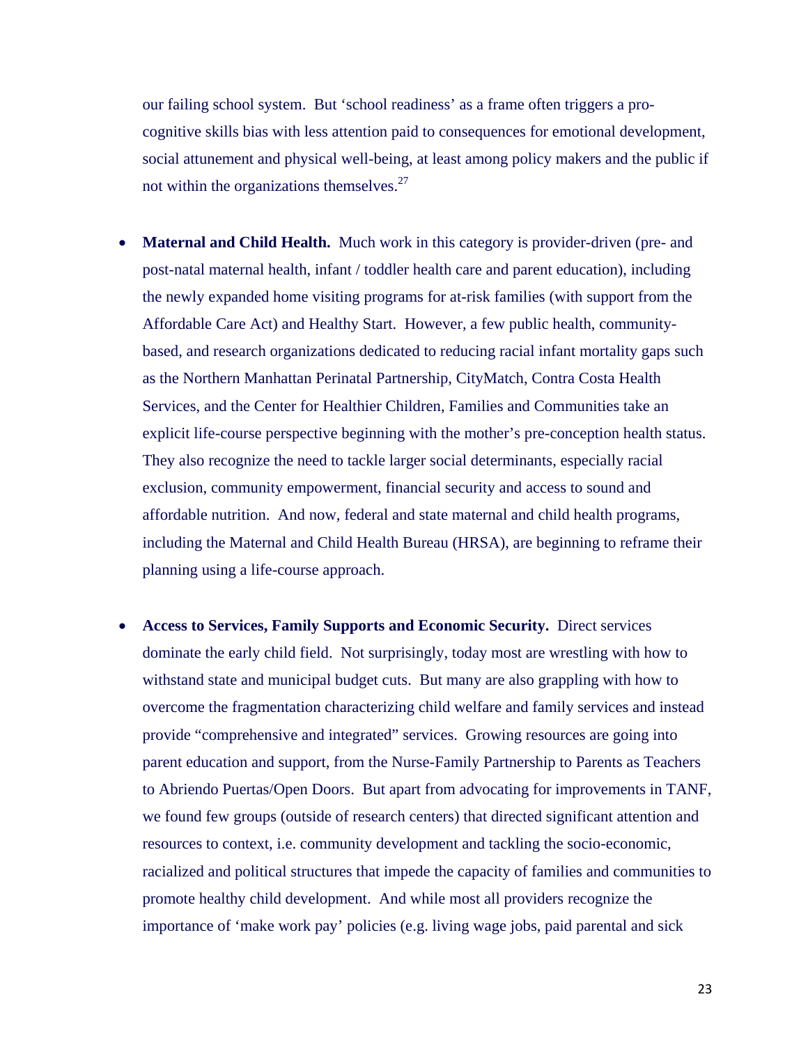our failing school system. But 'school readiness' as a frame often triggers a pro-cognitive skills bias with less attention paid to consequences for emotional development, social attunement and physical well-being, at least among policy makers and the public if not within the organizations themselves.[27]

- **Maternal and Child Health.** Much work in this category is provider-driven (pre- and post-natal maternal health, infant / toddler health care and parent education), including the newly expanded home visiting programs for at-risk families (with support from the Affordable Care Act) and Healthy Start. However, a few public health, community-based, and research organizations dedicated to reducing racial infant mortality gaps such as the Northern Manhattan Perinatal Partnership, CityMatch, Contra Costa Health Services, and the Center for Healthier Children, Families and Communities take an explicit life-course perspective beginning with the mother's pre-conception health status. They also recognize the need to tackle larger social determinants, especially racial exclusion, community empowerment, financial security and access to sound and affordable nutrition. And now, federal and state maternal and child health programs, including the Maternal and Child Health Bureau (HRSA), are beginning to reframe their planning using a life-course approach.

- **Access to Services, Family Supports and Economic Security.** Direct services dominate the early child field. Not surprisingly, today most are wrestling with how to withstand state and municipal budget cuts. But many are also grappling with how to overcome the fragmentation characterizing child welfare and family services and instead provide "comprehensive and integrated" services. Growing resources are going into parent education and support, from the Nurse-Family Partnership to Parents as Teachers to Abriendo Puertas/Open Doors. But apart from advocating for improvements in TANF, we found few groups (outside of research centers) that directed significant attention and resources to context, i.e. community development and tackling the socio-economic, racialized and political structures that impede the capacity of families and communities to promote healthy child development. And while most all providers recognize the importance of 'make work pay' policies (e.g. living wage jobs, paid parental and sick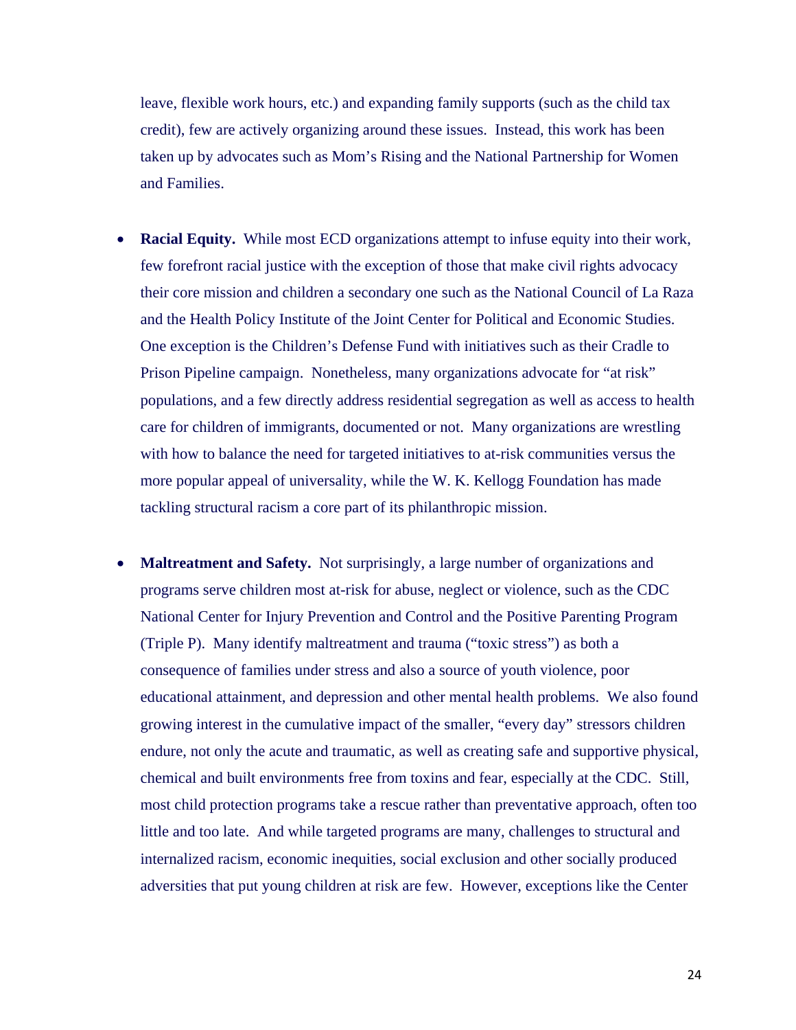leave, flexible work hours, etc.) and expanding family supports (such as the child tax credit), few are actively organizing around these issues. Instead, this work has been taken up by advocates such as Mom's Rising and the National Partnership for Women and Families.

- **Racial Equity.** While most ECD organizations attempt to infuse equity into their work, few forefront racial justice with the exception of those that make civil rights advocacy their core mission and children a secondary one such as the National Council of La Raza and the Health Policy Institute of the Joint Center for Political and Economic Studies. One exception is the Children's Defense Fund with initiatives such as their Cradle to Prison Pipeline campaign. Nonetheless, many organizations advocate for "at risk" populations, and a few directly address residential segregation as well as access to health care for children of immigrants, documented or not. Many organizations are wrestling with how to balance the need for targeted initiatives to at-risk communities versus the more popular appeal of universality, while the W. K. Kellogg Foundation has made tackling structural racism a core part of its philanthropic mission.

- **Maltreatment and Safety.** Not surprisingly, a large number of organizations and programs serve children most at-risk for abuse, neglect or violence, such as the CDC National Center for Injury Prevention and Control and the Positive Parenting Program (Triple P). Many identify maltreatment and trauma ("toxic stress") as both a consequence of families under stress and also a source of youth violence, poor educational attainment, and depression and other mental health problems. We also found growing interest in the cumulative impact of the smaller, "every day" stressors children endure, not only the acute and traumatic, as well as creating safe and supportive physical, chemical and built environments free from toxins and fear, especially at the CDC. Still, most child protection programs take a rescue rather than preventative approach, often too little and too late. And while targeted programs are many, challenges to structural and internalized racism, economic inequities, social exclusion and other socially produced adversities that put young children at risk are few. However, exceptions like the Center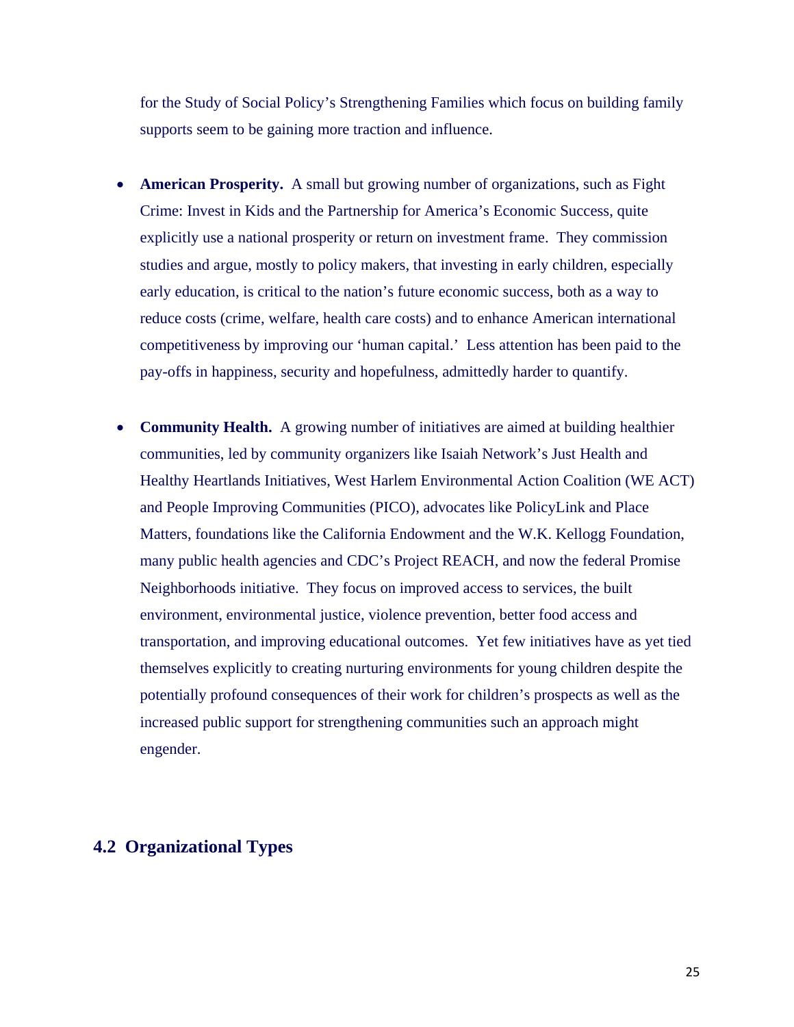for the Study of Social Policy's Strengthening Families which focus on building family supports seem to be gaining more traction and influence.

- **American Prosperity.** A small but growing number of organizations, such as Fight Crime: Invest in Kids and the Partnership for America's Economic Success, quite explicitly use a national prosperity or return on investment frame. They commission studies and argue, mostly to policy makers, that investing in early children, especially early education, is critical to the nation's future economic success, both as a way to reduce costs (crime, welfare, health care costs) and to enhance American international competitiveness by improving our 'human capital.' Less attention has been paid to the pay-offs in happiness, security and hopefulness, admittedly harder to quantify.

- **Community Health.** A growing number of initiatives are aimed at building healthier communities, led by community organizers like Isaiah Network's Just Health and Healthy Heartlands Initiatives, West Harlem Environmental Action Coalition (WE ACT) and People Improving Communities (PICO), advocates like PolicyLink and Place Matters, foundations like the California Endowment and the W.K. Kellogg Foundation, many public health agencies and CDC's Project REACH, and now the federal Promise Neighborhoods initiative. They focus on improved access to services, the built environment, environmental justice, violence prevention, better food access and transportation, and improving educational outcomes. Yet few initiatives have as yet tied themselves explicitly to creating nurturing environments for young children despite the potentially profound consequences of their work for children's prospects as well as the increased public support for strengthening communities such an approach might engender.

## 4.2 Organizational Types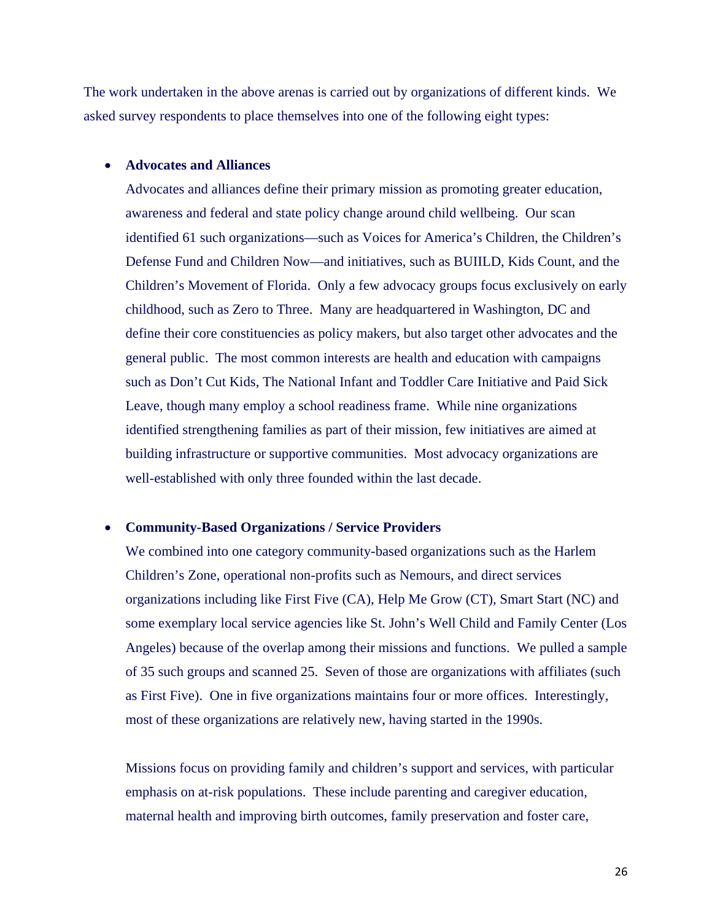The work undertaken in the above arenas is carried out by organizations of different kinds. We asked survey respondents to place themselves into one of the following eight types:

- **Advocates and Alliances**
  Advocates and alliances define their primary mission as promoting greater education, awareness and federal and state policy change around child wellbeing. Our scan identified 61 such organizations—such as Voices for America's Children, the Children's Defense Fund and Children Now—and initiatives, such as BUIILD, Kids Count, and the Children's Movement of Florida. Only a few advocacy groups focus exclusively on early childhood, such as Zero to Three. Many are headquartered in Washington, DC and define their core constituencies as policy makers, but also target other advocates and the general public. The most common interests are health and education with campaigns such as Don't Cut Kids, The National Infant and Toddler Care Initiative and Paid Sick Leave, though many employ a school readiness frame. While nine organizations identified strengthening families as part of their mission, few initiatives are aimed at building infrastructure or supportive communities. Most advocacy organizations are well-established with only three founded within the last decade.

- **Community-Based Organizations / Service Providers**
  We combined into one category community-based organizations such as the Harlem Children's Zone, operational non-profits such as Nemours, and direct services organizations including like First Five (CA), Help Me Grow (CT), Smart Start (NC) and some exemplary local service agencies like St. John's Well Child and Family Center (Los Angeles) because of the overlap among their missions and functions. We pulled a sample of 35 such groups and scanned 25. Seven of those are organizations with affiliates (such as First Five). One in five organizations maintains four or more offices. Interestingly, most of these organizations are relatively new, having started in the 1990s.

  Missions focus on providing family and children's support and services, with particular emphasis on at-risk populations. These include parenting and caregiver education, maternal health and improving birth outcomes, family preservation and foster care,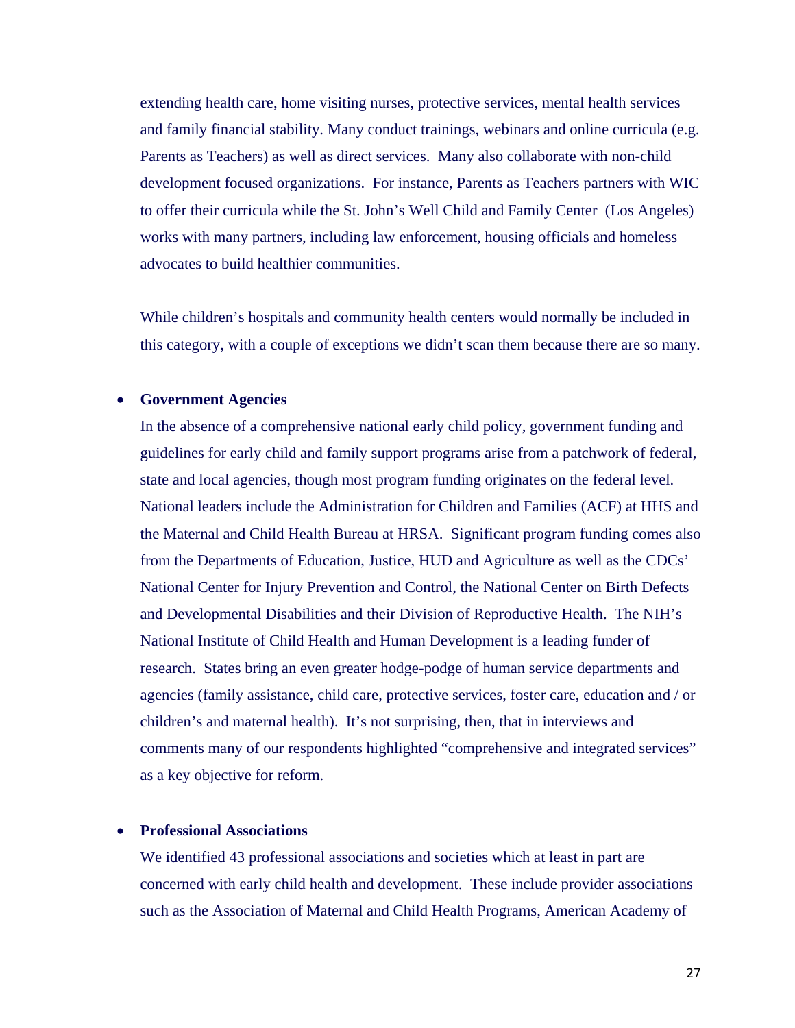extending health care, home visiting nurses, protective services, mental health services and family financial stability. Many conduct trainings, webinars and online curricula (e.g. Parents as Teachers) as well as direct services. Many also collaborate with non-child development focused organizations. For instance, Parents as Teachers partners with WIC to offer their curricula while the St. John's Well Child and Family Center (Los Angeles) works with many partners, including law enforcement, housing officials and homeless advocates to build healthier communities.

While children's hospitals and community health centers would normally be included in this category, with a couple of exceptions we didn't scan them because there are so many.

- **Government Agencies**

  In the absence of a comprehensive national early child policy, government funding and guidelines for early child and family support programs arise from a patchwork of federal, state and local agencies, though most program funding originates on the federal level. National leaders include the Administration for Children and Families (ACF) at HHS and the Maternal and Child Health Bureau at HRSA. Significant program funding comes also from the Departments of Education, Justice, HUD and Agriculture as well as the CDCs' National Center for Injury Prevention and Control, the National Center on Birth Defects and Developmental Disabilities and their Division of Reproductive Health. The NIH's National Institute of Child Health and Human Development is a leading funder of research. States bring an even greater hodge-podge of human service departments and agencies (family assistance, child care, protective services, foster care, education and / or children's and maternal health). It's not surprising, then, that in interviews and comments many of our respondents highlighted "comprehensive and integrated services" as a key objective for reform.

- **Professional Associations**

  We identified 43 professional associations and societies which at least in part are concerned with early child health and development. These include provider associations such as the Association of Maternal and Child Health Programs, American Academy of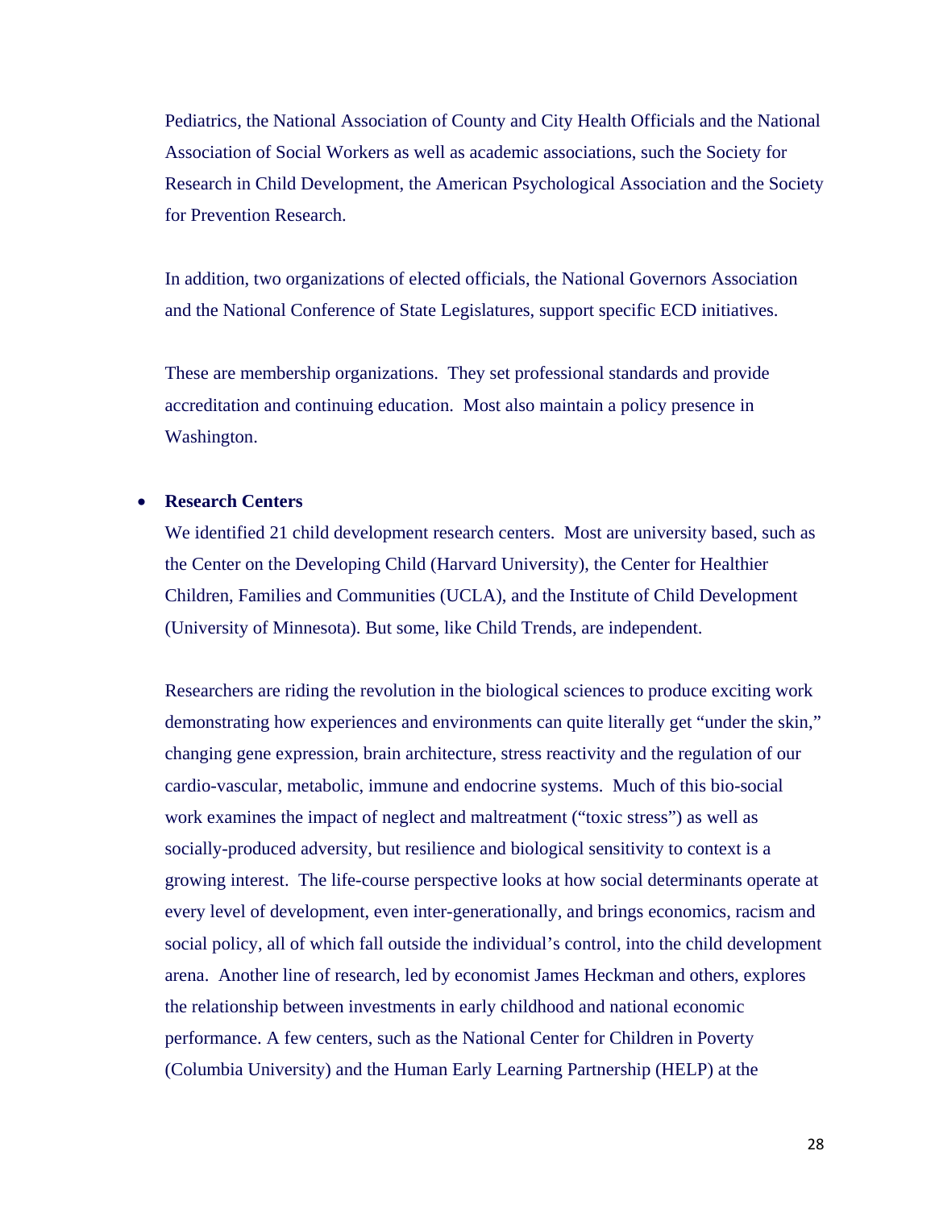Pediatrics, the National Association of County and City Health Officials and the National Association of Social Workers as well as academic associations, such the Society for Research in Child Development, the American Psychological Association and the Society for Prevention Research.

In addition, two organizations of elected officials, the National Governors Association and the National Conference of State Legislatures, support specific ECD initiatives.

These are membership organizations. They set professional standards and provide accreditation and continuing education. Most also maintain a policy presence in Washington.

- **Research Centers**

  We identified 21 child development research centers. Most are university based, such as the Center on the Developing Child (Harvard University), the Center for Healthier Children, Families and Communities (UCLA), and the Institute of Child Development (University of Minnesota). But some, like Child Trends, are independent.

  Researchers are riding the revolution in the biological sciences to produce exciting work demonstrating how experiences and environments can quite literally get "under the skin," changing gene expression, brain architecture, stress reactivity and the regulation of our cardio-vascular, metabolic, immune and endocrine systems. Much of this bio-social work examines the impact of neglect and maltreatment ("toxic stress") as well as socially-produced adversity, but resilience and biological sensitivity to context is a growing interest. The life-course perspective looks at how social determinants operate at every level of development, even inter-generationally, and brings economics, racism and social policy, all of which fall outside the individual's control, into the child development arena. Another line of research, led by economist James Heckman and others, explores the relationship between investments in early childhood and national economic performance. A few centers, such as the National Center for Children in Poverty (Columbia University) and the Human Early Learning Partnership (HELP) at the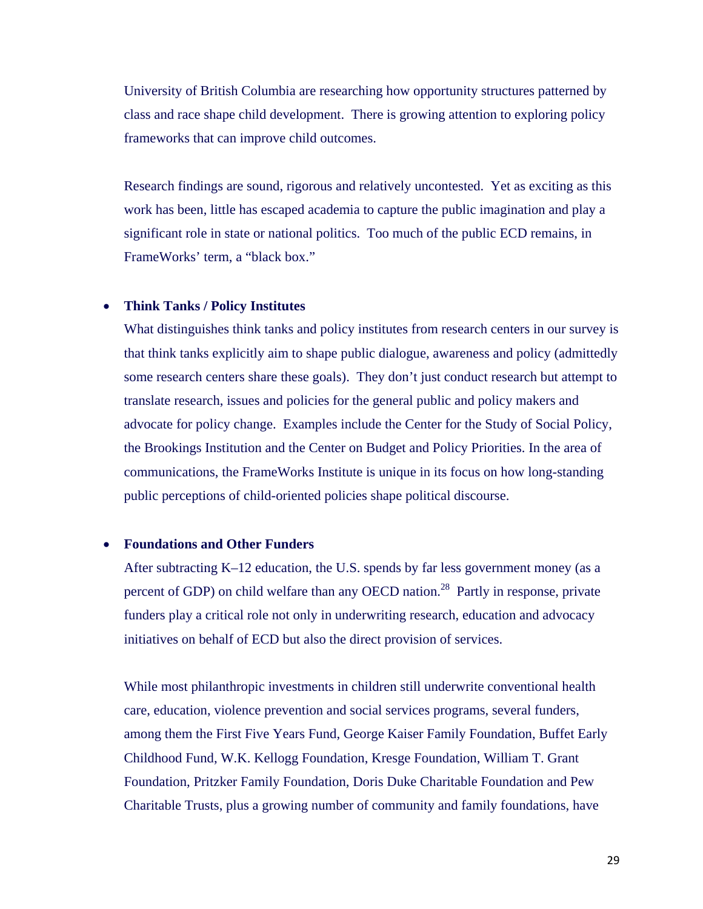University of British Columbia are researching how opportunity structures patterned by class and race shape child development. There is growing attention to exploring policy frameworks that can improve child outcomes.

Research findings are sound, rigorous and relatively uncontested. Yet as exciting as this work has been, little has escaped academia to capture the public imagination and play a significant role in state or national politics. Too much of the public ECD remains, in FrameWorks' term, a "black box."

- **Think Tanks / Policy Institutes**

  What distinguishes think tanks and policy institutes from research centers in our survey is that think tanks explicitly aim to shape public dialogue, awareness and policy (admittedly some research centers share these goals). They don't just conduct research but attempt to translate research, issues and policies for the general public and policy makers and advocate for policy change. Examples include the Center for the Study of Social Policy, the Brookings Institution and the Center on Budget and Policy Priorities. In the area of communications, the FrameWorks Institute is unique in its focus on how long-standing public perceptions of child-oriented policies shape political discourse.

- **Foundations and Other Funders**

  After subtracting K–12 education, the U.S. spends by far less government money (as a percent of GDP) on child welfare than any OECD nation.[28] Partly in response, private funders play a critical role not only in underwriting research, education and advocacy initiatives on behalf of ECD but also the direct provision of services.

  While most philanthropic investments in children still underwrite conventional health care, education, violence prevention and social services programs, several funders, among them the First Five Years Fund, George Kaiser Family Foundation, Buffet Early Childhood Fund, W.K. Kellogg Foundation, Kresge Foundation, William T. Grant Foundation, Pritzker Family Foundation, Doris Duke Charitable Foundation and Pew Charitable Trusts, plus a growing number of community and family foundations, have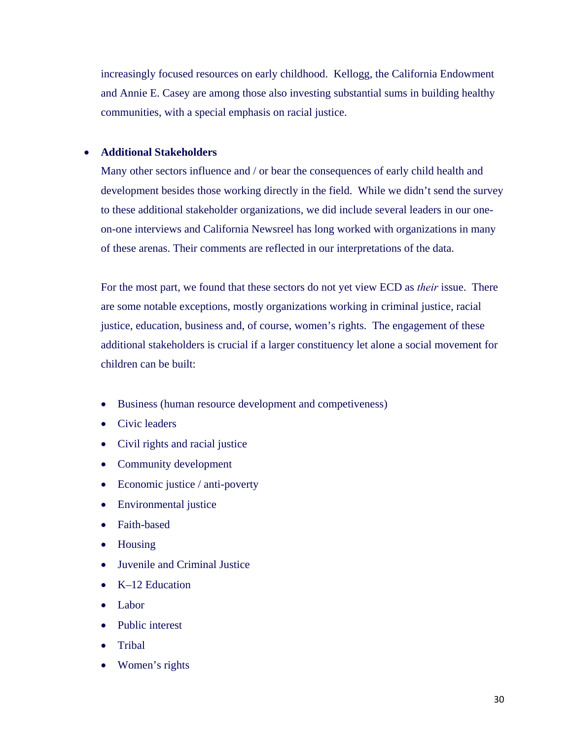increasingly focused resources on early childhood. Kellogg, the California Endowment and Annie E. Casey are among those also investing substantial sums in building healthy communities, with a special emphasis on racial justice.

- **Additional Stakeholders**

  Many other sectors influence and / or bear the consequences of early child health and development besides those working directly in the field. While we didn't send the survey to these additional stakeholder organizations, we did include several leaders in our one-on-one interviews and California Newsreel has long worked with organizations in many of these arenas. Their comments are reflected in our interpretations of the data.

  For the most part, we found that these sectors do not yet view ECD as *their* issue. There are some notable exceptions, mostly organizations working in criminal justice, racial justice, education, business and, of course, women's rights. The engagement of these additional stakeholders is crucial if a larger constituency let alone a social movement for children can be built:

  - Business (human resource development and competiveness)
  - Civic leaders
  - Civil rights and racial justice
  - Community development
  - Economic justice / anti-poverty
  - Environmental justice
  - Faith-based
  - Housing
  - Juvenile and Criminal Justice
  - K–12 Education
  - Labor
  - Public interest
  - Tribal
  - Women's rights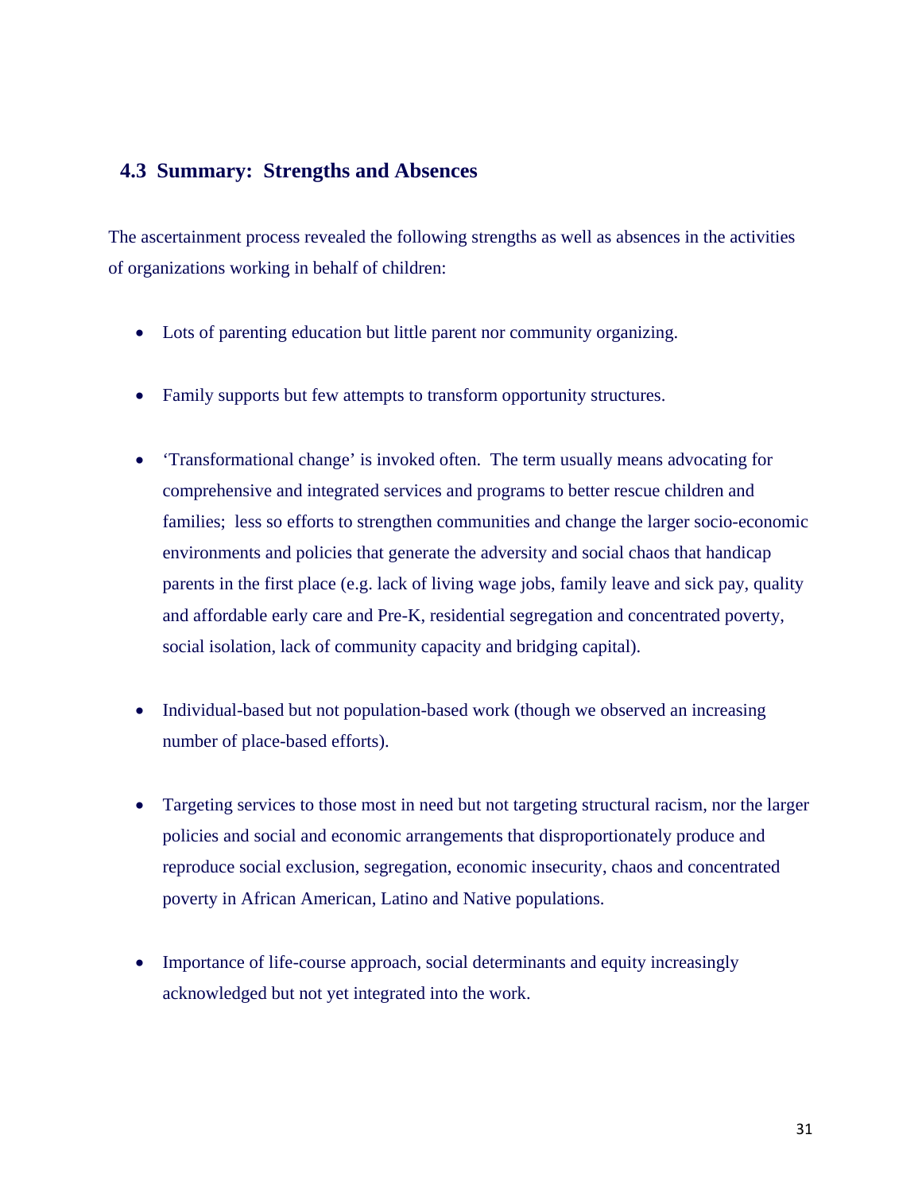## 4.3 Summary: Strengths and Absences

The ascertainment process revealed the following strengths as well as absences in the activities of organizations working in behalf of children:

- Lots of parenting education but little parent nor community organizing.
- Family supports but few attempts to transform opportunity structures.
- 'Transformational change' is invoked often. The term usually means advocating for comprehensive and integrated services and programs to better rescue children and families; less so efforts to strengthen communities and change the larger socio-economic environments and policies that generate the adversity and social chaos that handicap parents in the first place (e.g. lack of living wage jobs, family leave and sick pay, quality and affordable early care and Pre-K, residential segregation and concentrated poverty, social isolation, lack of community capacity and bridging capital).
- Individual-based but not population-based work (though we observed an increasing number of place-based efforts).
- Targeting services to those most in need but not targeting structural racism, nor the larger policies and social and economic arrangements that disproportionately produce and reproduce social exclusion, segregation, economic insecurity, chaos and concentrated poverty in African American, Latino and Native populations.
- Importance of life-course approach, social determinants and equity increasingly acknowledged but not yet integrated into the work.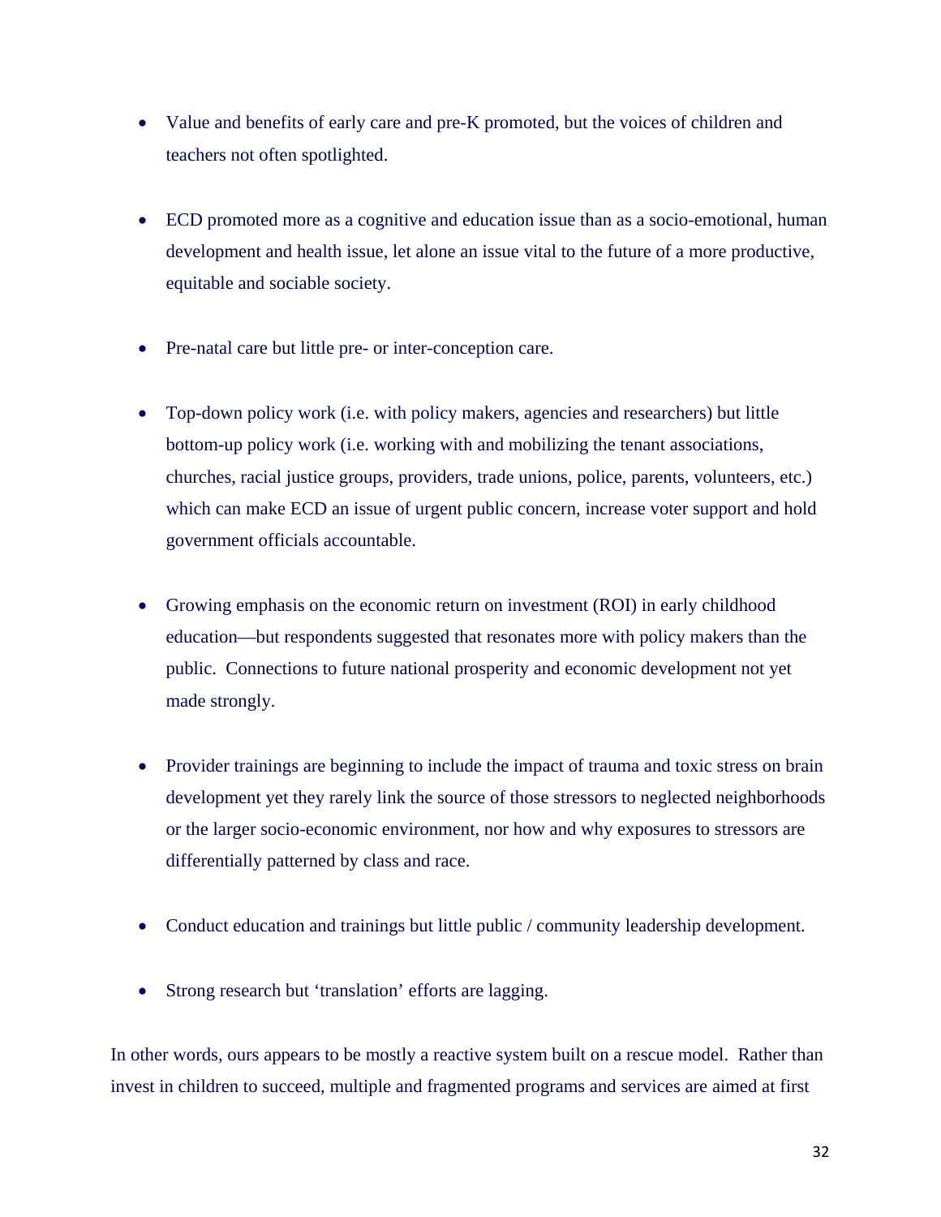- Value and benefits of early care and pre-K promoted, but the voices of children and teachers not often spotlighted.

- ECD promoted more as a cognitive and education issue than as a socio-emotional, human development and health issue, let alone an issue vital to the future of a more productive, equitable and sociable society.

- Pre-natal care but little pre- or inter-conception care.

- Top-down policy work (i.e. with policy makers, agencies and researchers) but little bottom-up policy work (i.e. working with and mobilizing the tenant associations, churches, racial justice groups, providers, trade unions, police, parents, volunteers, etc.) which can make ECD an issue of urgent public concern, increase voter support and hold government officials accountable.

- Growing emphasis on the economic return on investment (ROI) in early childhood education—but respondents suggested that resonates more with policy makers than the public. Connections to future national prosperity and economic development not yet made strongly.

- Provider trainings are beginning to include the impact of trauma and toxic stress on brain development yet they rarely link the source of those stressors to neglected neighborhoods or the larger socio-economic environment, nor how and why exposures to stressors are differentially patterned by class and race.

- Conduct education and trainings but little public / community leadership development.

- Strong research but 'translation' efforts are lagging.

In other words, ours appears to be mostly a reactive system built on a rescue model. Rather than invest in children to succeed, multiple and fragmented programs and services are aimed at first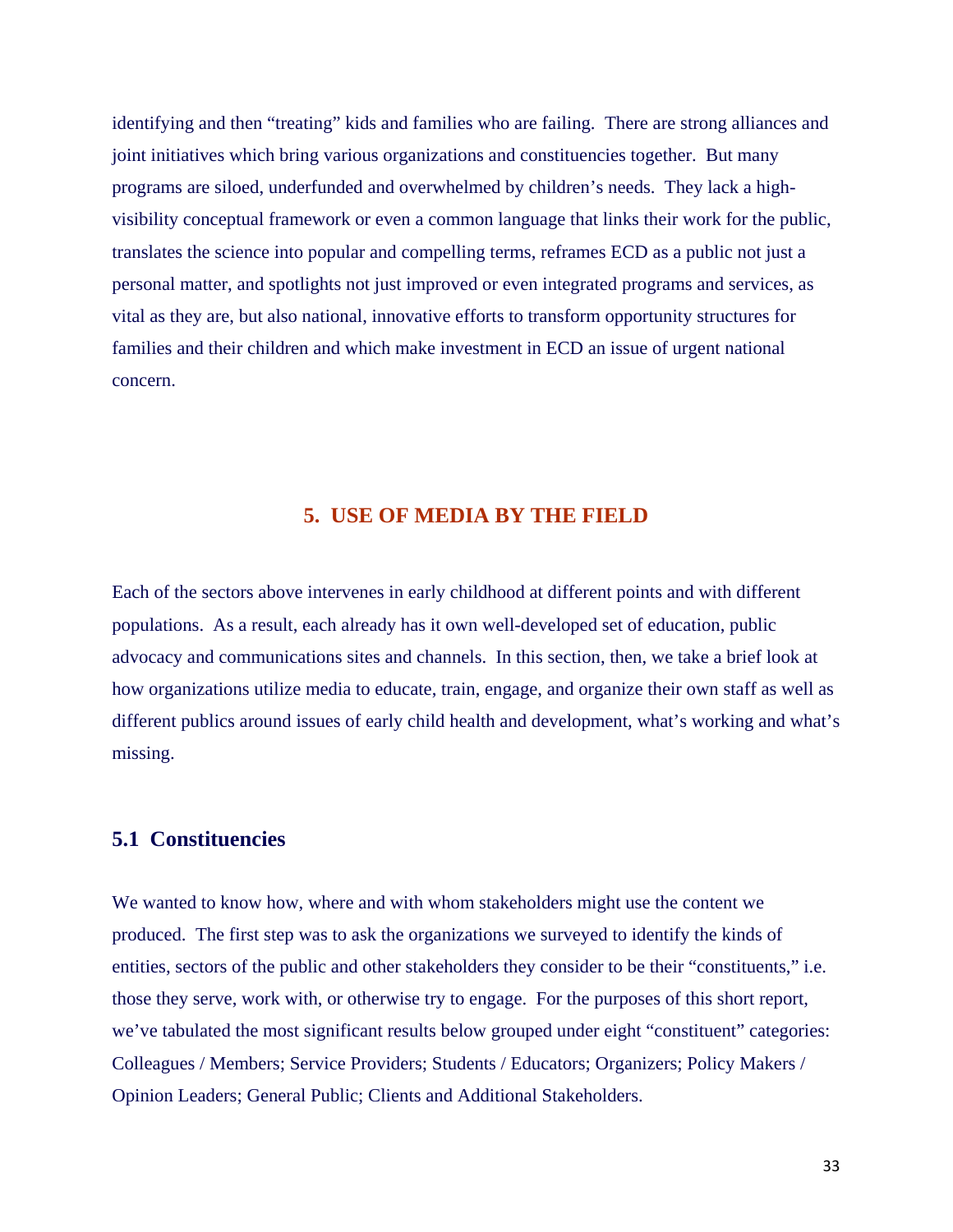identifying and then "treating" kids and families who are failing. There are strong alliances and joint initiatives which bring various organizations and constituencies together. But many programs are siloed, underfunded and overwhelmed by children's needs. They lack a high-visibility conceptual framework or even a common language that links their work for the public, translates the science into popular and compelling terms, reframes ECD as a public not just a personal matter, and spotlights not just improved or even integrated programs and services, as vital as they are, but also national, innovative efforts to transform opportunity structures for families and their children and which make investment in ECD an issue of urgent national concern.

## 5. USE OF MEDIA BY THE FIELD

Each of the sectors above intervenes in early childhood at different points and with different populations. As a result, each already has it own well-developed set of education, public advocacy and communications sites and channels. In this section, then, we take a brief look at how organizations utilize media to educate, train, engage, and organize their own staff as well as different publics around issues of early child health and development, what's working and what's missing.

### 5.1 Constituencies

We wanted to know how, where and with whom stakeholders might use the content we produced. The first step was to ask the organizations we surveyed to identify the kinds of entities, sectors of the public and other stakeholders they consider to be their "constituents," i.e. those they serve, work with, or otherwise try to engage. For the purposes of this short report, we've tabulated the most significant results below grouped under eight "constituent" categories: Colleagues / Members; Service Providers; Students / Educators; Organizers; Policy Makers / Opinion Leaders; General Public; Clients and Additional Stakeholders.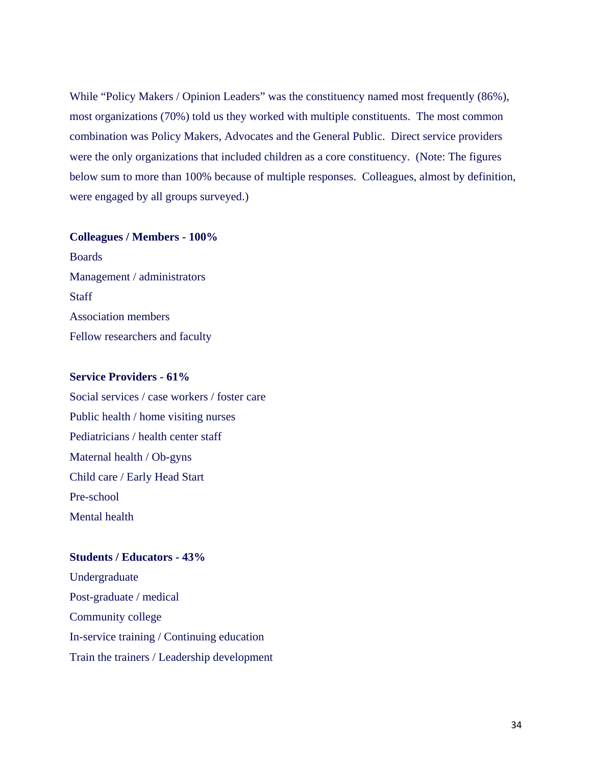While "Policy Makers / Opinion Leaders" was the constituency named most frequently (86%), most organizations (70%) told us they worked with multiple constituents. The most common combination was Policy Makers, Advocates and the General Public. Direct service providers were the only organizations that included children as a core constituency. (Note: The figures below sum to more than 100% because of multiple responses. Colleagues, almost by definition, were engaged by all groups surveyed.)

**Colleagues / Members - 100%**

Boards  
Management / administrators  
Staff  
Association members  
Fellow researchers and faculty

**Service Providers - 61%**

Social services / case workers / foster care  
Public health / home visiting nurses  
Pediatricians / health center staff  
Maternal health / Ob-gyns  
Child care / Early Head Start  
Pre-school  
Mental health

**Students / Educators - 43%**

Undergraduate  
Post-graduate / medical  
Community college  
In-service training / Continuing education  
Train the trainers / Leadership development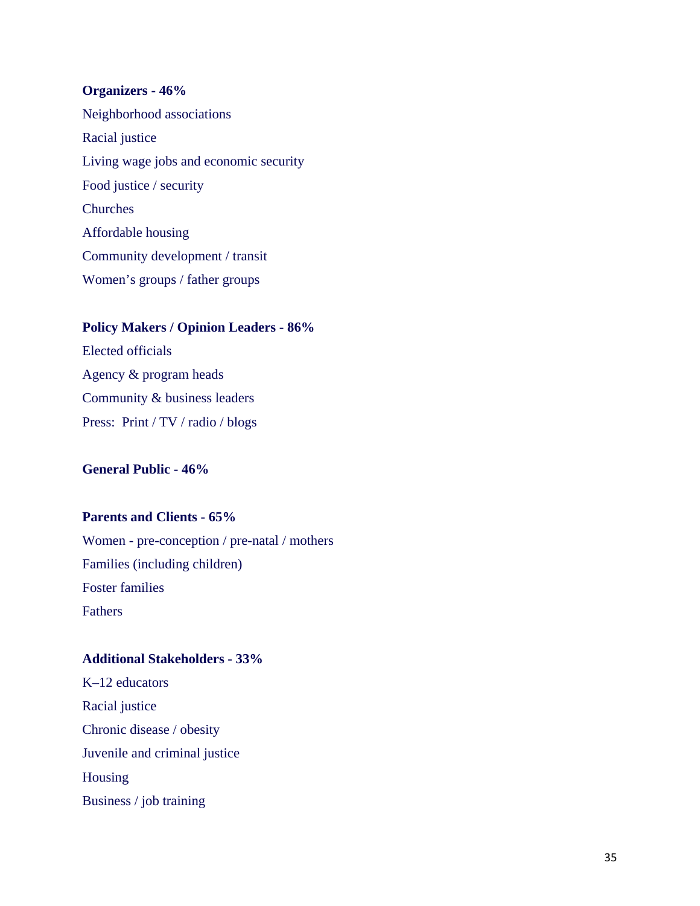**Organizers - 46%**

Neighborhood associations

Racial justice

Living wage jobs and economic security

Food justice / security

Churches

Affordable housing

Community development / transit

Women's groups / father groups

**Policy Makers / Opinion Leaders - 86%**

Elected officials

Agency & program heads

Community & business leaders

Press: Print / TV / radio / blogs

**General Public - 46%**

**Parents and Clients - 65%**

Women - pre-conception / pre-natal / mothers

Families (including children)

Foster families

Fathers

**Additional Stakeholders - 33%**

K–12 educators

Racial justice

Chronic disease / obesity

Juvenile and criminal justice

Housing

Business / job training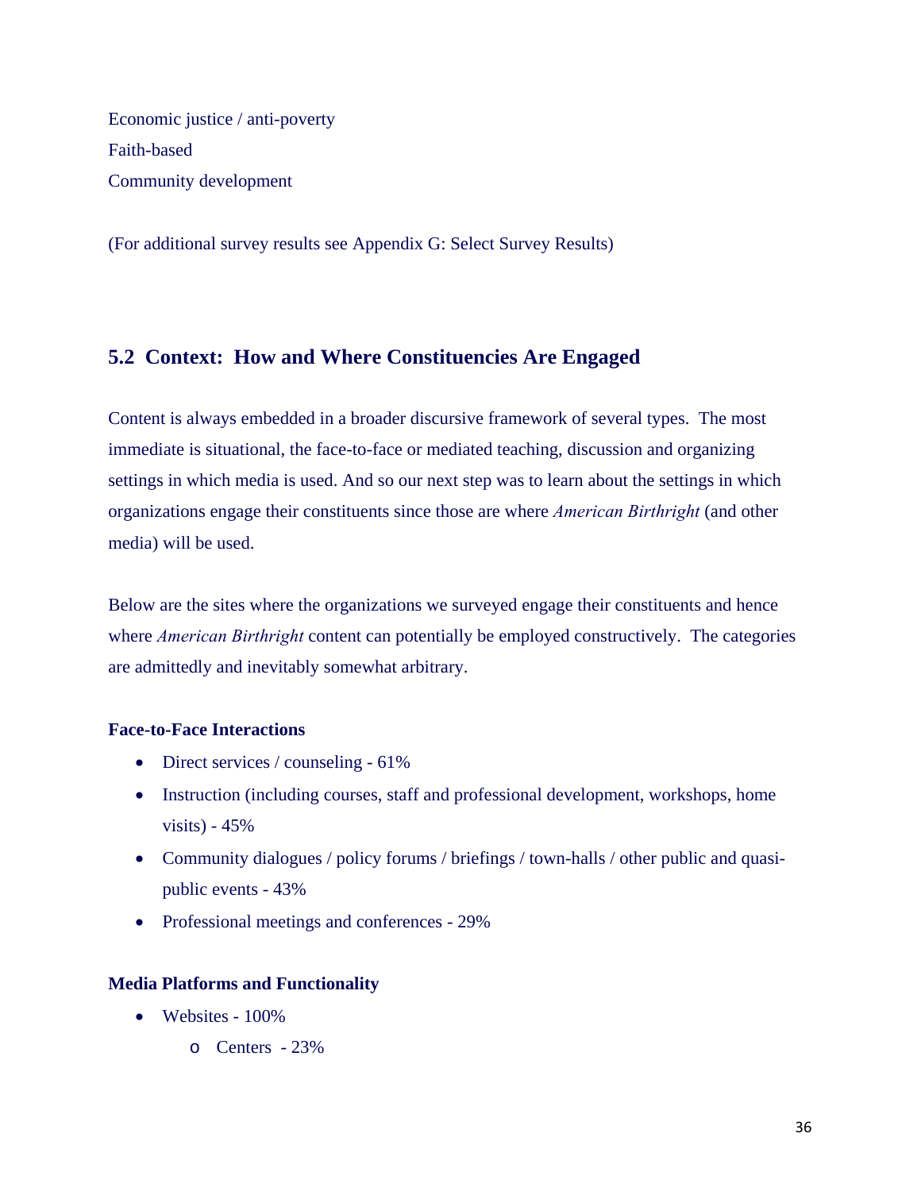Economic justice / anti-poverty

Faith-based

Community development

(For additional survey results see Appendix G: Select Survey Results)

## 5.2 Context: How and Where Constituencies Are Engaged

Content is always embedded in a broader discursive framework of several types. The most immediate is situational, the face-to-face or mediated teaching, discussion and organizing settings in which media is used. And so our next step was to learn about the settings in which organizations engage their constituents since those are where *American Birthright* (and other media) will be used.

Below are the sites where the organizations we surveyed engage their constituents and hence where *American Birthright* content can potentially be employed constructively. The categories are admittedly and inevitably somewhat arbitrary.

**Face-to-Face Interactions**

- Direct services / counseling - 61%
- Instruction (including courses, staff and professional development, workshops, home visits) - 45%
- Community dialogues / policy forums / briefings / town-halls / other public and quasi-public events - 43%
- Professional meetings and conferences - 29%

**Media Platforms and Functionality**

- Websites - 100%
  - Centers - 23%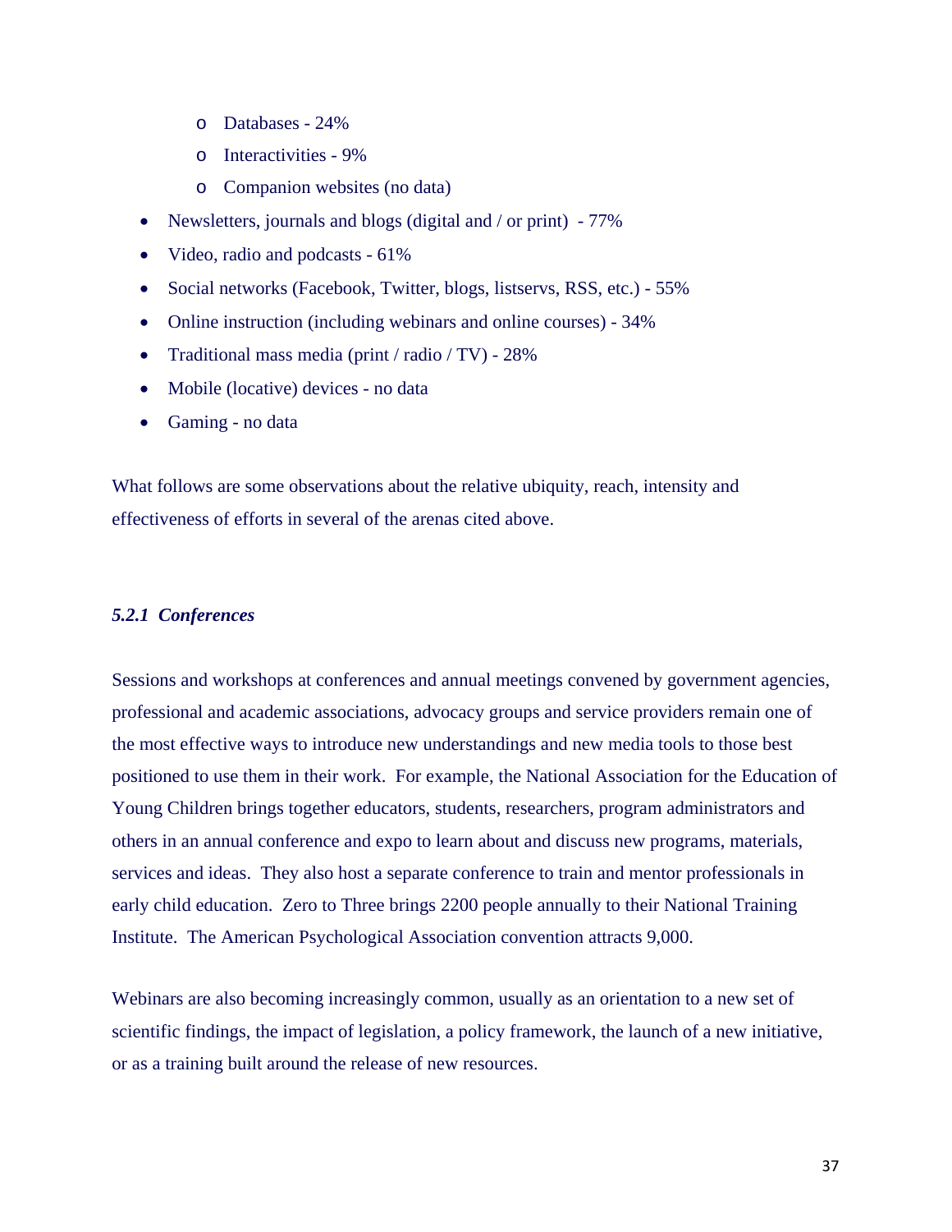- Databases - 24%
    - Interactivities - 9%
    - Companion websites (no data)
- Newsletters, journals and blogs (digital and / or print) - 77%
- Video, radio and podcasts - 61%
- Social networks (Facebook, Twitter, blogs, listservs, RSS, etc.) - 55%
- Online instruction (including webinars and online courses) - 34%
- Traditional mass media (print / radio / TV) - 28%
- Mobile (locative) devices - no data
- Gaming - no data

What follows are some observations about the relative ubiquity, reach, intensity and effectiveness of efforts in several of the arenas cited above.

#### *5.2.1 Conferences*

Sessions and workshops at conferences and annual meetings convened by government agencies, professional and academic associations, advocacy groups and service providers remain one of the most effective ways to introduce new understandings and new media tools to those best positioned to use them in their work. For example, the National Association for the Education of Young Children brings together educators, students, researchers, program administrators and others in an annual conference and expo to learn about and discuss new programs, materials, services and ideas. They also host a separate conference to train and mentor professionals in early child education. Zero to Three brings 2200 people annually to their National Training Institute. The American Psychological Association convention attracts 9,000.

Webinars are also becoming increasingly common, usually as an orientation to a new set of scientific findings, the impact of legislation, a policy framework, the launch of a new initiative, or as a training built around the release of new resources.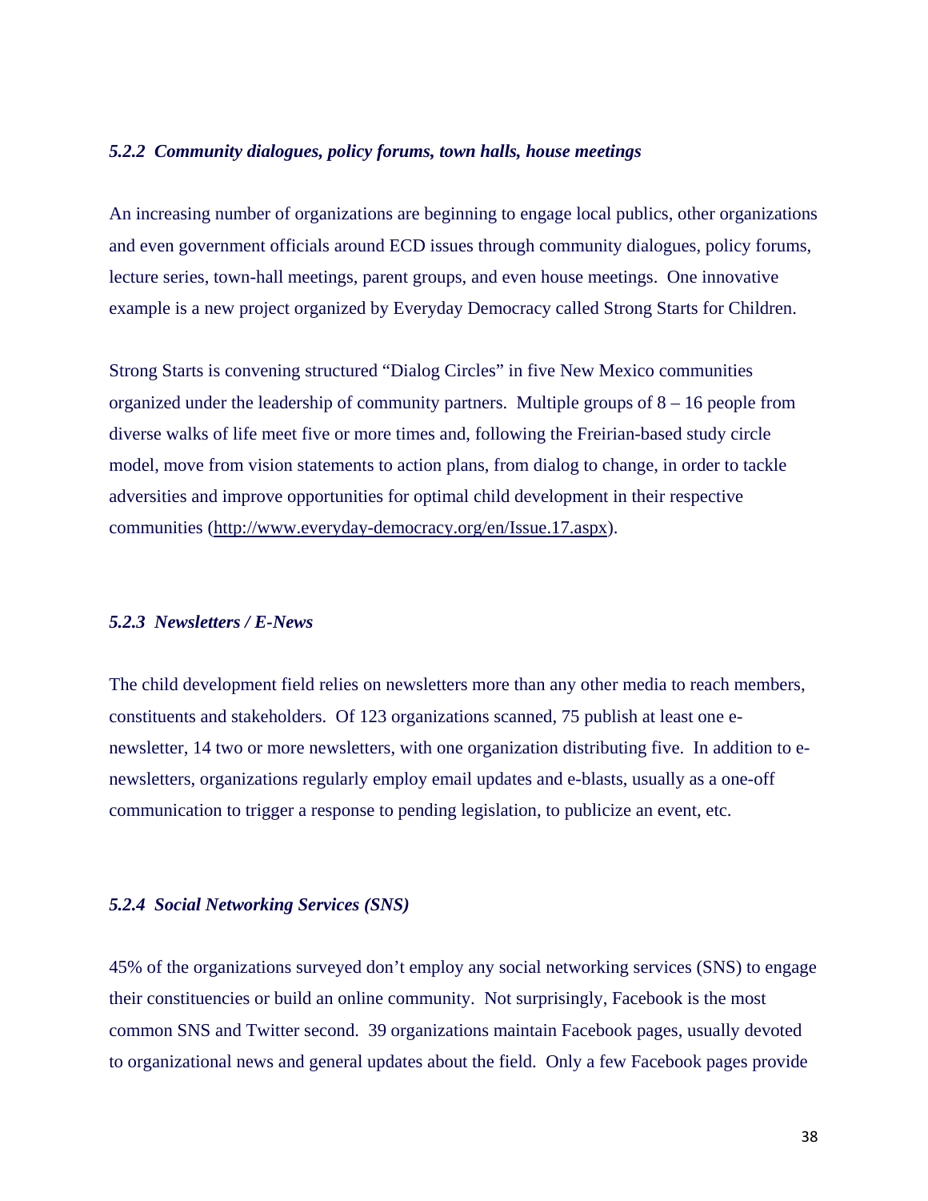### *5.2.2 Community dialogues, policy forums, town halls, house meetings*

An increasing number of organizations are beginning to engage local publics, other organizations and even government officials around ECD issues through community dialogues, policy forums, lecture series, town-hall meetings, parent groups, and even house meetings. One innovative example is a new project organized by Everyday Democracy called Strong Starts for Children.

Strong Starts is convening structured "Dialog Circles" in five New Mexico communities organized under the leadership of community partners. Multiple groups of 8 – 16 people from diverse walks of life meet five or more times and, following the Freirian-based study circle model, move from vision statements to action plans, from dialog to change, in order to tackle adversities and improve opportunities for optimal child development in their respective communities (http://www.everyday-democracy.org/en/Issue.17.aspx).

### *5.2.3 Newsletters / E-News*

The child development field relies on newsletters more than any other media to reach members, constituents and stakeholders. Of 123 organizations scanned, 75 publish at least one e-newsletter, 14 two or more newsletters, with one organization distributing five. In addition to e-newsletters, organizations regularly employ email updates and e-blasts, usually as a one-off communication to trigger a response to pending legislation, to publicize an event, etc.

### *5.2.4 Social Networking Services (SNS)*

45% of the organizations surveyed don't employ any social networking services (SNS) to engage their constituencies or build an online community. Not surprisingly, Facebook is the most common SNS and Twitter second. 39 organizations maintain Facebook pages, usually devoted to organizational news and general updates about the field. Only a few Facebook pages provide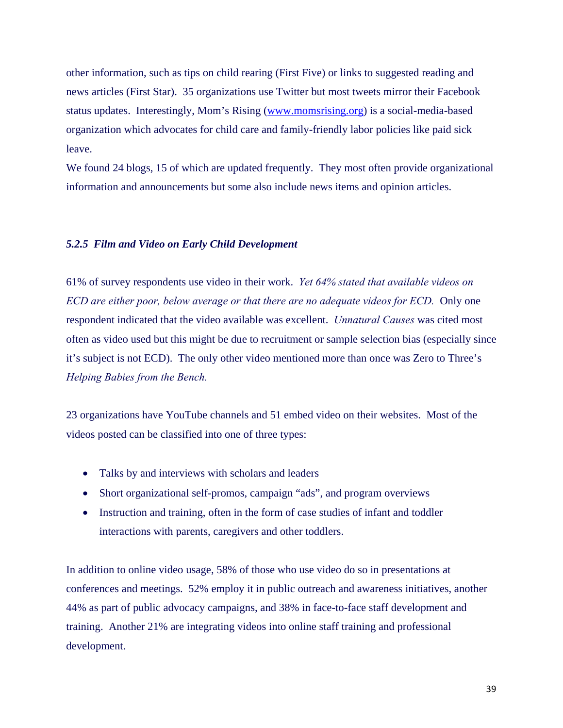other information, such as tips on child rearing (First Five) or links to suggested reading and news articles (First Star). 35 organizations use Twitter but most tweets mirror their Facebook status updates. Interestingly, Mom's Rising ([www.momsrising.org](www.momsrising.org)) is a social-media-based organization which advocates for child care and family-friendly labor policies like paid sick leave.

We found 24 blogs, 15 of which are updated frequently. They most often provide organizational information and announcements but some also include news items and opinion articles.

### *5.2.5 Film and Video on Early Child Development*

61% of survey respondents use video in their work. *Yet 64% stated that available videos on ECD are either poor, below average or that there are no adequate videos for ECD.* Only one respondent indicated that the video available was excellent. *Unnatural Causes* was cited most often as video used but this might be due to recruitment or sample selection bias (especially since it's subject is not ECD). The only other video mentioned more than once was Zero to Three's *Helping Babies from the Bench.*

23 organizations have YouTube channels and 51 embed video on their websites. Most of the videos posted can be classified into one of three types:

- Talks by and interviews with scholars and leaders
- Short organizational self-promos, campaign "ads", and program overviews
- Instruction and training, often in the form of case studies of infant and toddler interactions with parents, caregivers and other toddlers.

In addition to online video usage, 58% of those who use video do so in presentations at conferences and meetings. 52% employ it in public outreach and awareness initiatives, another 44% as part of public advocacy campaigns, and 38% in face-to-face staff development and training. Another 21% are integrating videos into online staff training and professional development.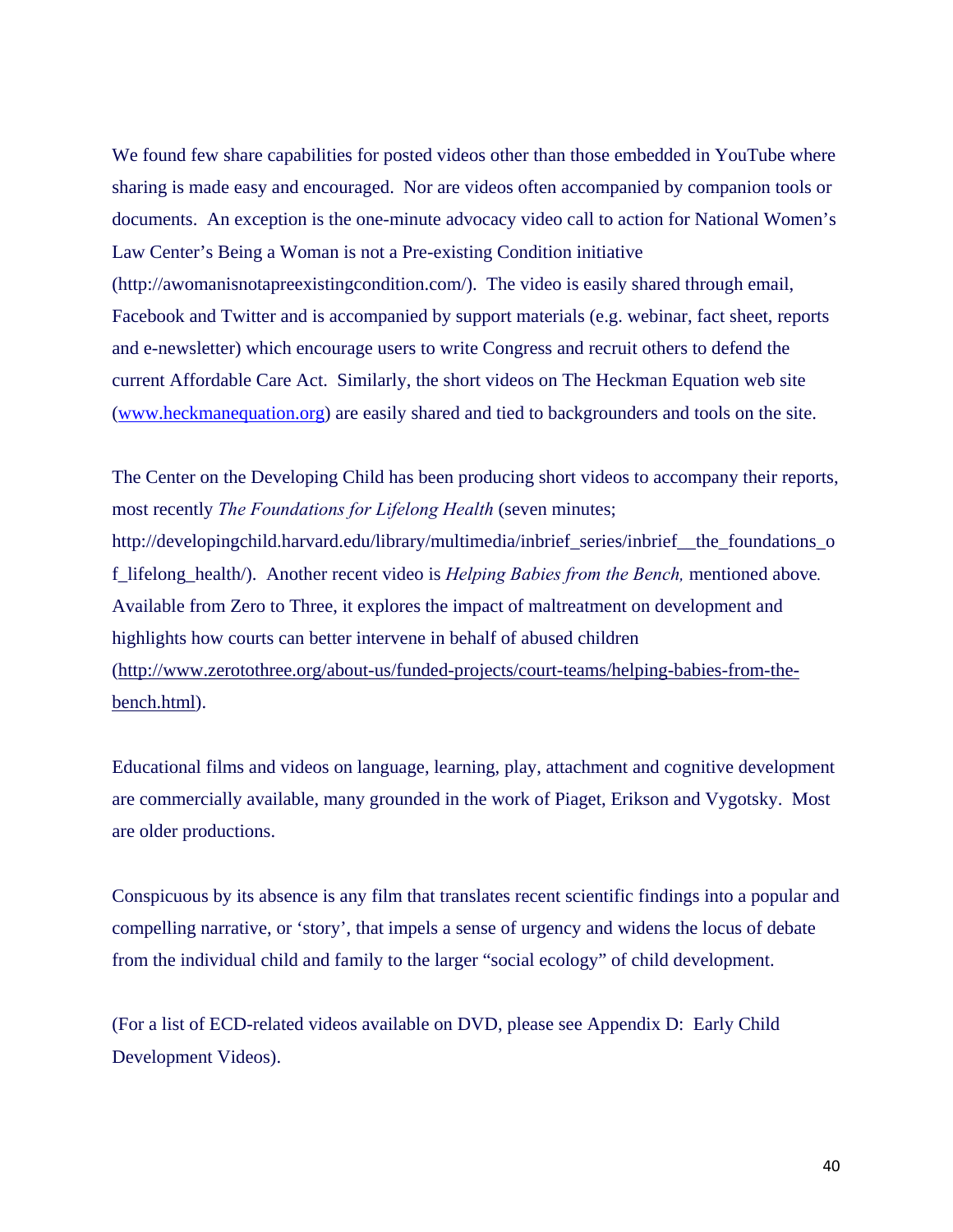We found few share capabilities for posted videos other than those embedded in YouTube where sharing is made easy and encouraged. Nor are videos often accompanied by companion tools or documents. An exception is the one-minute advocacy video call to action for National Women's Law Center's Being a Woman is not a Pre-existing Condition initiative (http://awomanisnotapreexistingcondition.com/). The video is easily shared through email, Facebook and Twitter and is accompanied by support materials (e.g. webinar, fact sheet, reports and e-newsletter) which encourage users to write Congress and recruit others to defend the current Affordable Care Act. Similarly, the short videos on The Heckman Equation web site (www.heckmanequation.org) are easily shared and tied to backgrounders and tools on the site.

The Center on the Developing Child has been producing short videos to accompany their reports, most recently *The Foundations for Lifelong Health* (seven minutes; http://developingchild.harvard.edu/library/multimedia/inbrief_series/inbrief__the_foundations_of_lifelong_health/). Another recent video is *Helping Babies from the Bench,* mentioned above. Available from Zero to Three, it explores the impact of maltreatment on development and highlights how courts can better intervene in behalf of abused children (http://www.zerotothree.org/about-us/funded-projects/court-teams/helping-babies-from-the-bench.html).

Educational films and videos on language, learning, play, attachment and cognitive development are commercially available, many grounded in the work of Piaget, Erikson and Vygotsky. Most are older productions.

Conspicuous by its absence is any film that translates recent scientific findings into a popular and compelling narrative, or 'story', that impels a sense of urgency and widens the locus of debate from the individual child and family to the larger "social ecology" of child development.

(For a list of ECD-related videos available on DVD, please see Appendix D: Early Child Development Videos).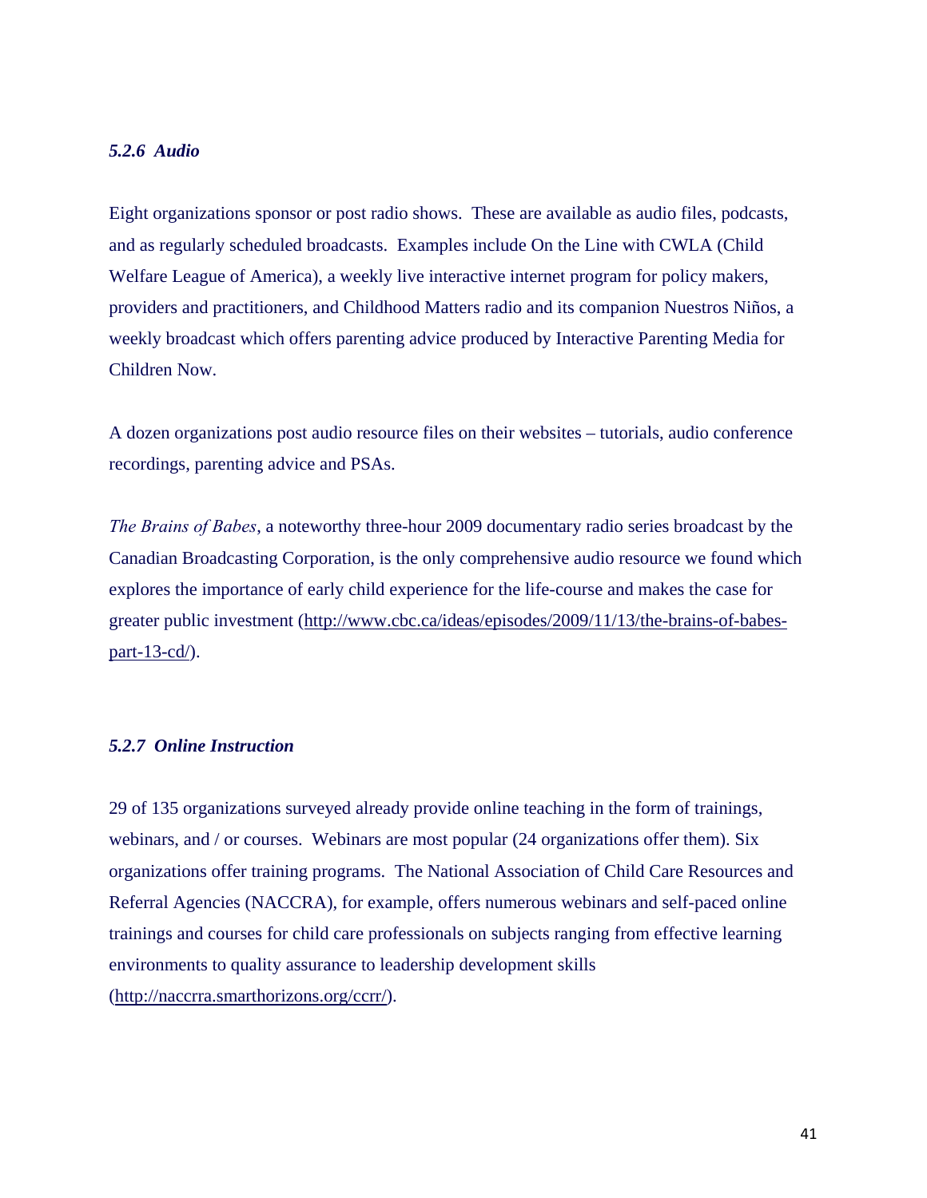#### *5.2.6 Audio*

Eight organizations sponsor or post radio shows. These are available as audio files, podcasts, and as regularly scheduled broadcasts. Examples include On the Line with CWLA (Child Welfare League of America), a weekly live interactive internet program for policy makers, providers and practitioners, and Childhood Matters radio and its companion Nuestros Niños, a weekly broadcast which offers parenting advice produced by Interactive Parenting Media for Children Now.

A dozen organizations post audio resource files on their websites – tutorials, audio conference recordings, parenting advice and PSAs.

*The Brains of Babes*, a noteworthy three-hour 2009 documentary radio series broadcast by the Canadian Broadcasting Corporation, is the only comprehensive audio resource we found which explores the importance of early child experience for the life-course and makes the case for greater public investment (http://www.cbc.ca/ideas/episodes/2009/11/13/the-brains-of-babes-part-13-cd/).

#### *5.2.7 Online Instruction*

29 of 135 organizations surveyed already provide online teaching in the form of trainings, webinars, and / or courses. Webinars are most popular (24 organizations offer them). Six organizations offer training programs. The National Association of Child Care Resources and Referral Agencies (NACCRA), for example, offers numerous webinars and self-paced online trainings and courses for child care professionals on subjects ranging from effective learning environments to quality assurance to leadership development skills (http://naccrra.smarthorizons.org/ccrr/).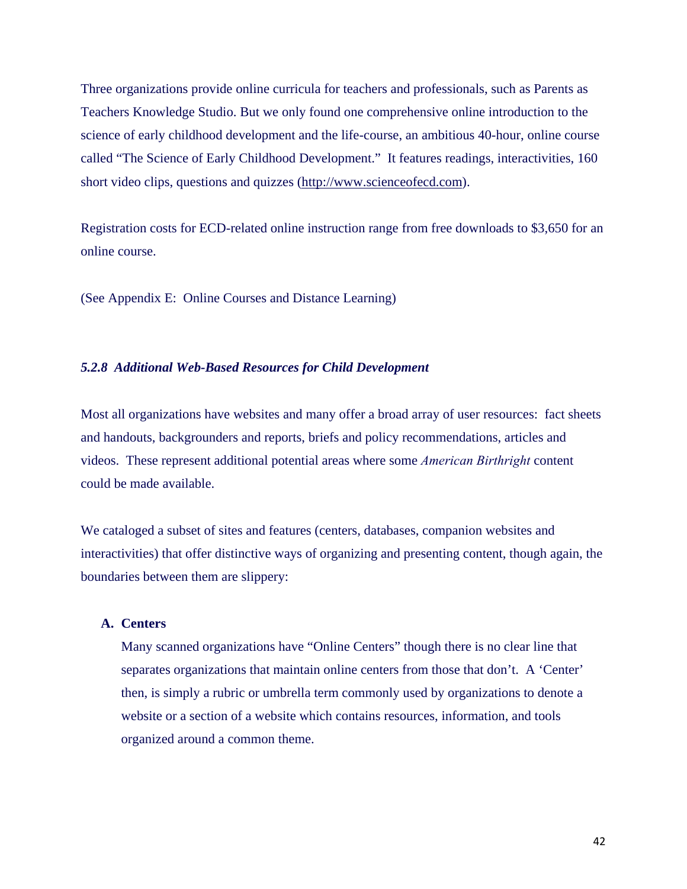Three organizations provide online curricula for teachers and professionals, such as Parents as Teachers Knowledge Studio. But we only found one comprehensive online introduction to the science of early childhood development and the life-course, an ambitious 40-hour, online course called "The Science of Early Childhood Development." It features readings, interactivities, 160 short video clips, questions and quizzes (http://www.scienceofecd.com).

Registration costs for ECD-related online instruction range from free downloads to $3,650 for an online course.

(See Appendix E: Online Courses and Distance Learning)

### *5.2.8 Additional Web-Based Resources for Child Development*

Most all organizations have websites and many offer a broad array of user resources: fact sheets and handouts, backgrounders and reports, briefs and policy recommendations, articles and videos. These represent additional potential areas where some *American Birthright* content could be made available.

We cataloged a subset of sites and features (centers, databases, companion websites and interactivities) that offer distinctive ways of organizing and presenting content, though again, the boundaries between them are slippery:

**A. Centers**

Many scanned organizations have "Online Centers" though there is no clear line that separates organizations that maintain online centers from those that don't. A 'Center' then, is simply a rubric or umbrella term commonly used by organizations to denote a website or a section of a website which contains resources, information, and tools organized around a common theme.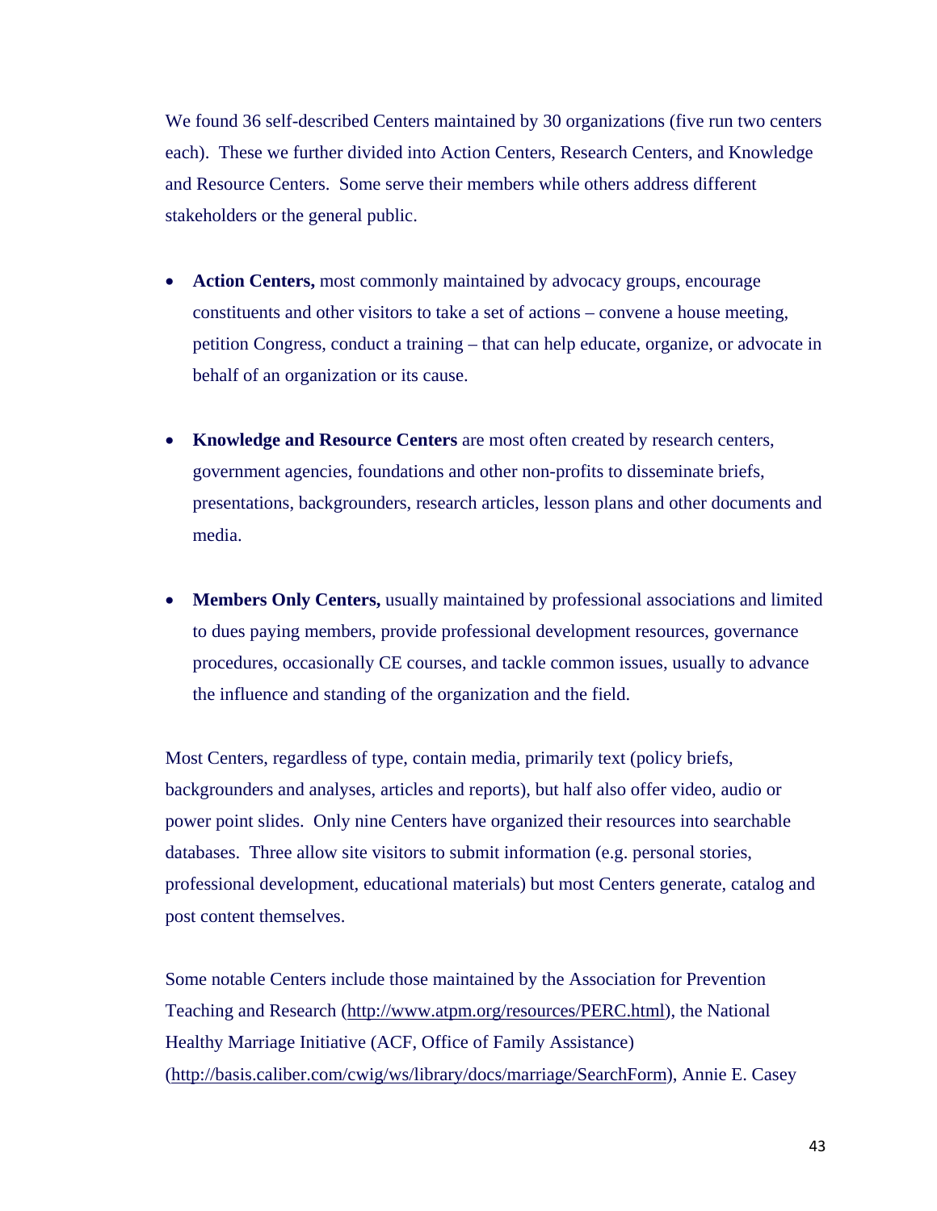We found 36 self-described Centers maintained by 30 organizations (five run two centers each). These we further divided into Action Centers, Research Centers, and Knowledge and Resource Centers. Some serve their members while others address different stakeholders or the general public.

- **Action Centers,** most commonly maintained by advocacy groups, encourage constituents and other visitors to take a set of actions – convene a house meeting, petition Congress, conduct a training – that can help educate, organize, or advocate in behalf of an organization or its cause.

- **Knowledge and Resource Centers** are most often created by research centers, government agencies, foundations and other non-profits to disseminate briefs, presentations, backgrounders, research articles, lesson plans and other documents and media.

- **Members Only Centers,** usually maintained by professional associations and limited to dues paying members, provide professional development resources, governance procedures, occasionally CE courses, and tackle common issues, usually to advance the influence and standing of the organization and the field.

Most Centers, regardless of type, contain media, primarily text (policy briefs, backgrounders and analyses, articles and reports), but half also offer video, audio or power point slides. Only nine Centers have organized their resources into searchable databases. Three allow site visitors to submit information (e.g. personal stories, professional development, educational materials) but most Centers generate, catalog and post content themselves.

Some notable Centers include those maintained by the Association for Prevention Teaching and Research (http://www.atpm.org/resources/PERC.html), the National Healthy Marriage Initiative (ACF, Office of Family Assistance) (http://basis.caliber.com/cwig/ws/library/docs/marriage/SearchForm), Annie E. Casey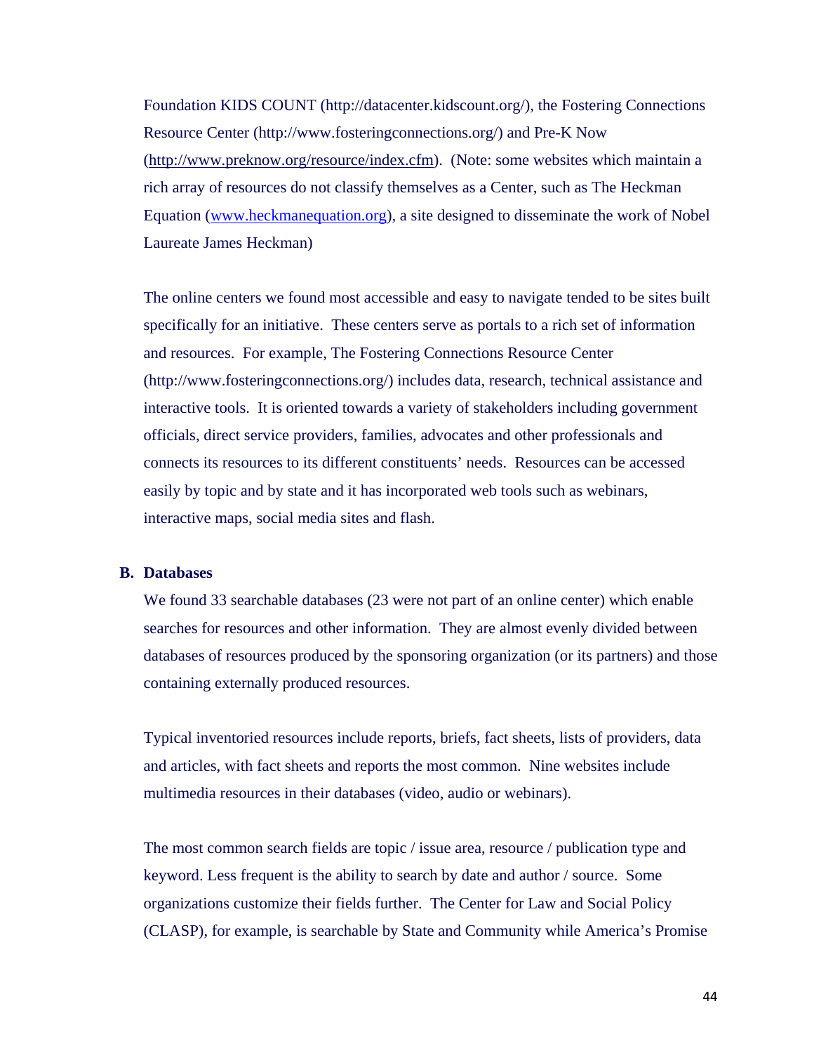Foundation KIDS COUNT (http://datacenter.kidscount.org/), the Fostering Connections Resource Center (http://www.fosteringconnections.org/) and Pre-K Now (http://www.preknow.org/resource/index.cfm). (Note: some websites which maintain a rich array of resources do not classify themselves as a Center, such as The Heckman Equation (www.heckmanequation.org), a site designed to disseminate the work of Nobel Laureate James Heckman)

The online centers we found most accessible and easy to navigate tended to be sites built specifically for an initiative. These centers serve as portals to a rich set of information and resources. For example, The Fostering Connections Resource Center (http://www.fosteringconnections.org/) includes data, research, technical assistance and interactive tools. It is oriented towards a variety of stakeholders including government officials, direct service providers, families, advocates and other professionals and connects its resources to its different constituents' needs. Resources can be accessed easily by topic and by state and it has incorporated web tools such as webinars, interactive maps, social media sites and flash.

### B. Databases

We found 33 searchable databases (23 were not part of an online center) which enable searches for resources and other information. They are almost evenly divided between databases of resources produced by the sponsoring organization (or its partners) and those containing externally produced resources.

Typical inventoried resources include reports, briefs, fact sheets, lists of providers, data and articles, with fact sheets and reports the most common. Nine websites include multimedia resources in their databases (video, audio or webinars).

The most common search fields are topic / issue area, resource / publication type and keyword. Less frequent is the ability to search by date and author / source. Some organizations customize their fields further. The Center for Law and Social Policy (CLASP), for example, is searchable by State and Community while America's Promise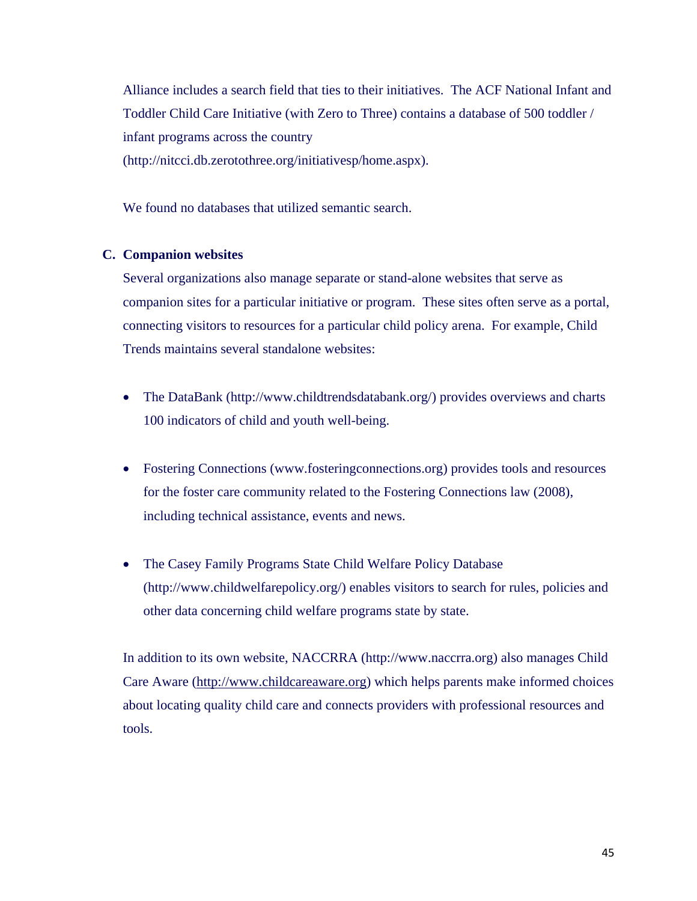Alliance includes a search field that ties to their initiatives. The ACF National Infant and Toddler Child Care Initiative (with Zero to Three) contains a database of 500 toddler / infant programs across the country (http://nitcci.db.zerotothree.org/initiativesp/home.aspx).

We found no databases that utilized semantic search.

## C. Companion websites

Several organizations also manage separate or stand-alone websites that serve as companion sites for a particular initiative or program. These sites often serve as a portal, connecting visitors to resources for a particular child policy arena. For example, Child Trends maintains several standalone websites:

- The DataBank (http://www.childtrendsdatabank.org/) provides overviews and charts 100 indicators of child and youth well-being.

- Fostering Connections (www.fosteringconnections.org) provides tools and resources for the foster care community related to the Fostering Connections law (2008), including technical assistance, events and news.

- The Casey Family Programs State Child Welfare Policy Database (http://www.childwelfarepolicy.org/) enables visitors to search for rules, policies and other data concerning child welfare programs state by state.

In addition to its own website, NACCRRA (http://www.naccrra.org) also manages Child Care Aware (http://www.childcareaware.org) which helps parents make informed choices about locating quality child care and connects providers with professional resources and tools.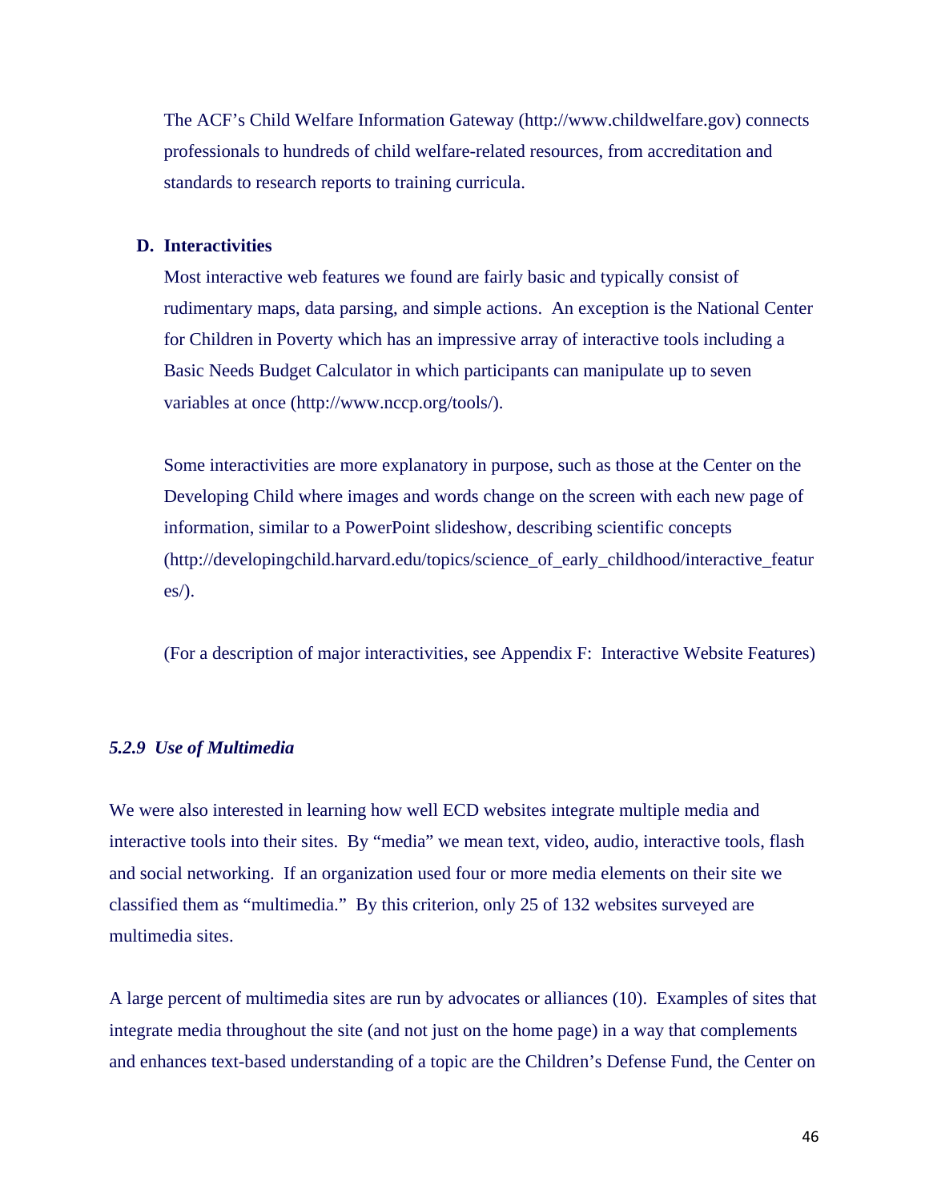The ACF's Child Welfare Information Gateway (http://www.childwelfare.gov) connects professionals to hundreds of child welfare-related resources, from accreditation and standards to research reports to training curricula.

**D. Interactivities**

Most interactive web features we found are fairly basic and typically consist of rudimentary maps, data parsing, and simple actions. An exception is the National Center for Children in Poverty which has an impressive array of interactive tools including a Basic Needs Budget Calculator in which participants can manipulate up to seven variables at once (http://www.nccp.org/tools/).

Some interactivities are more explanatory in purpose, such as those at the Center on the Developing Child where images and words change on the screen with each new page of information, similar to a PowerPoint slideshow, describing scientific concepts (http://developingchild.harvard.edu/topics/science_of_early_childhood/interactive_features/).

(For a description of major interactivities, see Appendix F: Interactive Website Features)

### *5.2.9 Use of Multimedia*

We were also interested in learning how well ECD websites integrate multiple media and interactive tools into their sites. By "media" we mean text, video, audio, interactive tools, flash and social networking. If an organization used four or more media elements on their site we classified them as "multimedia." By this criterion, only 25 of 132 websites surveyed are multimedia sites.

A large percent of multimedia sites are run by advocates or alliances (10). Examples of sites that integrate media throughout the site (and not just on the home page) in a way that complements and enhances text-based understanding of a topic are the Children's Defense Fund, the Center on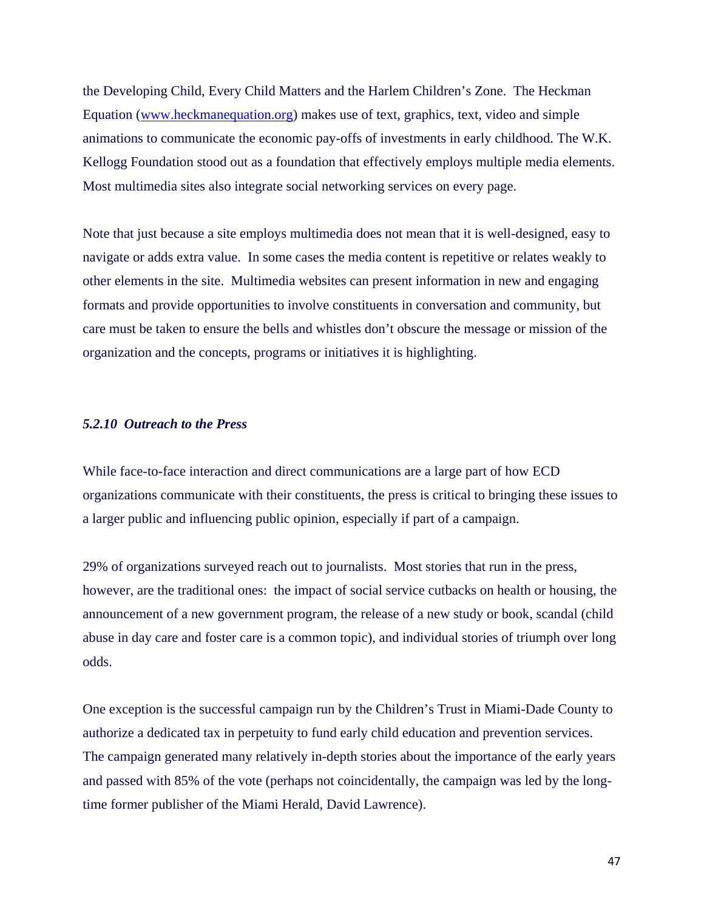the Developing Child, Every Child Matters and the Harlem Children's Zone. The Heckman Equation ([www.heckmanequation.org](http://www.heckmanequation.org)) makes use of text, graphics, text, video and simple animations to communicate the economic pay-offs of investments in early childhood. The W.K. Kellogg Foundation stood out as a foundation that effectively employs multiple media elements. Most multimedia sites also integrate social networking services on every page.

Note that just because a site employs multimedia does not mean that it is well-designed, easy to navigate or adds extra value. In some cases the media content is repetitive or relates weakly to other elements in the site. Multimedia websites can present information in new and engaging formats and provide opportunities to involve constituents in conversation and community, but care must be taken to ensure the bells and whistles don't obscure the message or mission of the organization and the concepts, programs or initiatives it is highlighting.

#### *5.2.10 Outreach to the Press*

While face-to-face interaction and direct communications are a large part of how ECD organizations communicate with their constituents, the press is critical to bringing these issues to a larger public and influencing public opinion, especially if part of a campaign.

29% of organizations surveyed reach out to journalists. Most stories that run in the press, however, are the traditional ones: the impact of social service cutbacks on health or housing, the announcement of a new government program, the release of a new study or book, scandal (child abuse in day care and foster care is a common topic), and individual stories of triumph over long odds.

One exception is the successful campaign run by the Children's Trust in Miami-Dade County to authorize a dedicated tax in perpetuity to fund early child education and prevention services. The campaign generated many relatively in-depth stories about the importance of the early years and passed with 85% of the vote (perhaps not coincidentally, the campaign was led by the long-time former publisher of the Miami Herald, David Lawrence).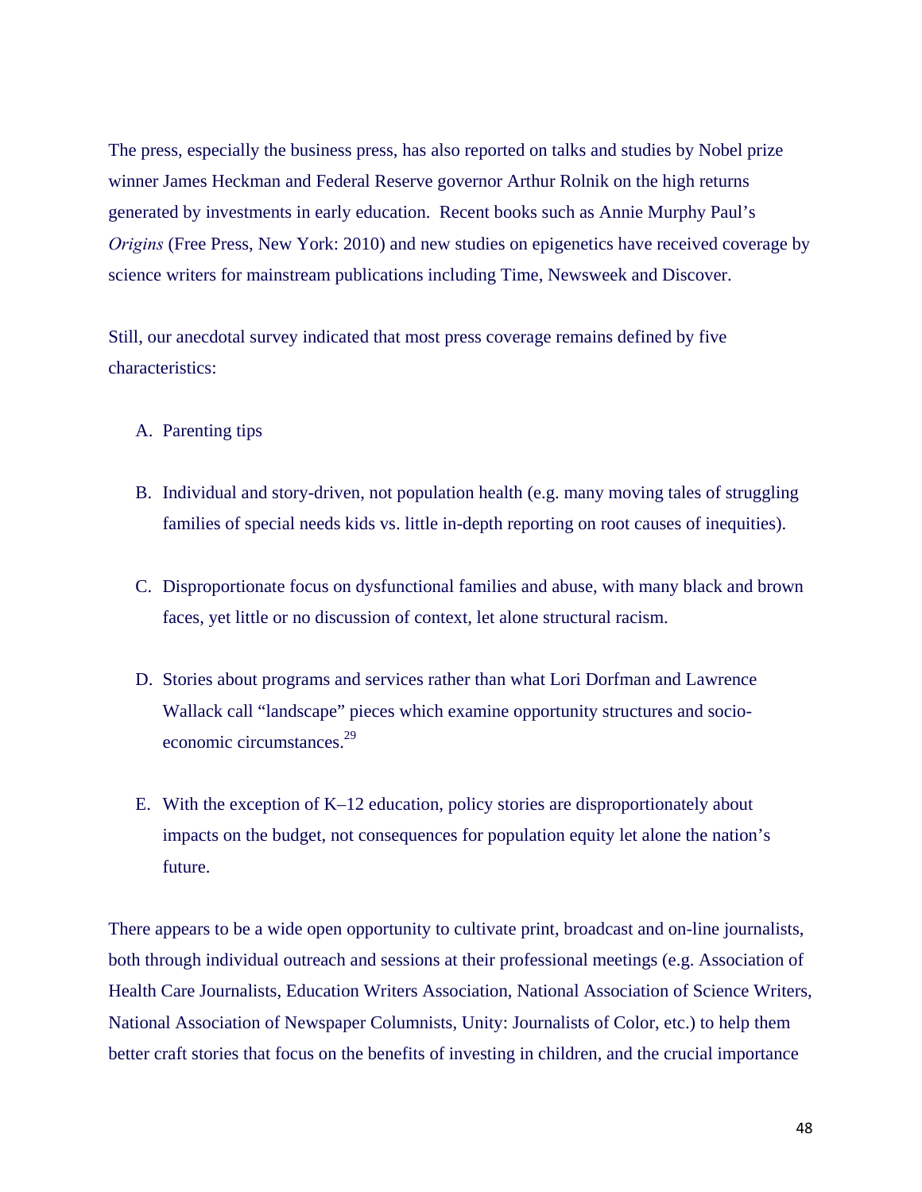The press, especially the business press, has also reported on talks and studies by Nobel prize winner James Heckman and Federal Reserve governor Arthur Rolnik on the high returns generated by investments in early education. Recent books such as Annie Murphy Paul's *Origins* (Free Press, New York: 2010) and new studies on epigenetics have received coverage by science writers for mainstream publications including Time, Newsweek and Discover.

Still, our anecdotal survey indicated that most press coverage remains defined by five characteristics:

A. Parenting tips

B. Individual and story-driven, not population health (e.g. many moving tales of struggling families of special needs kids vs. little in-depth reporting on root causes of inequities).

C. Disproportionate focus on dysfunctional families and abuse, with many black and brown faces, yet little or no discussion of context, let alone structural racism.

D. Stories about programs and services rather than what Lori Dorfman and Lawrence Wallack call "landscape" pieces which examine opportunity structures and socio-economic circumstances.[29]

E. With the exception of K–12 education, policy stories are disproportionately about impacts on the budget, not consequences for population equity let alone the nation's future.

There appears to be a wide open opportunity to cultivate print, broadcast and on-line journalists, both through individual outreach and sessions at their professional meetings (e.g. Association of Health Care Journalists, Education Writers Association, National Association of Science Writers, National Association of Newspaper Columnists, Unity: Journalists of Color, etc.) to help them better craft stories that focus on the benefits of investing in children, and the crucial importance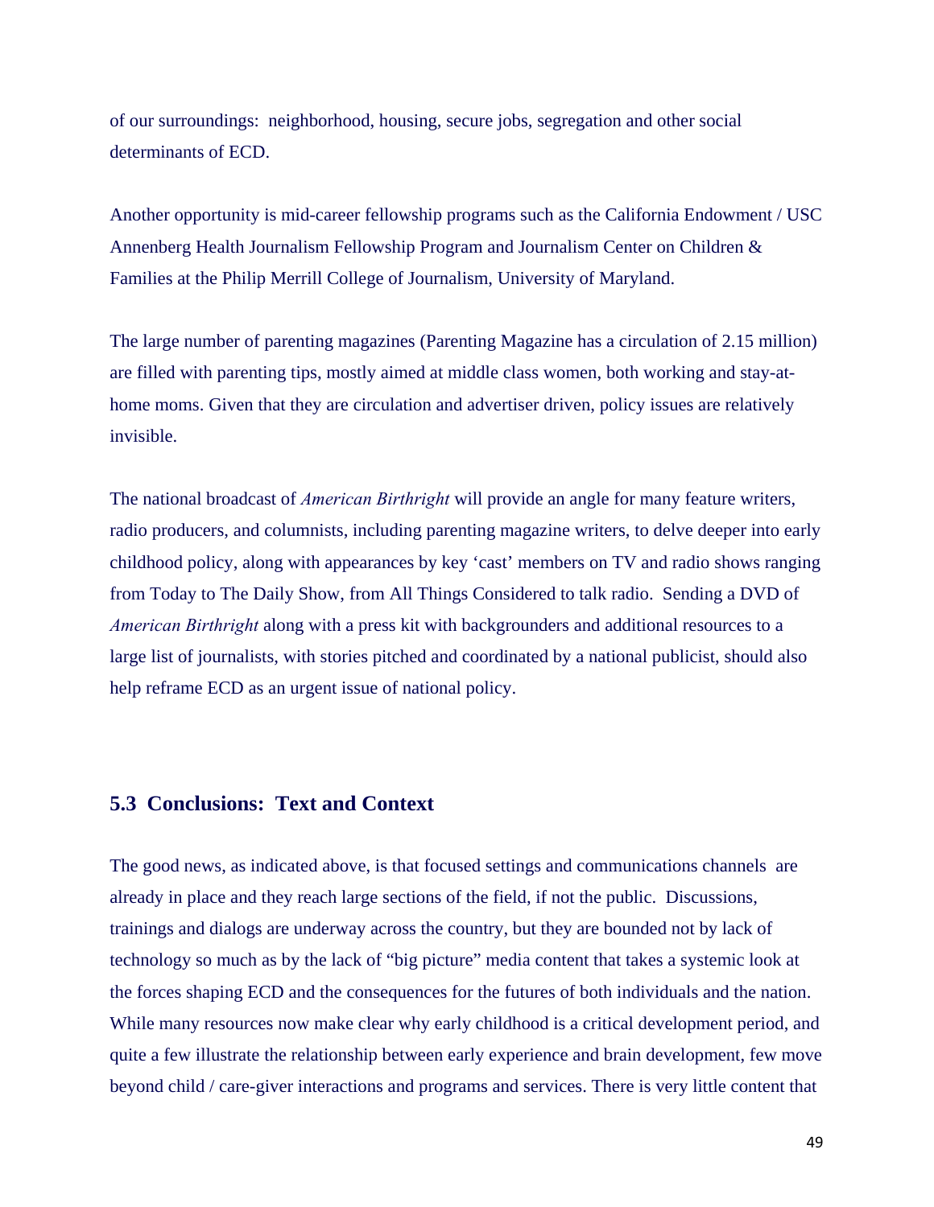of our surroundings: neighborhood, housing, secure jobs, segregation and other social determinants of ECD.

Another opportunity is mid-career fellowship programs such as the California Endowment / USC Annenberg Health Journalism Fellowship Program and Journalism Center on Children & Families at the Philip Merrill College of Journalism, University of Maryland.

The large number of parenting magazines (Parenting Magazine has a circulation of 2.15 million) are filled with parenting tips, mostly aimed at middle class women, both working and stay-at-home moms. Given that they are circulation and advertiser driven, policy issues are relatively invisible.

The national broadcast of *American Birthright* will provide an angle for many feature writers, radio producers, and columnists, including parenting magazine writers, to delve deeper into early childhood policy, along with appearances by key 'cast' members on TV and radio shows ranging from Today to The Daily Show, from All Things Considered to talk radio. Sending a DVD of *American Birthright* along with a press kit with backgrounders and additional resources to a large list of journalists, with stories pitched and coordinated by a national publicist, should also help reframe ECD as an urgent issue of national policy.

## 5.3 Conclusions: Text and Context

The good news, as indicated above, is that focused settings and communications channels are already in place and they reach large sections of the field, if not the public. Discussions, trainings and dialogs are underway across the country, but they are bounded not by lack of technology so much as by the lack of "big picture" media content that takes a systemic look at the forces shaping ECD and the consequences for the futures of both individuals and the nation. While many resources now make clear why early childhood is a critical development period, and quite a few illustrate the relationship between early experience and brain development, few move beyond child / care-giver interactions and programs and services. There is very little content that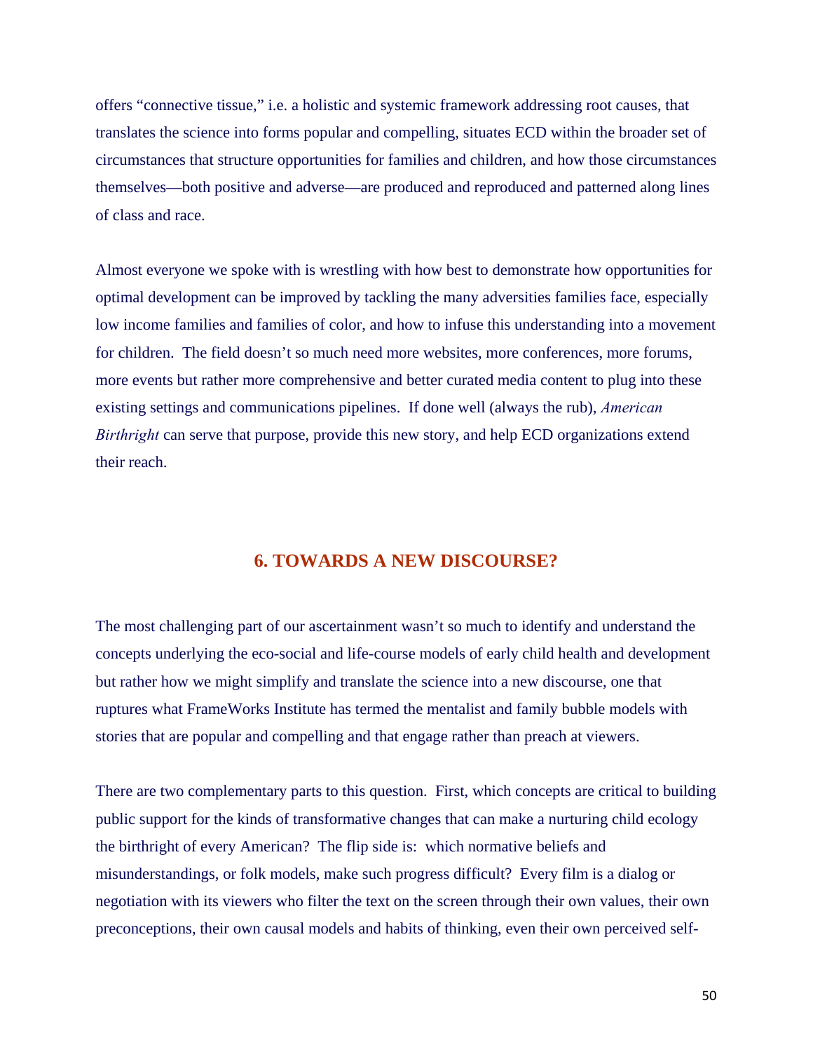offers "connective tissue," i.e. a holistic and systemic framework addressing root causes, that translates the science into forms popular and compelling, situates ECD within the broader set of circumstances that structure opportunities for families and children, and how those circumstances themselves—both positive and adverse—are produced and reproduced and patterned along lines of class and race.

Almost everyone we spoke with is wrestling with how best to demonstrate how opportunities for optimal development can be improved by tackling the many adversities families face, especially low income families and families of color, and how to infuse this understanding into a movement for children. The field doesn't so much need more websites, more conferences, more forums, more events but rather more comprehensive and better curated media content to plug into these existing settings and communications pipelines. If done well (always the rub), *American Birthright* can serve that purpose, provide this new story, and help ECD organizations extend their reach.

## 6. TOWARDS A NEW DISCOURSE?

The most challenging part of our ascertainment wasn't so much to identify and understand the concepts underlying the eco-social and life-course models of early child health and development but rather how we might simplify and translate the science into a new discourse, one that ruptures what FrameWorks Institute has termed the mentalist and family bubble models with stories that are popular and compelling and that engage rather than preach at viewers.

There are two complementary parts to this question. First, which concepts are critical to building public support for the kinds of transformative changes that can make a nurturing child ecology the birthright of every American? The flip side is: which normative beliefs and misunderstandings, or folk models, make such progress difficult? Every film is a dialog or negotiation with its viewers who filter the text on the screen through their own values, their own preconceptions, their own causal models and habits of thinking, even their own perceived self-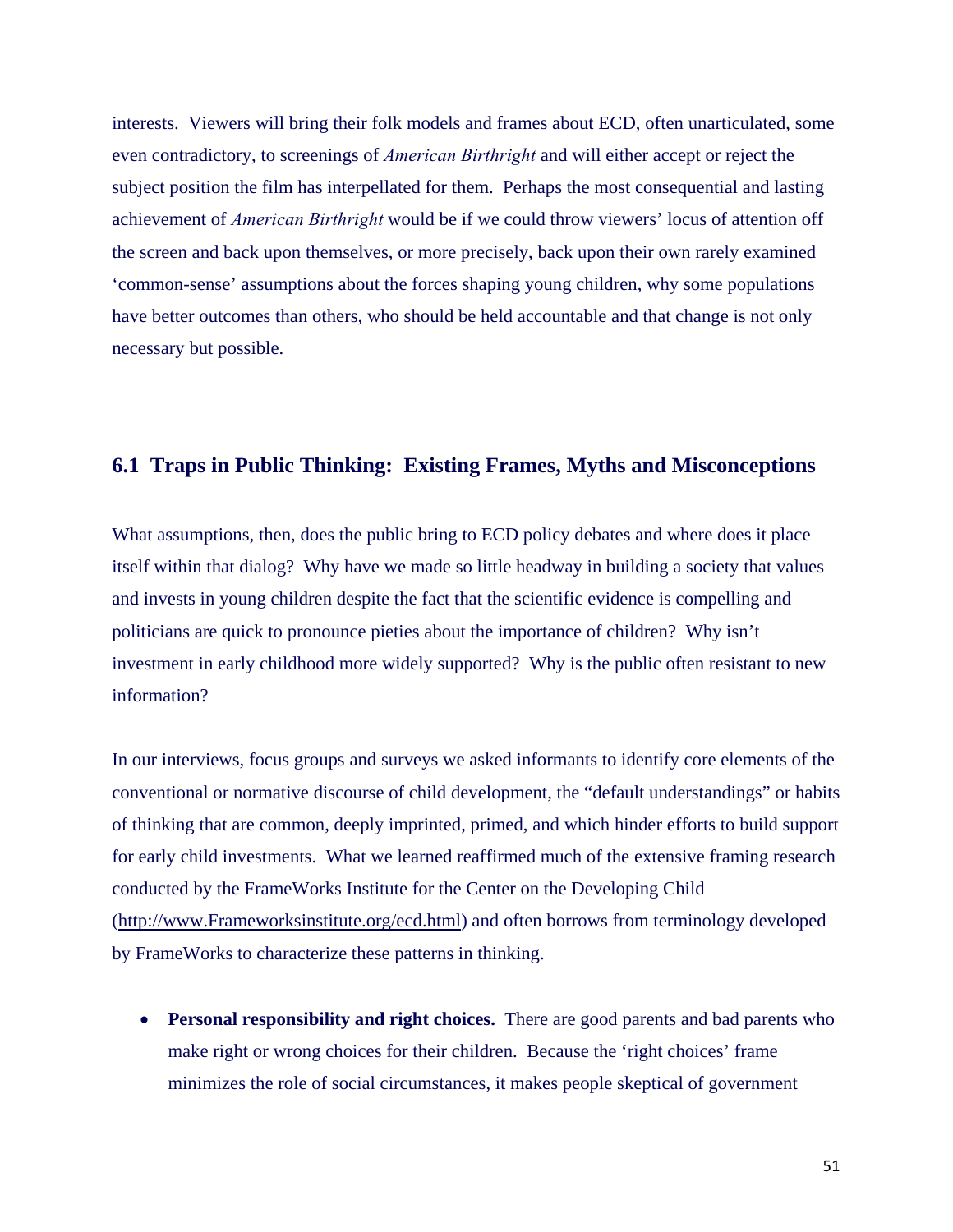interests. Viewers will bring their folk models and frames about ECD, often unarticulated, some even contradictory, to screenings of *American Birthright* and will either accept or reject the subject position the film has interpellated for them. Perhaps the most consequential and lasting achievement of *American Birthright* would be if we could throw viewers' locus of attention off the screen and back upon themselves, or more precisely, back upon their own rarely examined 'common-sense' assumptions about the forces shaping young children, why some populations have better outcomes than others, who should be held accountable and that change is not only necessary but possible.

## 6.1 Traps in Public Thinking: Existing Frames, Myths and Misconceptions

What assumptions, then, does the public bring to ECD policy debates and where does it place itself within that dialog? Why have we made so little headway in building a society that values and invests in young children despite the fact that the scientific evidence is compelling and politicians are quick to pronounce pieties about the importance of children? Why isn't investment in early childhood more widely supported? Why is the public often resistant to new information?

In our interviews, focus groups and surveys we asked informants to identify core elements of the conventional or normative discourse of child development, the "default understandings" or habits of thinking that are common, deeply imprinted, primed, and which hinder efforts to build support for early child investments. What we learned reaffirmed much of the extensive framing research conducted by the FrameWorks Institute for the Center on the Developing Child (http://www.Frameworksinstitute.org/ecd.html) and often borrows from terminology developed by FrameWorks to characterize these patterns in thinking.

- **Personal responsibility and right choices.** There are good parents and bad parents who make right or wrong choices for their children. Because the 'right choices' frame minimizes the role of social circumstances, it makes people skeptical of government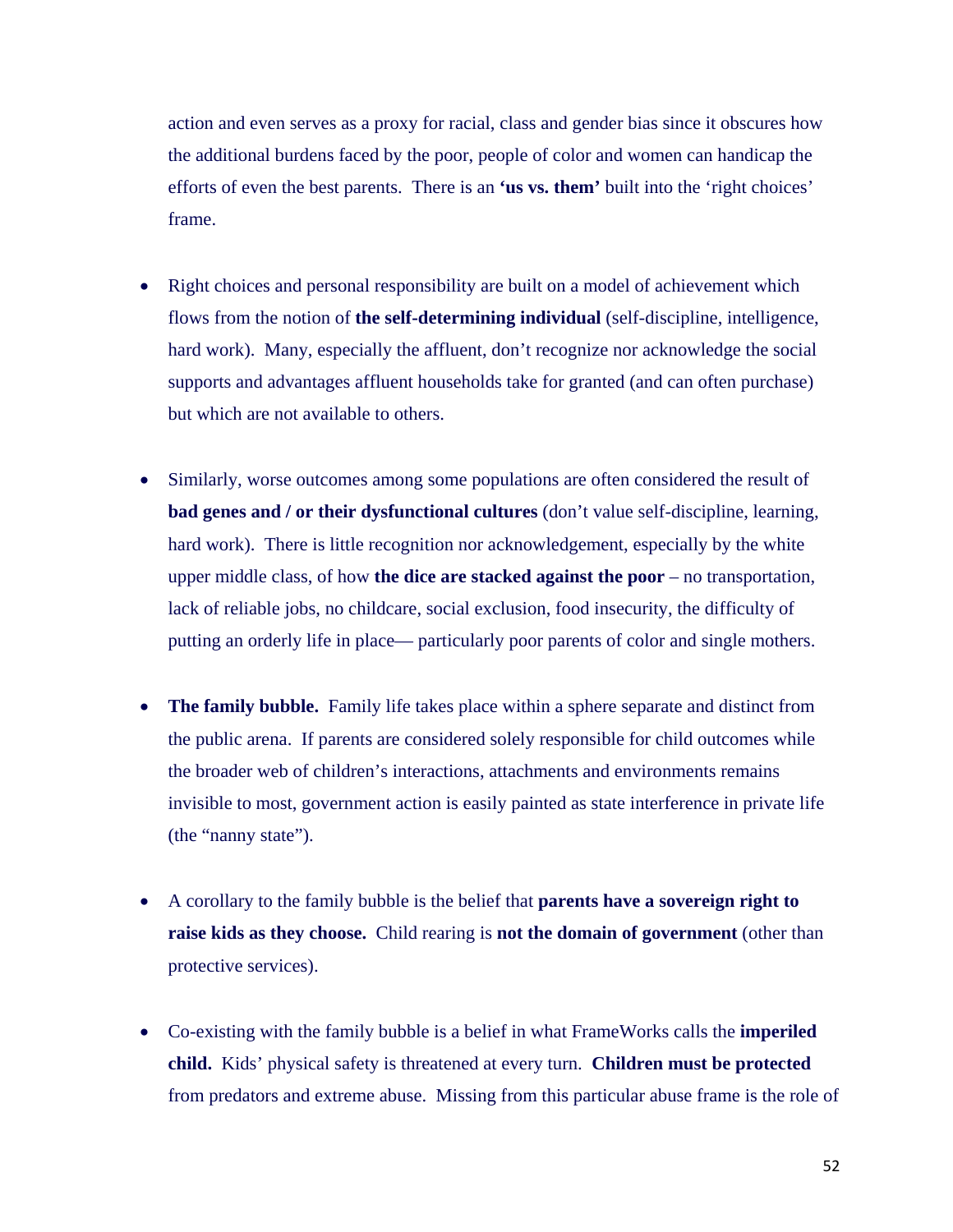action and even serves as a proxy for racial, class and gender bias since it obscures how the additional burdens faced by the poor, people of color and women can handicap the efforts of even the best parents. There is an **'us vs. them'** built into the 'right choices' frame.

- Right choices and personal responsibility are built on a model of achievement which flows from the notion of **the self-determining individual** (self-discipline, intelligence, hard work). Many, especially the affluent, don't recognize nor acknowledge the social supports and advantages affluent households take for granted (and can often purchase) but which are not available to others.

- Similarly, worse outcomes among some populations are often considered the result of **bad genes and / or their dysfunctional cultures** (don't value self-discipline, learning, hard work). There is little recognition nor acknowledgement, especially by the white upper middle class, of how **the dice are stacked against the poor** – no transportation, lack of reliable jobs, no childcare, social exclusion, food insecurity, the difficulty of putting an orderly life in place— particularly poor parents of color and single mothers.

- **The family bubble.** Family life takes place within a sphere separate and distinct from the public arena. If parents are considered solely responsible for child outcomes while the broader web of children's interactions, attachments and environments remains invisible to most, government action is easily painted as state interference in private life (the "nanny state").

- A corollary to the family bubble is the belief that **parents have a sovereign right to raise kids as they choose.** Child rearing is **not the domain of government** (other than protective services).

- Co-existing with the family bubble is a belief in what FrameWorks calls the **imperiled child.** Kids' physical safety is threatened at every turn. **Children must be protected** from predators and extreme abuse. Missing from this particular abuse frame is the role of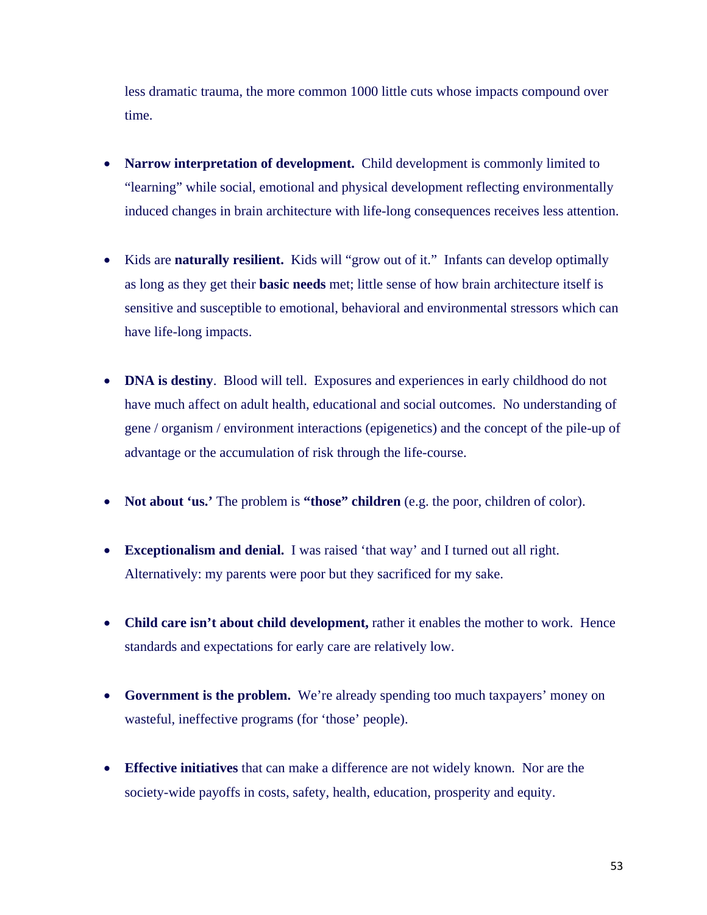less dramatic trauma, the more common 1000 little cuts whose impacts compound over time.

- **Narrow interpretation of development.** Child development is commonly limited to "learning" while social, emotional and physical development reflecting environmentally induced changes in brain architecture with life-long consequences receives less attention.

- Kids are **naturally resilient.** Kids will "grow out of it." Infants can develop optimally as long as they get their **basic needs** met; little sense of how brain architecture itself is sensitive and susceptible to emotional, behavioral and environmental stressors which can have life-long impacts.

- **DNA is destiny**. Blood will tell. Exposures and experiences in early childhood do not have much affect on adult health, educational and social outcomes. No understanding of gene / organism / environment interactions (epigenetics) and the concept of the pile-up of advantage or the accumulation of risk through the life-course.

- **Not about 'us.'** The problem is **"those" children** (e.g. the poor, children of color).

- **Exceptionalism and denial.** I was raised 'that way' and I turned out all right. Alternatively: my parents were poor but they sacrificed for my sake.

- **Child care isn't about child development,** rather it enables the mother to work. Hence standards and expectations for early care are relatively low.

- **Government is the problem.** We're already spending too much taxpayers' money on wasteful, ineffective programs (for 'those' people).

- **Effective initiatives** that can make a difference are not widely known. Nor are the society-wide payoffs in costs, safety, health, education, prosperity and equity.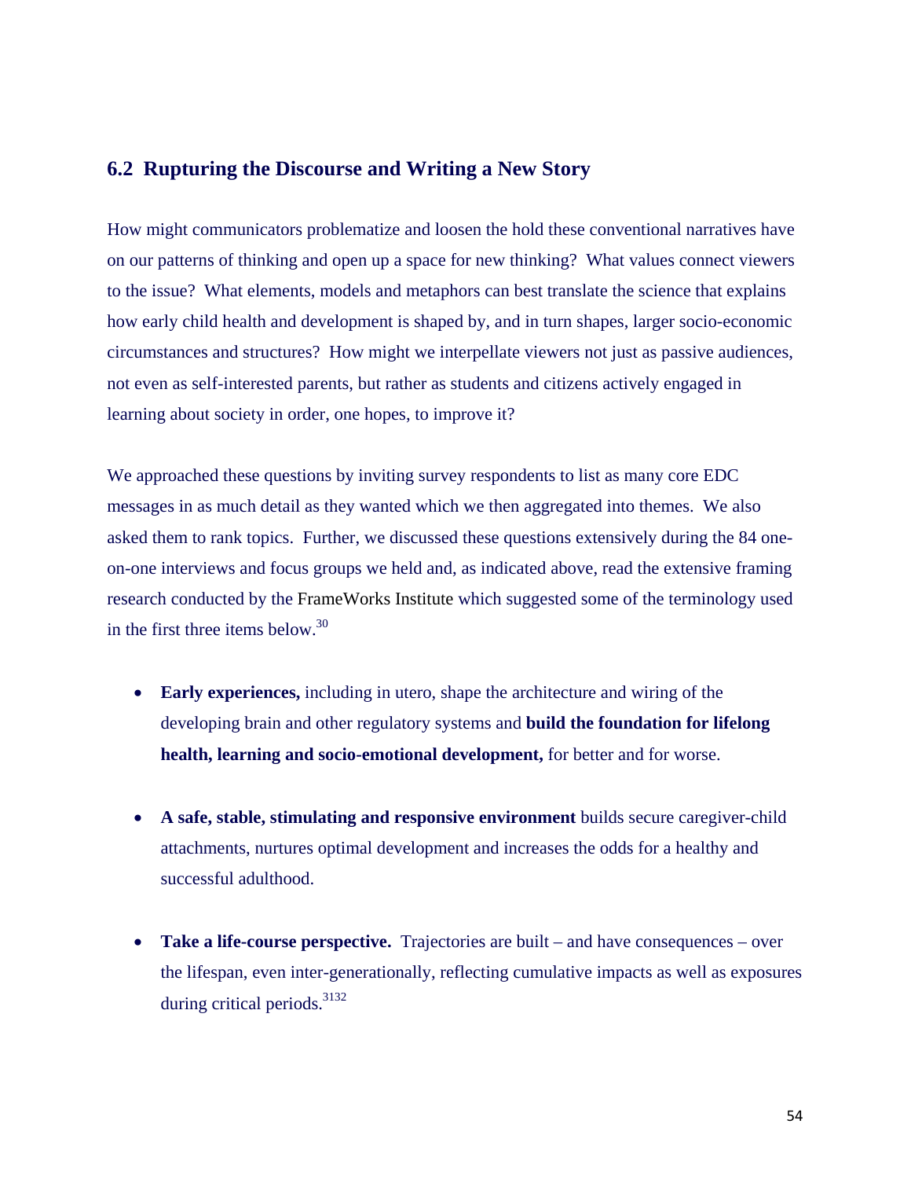## 6.2 Rupturing the Discourse and Writing a New Story

How might communicators problematize and loosen the hold these conventional narratives have on our patterns of thinking and open up a space for new thinking? What values connect viewers to the issue? What elements, models and metaphors can best translate the science that explains how early child health and development is shaped by, and in turn shapes, larger socio-economic circumstances and structures? How might we interpellate viewers not just as passive audiences, not even as self-interested parents, but rather as students and citizens actively engaged in learning about society in order, one hopes, to improve it?

We approached these questions by inviting survey respondents to list as many core EDC messages in as much detail as they wanted which we then aggregated into themes. We also asked them to rank topics. Further, we discussed these questions extensively during the 84 one-on-one interviews and focus groups we held and, as indicated above, read the extensive framing research conducted by the FrameWorks Institute which suggested some of the terminology used in the first three items below.[30]

- **Early experiences,** including in utero, shape the architecture and wiring of the developing brain and other regulatory systems and **build the foundation for lifelong health, learning and socio-emotional development,** for better and for worse.

- **A safe, stable, stimulating and responsive environment** builds secure caregiver-child attachments, nurtures optimal development and increases the odds for a healthy and successful adulthood.

- **Take a life-course perspective.** Trajectories are built – and have consequences – over the lifespan, even inter-generationally, reflecting cumulative impacts as well as exposures during critical periods.[31,32]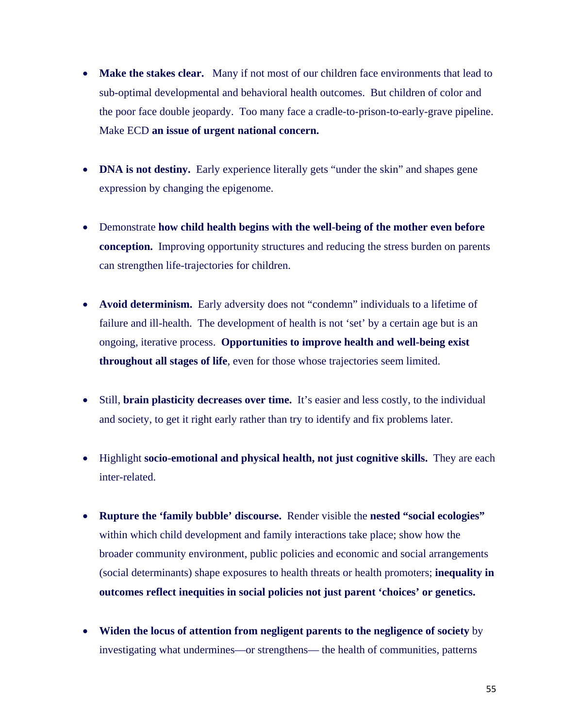- **Make the stakes clear.** Many if not most of our children face environments that lead to sub-optimal developmental and behavioral health outcomes. But children of color and the poor face double jeopardy. Too many face a cradle-to-prison-to-early-grave pipeline. Make ECD **an issue of urgent national concern.**

- **DNA is not destiny.** Early experience literally gets "under the skin" and shapes gene expression by changing the epigenome.

- Demonstrate **how child health begins with the well-being of the mother even before conception.** Improving opportunity structures and reducing the stress burden on parents can strengthen life-trajectories for children.

- **Avoid determinism.** Early adversity does not "condemn" individuals to a lifetime of failure and ill-health. The development of health is not 'set' by a certain age but is an ongoing, iterative process. **Opportunities to improve health and well-being exist throughout all stages of life**, even for those whose trajectories seem limited.

- Still, **brain plasticity decreases over time.** It's easier and less costly, to the individual and society, to get it right early rather than try to identify and fix problems later.

- Highlight **socio-emotional and physical health, not just cognitive skills.** They are each inter-related.

- **Rupture the 'family bubble' discourse.** Render visible the **nested "social ecologies"** within which child development and family interactions take place; show how the broader community environment, public policies and economic and social arrangements (social determinants) shape exposures to health threats or health promoters; **inequality in outcomes reflect inequities in social policies not just parent 'choices' or genetics.**

- **Widen the locus of attention from negligent parents to the negligence of society** by investigating what undermines—or strengthens— the health of communities, patterns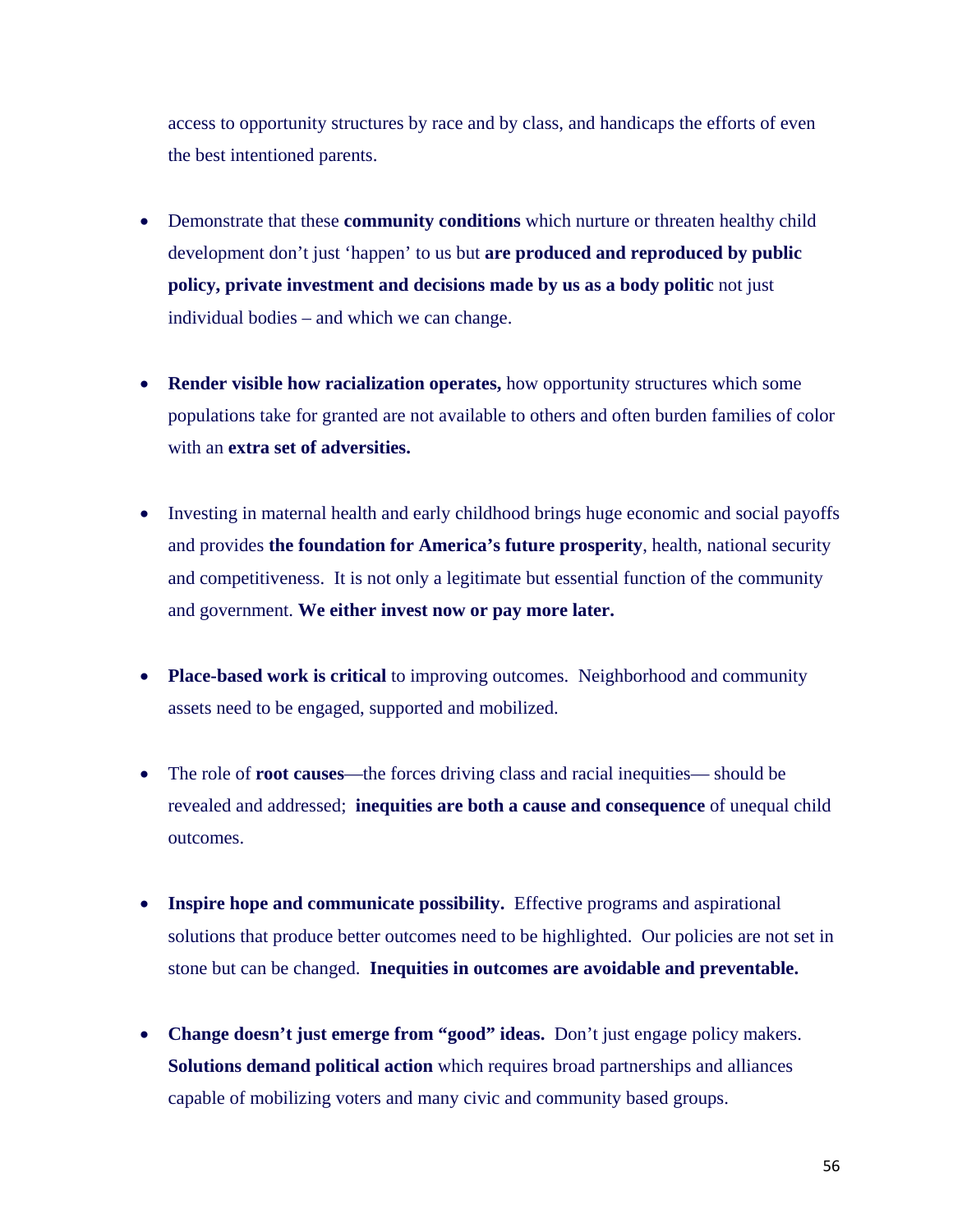access to opportunity structures by race and by class, and handicaps the efforts of even the best intentioned parents.

- Demonstrate that these **community conditions** which nurture or threaten healthy child development don't just 'happen' to us but **are produced and reproduced by public policy, private investment and decisions made by us as a body politic** not just individual bodies – and which we can change.

- **Render visible how racialization operates,** how opportunity structures which some populations take for granted are not available to others and often burden families of color with an **extra set of adversities.**

- Investing in maternal health and early childhood brings huge economic and social payoffs and provides **the foundation for America's future prosperity**, health, national security and competitiveness. It is not only a legitimate but essential function of the community and government. **We either invest now or pay more later.**

- **Place-based work is critical** to improving outcomes. Neighborhood and community assets need to be engaged, supported and mobilized.

- The role of **root causes**—the forces driving class and racial inequities— should be revealed and addressed; **inequities are both a cause and consequence** of unequal child outcomes.

- **Inspire hope and communicate possibility.** Effective programs and aspirational solutions that produce better outcomes need to be highlighted. Our policies are not set in stone but can be changed. **Inequities in outcomes are avoidable and preventable.**

- **Change doesn't just emerge from "good" ideas.** Don't just engage policy makers. **Solutions demand political action** which requires broad partnerships and alliances capable of mobilizing voters and many civic and community based groups.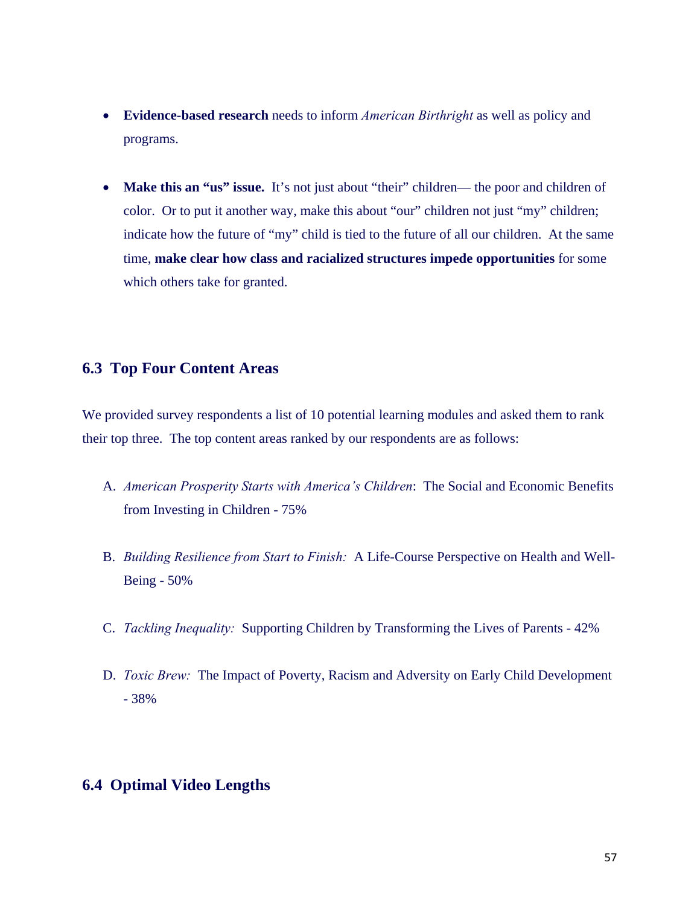- **Evidence-based research** needs to inform *American Birthright* as well as policy and programs.

- **Make this an "us" issue.** It's not just about "their" children— the poor and children of color. Or to put it another way, make this about "our" children not just "my" children; indicate how the future of "my" child is tied to the future of all our children. At the same time, **make clear how class and racialized structures impede opportunities** for some which others take for granted.

## 6.3 Top Four Content Areas

We provided survey respondents a list of 10 potential learning modules and asked them to rank their top three. The top content areas ranked by our respondents are as follows:

A. *American Prosperity Starts with America's Children*: The Social and Economic Benefits from Investing in Children - 75%

B. *Building Resilience from Start to Finish:* A Life-Course Perspective on Health and Well-Being - 50%

C. *Tackling Inequality:* Supporting Children by Transforming the Lives of Parents - 42%

D. *Toxic Brew:* The Impact of Poverty, Racism and Adversity on Early Child Development - 38%

## 6.4 Optimal Video Lengths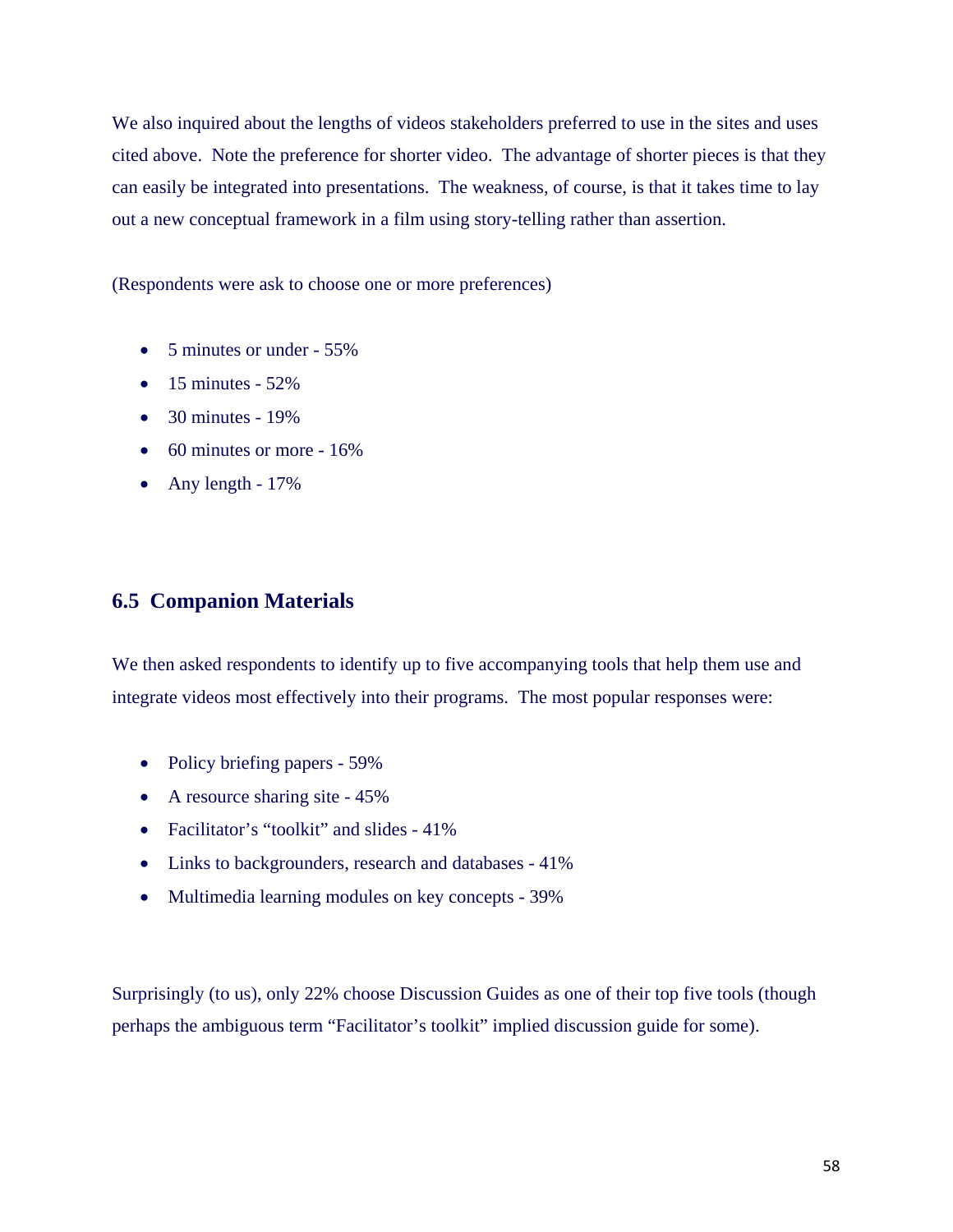We also inquired about the lengths of videos stakeholders preferred to use in the sites and uses cited above. Note the preference for shorter video. The advantage of shorter pieces is that they can easily be integrated into presentations. The weakness, of course, is that it takes time to lay out a new conceptual framework in a film using story-telling rather than assertion.

(Respondents were ask to choose one or more preferences)

- 5 minutes or under - 55%
- 15 minutes - 52%
- 30 minutes - 19%
- 60 minutes or more - 16%
- Any length - 17%

## 6.5 Companion Materials

We then asked respondents to identify up to five accompanying tools that help them use and integrate videos most effectively into their programs. The most popular responses were:

- Policy briefing papers - 59%
- A resource sharing site - 45%
- Facilitator's "toolkit" and slides - 41%
- Links to backgrounders, research and databases - 41%
- Multimedia learning modules on key concepts - 39%

Surprisingly (to us), only 22% choose Discussion Guides as one of their top five tools (though perhaps the ambiguous term "Facilitator's toolkit" implied discussion guide for some).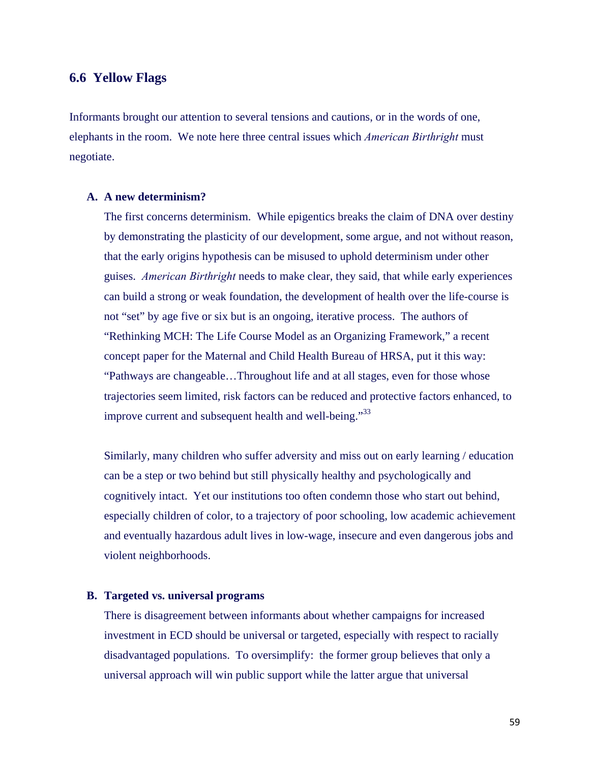## 6.6 Yellow Flags

Informants brought our attention to several tensions and cautions, or in the words of one, elephants in the room. We note here three central issues which *American Birthright* must negotiate.

### A. A new determinism?

The first concerns determinism. While epigentics breaks the claim of DNA over destiny by demonstrating the plasticity of our development, some argue, and not without reason, that the early origins hypothesis can be misused to uphold determinism under other guises. *American Birthright* needs to make clear, they said, that while early experiences can build a strong or weak foundation, the development of health over the life-course is not "set" by age five or six but is an ongoing, iterative process. The authors of "Rethinking MCH: The Life Course Model as an Organizing Framework," a recent concept paper for the Maternal and Child Health Bureau of HRSA, put it this way: "Pathways are changeable…Throughout life and at all stages, even for those whose trajectories seem limited, risk factors can be reduced and protective factors enhanced, to improve current and subsequent health and well-being."[33]

Similarly, many children who suffer adversity and miss out on early learning / education can be a step or two behind but still physically healthy and psychologically and cognitively intact. Yet our institutions too often condemn those who start out behind, especially children of color, to a trajectory of poor schooling, low academic achievement and eventually hazardous adult lives in low-wage, insecure and even dangerous jobs and violent neighborhoods.

### B. Targeted vs. universal programs

There is disagreement between informants about whether campaigns for increased investment in ECD should be universal or targeted, especially with respect to racially disadvantaged populations. To oversimplify: the former group believes that only a universal approach will win public support while the latter argue that universal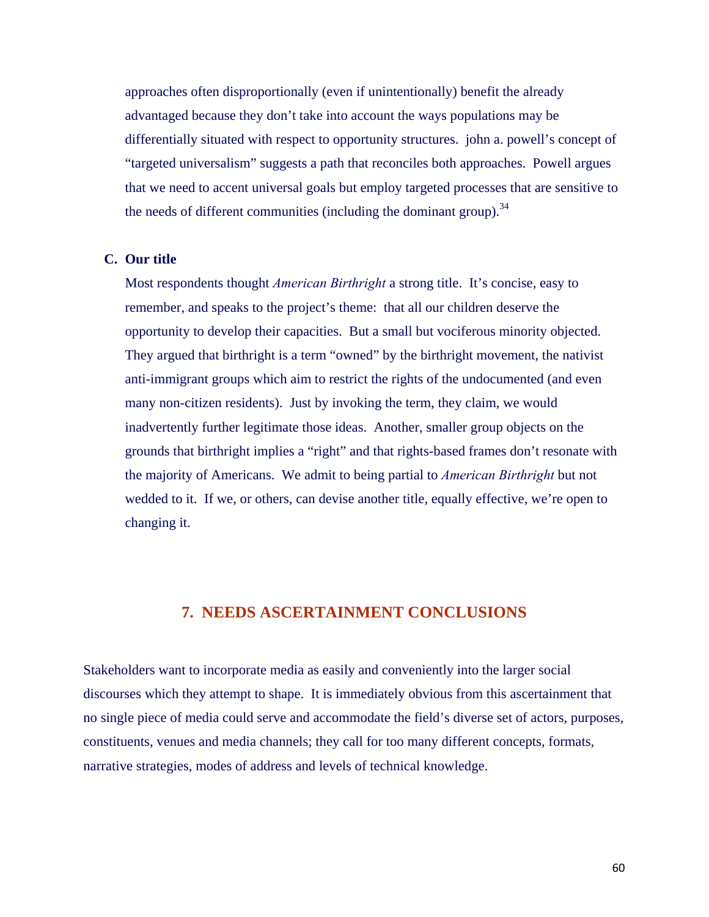approaches often disproportionally (even if unintentionally) benefit the already advantaged because they don't take into account the ways populations may be differentially situated with respect to opportunity structures. john a. powell's concept of "targeted universalism" suggests a path that reconciles both approaches. Powell argues that we need to accent universal goals but employ targeted processes that are sensitive to the needs of different communities (including the dominant group).[34]

### C. Our title

Most respondents thought *American Birthright* a strong title. It's concise, easy to remember, and speaks to the project's theme: that all our children deserve the opportunity to develop their capacities. But a small but vociferous minority objected. They argued that birthright is a term "owned" by the birthright movement, the nativist anti-immigrant groups which aim to restrict the rights of the undocumented (and even many non-citizen residents). Just by invoking the term, they claim, we would inadvertently further legitimate those ideas. Another, smaller group objects on the grounds that birthright implies a "right" and that rights-based frames don't resonate with the majority of Americans. We admit to being partial to *American Birthright* but not wedded to it. If we, or others, can devise another title, equally effective, we're open to changing it.

## 7. NEEDS ASCERTAINMENT CONCLUSIONS

Stakeholders want to incorporate media as easily and conveniently into the larger social discourses which they attempt to shape. It is immediately obvious from this ascertainment that no single piece of media could serve and accommodate the field's diverse set of actors, purposes, constituents, venues and media channels; they call for too many different concepts, formats, narrative strategies, modes of address and levels of technical knowledge.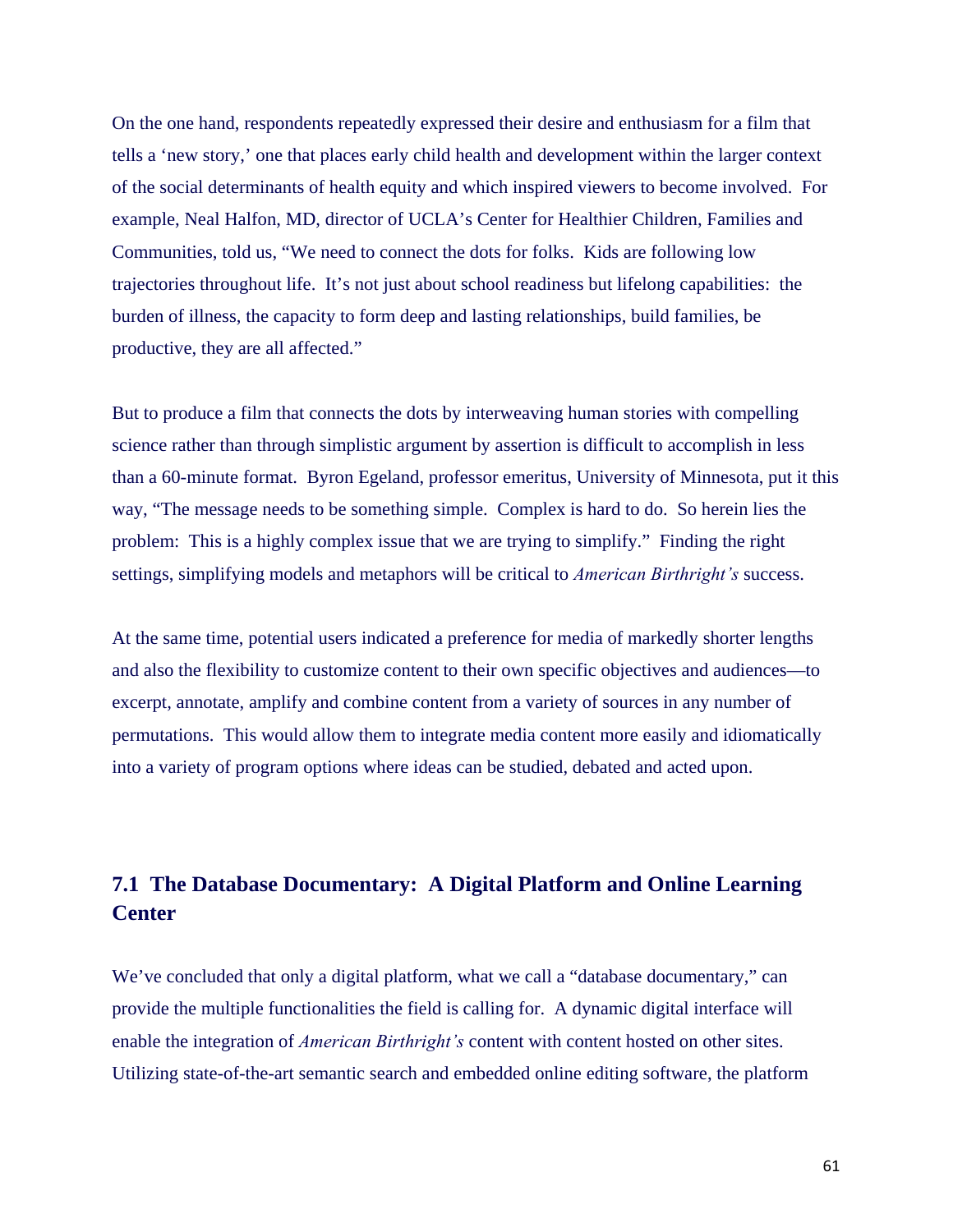On the one hand, respondents repeatedly expressed their desire and enthusiasm for a film that tells a 'new story,' one that places early child health and development within the larger context of the social determinants of health equity and which inspired viewers to become involved. For example, Neal Halfon, MD, director of UCLA's Center for Healthier Children, Families and Communities, told us, "We need to connect the dots for folks. Kids are following low trajectories throughout life. It's not just about school readiness but lifelong capabilities: the burden of illness, the capacity to form deep and lasting relationships, build families, be productive, they are all affected."

But to produce a film that connects the dots by interweaving human stories with compelling science rather than through simplistic argument by assertion is difficult to accomplish in less than a 60-minute format. Byron Egeland, professor emeritus, University of Minnesota, put it this way, "The message needs to be something simple. Complex is hard to do. So herein lies the problem: This is a highly complex issue that we are trying to simplify." Finding the right settings, simplifying models and metaphors will be critical to *American Birthright's* success.

At the same time, potential users indicated a preference for media of markedly shorter lengths and also the flexibility to customize content to their own specific objectives and audiences—to excerpt, annotate, amplify and combine content from a variety of sources in any number of permutations. This would allow them to integrate media content more easily and idiomatically into a variety of program options where ideas can be studied, debated and acted upon.

## 7.1 The Database Documentary: A Digital Platform and Online Learning Center

We've concluded that only a digital platform, what we call a "database documentary," can provide the multiple functionalities the field is calling for. A dynamic digital interface will enable the integration of *American Birthright's* content with content hosted on other sites. Utilizing state-of-the-art semantic search and embedded online editing software, the platform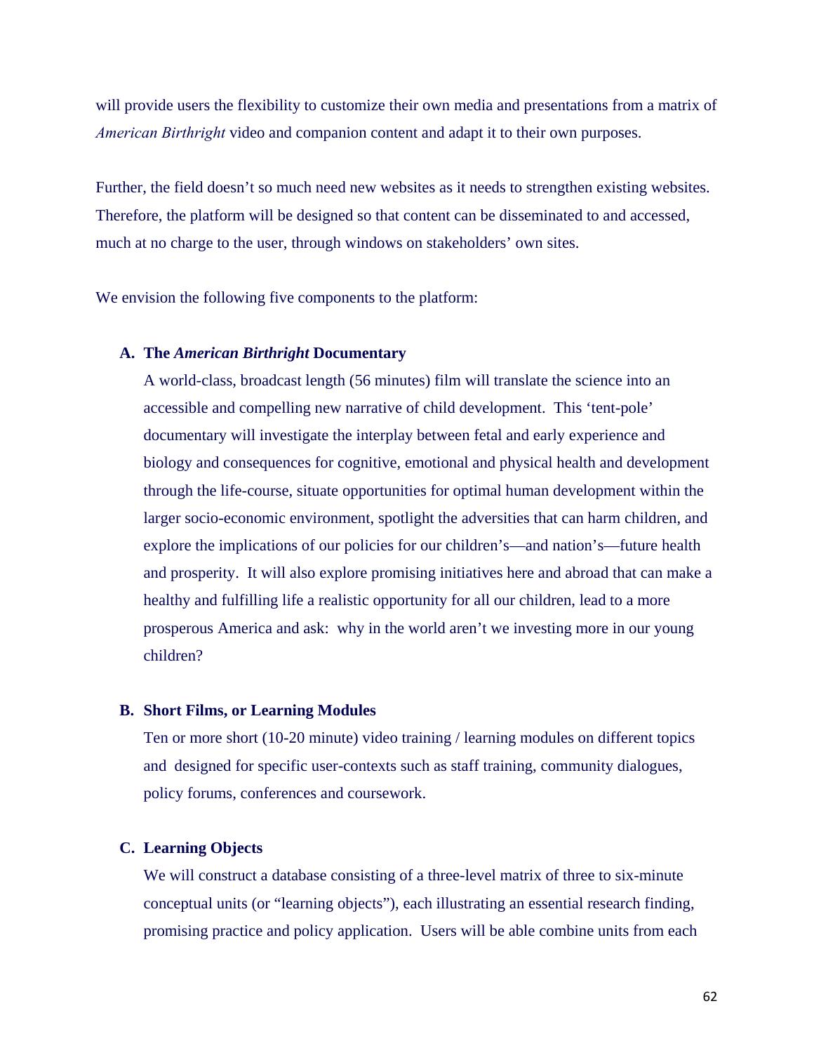will provide users the flexibility to customize their own media and presentations from a matrix of *American Birthright* video and companion content and adapt it to their own purposes.

Further, the field doesn't so much need new websites as it needs to strengthen existing websites. Therefore, the platform will be designed so that content can be disseminated to and accessed, much at no charge to the user, through windows on stakeholders' own sites.

We envision the following five components to the platform:

**A. The *American Birthright* Documentary**

A world-class, broadcast length (56 minutes) film will translate the science into an accessible and compelling new narrative of child development. This 'tent-pole' documentary will investigate the interplay between fetal and early experience and biology and consequences for cognitive, emotional and physical health and development through the life-course, situate opportunities for optimal human development within the larger socio-economic environment, spotlight the adversities that can harm children, and explore the implications of our policies for our children's—and nation's—future health and prosperity. It will also explore promising initiatives here and abroad that can make a healthy and fulfilling life a realistic opportunity for all our children, lead to a more prosperous America and ask: why in the world aren't we investing more in our young children?

**B. Short Films, or Learning Modules**

Ten or more short (10-20 minute) video training / learning modules on different topics and designed for specific user-contexts such as staff training, community dialogues, policy forums, conferences and coursework.

**C. Learning Objects**

We will construct a database consisting of a three-level matrix of three to six-minute conceptual units (or "learning objects"), each illustrating an essential research finding, promising practice and policy application. Users will be able combine units from each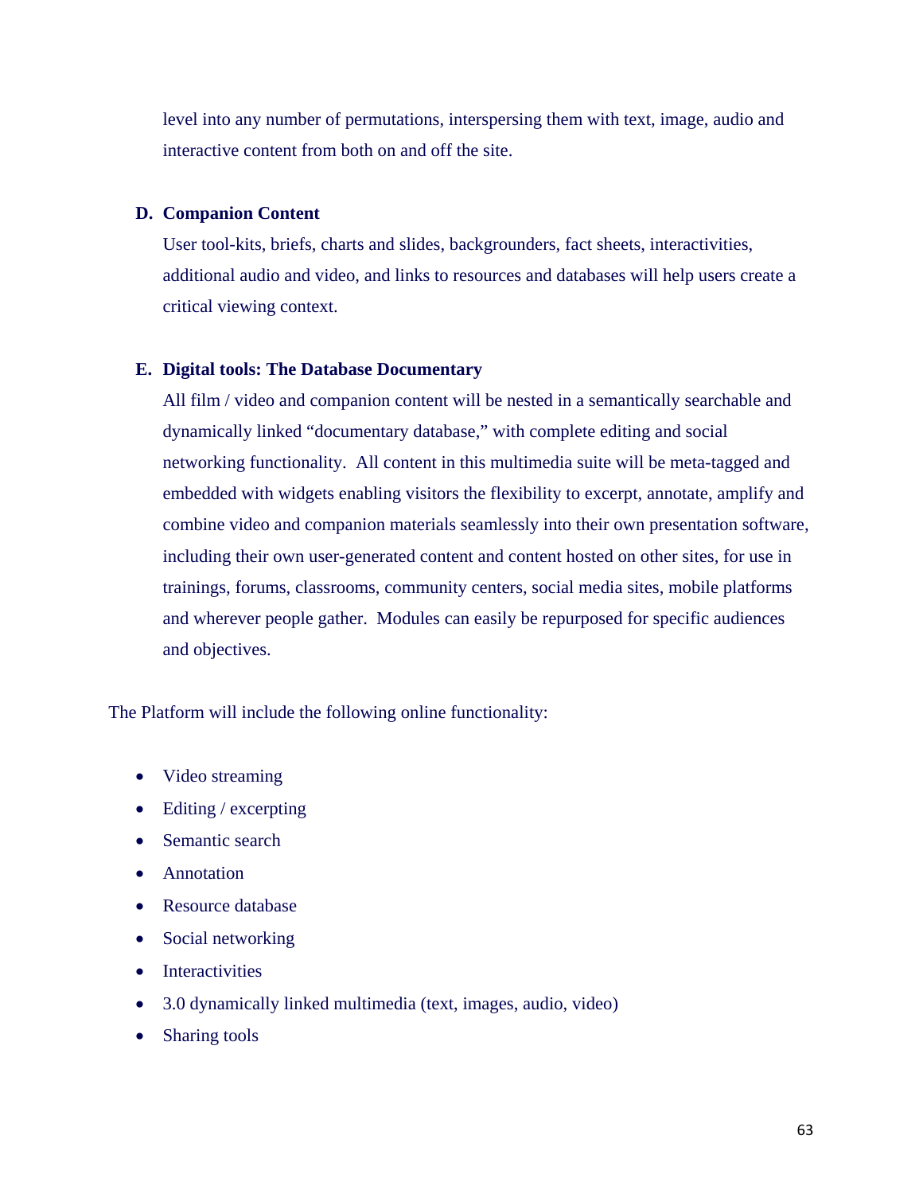level into any number of permutations, interspersing them with text, image, audio and interactive content from both on and off the site.

**D. Companion Content**

User tool-kits, briefs, charts and slides, backgrounders, fact sheets, interactivities, additional audio and video, and links to resources and databases will help users create a critical viewing context.

**E. Digital tools: The Database Documentary**

All film / video and companion content will be nested in a semantically searchable and dynamically linked "documentary database," with complete editing and social networking functionality. All content in this multimedia suite will be meta-tagged and embedded with widgets enabling visitors the flexibility to excerpt, annotate, amplify and combine video and companion materials seamlessly into their own presentation software, including their own user-generated content and content hosted on other sites, for use in trainings, forums, classrooms, community centers, social media sites, mobile platforms and wherever people gather. Modules can easily be repurposed for specific audiences and objectives.

The Platform will include the following online functionality:

- Video streaming
- Editing / excerpting
- Semantic search
- Annotation
- Resource database
- Social networking
- Interactivities
- 3.0 dynamically linked multimedia (text, images, audio, video)
- Sharing tools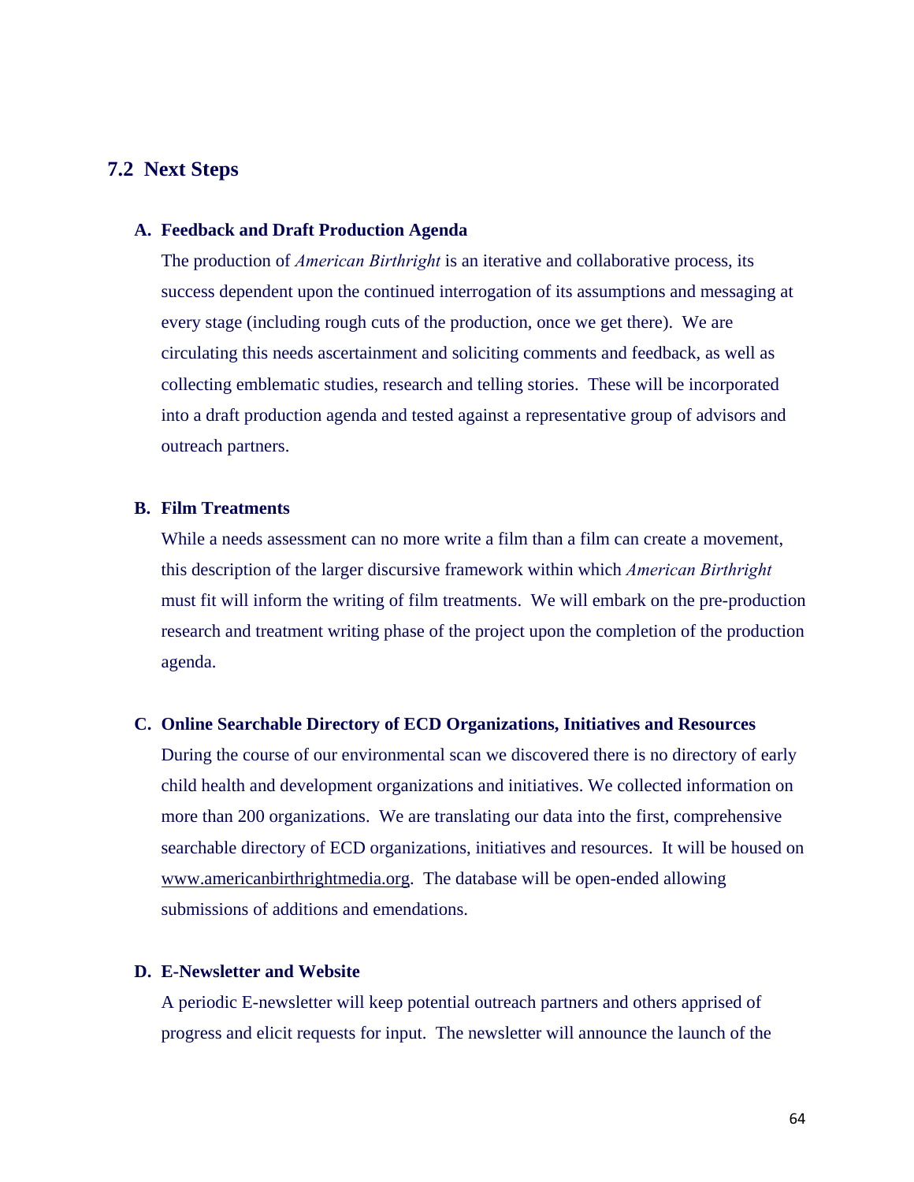## 7.2 Next Steps

### A. Feedback and Draft Production Agenda

The production of *American Birthright* is an iterative and collaborative process, its success dependent upon the continued interrogation of its assumptions and messaging at every stage (including rough cuts of the production, once we get there). We are circulating this needs ascertainment and soliciting comments and feedback, as well as collecting emblematic studies, research and telling stories. These will be incorporated into a draft production agenda and tested against a representative group of advisors and outreach partners.

### B. Film Treatments

While a needs assessment can no more write a film than a film can create a movement, this description of the larger discursive framework within which *American Birthright* must fit will inform the writing of film treatments. We will embark on the pre-production research and treatment writing phase of the project upon the completion of the production agenda.

### C. Online Searchable Directory of ECD Organizations, Initiatives and Resources

During the course of our environmental scan we discovered there is no directory of early child health and development organizations and initiatives. We collected information on more than 200 organizations. We are translating our data into the first, comprehensive searchable directory of ECD organizations, initiatives and resources. It will be housed on www.americanbirthrightmedia.org. The database will be open-ended allowing submissions of additions and emendations.

### D. E-Newsletter and Website

A periodic E-newsletter will keep potential outreach partners and others apprised of progress and elicit requests for input. The newsletter will announce the launch of the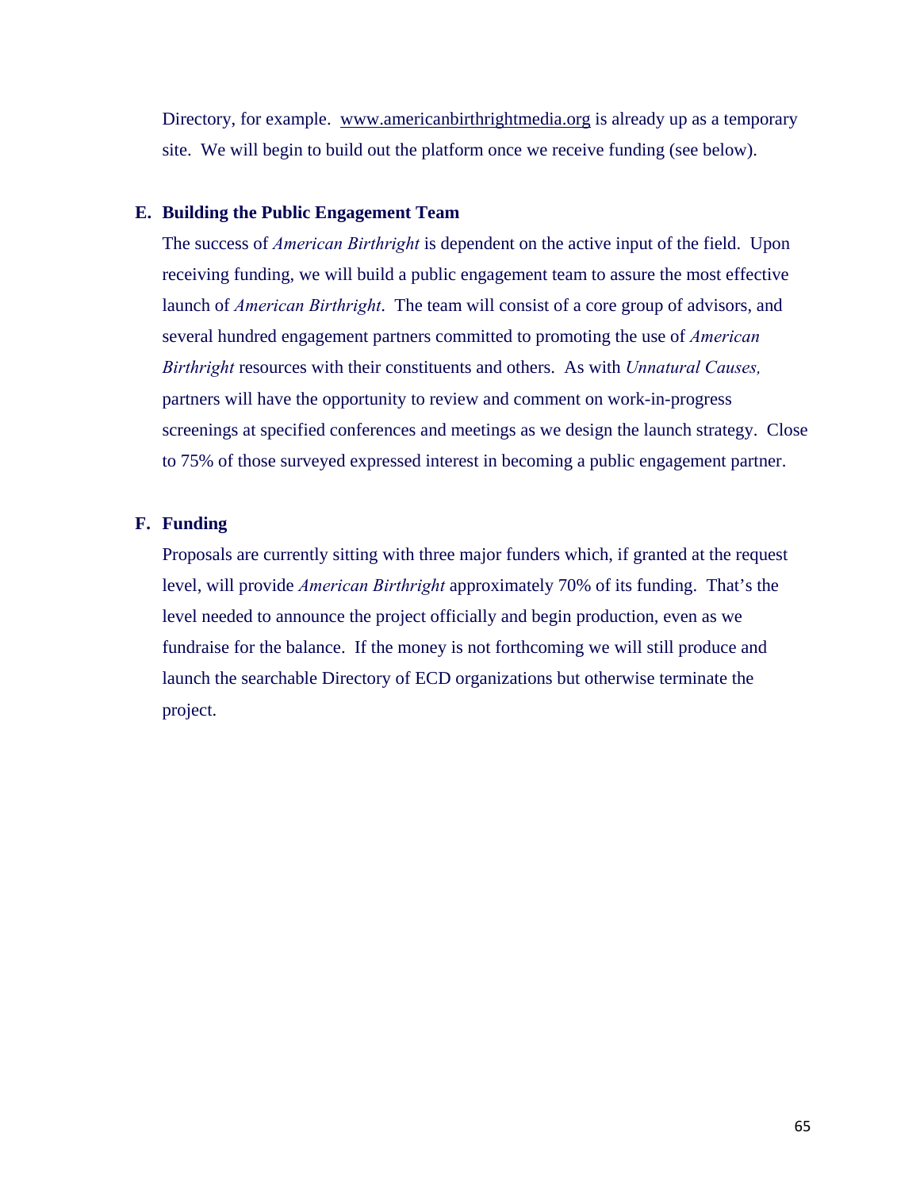Directory, for example. www.americanbirthrightmedia.org is already up as a temporary site. We will begin to build out the platform once we receive funding (see below).

### E. Building the Public Engagement Team

The success of *American Birthright* is dependent on the active input of the field. Upon receiving funding, we will build a public engagement team to assure the most effective launch of *American Birthright*. The team will consist of a core group of advisors, and several hundred engagement partners committed to promoting the use of *American Birthright* resources with their constituents and others. As with *Unnatural Causes,* partners will have the opportunity to review and comment on work-in-progress screenings at specified conferences and meetings as we design the launch strategy. Close to 75% of those surveyed expressed interest in becoming a public engagement partner.

### F. Funding

Proposals are currently sitting with three major funders which, if granted at the request level, will provide *American Birthright* approximately 70% of its funding. That's the level needed to announce the project officially and begin production, even as we fundraise for the balance. If the money is not forthcoming we will still produce and launch the searchable Directory of ECD organizations but otherwise terminate the project.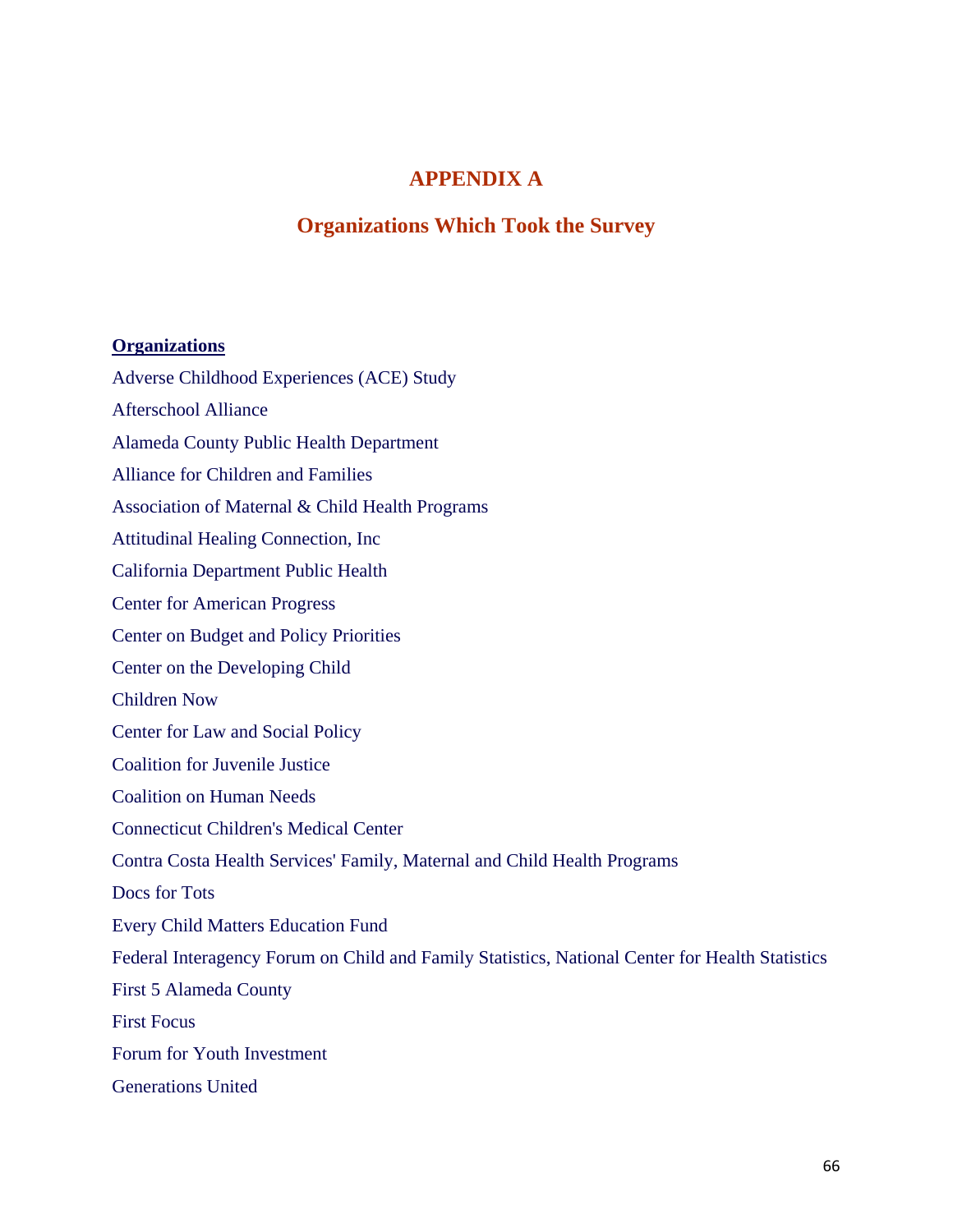# APPENDIX A

## Organizations Which Took the Survey

**<u>Organizations</u>**

Adverse Childhood Experiences (ACE) Study

Afterschool Alliance

Alameda County Public Health Department

Alliance for Children and Families

Association of Maternal & Child Health Programs

Attitudinal Healing Connection, Inc

California Department Public Health

Center for American Progress

Center on Budget and Policy Priorities

Center on the Developing Child

Children Now

Center for Law and Social Policy

Coalition for Juvenile Justice

Coalition on Human Needs

Connecticut Children's Medical Center

Contra Costa Health Services' Family, Maternal and Child Health Programs

Docs for Tots

Every Child Matters Education Fund

Federal Interagency Forum on Child and Family Statistics, National Center for Health Statistics

First 5 Alameda County

First Focus

Forum for Youth Investment

Generations United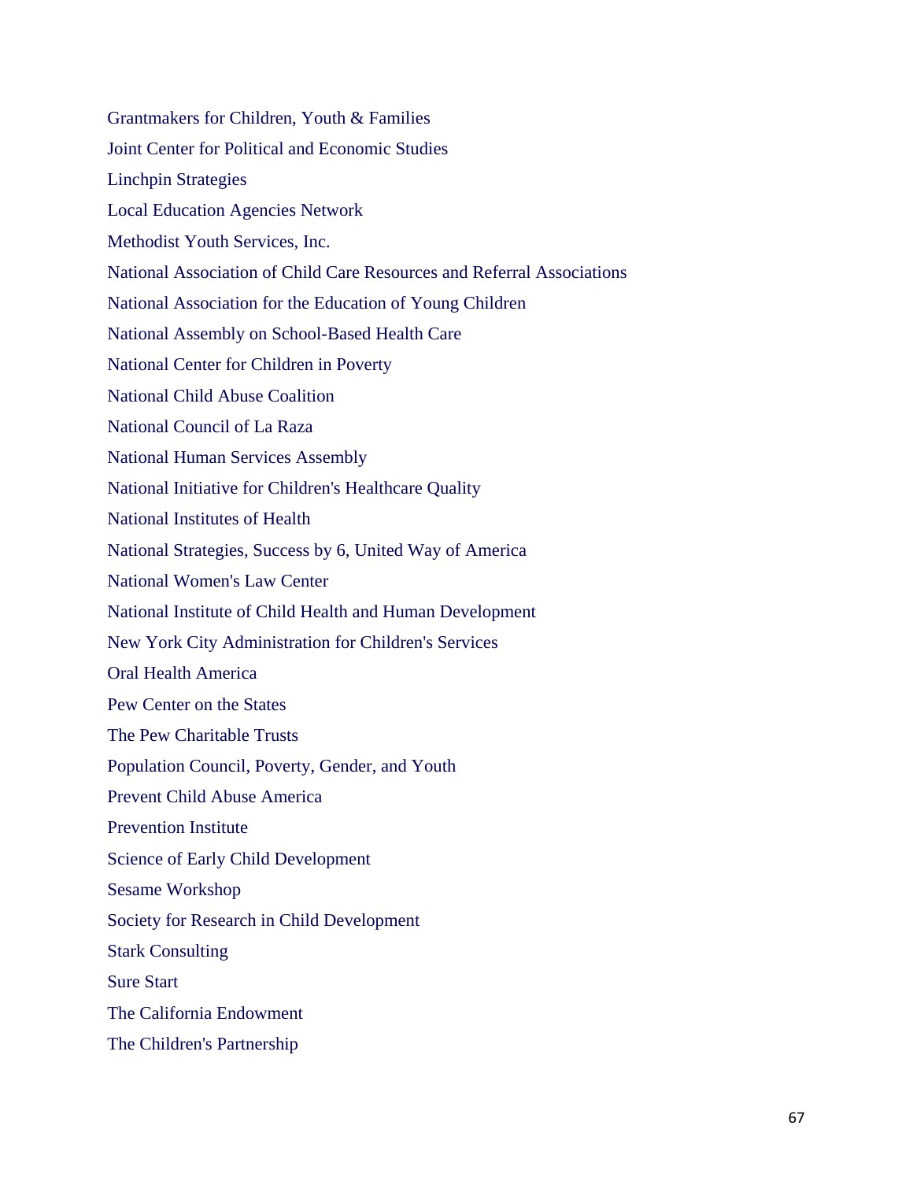Grantmakers for Children, Youth & Families

Joint Center for Political and Economic Studies

Linchpin Strategies

Local Education Agencies Network

Methodist Youth Services, Inc.

National Association of Child Care Resources and Referral Associations

National Association for the Education of Young Children

National Assembly on School-Based Health Care

National Center for Children in Poverty

National Child Abuse Coalition

National Council of La Raza

National Human Services Assembly

National Initiative for Children's Healthcare Quality

National Institutes of Health

National Strategies, Success by 6, United Way of America

National Women's Law Center

National Institute of Child Health and Human Development

New York City Administration for Children's Services

Oral Health America

Pew Center on the States

The Pew Charitable Trusts

Population Council, Poverty, Gender, and Youth

Prevent Child Abuse America

Prevention Institute

Science of Early Child Development

Sesame Workshop

Society for Research in Child Development

Stark Consulting

Sure Start

The California Endowment

The Children's Partnership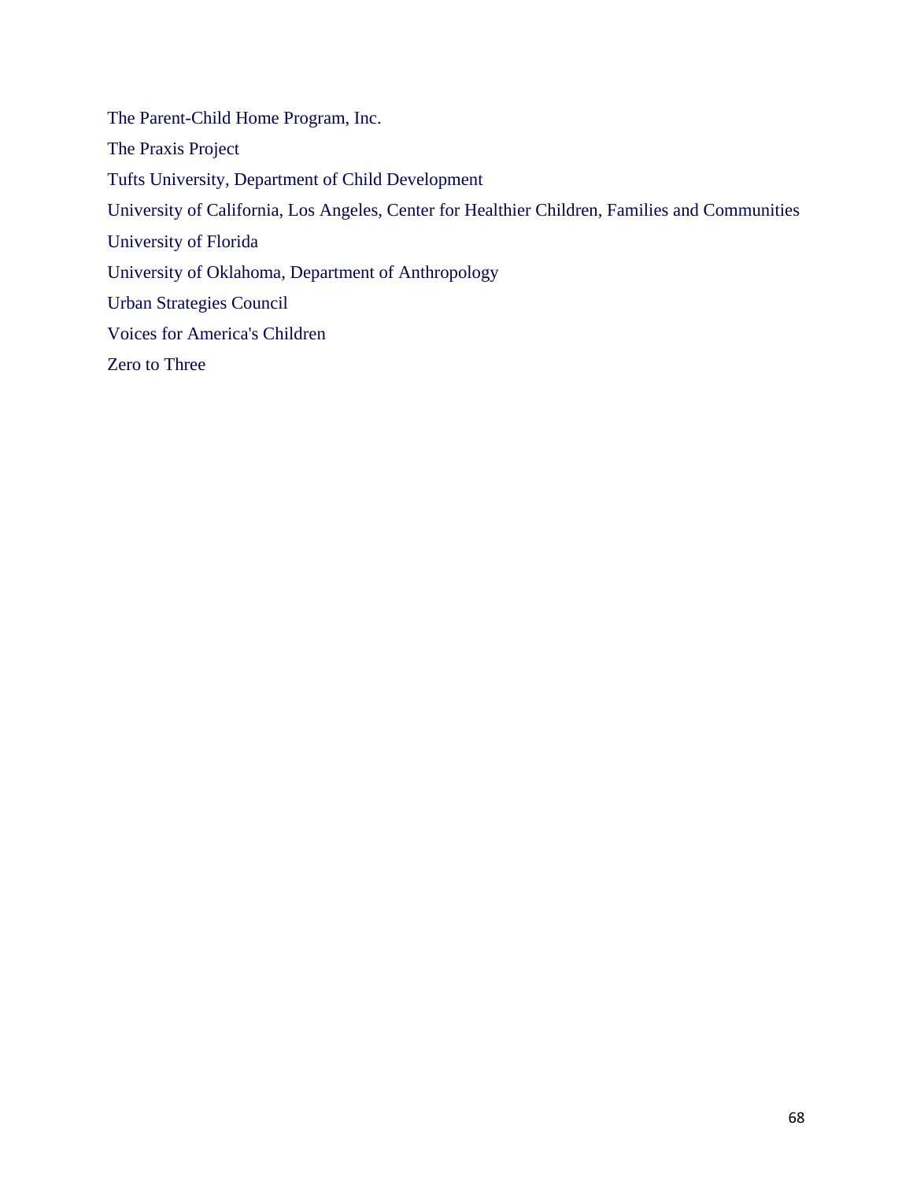The Parent-Child Home Program, Inc.

The Praxis Project

Tufts University, Department of Child Development

University of California, Los Angeles, Center for Healthier Children, Families and Communities

University of Florida

University of Oklahoma, Department of Anthropology

Urban Strategies Council

Voices for America's Children

Zero to Three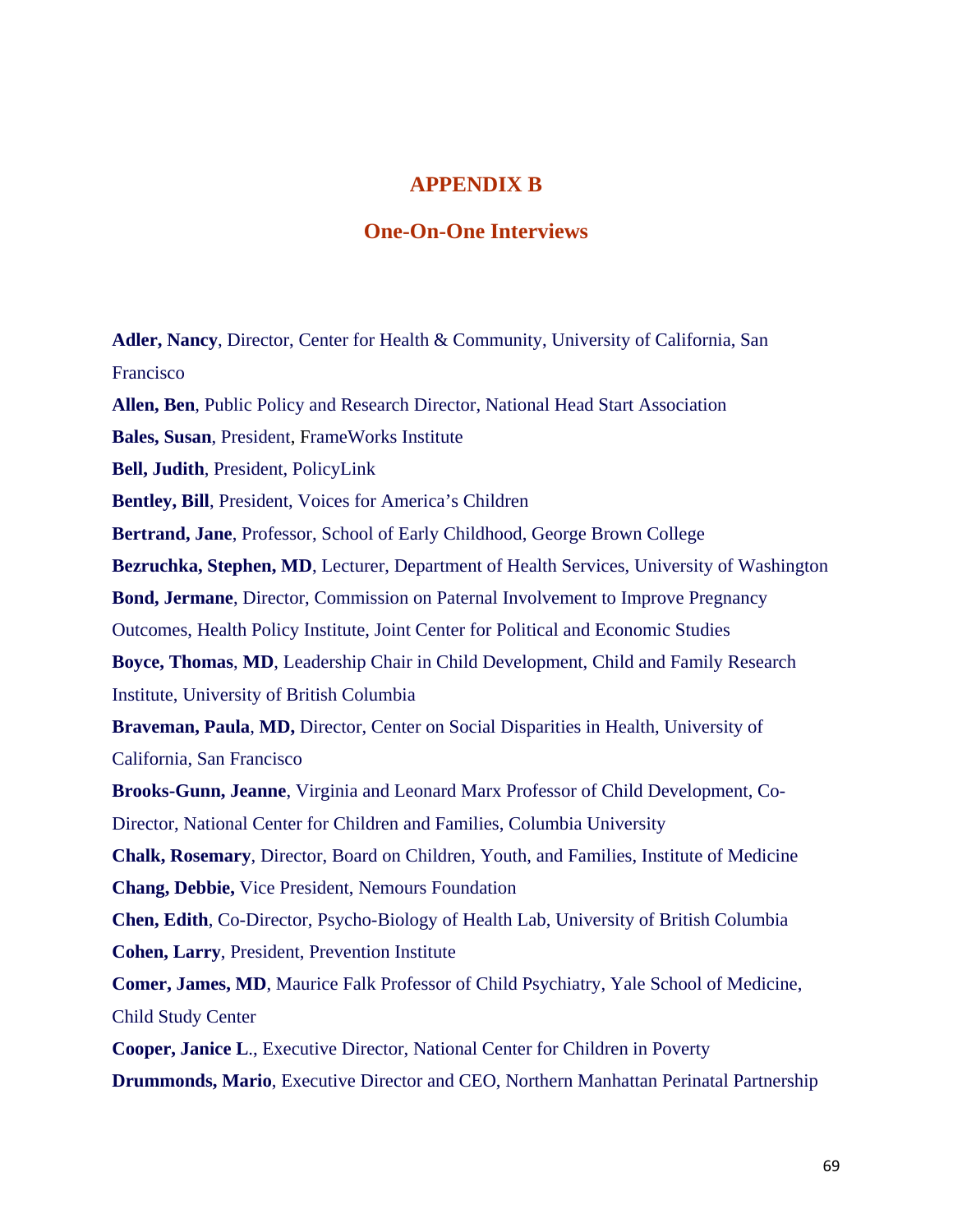# APPENDIX B

## One-On-One Interviews

**Adler, Nancy**, Director, Center for Health & Community, University of California, San Francisco

**Allen, Ben**, Public Policy and Research Director, National Head Start Association

**Bales, Susan**, President, FrameWorks Institute

**Bell, Judith**, President, PolicyLink

**Bentley, Bill**, President, Voices for America's Children

**Bertrand, Jane**, Professor, School of Early Childhood, George Brown College

**Bezruchka, Stephen, MD**, Lecturer, Department of Health Services, University of Washington

**Bond, Jermane**, Director, Commission on Paternal Involvement to Improve Pregnancy Outcomes, Health Policy Institute, Joint Center for Political and Economic Studies

**Boyce, Thomas**, **MD**, Leadership Chair in Child Development, Child and Family Research Institute, University of British Columbia

**Braveman, Paula**, **MD,** Director, Center on Social Disparities in Health, University of California, San Francisco

**Brooks-Gunn, Jeanne**, Virginia and Leonard Marx Professor of Child Development, Co-Director, National Center for Children and Families, Columbia University

**Chalk, Rosemary**, Director, Board on Children, Youth, and Families, Institute of Medicine

**Chang, Debbie,** Vice President, Nemours Foundation

**Chen, Edith**, Co-Director, Psycho-Biology of Health Lab, University of British Columbia

**Cohen, Larry**, President, Prevention Institute

**Comer, James, MD**, Maurice Falk Professor of Child Psychiatry, Yale School of Medicine, Child Study Center

**Cooper, Janice L**., Executive Director, National Center for Children in Poverty

**Drummonds, Mario**, Executive Director and CEO, Northern Manhattan Perinatal Partnership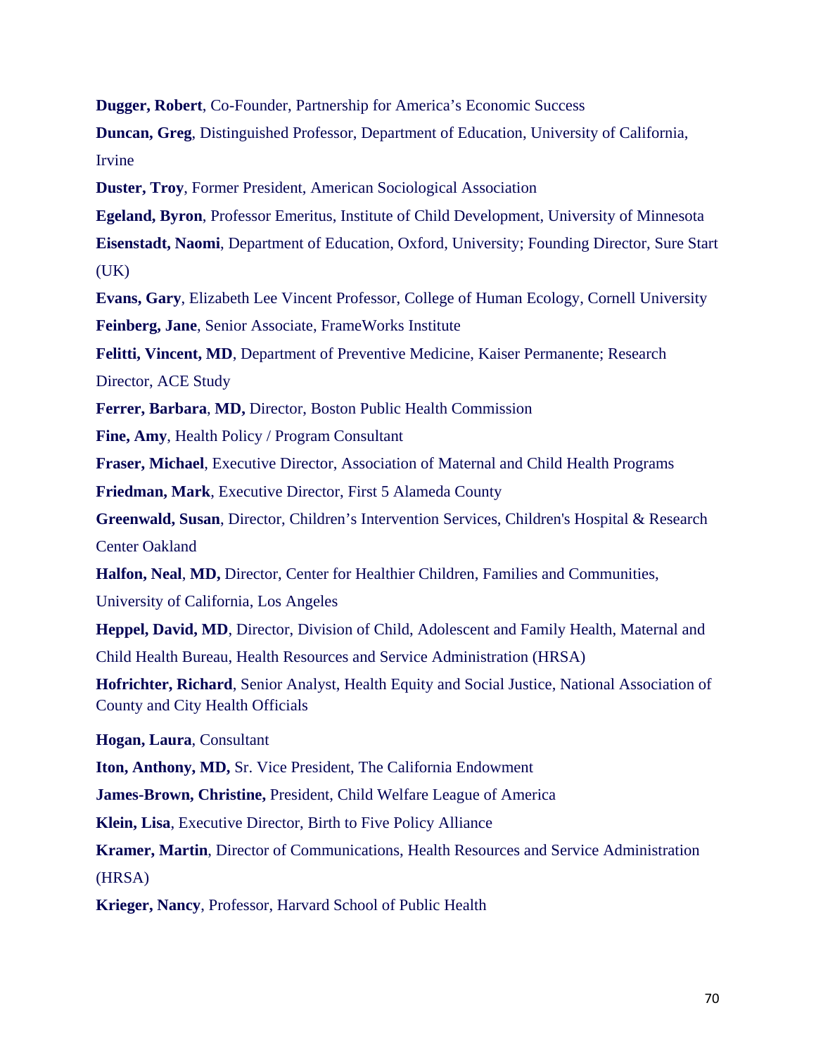**Dugger, Robert**, Co-Founder, Partnership for America's Economic Success

**Duncan, Greg**, Distinguished Professor, Department of Education, University of California, Irvine

**Duster, Troy**, Former President, American Sociological Association

**Egeland, Byron**, Professor Emeritus, Institute of Child Development, University of Minnesota

**Eisenstadt, Naomi**, Department of Education, Oxford, University; Founding Director, Sure Start (UK)

**Evans, Gary**, Elizabeth Lee Vincent Professor, College of Human Ecology, Cornell University

**Feinberg, Jane**, Senior Associate, FrameWorks Institute

**Felitti, Vincent, MD**, Department of Preventive Medicine, Kaiser Permanente; Research Director, ACE Study

**Ferrer, Barbara**, **MD,** Director, Boston Public Health Commission

**Fine, Amy**, Health Policy / Program Consultant

**Fraser, Michael**, Executive Director, Association of Maternal and Child Health Programs

**Friedman, Mark**, Executive Director, First 5 Alameda County

**Greenwald, Susan**, Director, Children's Intervention Services, Children's Hospital & Research Center Oakland

**Halfon, Neal**, **MD,** Director, Center for Healthier Children, Families and Communities, University of California, Los Angeles

**Heppel, David, MD**, Director, Division of Child, Adolescent and Family Health, Maternal and Child Health Bureau, Health Resources and Service Administration (HRSA)

**Hofrichter, Richard**, Senior Analyst, Health Equity and Social Justice, National Association of County and City Health Officials

**Hogan, Laura**, Consultant

**Iton, Anthony, MD,** Sr. Vice President, The California Endowment

**James-Brown, Christine,** President, Child Welfare League of America

**Klein, Lisa**, Executive Director, Birth to Five Policy Alliance

**Kramer, Martin**, Director of Communications, Health Resources and Service Administration (HRSA)

**Krieger, Nancy**, Professor, Harvard School of Public Health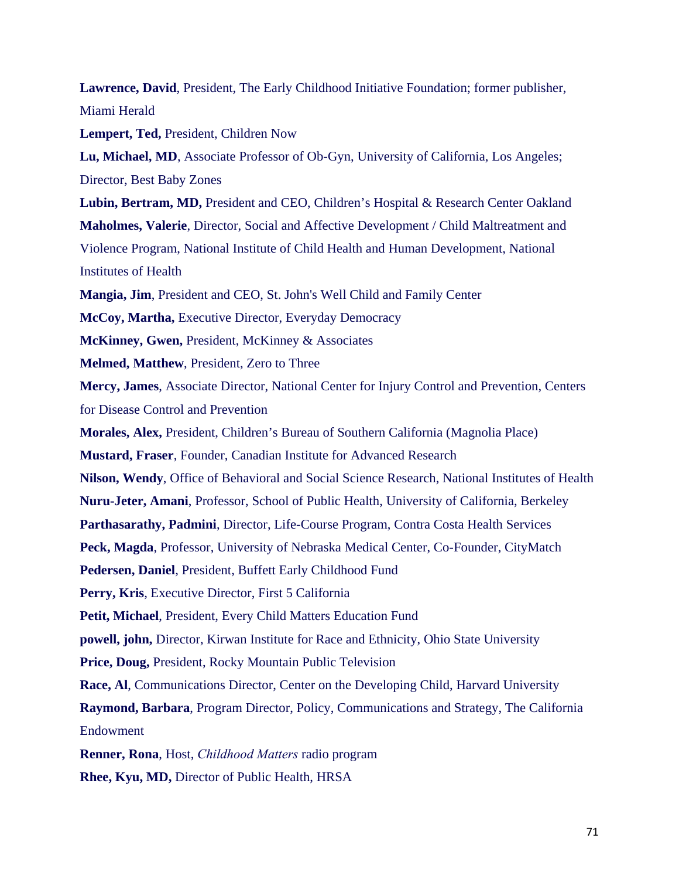**Lawrence, David**, President, The Early Childhood Initiative Foundation; former publisher, Miami Herald

**Lempert, Ted,** President, Children Now

**Lu, Michael, MD**, Associate Professor of Ob-Gyn, University of California, Los Angeles; Director, Best Baby Zones

**Lubin, Bertram, MD,** President and CEO, Children's Hospital & Research Center Oakland

**Maholmes, Valerie**, Director, Social and Affective Development / Child Maltreatment and Violence Program, National Institute of Child Health and Human Development, National Institutes of Health

**Mangia, Jim**, President and CEO, St. John's Well Child and Family Center

**McCoy, Martha,** Executive Director, Everyday Democracy

**McKinney, Gwen,** President, McKinney & Associates

**Melmed, Matthew**, President, Zero to Three

**Mercy, James**, Associate Director, National Center for Injury Control and Prevention, Centers for Disease Control and Prevention

**Morales, Alex,** President, Children's Bureau of Southern California (Magnolia Place)

**Mustard, Fraser**, Founder, Canadian Institute for Advanced Research

**Nilson, Wendy**, Office of Behavioral and Social Science Research, National Institutes of Health

**Nuru-Jeter, Amani**, Professor, School of Public Health, University of California, Berkeley

**Parthasarathy, Padmini**, Director, Life-Course Program, Contra Costa Health Services

**Peck, Magda**, Professor, University of Nebraska Medical Center, Co-Founder, CityMatch

**Pedersen, Daniel**, President, Buffett Early Childhood Fund

**Perry, Kris**, Executive Director, First 5 California

**Petit, Michael**, President, Every Child Matters Education Fund

**powell, john,** Director, Kirwan Institute for Race and Ethnicity, Ohio State University

**Price, Doug,** President, Rocky Mountain Public Television

**Race, Al**, Communications Director, Center on the Developing Child, Harvard University

**Raymond, Barbara**, Program Director, Policy, Communications and Strategy, The California Endowment

**Renner, Rona**, Host, *Childhood Matters* radio program

**Rhee, Kyu, MD,** Director of Public Health, HRSA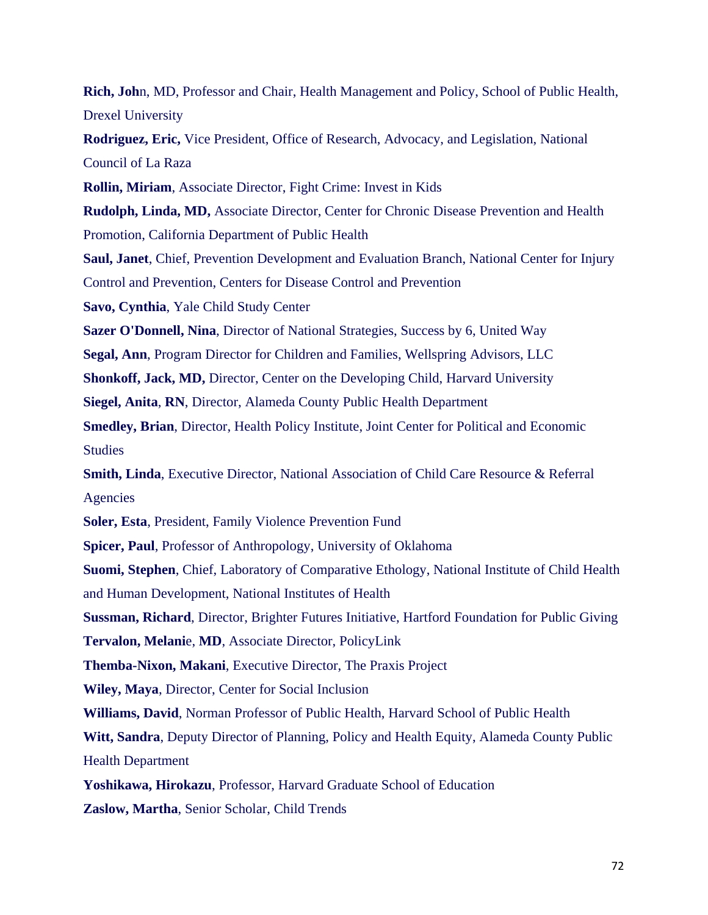**Rich, Joh**n, MD, Professor and Chair, Health Management and Policy, School of Public Health, Drexel University

**Rodriguez, Eric,** Vice President, Office of Research, Advocacy, and Legislation, National Council of La Raza

**Rollin, Miriam**, Associate Director, Fight Crime: Invest in Kids

**Rudolph, Linda, MD,** Associate Director, Center for Chronic Disease Prevention and Health Promotion, California Department of Public Health

**Saul, Janet**, Chief, Prevention Development and Evaluation Branch, National Center for Injury Control and Prevention, Centers for Disease Control and Prevention

**Savo, Cynthia**, Yale Child Study Center

**Sazer O'Donnell, Nina**, Director of National Strategies, Success by 6, United Way

**Segal, Ann**, Program Director for Children and Families, Wellspring Advisors, LLC

**Shonkoff, Jack, MD,** Director, Center on the Developing Child, Harvard University

**Siegel, Anita**, **RN**, Director, Alameda County Public Health Department

**Smedley, Brian**, Director, Health Policy Institute, Joint Center for Political and Economic Studies

**Smith, Linda**, Executive Director, National Association of Child Care Resource & Referral Agencies

**Soler, Esta**, President, Family Violence Prevention Fund

**Spicer, Paul**, Professor of Anthropology, University of Oklahoma

**Suomi, Stephen**, Chief, Laboratory of Comparative Ethology, National Institute of Child Health and Human Development, National Institutes of Health

**Sussman, Richard**, Director, Brighter Futures Initiative, Hartford Foundation for Public Giving

**Tervalon, Melani**e, **MD**, Associate Director, PolicyLink

**Themba-Nixon, Makani**, Executive Director, The Praxis Project

**Wiley, Maya**, Director, Center for Social Inclusion

**Williams, David**, Norman Professor of Public Health, Harvard School of Public Health

**Witt, Sandra**, Deputy Director of Planning, Policy and Health Equity, Alameda County Public Health Department

**Yoshikawa, Hirokazu**, Professor, Harvard Graduate School of Education

**Zaslow, Martha**, Senior Scholar, Child Trends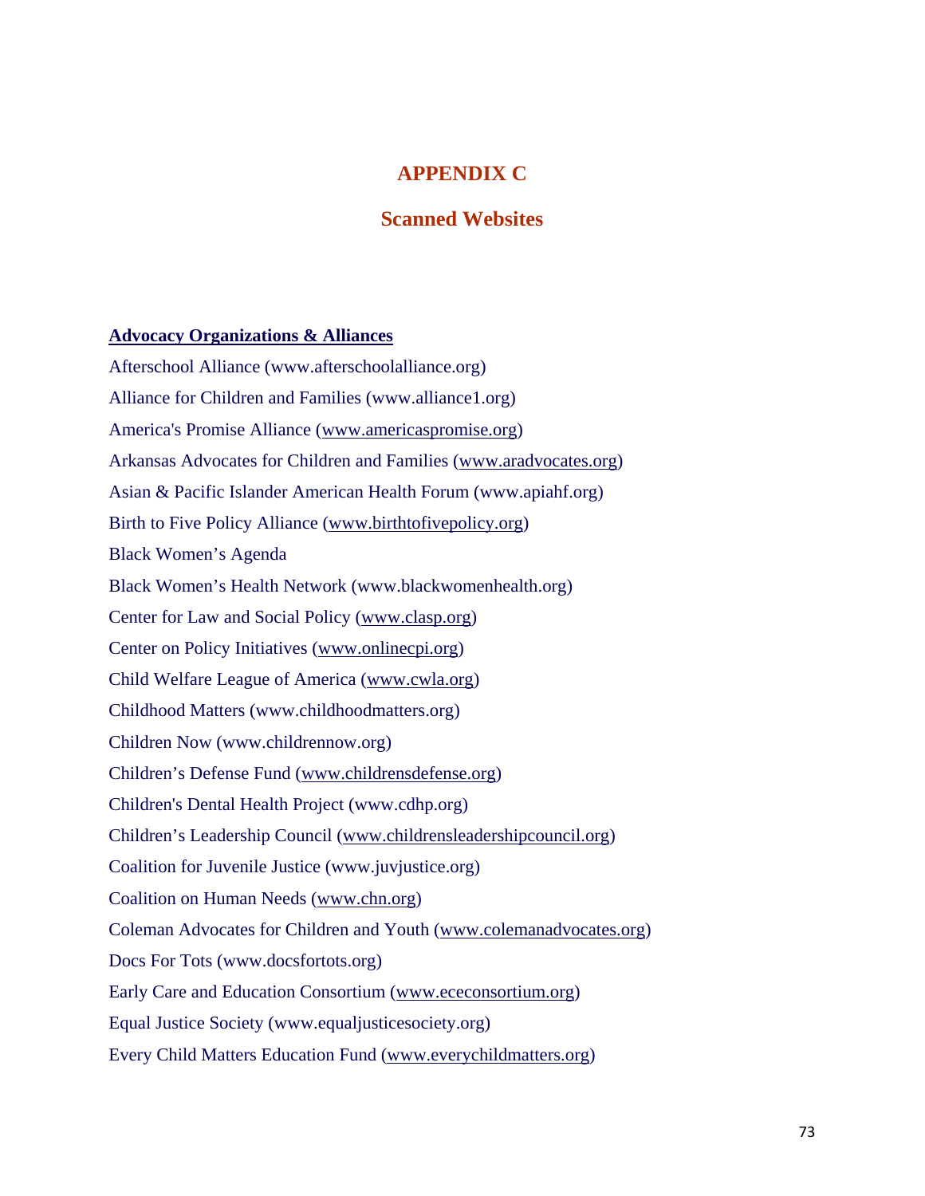# APPENDIX C

## Scanned Websites

**Advocacy Organizations & Alliances**

Afterschool Alliance (www.afterschoolalliance.org)

Alliance for Children and Families (www.alliance1.org)

America's Promise Alliance (www.americaspromise.org)

Arkansas Advocates for Children and Families (www.aradvocates.org)

Asian & Pacific Islander American Health Forum (www.apiahf.org)

Birth to Five Policy Alliance (www.birthtofivepolicy.org)

Black Women's Agenda

Black Women's Health Network (www.blackwomenhealth.org)

Center for Law and Social Policy (www.clasp.org)

Center on Policy Initiatives (www.onlinecpi.org)

Child Welfare League of America (www.cwla.org)

Childhood Matters (www.childhoodmatters.org)

Children Now (www.childrennow.org)

Children's Defense Fund (www.childrensdefense.org)

Children's Dental Health Project (www.cdhp.org)

Children's Leadership Council (www.childrensleadershipcouncil.org)

Coalition for Juvenile Justice (www.juvjustice.org)

Coalition on Human Needs (www.chn.org)

Coleman Advocates for Children and Youth (www.colemanadvocates.org)

Docs For Tots (www.docsfortots.org)

Early Care and Education Consortium (www.ececonsortium.org)

Equal Justice Society (www.equaljusticesociety.org)

Every Child Matters Education Fund (www.everychildmatters.org)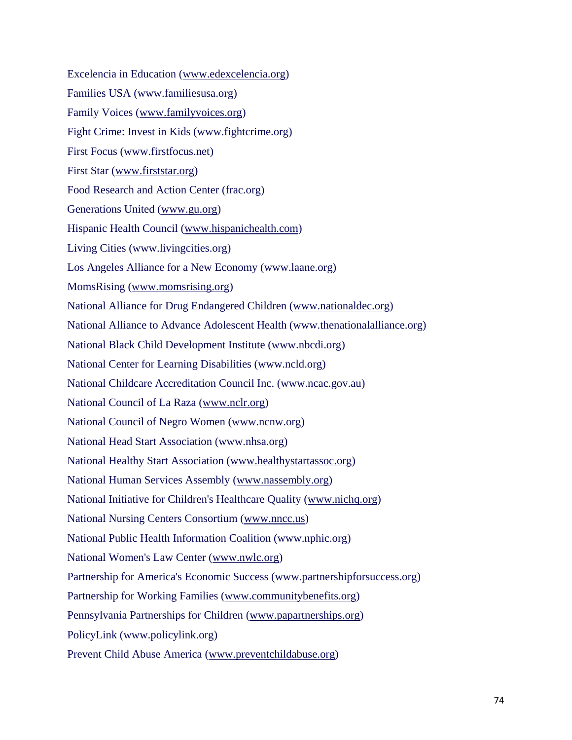Excelencia in Education (www.edexcelencia.org)

Families USA (www.familiesusa.org)

Family Voices (www.familyvoices.org)

Fight Crime: Invest in Kids (www.fightcrime.org)

First Focus (www.firstfocus.net)

First Star (www.firststar.org)

Food Research and Action Center (frac.org)

Generations United (www.gu.org)

Hispanic Health Council (www.hispanichealth.com)

Living Cities (www.livingcities.org)

Los Angeles Alliance for a New Economy (www.laane.org)

MomsRising (www.momsrising.org)

National Alliance for Drug Endangered Children (www.nationaldec.org)

National Alliance to Advance Adolescent Health (www.thenationalalliance.org)

National Black Child Development Institute (www.nbcdi.org)

National Center for Learning Disabilities (www.ncld.org)

National Childcare Accreditation Council Inc. (www.ncac.gov.au)

National Council of La Raza (www.nclr.org)

National Council of Negro Women (www.ncnw.org)

National Head Start Association (www.nhsa.org)

National Healthy Start Association (www.healthystartassoc.org)

National Human Services Assembly (www.nassembly.org)

National Initiative for Children's Healthcare Quality (www.nichq.org)

National Nursing Centers Consortium (www.nncc.us)

National Public Health Information Coalition (www.nphic.org)

National Women's Law Center (www.nwlc.org)

Partnership for America's Economic Success (www.partnershipforsuccess.org)

Partnership for Working Families (www.communitybenefits.org)

Pennsylvania Partnerships for Children (www.papartnerships.org)

PolicyLink (www.policylink.org)

Prevent Child Abuse America (www.preventchildabuse.org)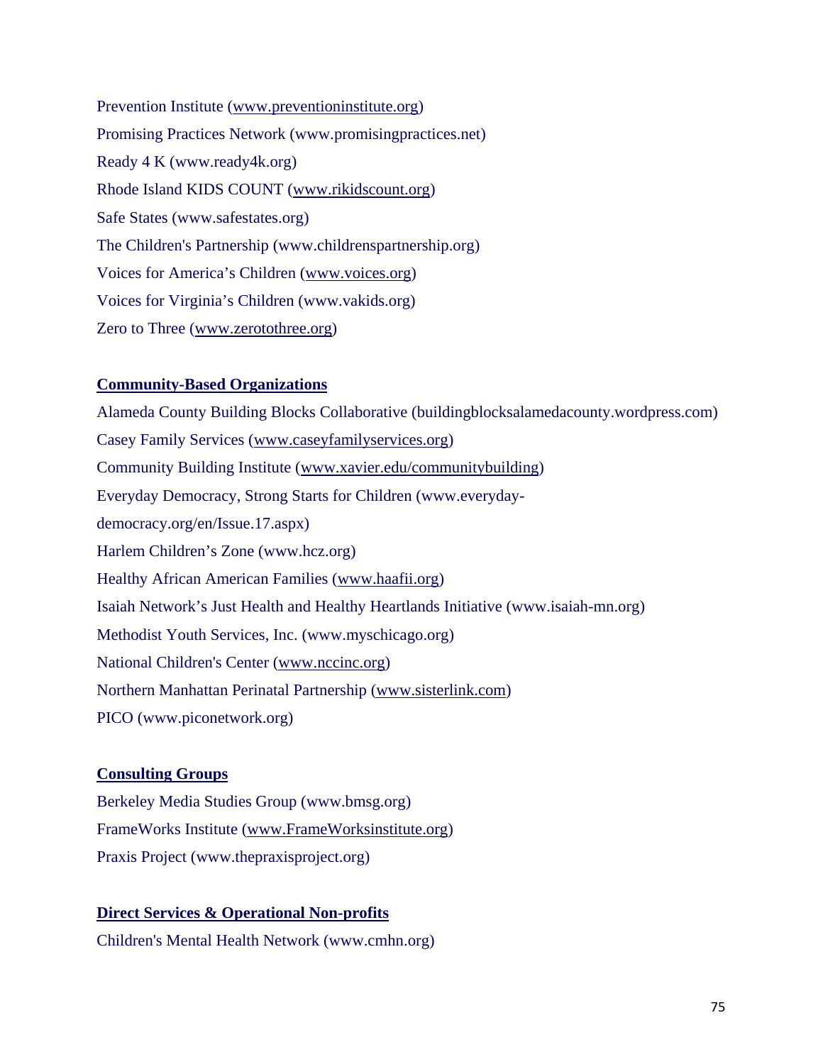Prevention Institute (www.preventioninstitute.org)

Promising Practices Network (www.promisingpractices.net)

Ready 4 K (www.ready4k.org)

Rhode Island KIDS COUNT (www.rikidscount.org)

Safe States (www.safestates.org)

The Children's Partnership (www.childrenspartnership.org)

Voices for America's Children (www.voices.org)

Voices for Virginia's Children (www.vakids.org)

Zero to Three (www.zerotothree.org)

**Community-Based Organizations**

Alameda County Building Blocks Collaborative (buildingblocksalamedacounty.wordpress.com)

Casey Family Services (www.caseyfamilyservices.org)

Community Building Institute (www.xavier.edu/communitybuilding)

Everyday Democracy, Strong Starts for Children (www.everyday-democracy.org/en/Issue.17.aspx)

Harlem Children's Zone (www.hcz.org)

Healthy African American Families (www.haafii.org)

Isaiah Network's Just Health and Healthy Heartlands Initiative (www.isaiah-mn.org)

Methodist Youth Services, Inc. (www.myschicago.org)

National Children's Center (www.nccinc.org)

Northern Manhattan Perinatal Partnership (www.sisterlink.com)

PICO (www.piconetwork.org)

**Consulting Groups**

Berkeley Media Studies Group (www.bmsg.org)

FrameWorks Institute (www.FrameWorksinstitute.org)

Praxis Project (www.thepraxisproject.org)

**Direct Services & Operational Non-profits**

Children's Mental Health Network (www.cmhn.org)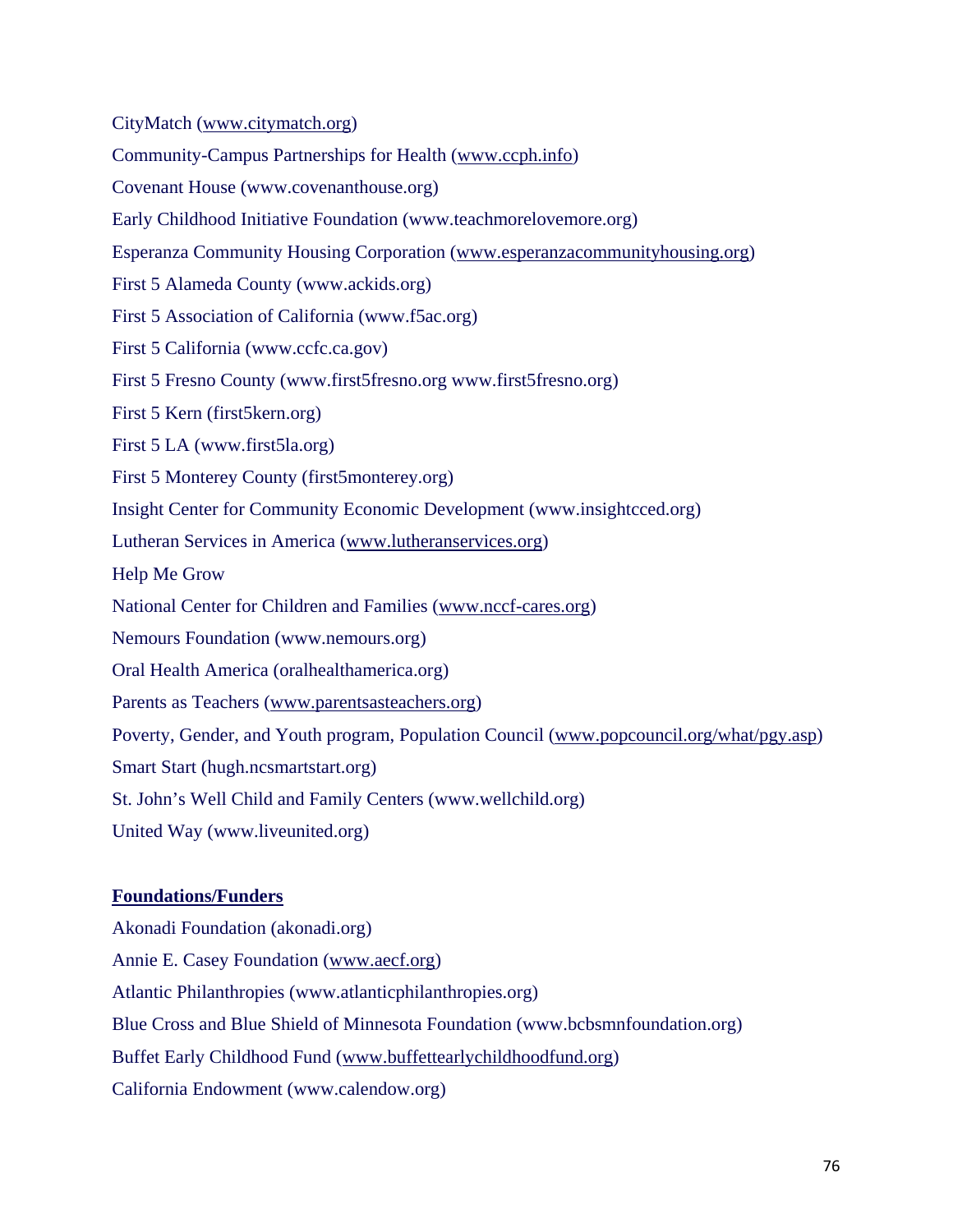CityMatch (www.citymatch.org)

Community-Campus Partnerships for Health (www.ccph.info)

Covenant House (www.covenanthouse.org)

Early Childhood Initiative Foundation (www.teachmorelovemore.org)

Esperanza Community Housing Corporation (www.esperanzacommunityhousing.org)

First 5 Alameda County (www.ackids.org)

First 5 Association of California (www.f5ac.org)

First 5 California (www.ccfc.ca.gov)

First 5 Fresno County (www.first5fresno.org www.first5fresno.org)

First 5 Kern (first5kern.org)

First 5 LA (www.first5la.org)

First 5 Monterey County (first5monterey.org)

Insight Center for Community Economic Development (www.insightcced.org)

Lutheran Services in America (www.lutheranservices.org)

Help Me Grow

National Center for Children and Families (www.nccf-cares.org)

Nemours Foundation (www.nemours.org)

Oral Health America (oralhealthamerica.org)

Parents as Teachers (www.parentsasteachers.org)

Poverty, Gender, and Youth program, Population Council (www.popcouncil.org/what/pgy.asp)

Smart Start (hugh.ncsmartstart.org)

St. John's Well Child and Family Centers (www.wellchild.org)

United Way (www.liveunited.org)

**Foundations/Funders**

Akonadi Foundation (akonadi.org)

Annie E. Casey Foundation (www.aecf.org)

Atlantic Philanthropies (www.atlanticphilanthropies.org)

Blue Cross and Blue Shield of Minnesota Foundation (www.bcbsmnfoundation.org)

Buffet Early Childhood Fund (www.buffettearlychildhoodfund.org)

California Endowment (www.calendow.org)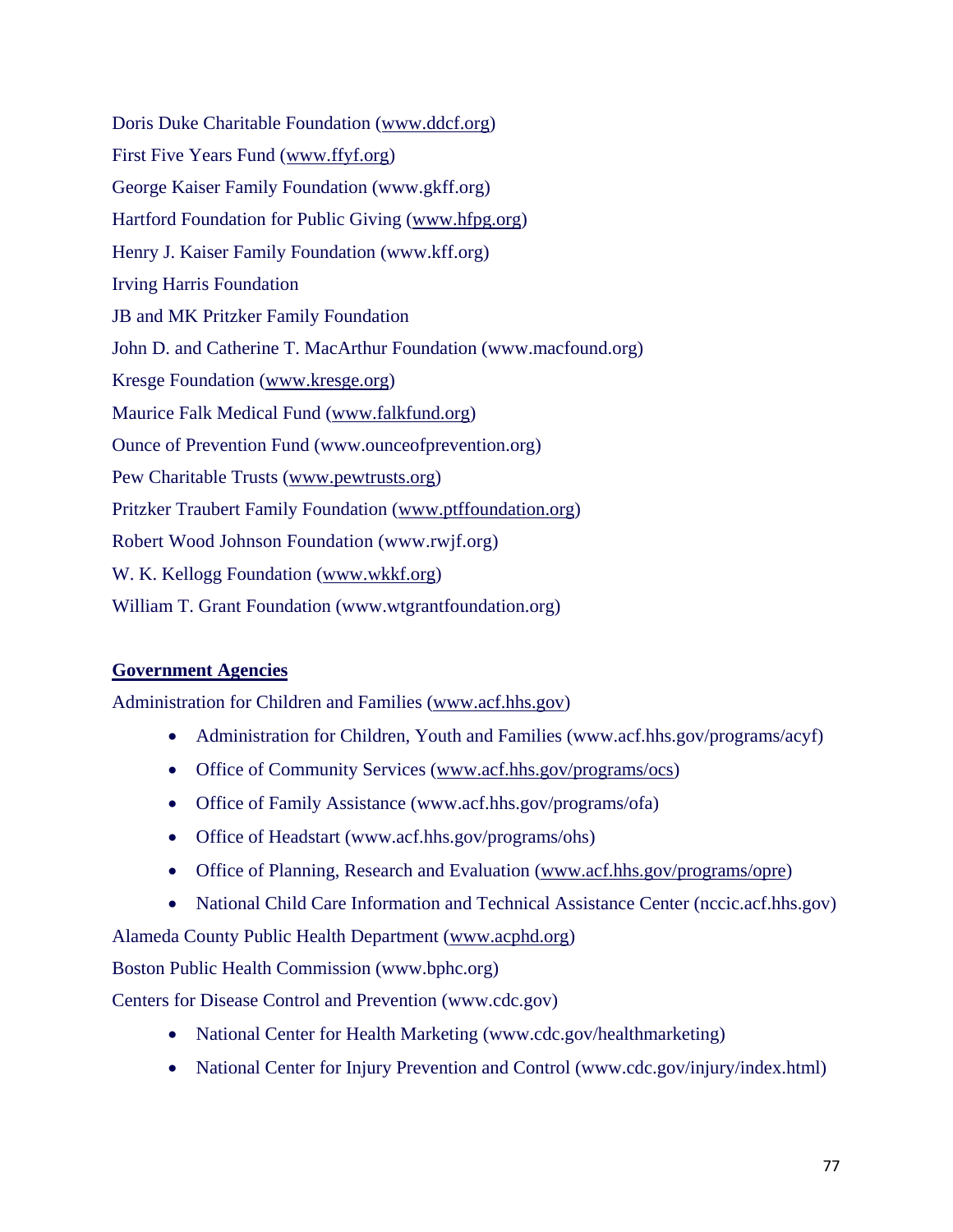Doris Duke Charitable Foundation (www.ddcf.org)

First Five Years Fund (www.ffyf.org)

George Kaiser Family Foundation (www.gkff.org)

Hartford Foundation for Public Giving (www.hfpg.org)

Henry J. Kaiser Family Foundation (www.kff.org)

Irving Harris Foundation

JB and MK Pritzker Family Foundation

John D. and Catherine T. MacArthur Foundation (www.macfound.org)

Kresge Foundation (www.kresge.org)

Maurice Falk Medical Fund (www.falkfund.org)

Ounce of Prevention Fund (www.ounceofprevention.org)

Pew Charitable Trusts (www.pewtrusts.org)

Pritzker Traubert Family Foundation (www.ptffoundation.org)

Robert Wood Johnson Foundation (www.rwjf.org)

W. K. Kellogg Foundation (www.wkkf.org)

William T. Grant Foundation (www.wtgrantfoundation.org)

**Government Agencies**

Administration for Children and Families (www.acf.hhs.gov)

- Administration for Children, Youth and Families (www.acf.hhs.gov/programs/acyf)
- Office of Community Services (www.acf.hhs.gov/programs/ocs)
- Office of Family Assistance (www.acf.hhs.gov/programs/ofa)
- Office of Headstart (www.acf.hhs.gov/programs/ohs)
- Office of Planning, Research and Evaluation (www.acf.hhs.gov/programs/opre)
- National Child Care Information and Technical Assistance Center (nccic.acf.hhs.gov)

Alameda County Public Health Department (www.acphd.org)

Boston Public Health Commission (www.bphc.org)

Centers for Disease Control and Prevention (www.cdc.gov)

- National Center for Health Marketing (www.cdc.gov/healthmarketing)
- National Center for Injury Prevention and Control (www.cdc.gov/injury/index.html)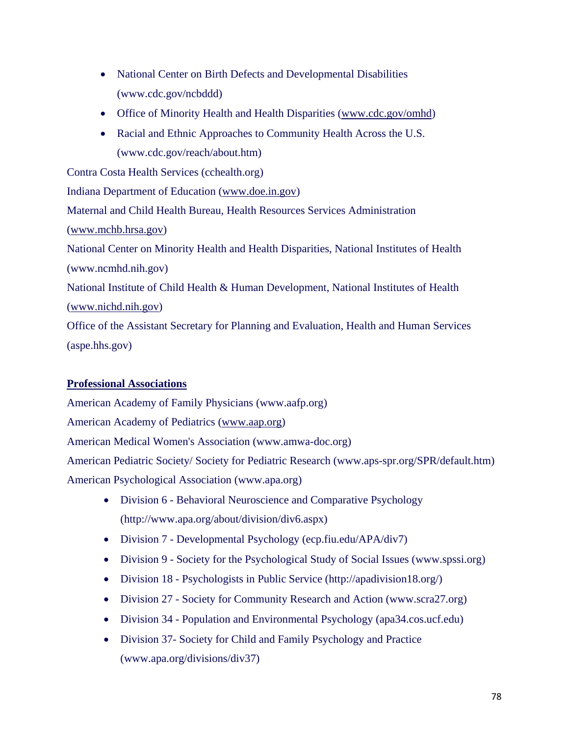- National Center on Birth Defects and Developmental Disabilities (www.cdc.gov/ncbddd)
- Office of Minority Health and Health Disparities (www.cdc.gov/omhd)
- Racial and Ethnic Approaches to Community Health Across the U.S. (www.cdc.gov/reach/about.htm)

Contra Costa Health Services (cchealth.org)

Indiana Department of Education (www.doe.in.gov)

Maternal and Child Health Bureau, Health Resources Services Administration (www.mchb.hrsa.gov)

National Center on Minority Health and Health Disparities, National Institutes of Health (www.ncmhd.nih.gov)

National Institute of Child Health & Human Development, National Institutes of Health (www.nichd.nih.gov)

Office of the Assistant Secretary for Planning and Evaluation, Health and Human Services (aspe.hhs.gov)

**Professional Associations**

American Academy of Family Physicians (www.aafp.org)

American Academy of Pediatrics (www.aap.org)

American Medical Women's Association (www.amwa-doc.org)

American Pediatric Society/ Society for Pediatric Research (www.aps-spr.org/SPR/default.htm)

American Psychological Association (www.apa.org)

- Division 6 - Behavioral Neuroscience and Comparative Psychology (http://www.apa.org/about/division/div6.aspx)
- Division 7 - Developmental Psychology (ecp.fiu.edu/APA/div7)
- Division 9 - Society for the Psychological Study of Social Issues (www.spssi.org)
- Division 18 - Psychologists in Public Service (http://apadivision18.org/)
- Division 27 - Society for Community Research and Action (www.scra27.org)
- Division 34 - Population and Environmental Psychology (apa34.cos.ucf.edu)
- Division 37- Society for Child and Family Psychology and Practice (www.apa.org/divisions/div37)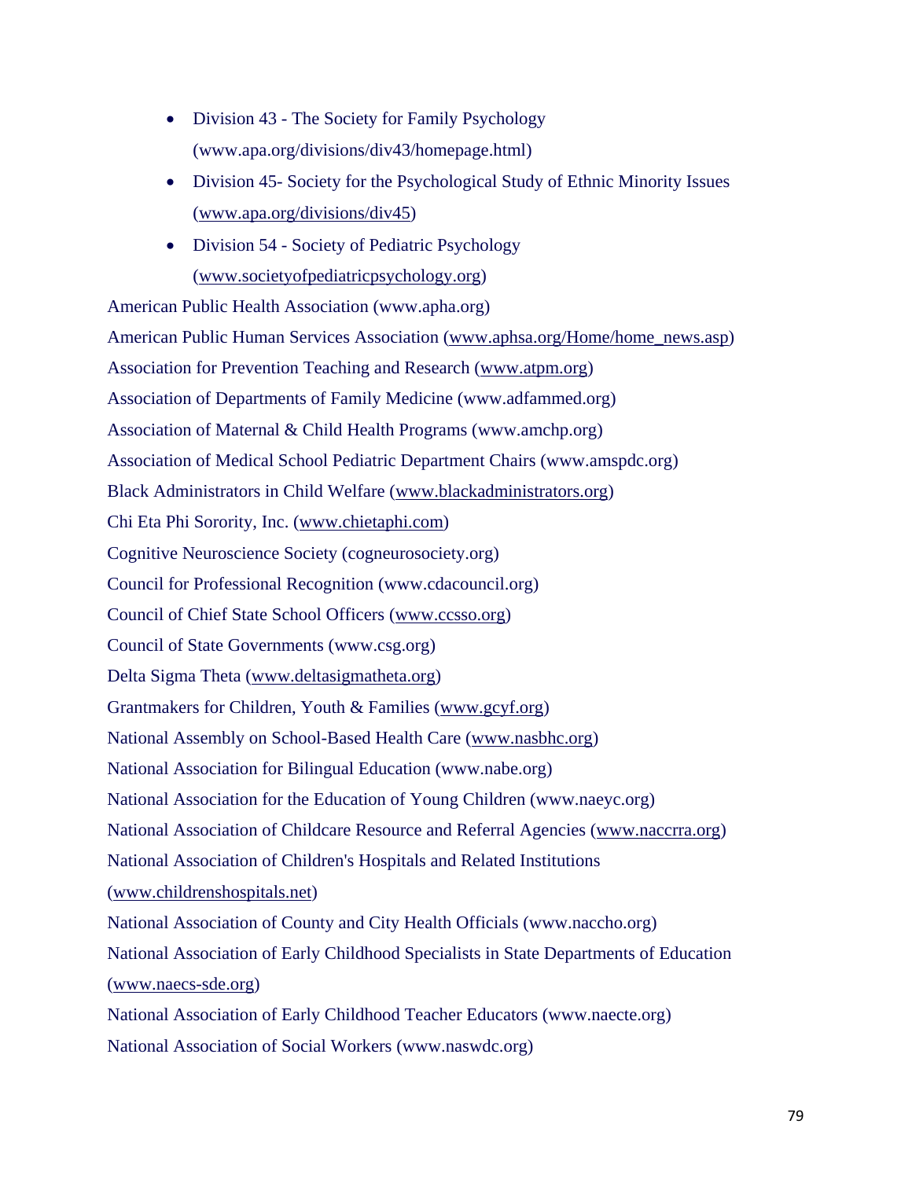- Division 43 - The Society for Family Psychology (www.apa.org/divisions/div43/homepage.html)
- Division 45- Society for the Psychological Study of Ethnic Minority Issues (www.apa.org/divisions/div45)
- Division 54 - Society of Pediatric Psychology (www.societyofpediatricpsychology.org)

American Public Health Association (www.apha.org)

American Public Human Services Association (www.aphsa.org/Home/home_news.asp)

Association for Prevention Teaching and Research (www.atpm.org)

Association of Departments of Family Medicine (www.adfammed.org)

Association of Maternal & Child Health Programs (www.amchp.org)

Association of Medical School Pediatric Department Chairs (www.amspdc.org)

Black Administrators in Child Welfare (www.blackadministrators.org)

Chi Eta Phi Sorority, Inc. (www.chietaphi.com)

Cognitive Neuroscience Society (cogneurosociety.org)

Council for Professional Recognition (www.cdacouncil.org)

Council of Chief State School Officers (www.ccsso.org)

Council of State Governments (www.csg.org)

Delta Sigma Theta (www.deltasigmatheta.org)

Grantmakers for Children, Youth & Families (www.gcyf.org)

National Assembly on School-Based Health Care (www.nasbhc.org)

National Association for Bilingual Education (www.nabe.org)

National Association for the Education of Young Children (www.naeyc.org)

National Association of Childcare Resource and Referral Agencies (www.naccrra.org)

National Association of Children's Hospitals and Related Institutions (www.childrenshospitals.net)

National Association of County and City Health Officials (www.naccho.org)

National Association of Early Childhood Specialists in State Departments of Education (www.naecs-sde.org)

National Association of Early Childhood Teacher Educators (www.naecte.org)

National Association of Social Workers (www.naswdc.org)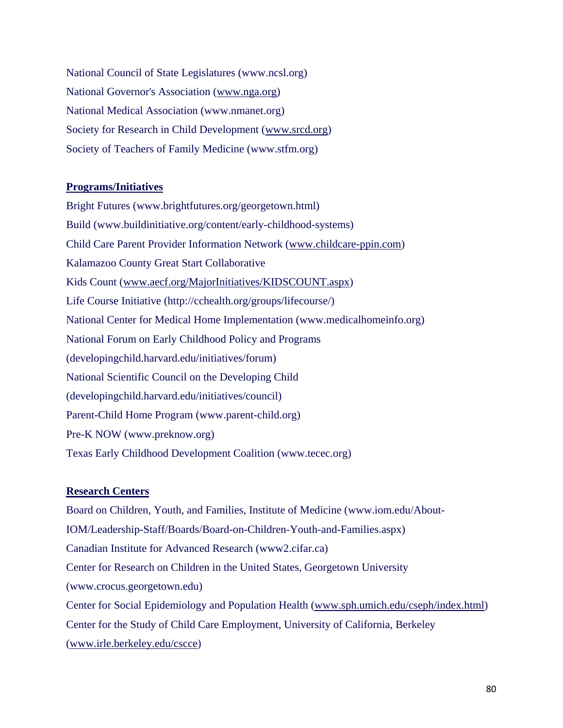National Council of State Legislatures (www.ncsl.org)

National Governor's Association (www.nga.org)

National Medical Association (www.nmanet.org)

Society for Research in Child Development (www.srcd.org)

Society of Teachers of Family Medicine (www.stfm.org)

**Programs/Initiatives**

Bright Futures (www.brightfutures.org/georgetown.html)

Build (www.buildinitiative.org/content/early-childhood-systems)

Child Care Parent Provider Information Network (www.childcare-ppin.com)

Kalamazoo County Great Start Collaborative

Kids Count (www.aecf.org/MajorInitiatives/KIDSCOUNT.aspx)

Life Course Initiative (http://cchealth.org/groups/lifecourse/)

National Center for Medical Home Implementation (www.medicalhomeinfo.org)

National Forum on Early Childhood Policy and Programs (developingchild.harvard.edu/initiatives/forum)

National Scientific Council on the Developing Child (developingchild.harvard.edu/initiatives/council)

Parent-Child Home Program (www.parent-child.org)

Pre-K NOW (www.preknow.org)

Texas Early Childhood Development Coalition (www.tecec.org)

**Research Centers**

Board on Children, Youth, and Families, Institute of Medicine (www.iom.edu/About-IOM/Leadership-Staff/Boards/Board-on-Children-Youth-and-Families.aspx)

Canadian Institute for Advanced Research (www2.cifar.ca)

Center for Research on Children in the United States, Georgetown University (www.crocus.georgetown.edu)

Center for Social Epidemiology and Population Health (www.sph.umich.edu/cseph/index.html)

Center for the Study of Child Care Employment, University of California, Berkeley (www.irle.berkeley.edu/cscce)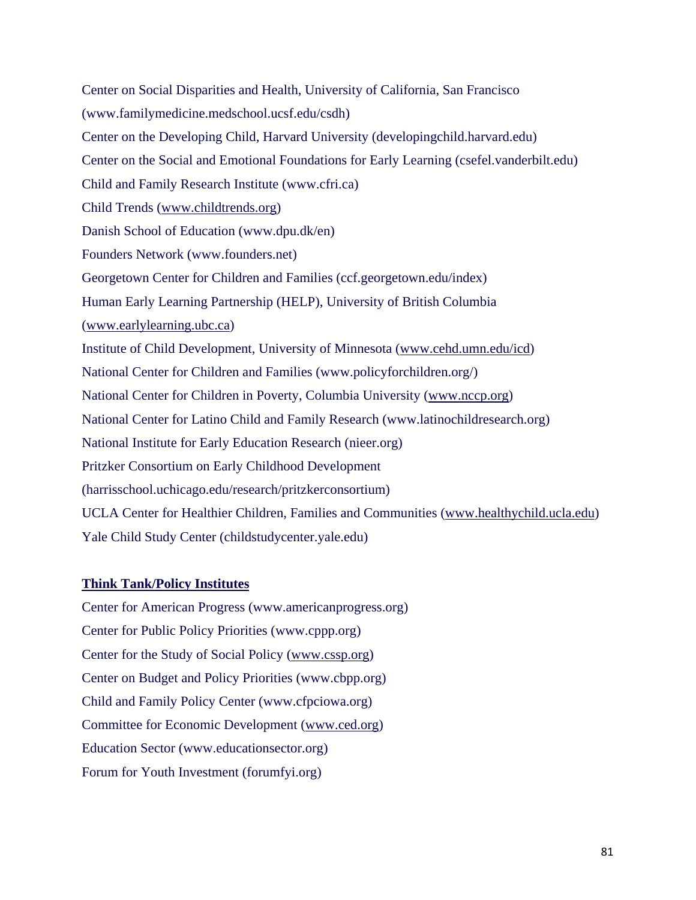Center on Social Disparities and Health, University of California, San Francisco (www.familymedicine.medschool.ucsf.edu/csdh)

Center on the Developing Child, Harvard University (developingchild.harvard.edu)

Center on the Social and Emotional Foundations for Early Learning (csefel.vanderbilt.edu)

Child and Family Research Institute (www.cfri.ca)

Child Trends (www.childtrends.org)

Danish School of Education (www.dpu.dk/en)

Founders Network (www.founders.net)

Georgetown Center for Children and Families (ccf.georgetown.edu/index)

Human Early Learning Partnership (HELP), University of British Columbia (www.earlylearning.ubc.ca)

Institute of Child Development, University of Minnesota (www.cehd.umn.edu/icd)

National Center for Children and Families (www.policyforchildren.org/)

National Center for Children in Poverty, Columbia University (www.nccp.org)

National Center for Latino Child and Family Research (www.latinochildresearch.org)

National Institute for Early Education Research (nieer.org)

Pritzker Consortium on Early Childhood Development (harrisschool.uchicago.edu/research/pritzkerconsortium)

UCLA Center for Healthier Children, Families and Communities (www.healthychild.ucla.edu)

Yale Child Study Center (childstudycenter.yale.edu)

**Think Tank/Policy Institutes**

Center for American Progress (www.americanprogress.org)

Center for Public Policy Priorities (www.cppp.org)

Center for the Study of Social Policy (www.cssp.org)

Center on Budget and Policy Priorities (www.cbpp.org)

Child and Family Policy Center (www.cfpciowa.org)

Committee for Economic Development (www.ced.org)

Education Sector (www.educationsector.org)

Forum for Youth Investment (forumfyi.org)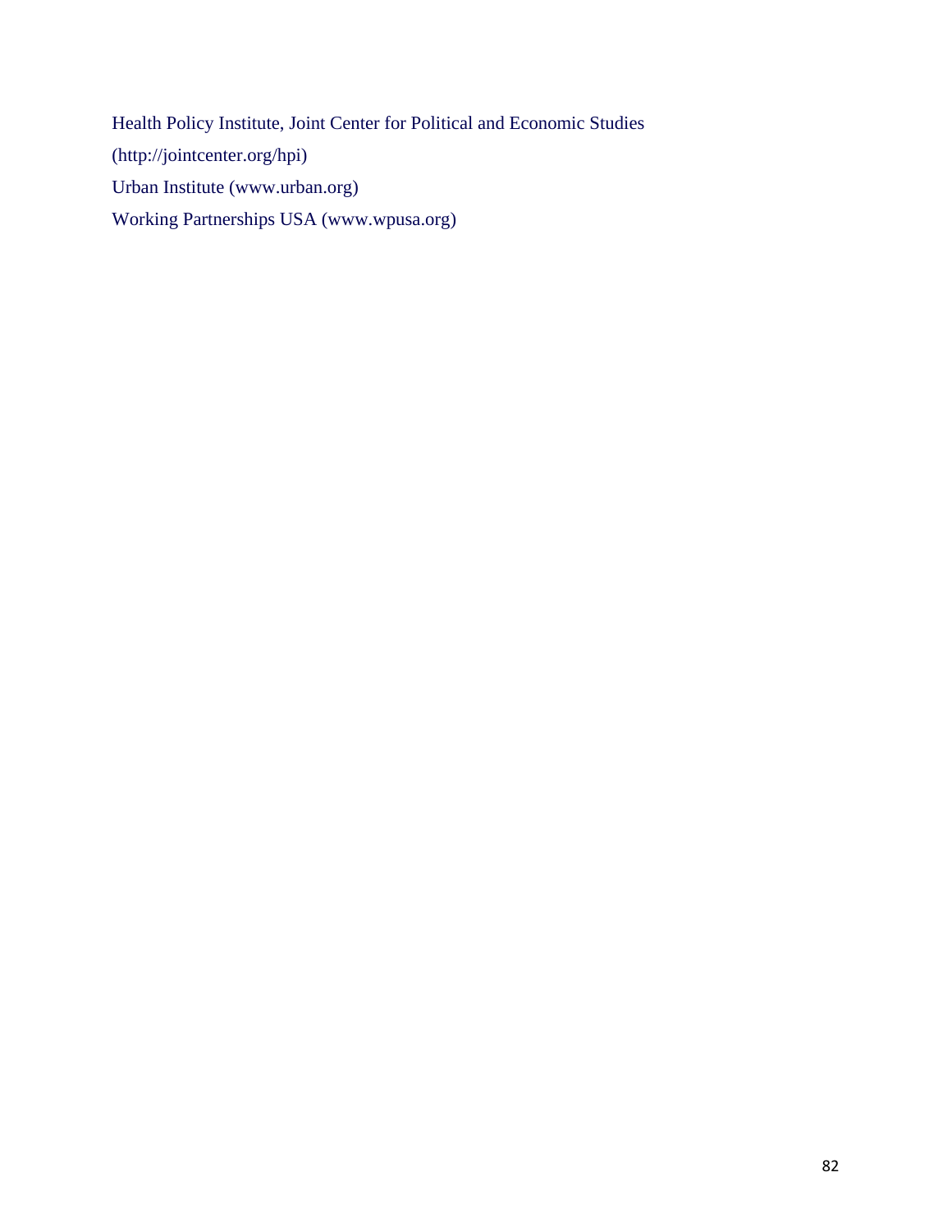Health Policy Institute, Joint Center for Political and Economic Studies (http://jointcenter.org/hpi)

Urban Institute (www.urban.org)

Working Partnerships USA (www.wpusa.org)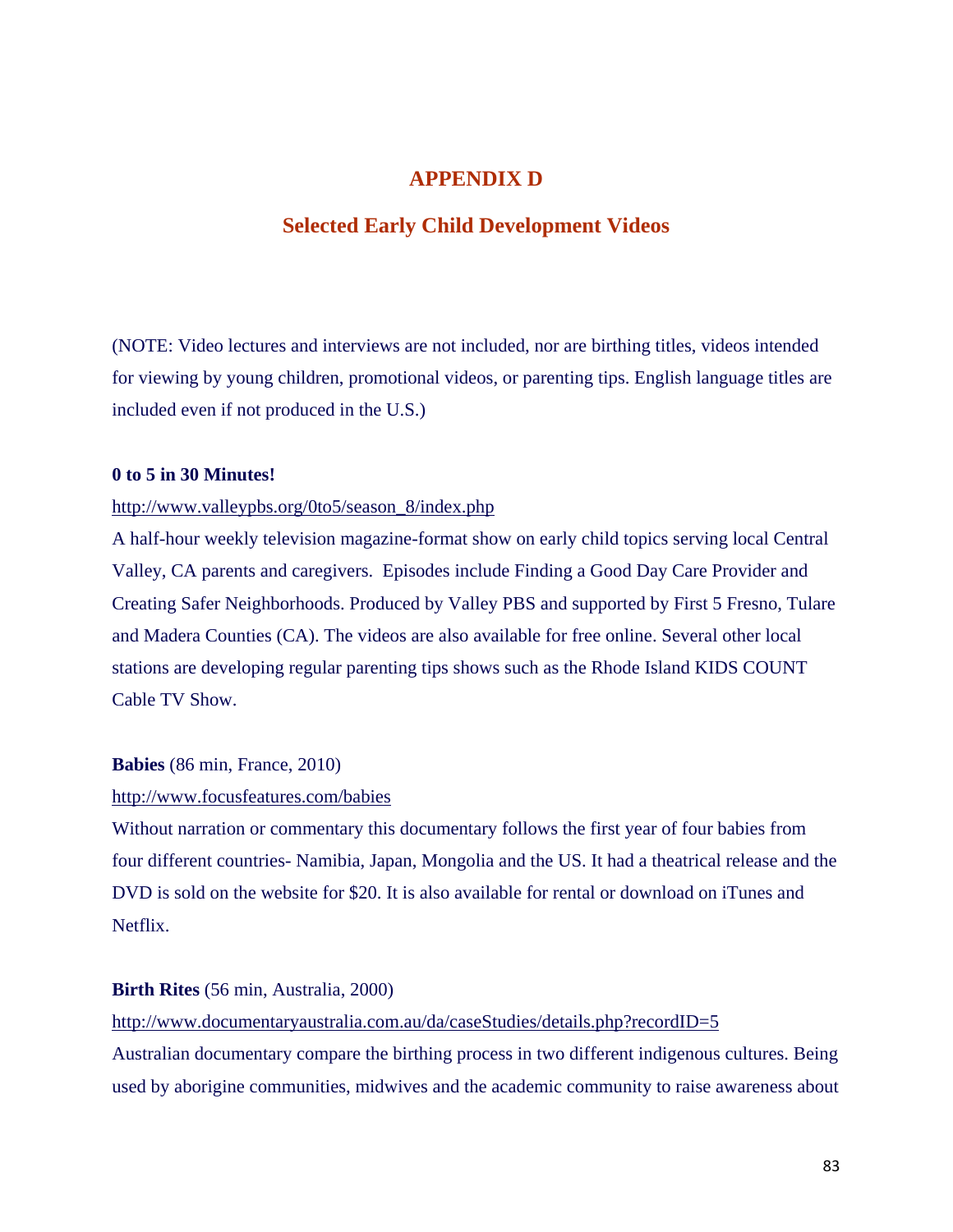# APPENDIX D

## Selected Early Child Development Videos

(NOTE: Video lectures and interviews are not included, nor are birthing titles, videos intended for viewing by young children, promotional videos, or parenting tips. English language titles are included even if not produced in the U.S.)

**0 to 5 in 30 Minutes!**

http://www.valleypbs.org/0to5/season_8/index.php

A half-hour weekly television magazine-format show on early child topics serving local Central Valley, CA parents and caregivers. Episodes include Finding a Good Day Care Provider and Creating Safer Neighborhoods. Produced by Valley PBS and supported by First 5 Fresno, Tulare and Madera Counties (CA). The videos are also available for free online. Several other local stations are developing regular parenting tips shows such as the Rhode Island KIDS COUNT Cable TV Show.

**Babies** (86 min, France, 2010)

http://www.focusfeatures.com/babies

Without narration or commentary this documentary follows the first year of four babies from four different countries- Namibia, Japan, Mongolia and the US. It had a theatrical release and the DVD is sold on the website for $20. It is also available for rental or download on iTunes and Netflix.

**Birth Rites** (56 min, Australia, 2000)

http://www.documentaryaustralia.com.au/da/caseStudies/details.php?recordID=5

Australian documentary compare the birthing process in two different indigenous cultures. Being used by aborigine communities, midwives and the academic community to raise awareness about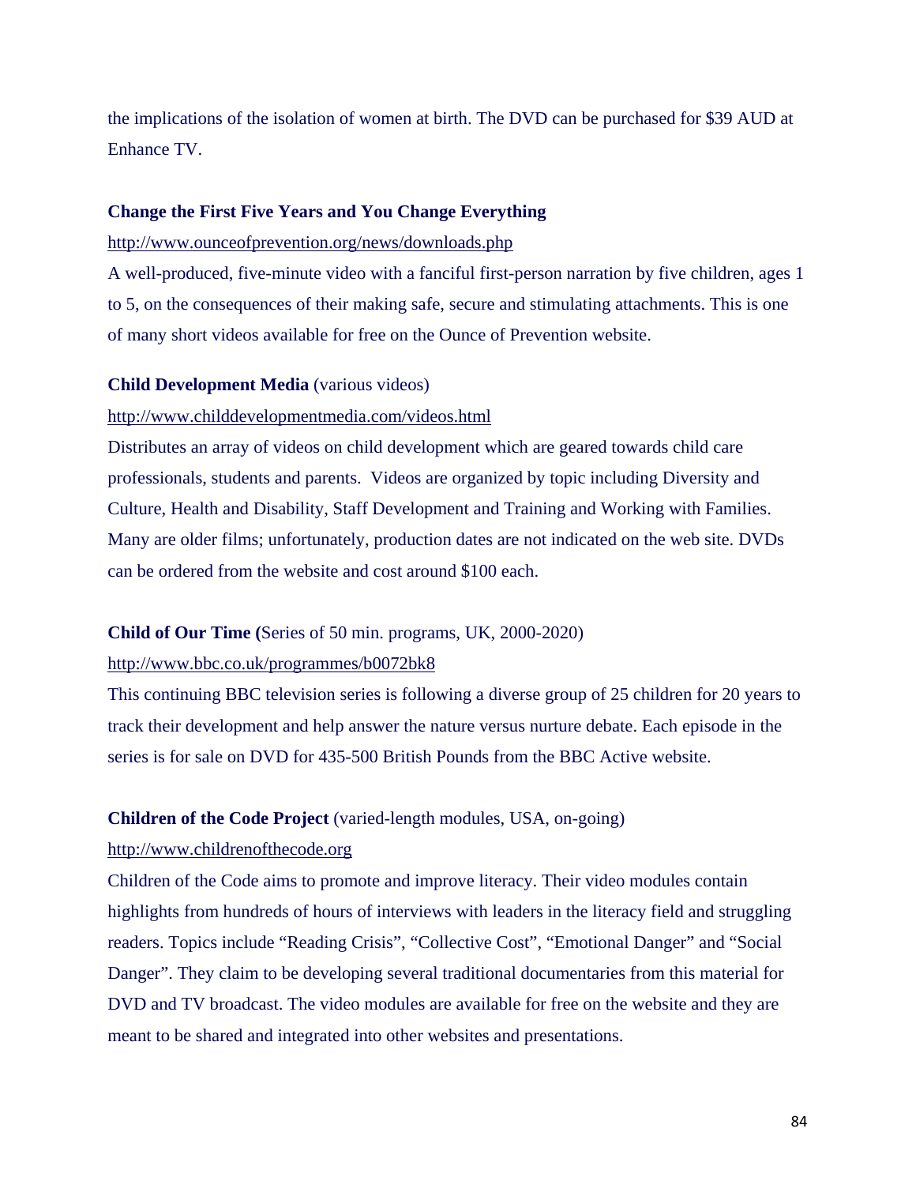the implications of the isolation of women at birth. The DVD can be purchased for $39 AUD at Enhance TV.

**Change the First Five Years and You Change Everything**

http://www.ounceofprevention.org/news/downloads.php

A well-produced, five-minute video with a fanciful first-person narration by five children, ages 1 to 5, on the consequences of their making safe, secure and stimulating attachments. This is one of many short videos available for free on the Ounce of Prevention website.

**Child Development Media** (various videos)

http://www.childdevelopmentmedia.com/videos.html

Distributes an array of videos on child development which are geared towards child care professionals, students and parents. Videos are organized by topic including Diversity and Culture, Health and Disability, Staff Development and Training and Working with Families. Many are older films; unfortunately, production dates are not indicated on the web site. DVDs can be ordered from the website and cost around $100 each.

**Child of Our Time (**Series of 50 min. programs, UK, 2000-2020)

http://www.bbc.co.uk/programmes/b0072bk8

This continuing BBC television series is following a diverse group of 25 children for 20 years to track their development and help answer the nature versus nurture debate. Each episode in the series is for sale on DVD for 435-500 British Pounds from the BBC Active website.

**Children of the Code Project** (varied-length modules, USA, on-going)

http://www.childrenofthecode.org

Children of the Code aims to promote and improve literacy. Their video modules contain highlights from hundreds of hours of interviews with leaders in the literacy field and struggling readers. Topics include "Reading Crisis", "Collective Cost", "Emotional Danger" and "Social Danger". They claim to be developing several traditional documentaries from this material for DVD and TV broadcast. The video modules are available for free on the website and they are meant to be shared and integrated into other websites and presentations.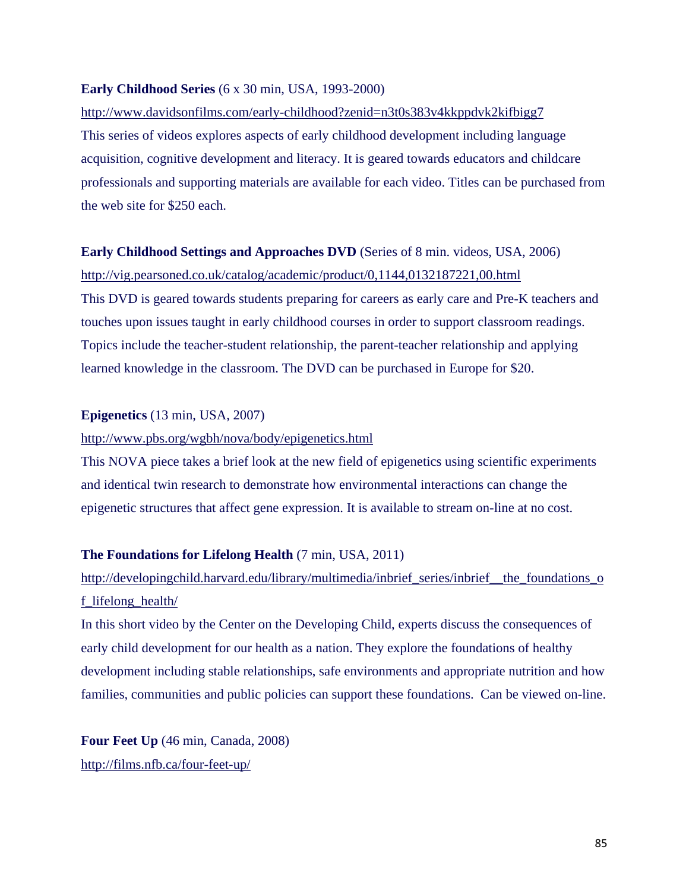**Early Childhood Series** (6 x 30 min, USA, 1993-2000)

http://www.davidsonfilms.com/early-childhood?zenid=n3t0s383v4kkppdvk2kifbigg7

This series of videos explores aspects of early childhood development including language acquisition, cognitive development and literacy. It is geared towards educators and childcare professionals and supporting materials are available for each video. Titles can be purchased from the web site for $250 each.

**Early Childhood Settings and Approaches DVD** (Series of 8 min. videos, USA, 2006)

http://vig.pearsoned.co.uk/catalog/academic/product/0,1144,0132187221,00.html

This DVD is geared towards students preparing for careers as early care and Pre-K teachers and touches upon issues taught in early childhood courses in order to support classroom readings. Topics include the teacher-student relationship, the parent-teacher relationship and applying learned knowledge in the classroom. The DVD can be purchased in Europe for $20.

**Epigenetics** (13 min, USA, 2007)

http://www.pbs.org/wgbh/nova/body/epigenetics.html

This NOVA piece takes a brief look at the new field of epigenetics using scientific experiments and identical twin research to demonstrate how environmental interactions can change the epigenetic structures that affect gene expression. It is available to stream on-line at no cost.

**The Foundations for Lifelong Health** (7 min, USA, 2011)

http://developingchild.harvard.edu/library/multimedia/inbrief_series/inbrief__the_foundations_of_lifelong_health/

In this short video by the Center on the Developing Child, experts discuss the consequences of early child development for our health as a nation. They explore the foundations of healthy development including stable relationships, safe environments and appropriate nutrition and how families, communities and public policies can support these foundations. Can be viewed on-line.

**Four Feet Up** (46 min, Canada, 2008)

http://films.nfb.ca/four-feet-up/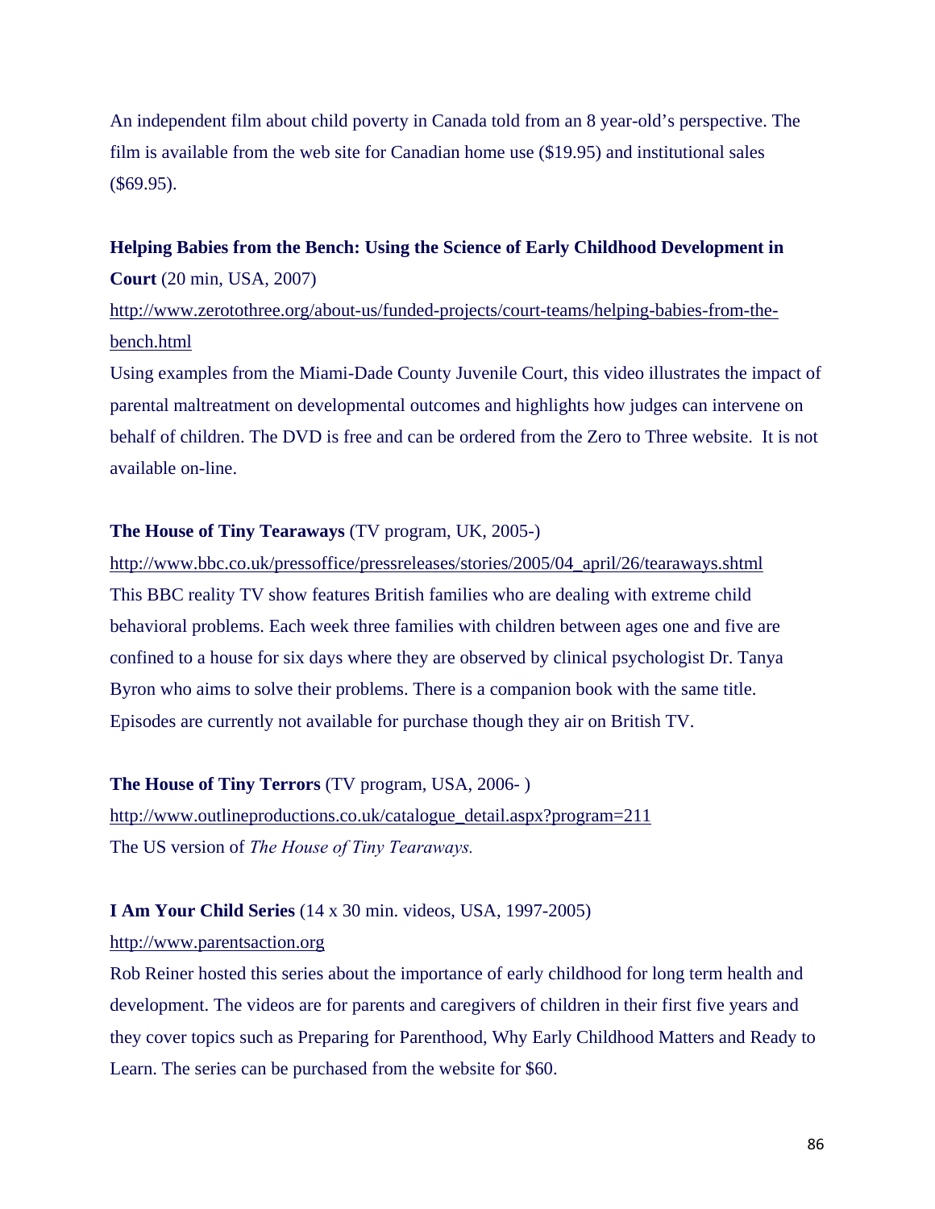An independent film about child poverty in Canada told from an 8 year-old's perspective. The film is available from the web site for Canadian home use ($19.95) and institutional sales ($69.95).

**Helping Babies from the Bench: Using the Science of Early Childhood Development in Court** (20 min, USA, 2007)

http://www.zerotothree.org/about-us/funded-projects/court-teams/helping-babies-from-the-bench.html

Using examples from the Miami-Dade County Juvenile Court, this video illustrates the impact of parental maltreatment on developmental outcomes and highlights how judges can intervene on behalf of children. The DVD is free and can be ordered from the Zero to Three website. It is not available on-line.

**The House of Tiny Tearaways** (TV program, UK, 2005-)

http://www.bbc.co.uk/pressoffice/pressreleases/stories/2005/04_april/26/tearaways.shtml

This BBC reality TV show features British families who are dealing with extreme child behavioral problems. Each week three families with children between ages one and five are confined to a house for six days where they are observed by clinical psychologist Dr. Tanya Byron who aims to solve their problems. There is a companion book with the same title. Episodes are currently not available for purchase though they air on British TV.

**The House of Tiny Terrors** (TV program, USA, 2006- )

http://www.outlineproductions.co.uk/catalogue_detail.aspx?program=211

The US version of *The House of Tiny Tearaways.*

**I Am Your Child Series** (14 x 30 min. videos, USA, 1997-2005)

http://www.parentsaction.org

Rob Reiner hosted this series about the importance of early childhood for long term health and development. The videos are for parents and caregivers of children in their first five years and they cover topics such as Preparing for Parenthood, Why Early Childhood Matters and Ready to Learn. The series can be purchased from the website for $60.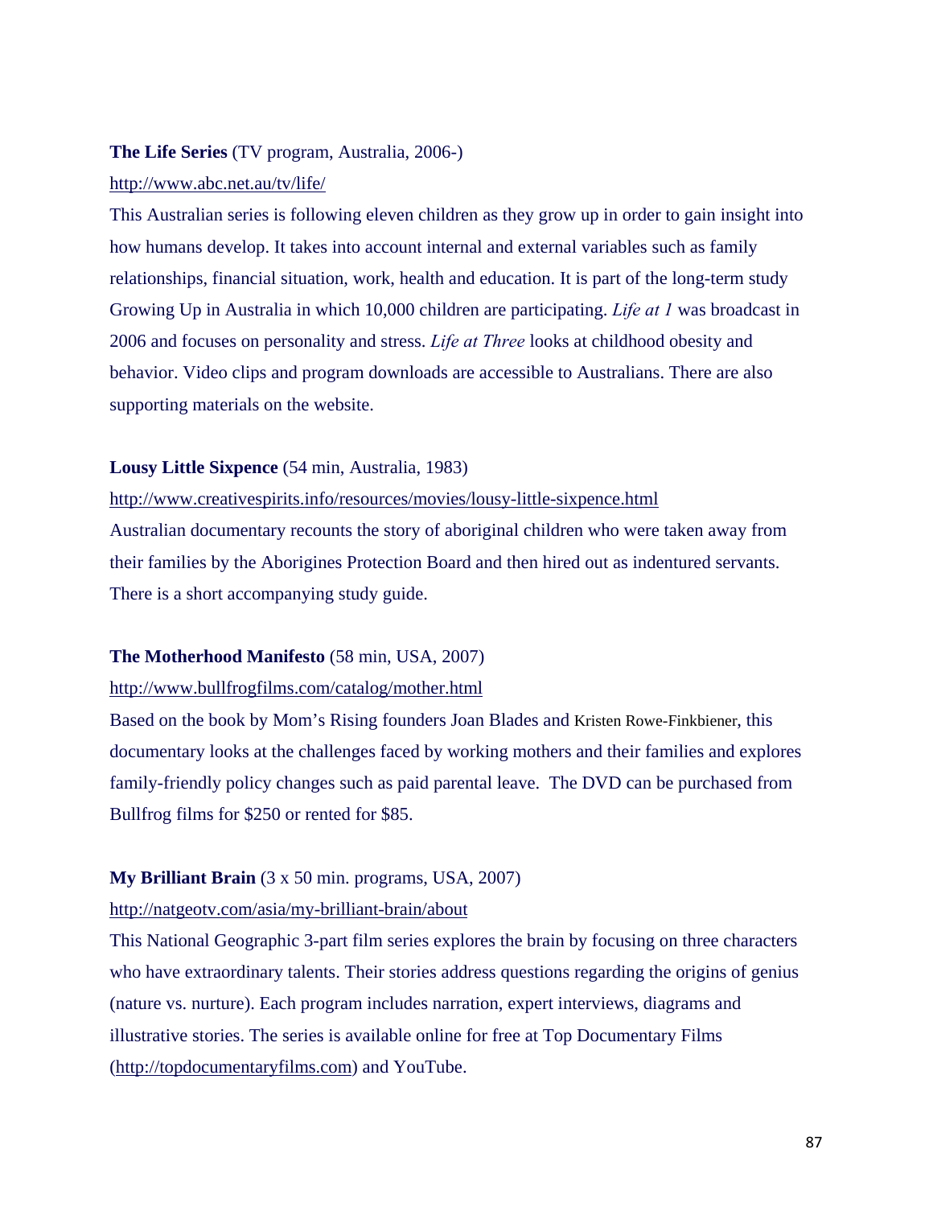**The Life Series** (TV program, Australia, 2006-)

http://www.abc.net.au/tv/life/

This Australian series is following eleven children as they grow up in order to gain insight into how humans develop. It takes into account internal and external variables such as family relationships, financial situation, work, health and education. It is part of the long-term study Growing Up in Australia in which 10,000 children are participating. *Life at 1* was broadcast in 2006 and focuses on personality and stress. *Life at Three* looks at childhood obesity and behavior. Video clips and program downloads are accessible to Australians. There are also supporting materials on the website.

**Lousy Little Sixpence** (54 min, Australia, 1983)

http://www.creativespirits.info/resources/movies/lousy-little-sixpence.html

Australian documentary recounts the story of aboriginal children who were taken away from their families by the Aborigines Protection Board and then hired out as indentured servants. There is a short accompanying study guide.

**The Motherhood Manifesto** (58 min, USA, 2007)

http://www.bullfrogfilms.com/catalog/mother.html

Based on the book by Mom's Rising founders Joan Blades and Kristen Rowe-Finkbiener, this documentary looks at the challenges faced by working mothers and their families and explores family-friendly policy changes such as paid parental leave. The DVD can be purchased from Bullfrog films for $250 or rented for $85.

**My Brilliant Brain** (3 x 50 min. programs, USA, 2007)

http://natgeotv.com/asia/my-brilliant-brain/about

This National Geographic 3-part film series explores the brain by focusing on three characters who have extraordinary talents. Their stories address questions regarding the origins of genius (nature vs. nurture). Each program includes narration, expert interviews, diagrams and illustrative stories. The series is available online for free at Top Documentary Films (http://topdocumentaryfilms.com) and YouTube.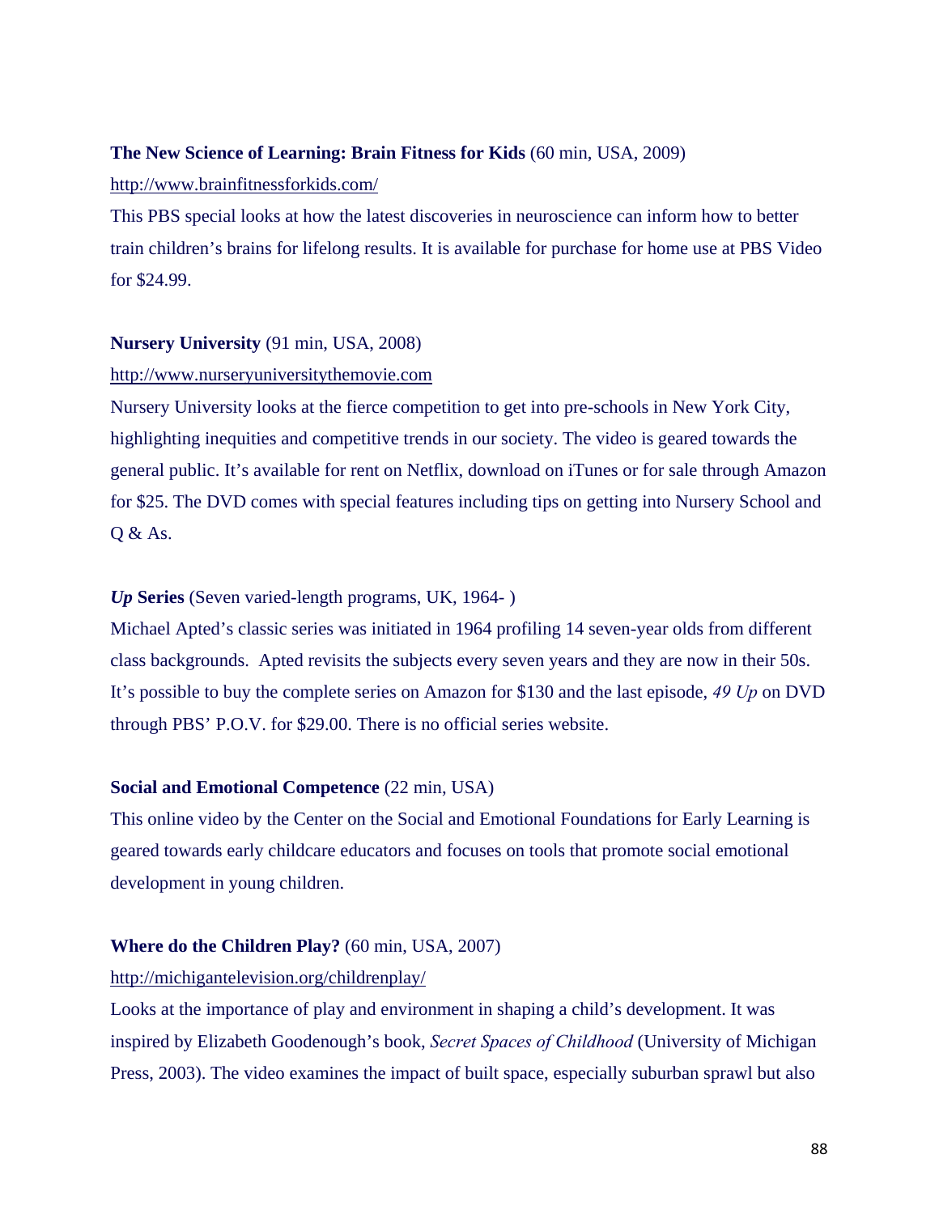**The New Science of Learning: Brain Fitness for Kids** (60 min, USA, 2009)

http://www.brainfitnessforkids.com/

This PBS special looks at how the latest discoveries in neuroscience can inform how to better train children's brains for lifelong results. It is available for purchase for home use at PBS Video for $24.99.

**Nursery University** (91 min, USA, 2008)

http://www.nurseryuniversitythemovie.com

Nursery University looks at the fierce competition to get into pre-schools in New York City, highlighting inequities and competitive trends in our society. The video is geared towards the general public. It's available for rent on Netflix, download on iTunes or for sale through Amazon for $25. The DVD comes with special features including tips on getting into Nursery School and Q & As.

***Up* Series** (Seven varied-length programs, UK, 1964- )

Michael Apted's classic series was initiated in 1964 profiling 14 seven-year olds from different class backgrounds. Apted revisits the subjects every seven years and they are now in their 50s. It's possible to buy the complete series on Amazon for $130 and the last episode, *49 Up* on DVD through PBS' P.O.V. for $29.00. There is no official series website.

**Social and Emotional Competence** (22 min, USA)

This online video by the Center on the Social and Emotional Foundations for Early Learning is geared towards early childcare educators and focuses on tools that promote social emotional development in young children.

**Where do the Children Play?** (60 min, USA, 2007)

http://michigantelevision.org/childrenplay/

Looks at the importance of play and environment in shaping a child's development. It was inspired by Elizabeth Goodenough's book, *Secret Spaces of Childhood* (University of Michigan Press, 2003). The video examines the impact of built space, especially suburban sprawl but also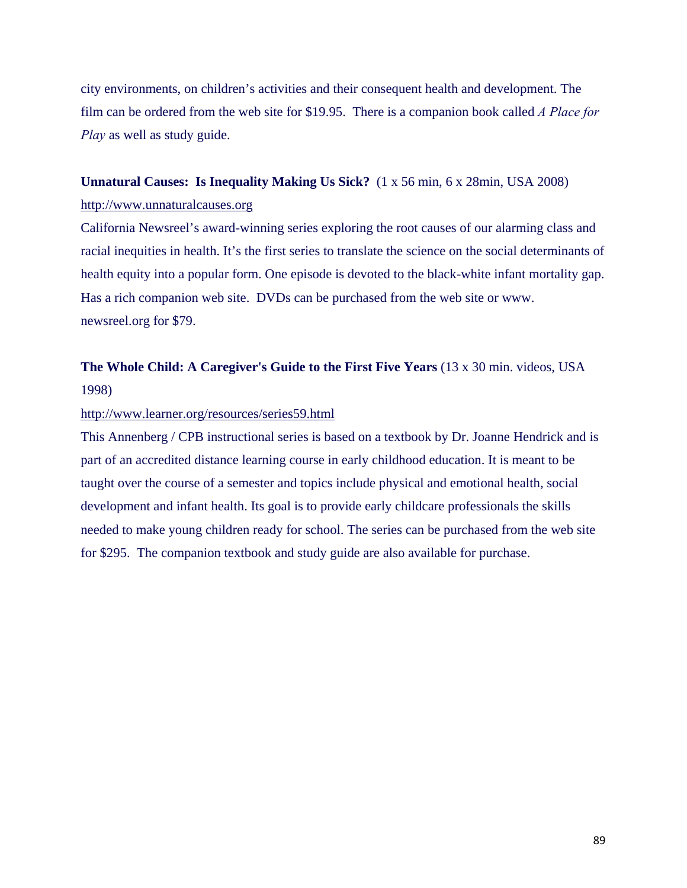city environments, on children's activities and their consequent health and development. The film can be ordered from the web site for $19.95. There is a companion book called *A Place for Play* as well as study guide.

**Unnatural Causes: Is Inequality Making Us Sick?** (1 x 56 min, 6 x 28min, USA 2008)
http://www.unnaturalcauses.org
California Newsreel's award-winning series exploring the root causes of our alarming class and racial inequities in health. It's the first series to translate the science on the social determinants of health equity into a popular form. One episode is devoted to the black-white infant mortality gap. Has a rich companion web site. DVDs can be purchased from the web site or www. newsreel.org for $79.

**The Whole Child: A Caregiver's Guide to the First Five Years** (13 x 30 min. videos, USA 1998)
http://www.learner.org/resources/series59.html
This Annenberg / CPB instructional series is based on a textbook by Dr. Joanne Hendrick and is part of an accredited distance learning course in early childhood education. It is meant to be taught over the course of a semester and topics include physical and emotional health, social development and infant health. Its goal is to provide early childcare professionals the skills needed to make young children ready for school. The series can be purchased from the web site for $295. The companion textbook and study guide are also available for purchase.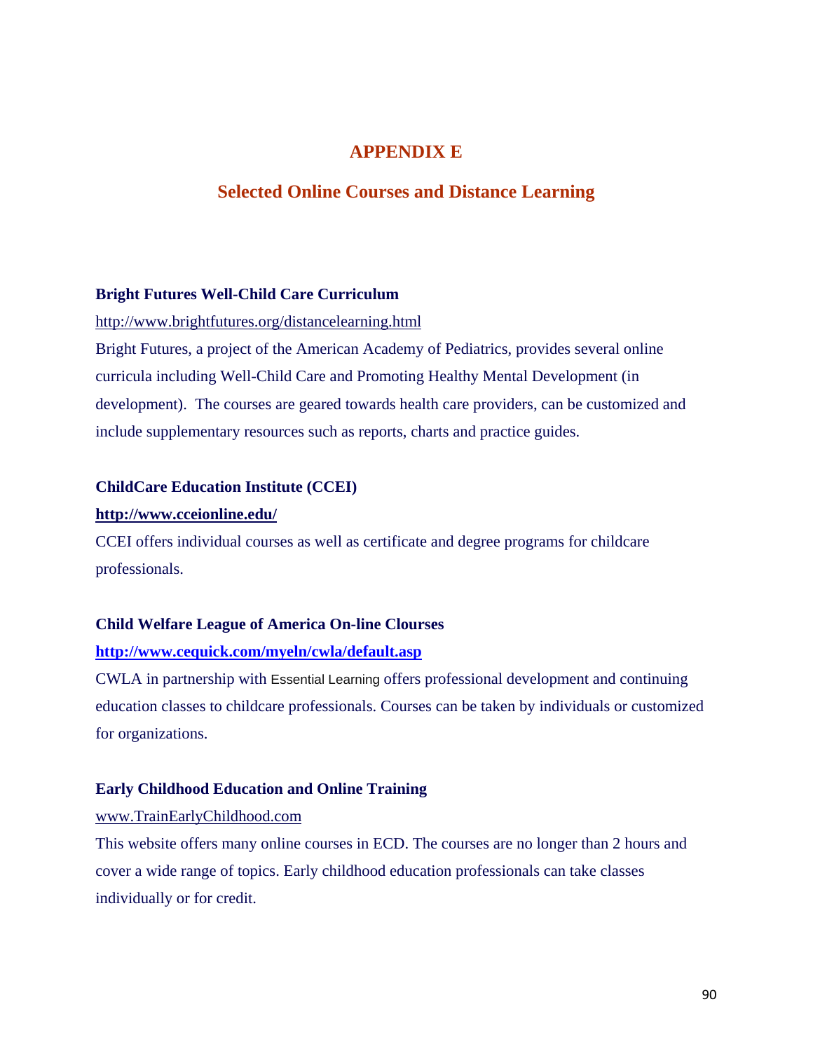# APPENDIX E

## Selected Online Courses and Distance Learning

**Bright Futures Well-Child Care Curriculum**

http://www.brightfutures.org/distancelearning.html

Bright Futures, a project of the American Academy of Pediatrics, provides several online curricula including Well-Child Care and Promoting Healthy Mental Development (in development). The courses are geared towards health care providers, can be customized and include supplementary resources such as reports, charts and practice guides.

**ChildCare Education Institute (CCEI)**

**http://www.cceionline.edu/**

CCEI offers individual courses as well as certificate and degree programs for childcare professionals.

**Child Welfare League of America On-line Clourses**

**http://www.cequick.com/myeln/cwla/default.asp**

CWLA in partnership with Essential Learning offers professional development and continuing education classes to childcare professionals. Courses can be taken by individuals or customized for organizations.

**Early Childhood Education and Online Training**

www.TrainEarlyChildhood.com

This website offers many online courses in ECD. The courses are no longer than 2 hours and cover a wide range of topics. Early childhood education professionals can take classes individually or for credit.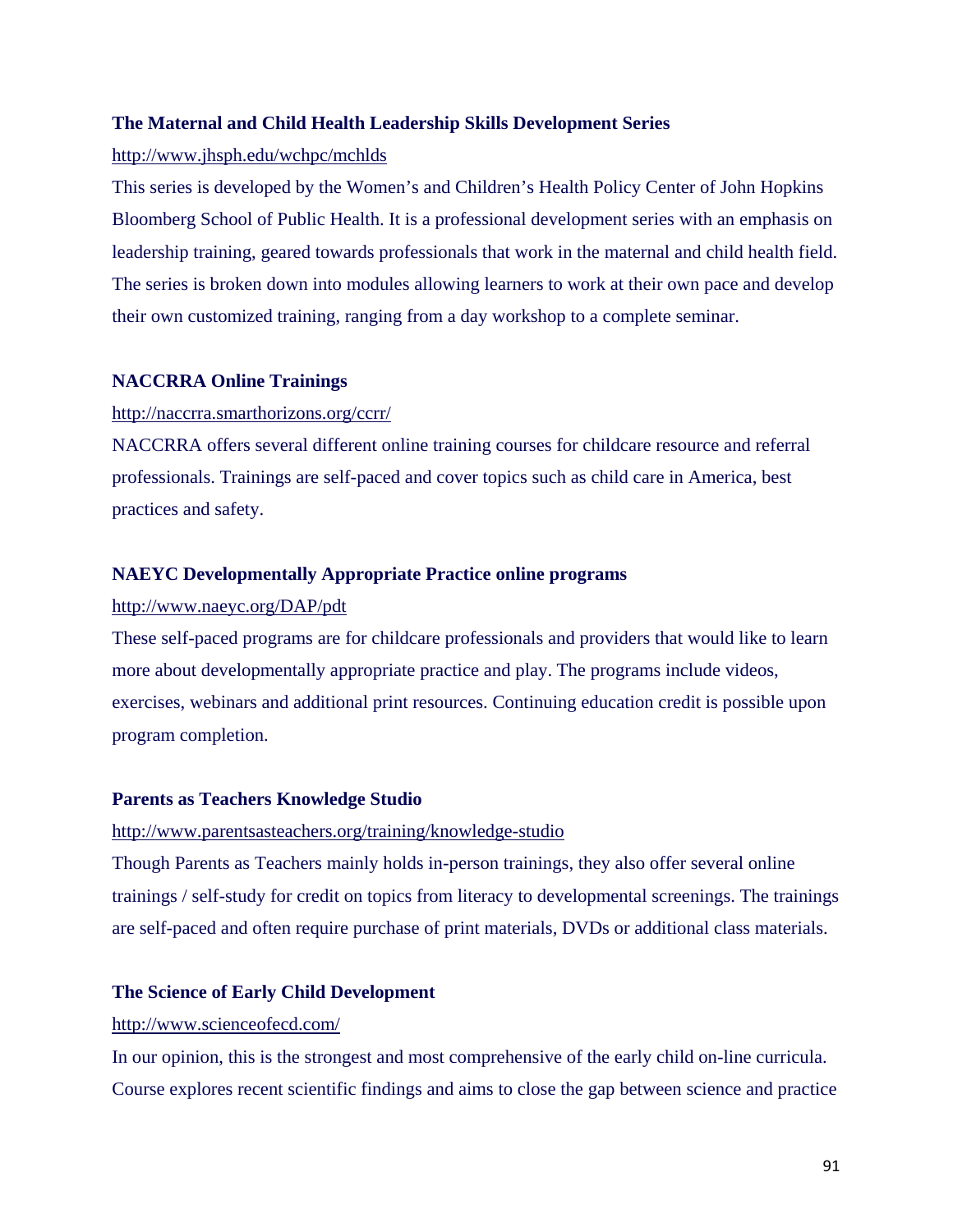**The Maternal and Child Health Leadership Skills Development Series**

http://www.jhsph.edu/wchpc/mchlds

This series is developed by the Women's and Children's Health Policy Center of John Hopkins Bloomberg School of Public Health. It is a professional development series with an emphasis on leadership training, geared towards professionals that work in the maternal and child health field. The series is broken down into modules allowing learners to work at their own pace and develop their own customized training, ranging from a day workshop to a complete seminar.

**NACCRRA Online Trainings**

http://naccrra.smarthorizons.org/ccrr/

NACCRRA offers several different online training courses for childcare resource and referral professionals. Trainings are self-paced and cover topics such as child care in America, best practices and safety.

**NAEYC Developmentally Appropriate Practice online programs**

http://www.naeyc.org/DAP/pdt

These self-paced programs are for childcare professionals and providers that would like to learn more about developmentally appropriate practice and play. The programs include videos, exercises, webinars and additional print resources. Continuing education credit is possible upon program completion.

**Parents as Teachers Knowledge Studio**

http://www.parentsasteachers.org/training/knowledge-studio

Though Parents as Teachers mainly holds in-person trainings, they also offer several online trainings / self-study for credit on topics from literacy to developmental screenings. The trainings are self-paced and often require purchase of print materials, DVDs or additional class materials.

**The Science of Early Child Development**

http://www.scienceofecd.com/

In our opinion, this is the strongest and most comprehensive of the early child on-line curricula. Course explores recent scientific findings and aims to close the gap between science and practice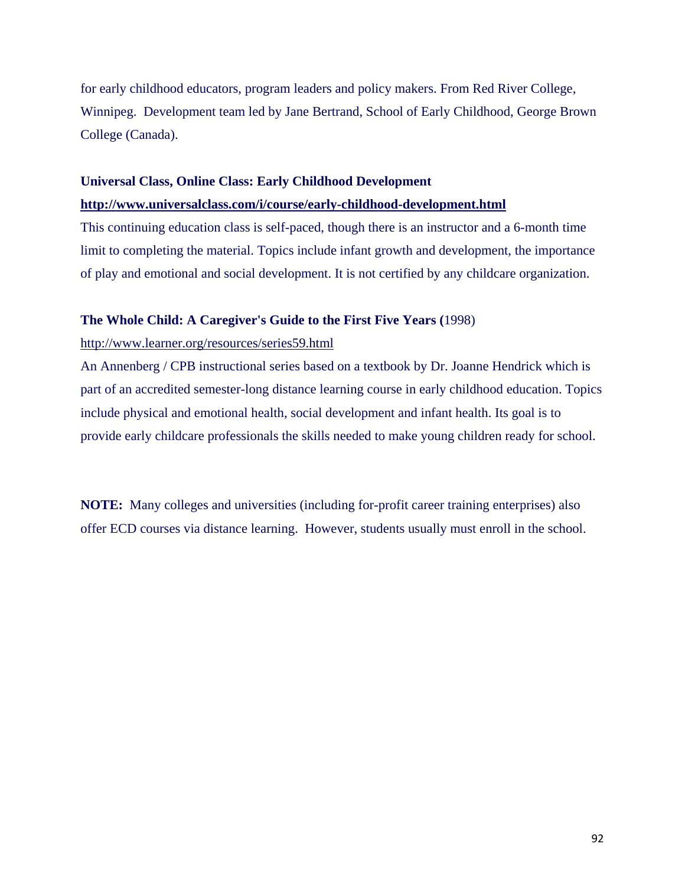for early childhood educators, program leaders and policy makers. From Red River College, Winnipeg. Development team led by Jane Bertrand, School of Early Childhood, George Brown College (Canada).

**Universal Class, Online Class: Early Childhood Development**
**http://www.universalclass.com/i/course/early-childhood-development.html**
This continuing education class is self-paced, though there is an instructor and a 6-month time limit to completing the material. Topics include infant growth and development, the importance of play and emotional and social development. It is not certified by any childcare organization.

**The Whole Child: A Caregiver's Guide to the First Five Years (**1998)
http://www.learner.org/resources/series59.html
An Annenberg / CPB instructional series based on a textbook by Dr. Joanne Hendrick which is part of an accredited semester-long distance learning course in early childhood education. Topics include physical and emotional health, social development and infant health. Its goal is to provide early childcare professionals the skills needed to make young children ready for school.

**NOTE:** Many colleges and universities (including for-profit career training enterprises) also offer ECD courses via distance learning. However, students usually must enroll in the school.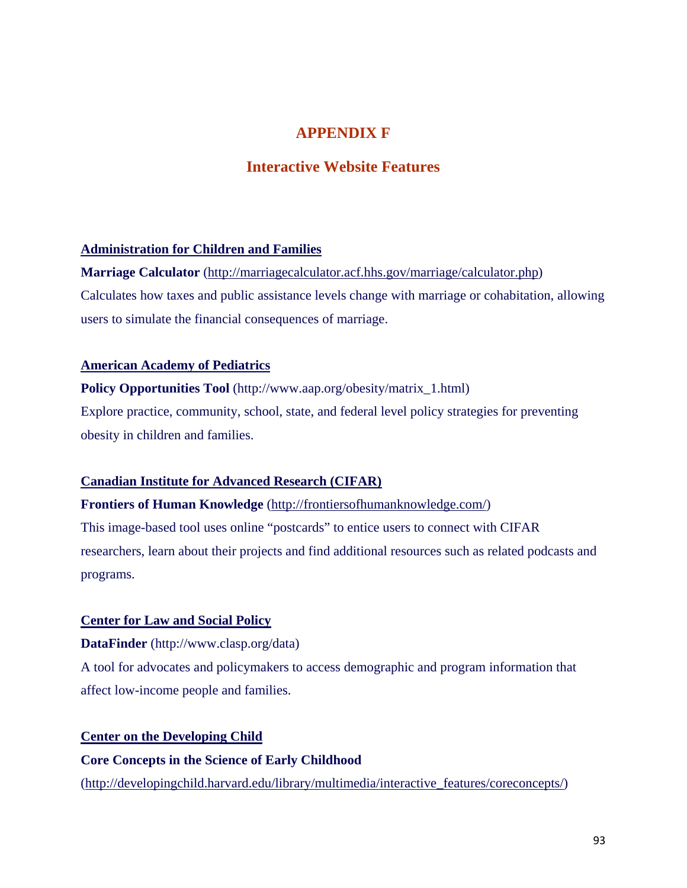# APPENDIX F

## Interactive Website Features

**Administration for Children and Families**

**Marriage Calculator** (http://marriagecalculator.acf.hhs.gov/marriage/calculator.php)
Calculates how taxes and public assistance levels change with marriage or cohabitation, allowing users to simulate the financial consequences of marriage.

**American Academy of Pediatrics**

**Policy Opportunities Tool** (http://www.aap.org/obesity/matrix_1.html)
Explore practice, community, school, state, and federal level policy strategies for preventing obesity in children and families.

**Canadian Institute for Advanced Research (CIFAR)**

**Frontiers of Human Knowledge** (http://frontiersofhumanknowledge.com/)
This image-based tool uses online "postcards" to entice users to connect with CIFAR researchers, learn about their projects and find additional resources such as related podcasts and programs.

**Center for Law and Social Policy**

**DataFinder** (http://www.clasp.org/data)
A tool for advocates and policymakers to access demographic and program information that affect low-income people and families.

**Center on the Developing Child**

**Core Concepts in the Science of Early Childhood**
(http://developingchild.harvard.edu/library/multimedia/interactive_features/coreconcepts/)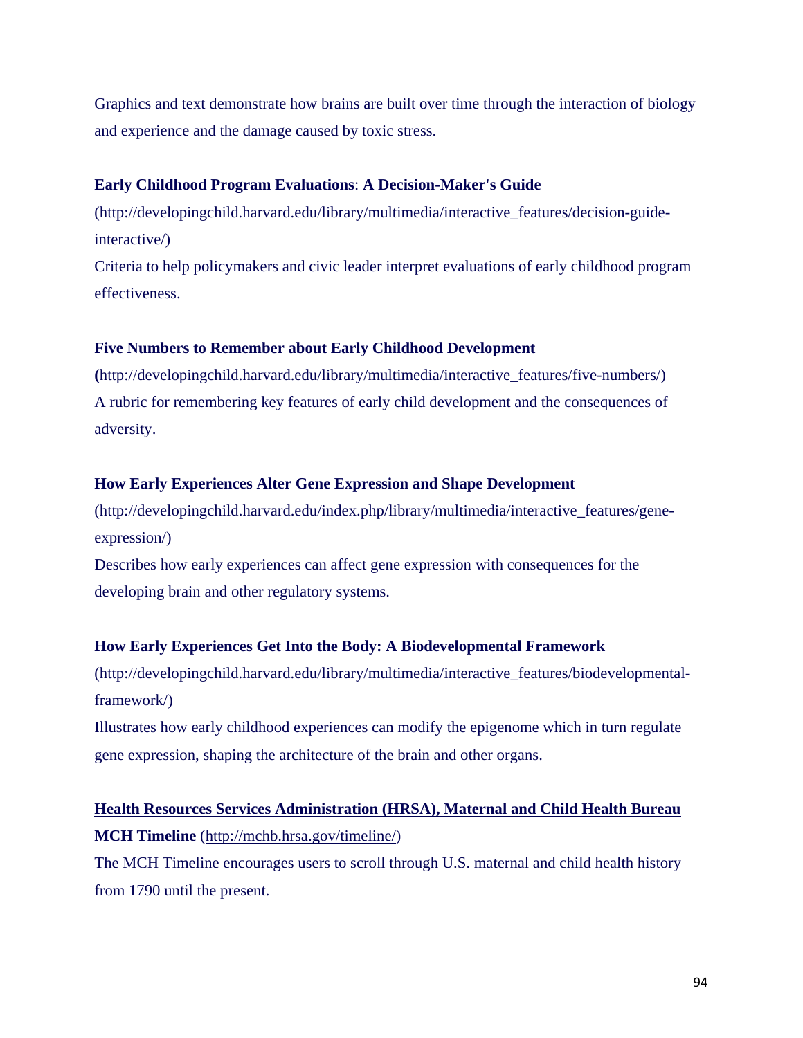Graphics and text demonstrate how brains are built over time through the interaction of biology and experience and the damage caused by toxic stress.

**Early Childhood Program Evaluations**: **A Decision-Maker's Guide** (http://developingchild.harvard.edu/library/multimedia/interactive_features/decision-guide-interactive/)
Criteria to help policymakers and civic leader interpret evaluations of early childhood program effectiveness.

**Five Numbers to Remember about Early Childhood Development (**http://developingchild.harvard.edu/library/multimedia/interactive_features/five-numbers/)
A rubric for remembering key features of early child development and the consequences of adversity.

**How Early Experiences Alter Gene Expression and Shape Development** (http://developingchild.harvard.edu/index.php/library/multimedia/interactive_features/gene-expression/)
Describes how early experiences can affect gene expression with consequences for the developing brain and other regulatory systems.

**How Early Experiences Get Into the Body: A Biodevelopmental Framework** (http://developingchild.harvard.edu/library/multimedia/interactive_features/biodevelopmental-framework/)
Illustrates how early childhood experiences can modify the epigenome which in turn regulate gene expression, shaping the architecture of the brain and other organs.

**Health Resources Services Administration (HRSA), Maternal and Child Health Bureau**

**MCH Timeline** (http://mchb.hrsa.gov/timeline/)
The MCH Timeline encourages users to scroll through U.S. maternal and child health history from 1790 until the present.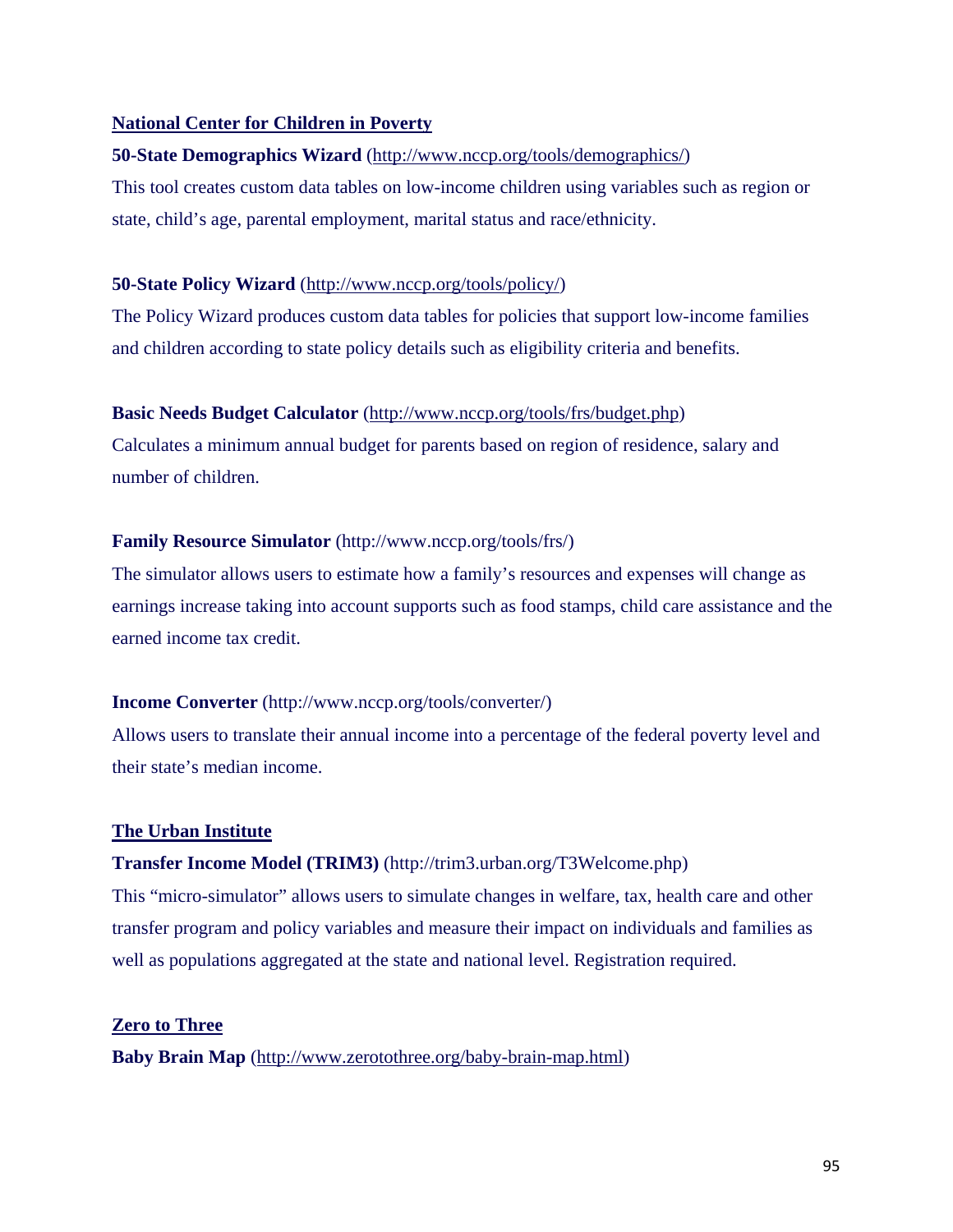**National Center for Children in Poverty**

**50-State Demographics Wizard** (http://www.nccp.org/tools/demographics/)

This tool creates custom data tables on low-income children using variables such as region or state, child's age, parental employment, marital status and race/ethnicity.

**50-State Policy Wizard** (http://www.nccp.org/tools/policy/)

The Policy Wizard produces custom data tables for policies that support low-income families and children according to state policy details such as eligibility criteria and benefits.

**Basic Needs Budget Calculator** (http://www.nccp.org/tools/frs/budget.php)

Calculates a minimum annual budget for parents based on region of residence, salary and number of children.

**Family Resource Simulator** (http://www.nccp.org/tools/frs/)

The simulator allows users to estimate how a family's resources and expenses will change as earnings increase taking into account supports such as food stamps, child care assistance and the earned income tax credit.

**Income Converter** (http://www.nccp.org/tools/converter/)

Allows users to translate their annual income into a percentage of the federal poverty level and their state's median income.

**The Urban Institute**

**Transfer Income Model (TRIM3)** (http://trim3.urban.org/T3Welcome.php)

This "micro-simulator" allows users to simulate changes in welfare, tax, health care and other transfer program and policy variables and measure their impact on individuals and families as well as populations aggregated at the state and national level. Registration required.

**Zero to Three**

**Baby Brain Map** (http://www.zerotothree.org/baby-brain-map.html)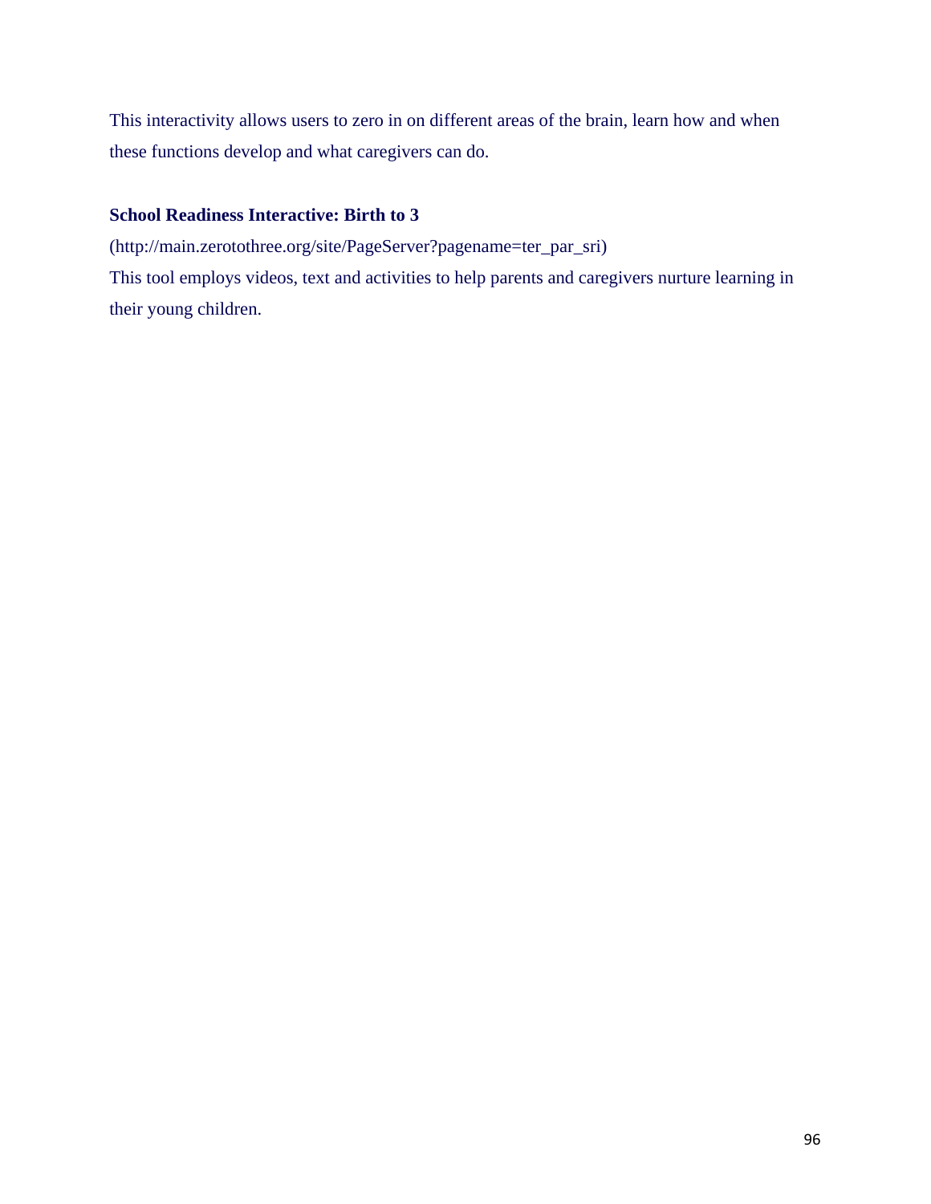This interactivity allows users to zero in on different areas of the brain, learn how and when these functions develop and what caregivers can do.

**School Readiness Interactive: Birth to 3**

(http://main.zerotothree.org/site/PageServer?pagename=ter_par_sri)

This tool employs videos, text and activities to help parents and caregivers nurture learning in their young children.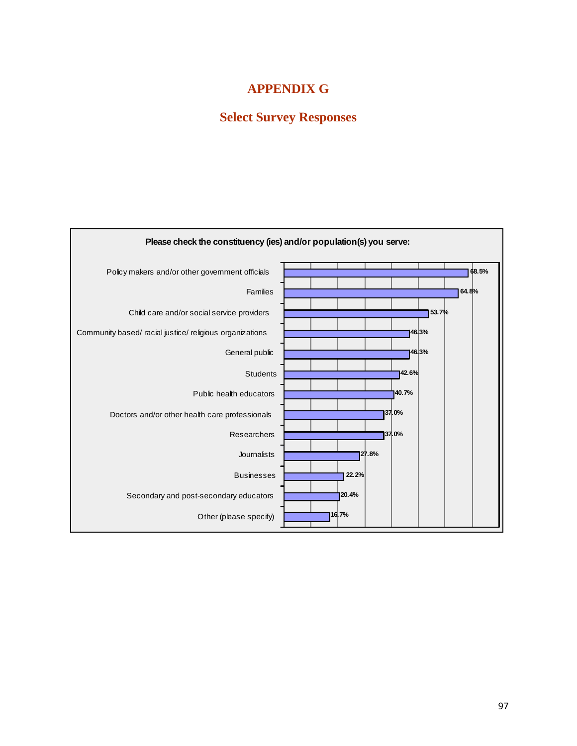# APPENDIX G

## Select Survey Responses

**Please check the constituency (ies) and/or population(s) you serve:**

| Constituency/Population | Percent |
|---|---|
| Policy makers and/or other government officials | 68.5% |
| Families | 64.8% |
| Child care and/or social service providers | 53.7% |
| Community based/ racial justice/ religious organizations | 46.3% |
| General public | 46.3% |
| Students | 42.6% |
| Public health educators | 40.7% |
| Doctors and/or other health care professionals | 37.0% |
| Researchers | 37.0% |
| Journalists | 27.8% |
| Businesses | 22.2% |
| Secondary and post-secondary educators | 20.4% |
| Other (please specify) | 16.7% |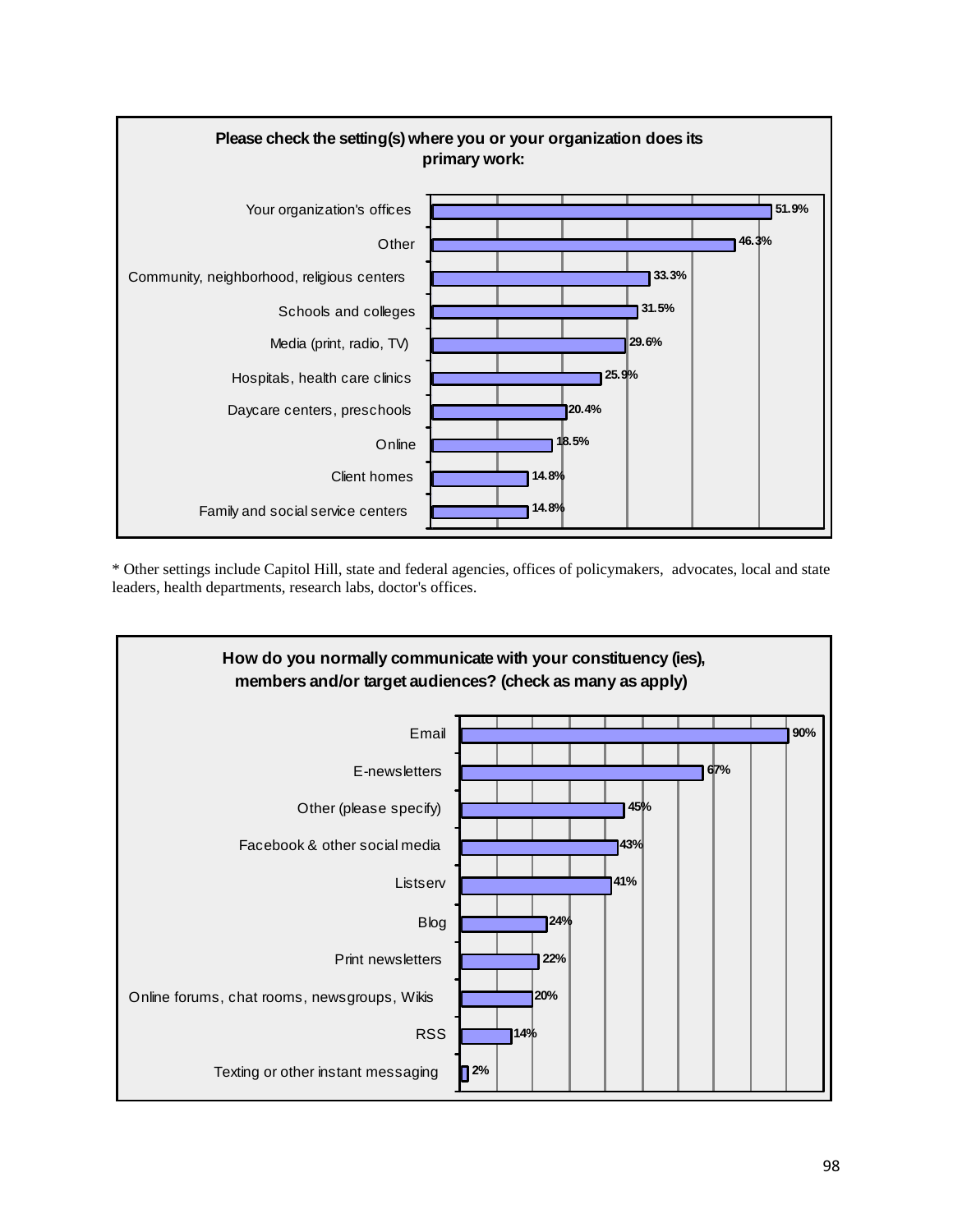**Please check the setting(s) where you or your organization does its primary work:**

| Setting | Percent |
|---|---|
| Your organization's offices | 51.9% |
| Other | 46.3% |
| Community, neighborhood, religious centers | 33.3% |
| Schools and colleges | 31.5% |
| Media (print, radio, TV) | 29.6% |
| Hospitals, health care clinics | 25.9% |
| Daycare centers, preschools | 20.4% |
| Online | 18.5% |
| Client homes | 14.8% |
| Family and social service centers | 14.8% |

* Other settings include Capitol Hill, state and federal agencies, offices of policymakers, advocates, local and state leaders, health departments, research labs, doctor's offices.

**How do you normally communicate with your constituency (ies), members and/or target audiences? (check as many as apply)**

| Method | Percent |
|---|---|
| Email | 90% |
| E-newsletters | 67% |
| Other (please specify) | 45% |
| Facebook & other social media | 43% |
| Listserv | 41% |
| Blog | 24% |
| Print newsletters | 22% |
| Online forums, chat rooms, newsgroups, Wikis | 20% |
| RSS | 14% |
| Texting or other instant messaging | 2% |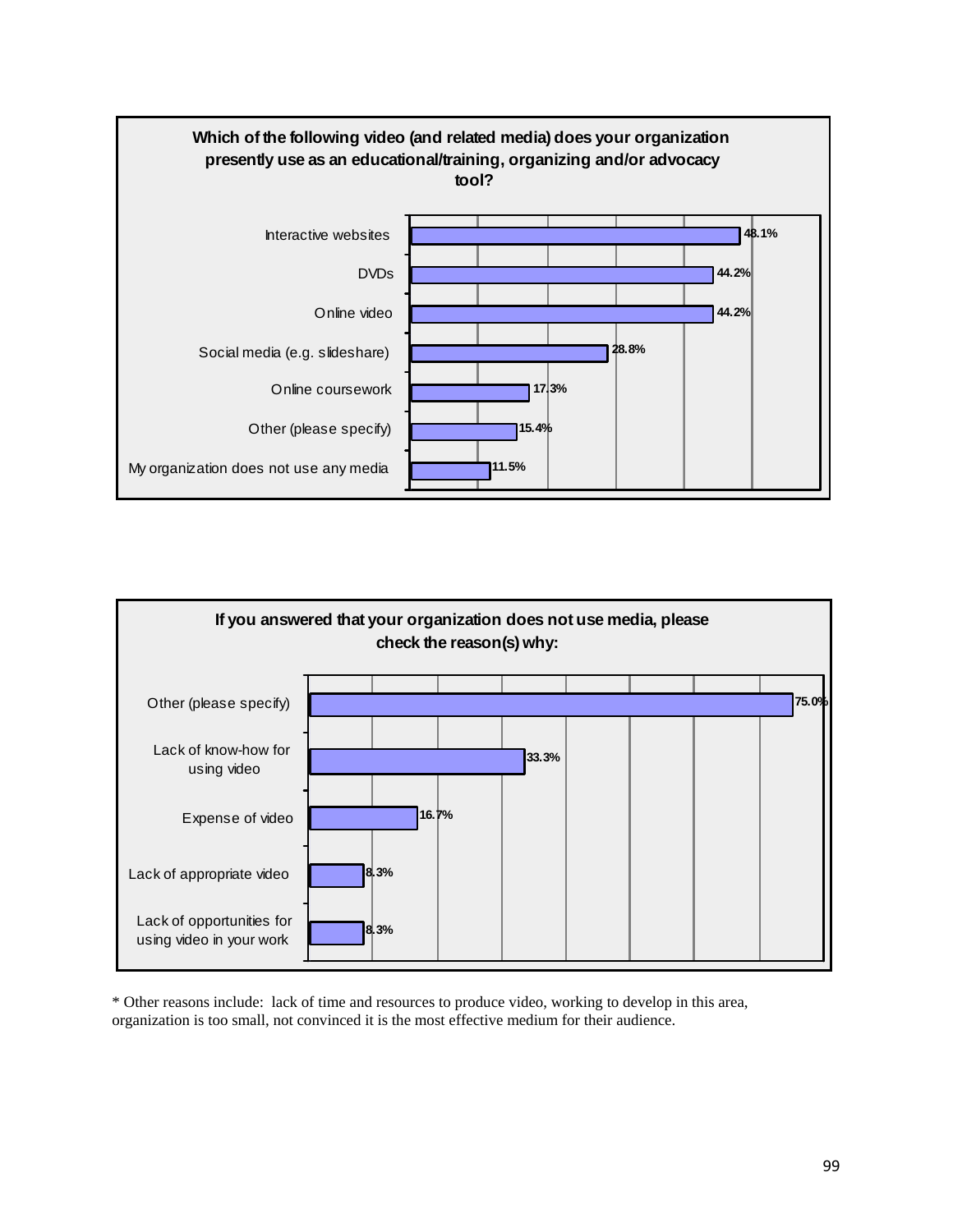**Which of the following video (and related media) does your organization presently use as an educational/training, organizing and/or advocacy tool?**

| Response | Percent |
|---|---|
| Interactive websites | 48.1% |
| DVDs | 44.2% |
| Online video | 44.2% |
| Social media (e.g. slideshare) | 28.8% |
| Online coursework | 17.3% |
| Other (please specify) | 15.4% |
| My organization does not use any media | 11.5% |

**If you answered that your organization does not use media, please check the reason(s) why:**

| Response | Percent |
|---|---|
| Other (please specify) | 75.0% |
| Lack of know-how for using video | 33.3% |
| Expense of video | 16.7% |
| Lack of appropriate video | 8.3% |
| Lack of opportunities for using video in your work | 8.3% |

* Other reasons include: lack of time and resources to produce video, working to develop in this area, organization is too small, not convinced it is the most effective medium for their audience.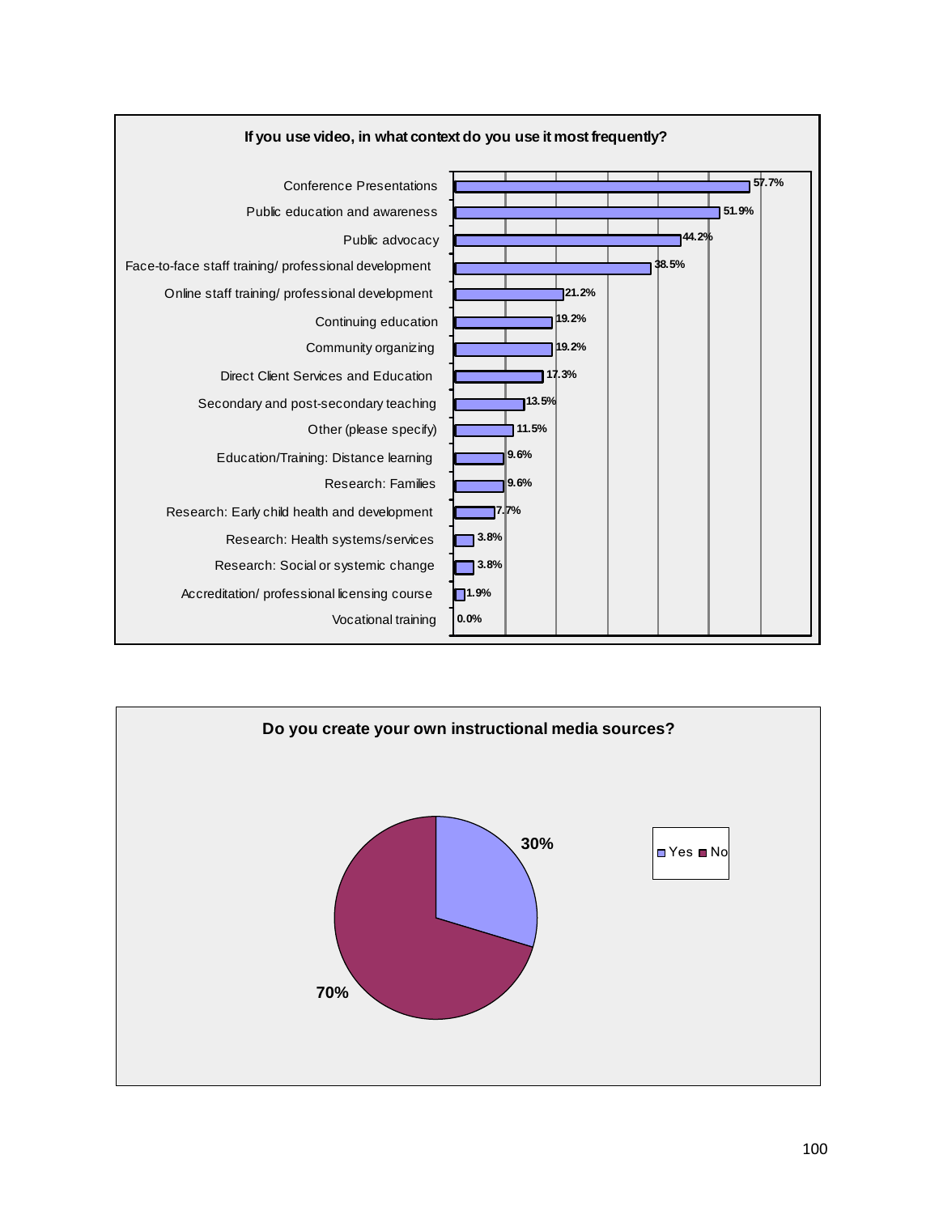**If you use video, in what context do you use it most frequently?**

| Context | Percent |
|---|---|
| Conference Presentations | 57.7% |
| Public education and awareness | 51.9% |
| Public advocacy | 44.2% |
| Face-to-face staff training/ professional development | 38.5% |
| Online staff training/ professional development | 21.2% |
| Continuing education | 19.2% |
| Community organizing | 19.2% |
| Direct Client Services and Education | 17.3% |
| Secondary and post-secondary teaching | 13.5% |
| Other (please specify) | 11.5% |
| Education/Training: Distance learning | 9.6% |
| Research: Families | 9.6% |
| Research: Early child health and development | 7.7% |
| Research: Health systems/services | 3.8% |
| Research: Social or systemic change | 3.8% |
| Accreditation/ professional licensing course | 1.9% |
| Vocational training | 0.0% |

**Do you create your own instructional media sources?**

| Response | Percent |
|---|---|
| Yes | 30% |
| No | 70% |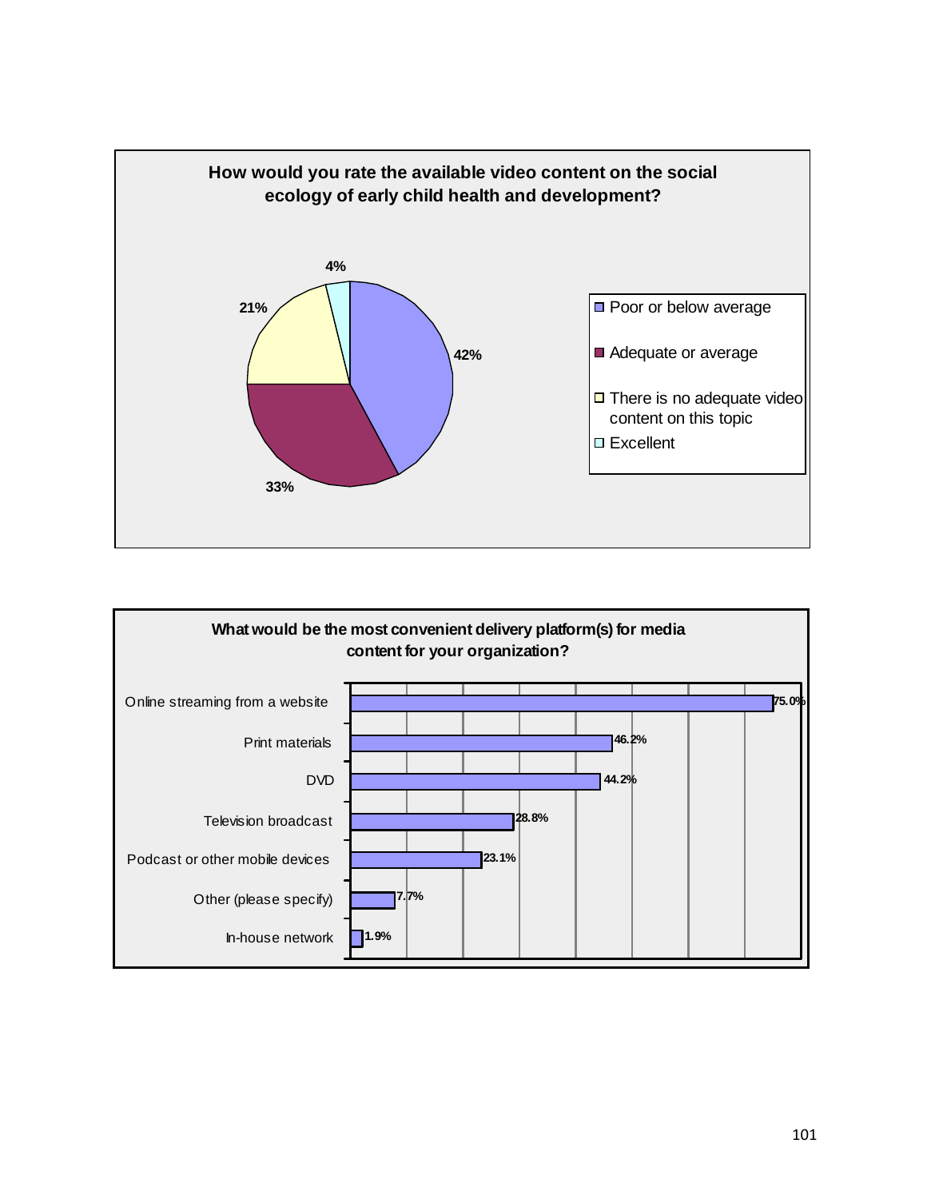**How would you rate the available video content on the social ecology of early child health and development?**

| Response | Percentage |
| --- | --- |
| Poor or below average | 42% |
| Adequate or average | 33% |
| There is no adequate video content on this topic | 21% |
| Excellent | 4% |

**What would be the most convenient delivery platform(s) for media content for your organization?**

| Platform | Percentage |
| --- | --- |
| Online streaming from a website | 75.0% |
| Print materials | 46.2% |
| DVD | 44.2% |
| Television broadcast | 28.8% |
| Podcast or other mobile devices | 23.1% |
| Other (please specify) | 7.7% |
| In-house network | 1.9% |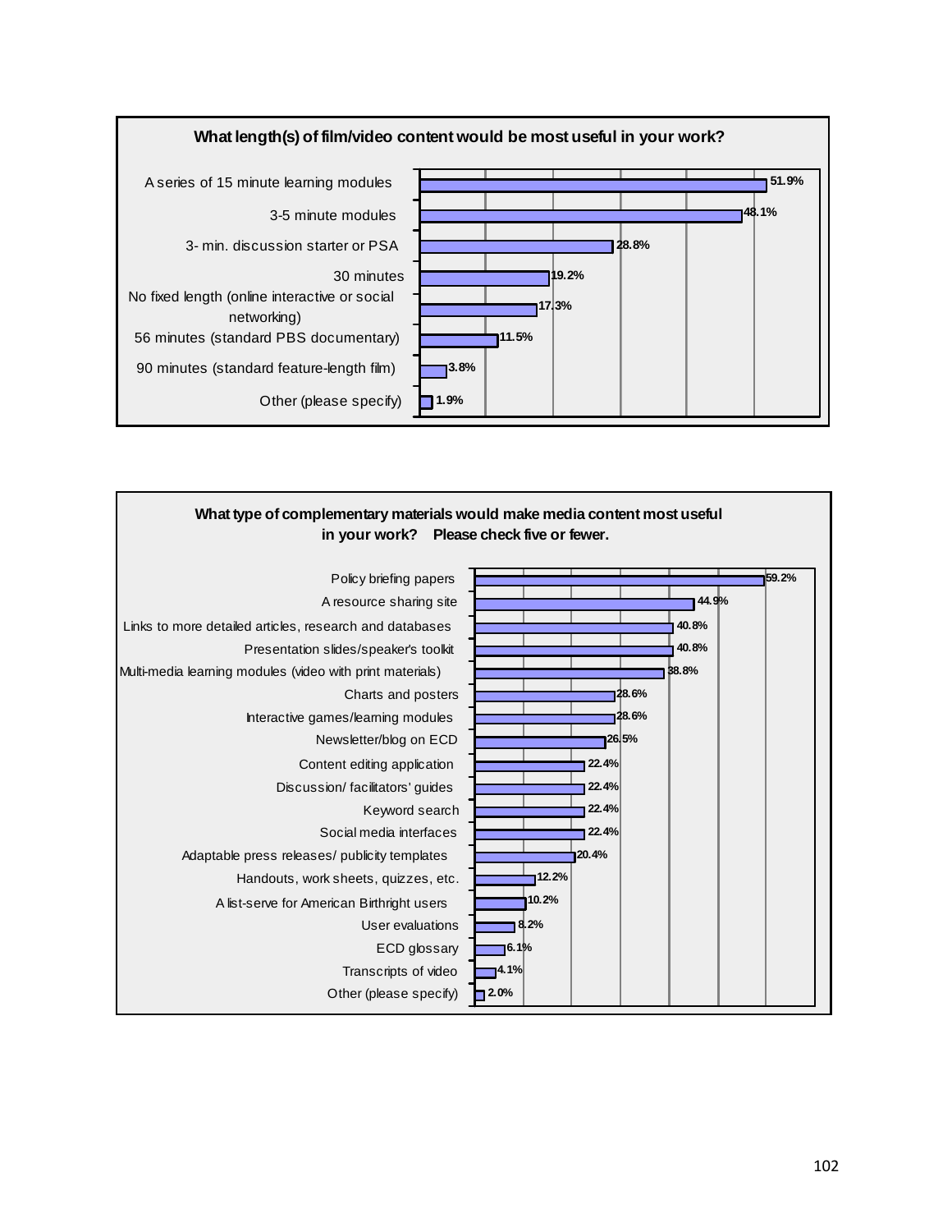**What length(s) of film/video content would be most useful in your work?**

| Response | Percent |
|---|---|
| A series of 15 minute learning modules | 51.9% |
| 3-5 minute modules | 48.1% |
| 3- min. discussion starter or PSA | 28.8% |
| 30 minutes | 19.2% |
| No fixed length (online interactive or social networking) | 17.3% |
| 56 minutes (standard PBS documentary) | 11.5% |
| 90 minutes (standard feature-length film) | 3.8% |
| Other (please specify) | 1.9% |

**What type of complementary materials would make media content most useful in your work? Please check five or fewer.**

| Response | Percent |
|---|---|
| Policy briefing papers | 59.2% |
| A resource sharing site | 44.9% |
| Links to more detailed articles, research and databases | 40.8% |
| Presentation slides/speaker's toolkit | 40.8% |
| Multi-media learning modules (video with print materials) | 38.8% |
| Charts and posters | 28.6% |
| Interactive games/learning modules | 28.6% |
| Newsletter/blog on ECD | 26.5% |
| Content editing application | 22.4% |
| Discussion/ facilitators' guides | 22.4% |
| Keyword search | 22.4% |
| Social media interfaces | 22.4% |
| Adaptable press releases/ publicity templates | 20.4% |
| Handouts, work sheets, quizzes, etc. | 12.2% |
| A list-serve for American Birthright users | 10.2% |
| User evaluations | 8.2% |
| ECD glossary | 6.1% |
| Transcripts of video | 4.1% |
| Other (please specify) | 2.0% |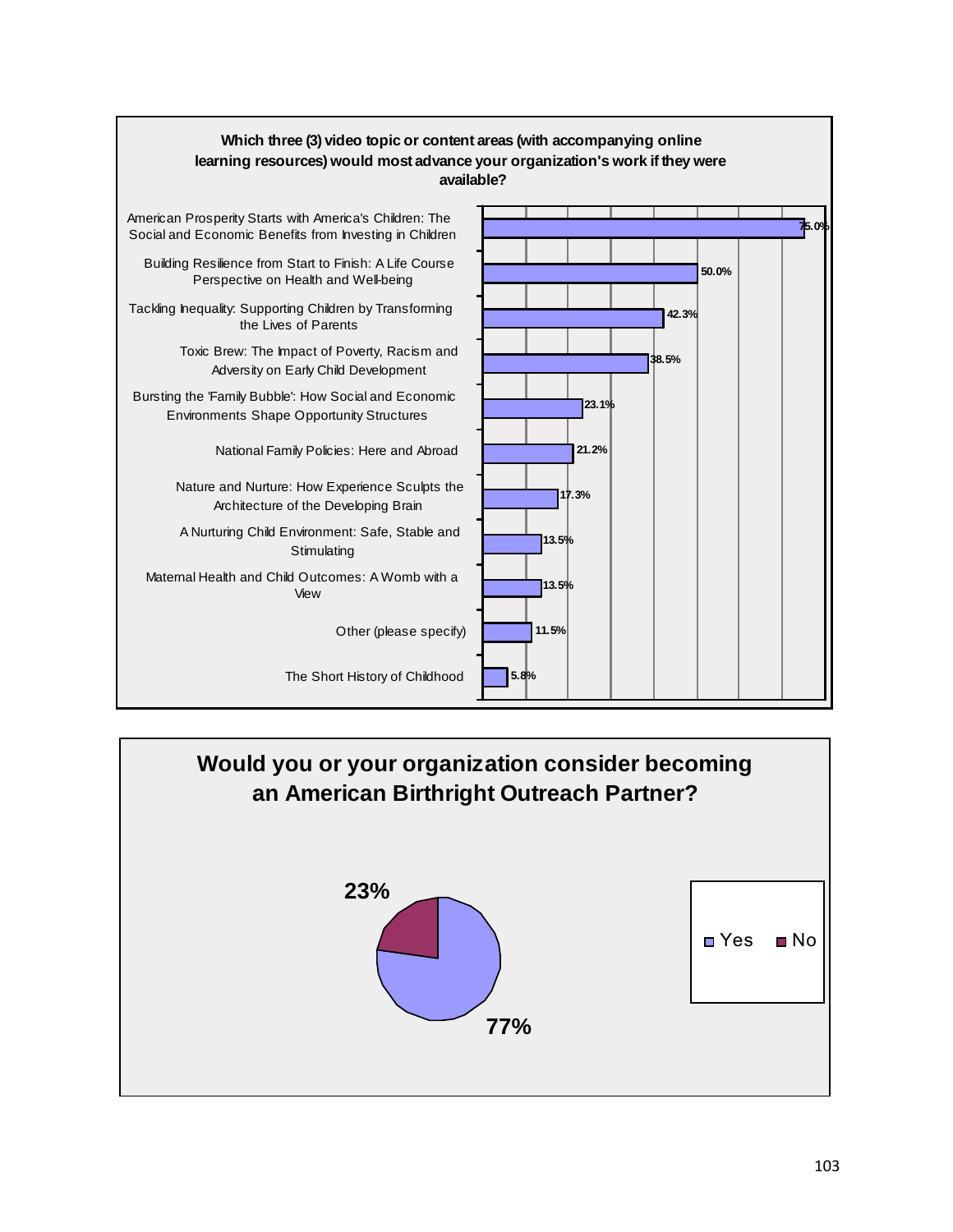**Which three (3) video topic or content areas (with accompanying online learning resources) would most advance your organization's work if they were available?**

| Topic | Percent |
|---|---|
| American Prosperity Starts with America's Children: The Social and Economic Benefits from Investing in Children | 75.0% |
| Building Resilience from Start to Finish: A Life Course Perspective on Health and Well-being | 50.0% |
| Tackling Inequality: Supporting Children by Transforming the Lives of Parents | 42.3% |
| Toxic Brew: The Impact of Poverty, Racism and Adversity on Early Child Development | 38.5% |
| Bursting the 'Family Bubble': How Social and Economic Environments Shape Opportunity Structures | 23.1% |
| National Family Policies: Here and Abroad | 21.2% |
| Nature and Nurture: How Experience Sculpts the Architecture of the Developing Brain | 17.3% |
| A Nurturing Child Environment: Safe, Stable and Stimulating | 13.5% |
| Maternal Health and Child Outcomes: A Womb with a View | 13.5% |
| Other (please specify) | 11.5% |
| The Short History of Childhood | 5.8% |

**Would you or your organization consider becoming an American Birthright Outreach Partner?**

| Response | Percent |
|---|---|
| Yes | 77% |
| No | 23% |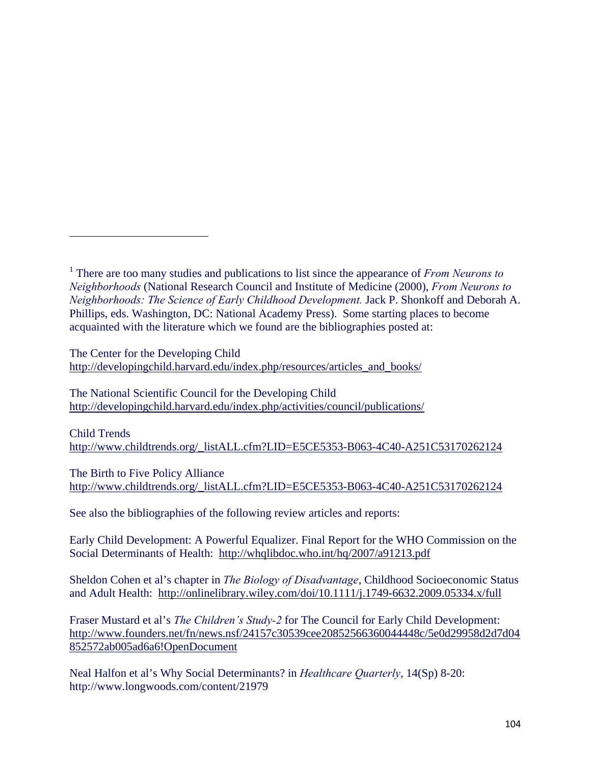---

[1] There are too many studies and publications to list since the appearance of *From Neurons to Neighborhoods* (National Research Council and Institute of Medicine (2000), *From Neurons to Neighborhoods: The Science of Early Childhood Development.* Jack P. Shonkoff and Deborah A. Phillips, eds. Washington, DC: National Academy Press). Some starting places to become acquainted with the literature which we found are the bibliographies posted at:

The Center for the Developing Child
http://developingchild.harvard.edu/index.php/resources/articles_and_books/

The National Scientific Council for the Developing Child
http://developingchild.harvard.edu/index.php/activities/council/publications/

Child Trends
http://www.childtrends.org/_listALL.cfm?LID=E5CE5353-B063-4C40-A251C53170262124

The Birth to Five Policy Alliance
http://www.childtrends.org/_listALL.cfm?LID=E5CE5353-B063-4C40-A251C53170262124

See also the bibliographies of the following review articles and reports:

Early Child Development: A Powerful Equalizer. Final Report for the WHO Commission on the Social Determinants of Health: http://whqlibdoc.who.int/hq/2007/a91213.pdf

Sheldon Cohen et al's chapter in *The Biology of Disadvantage*, Childhood Socioeconomic Status and Adult Health: http://onlinelibrary.wiley.com/doi/10.1111/j.1749-6632.2009.05334.x/full

Fraser Mustard et al's *The Children's Study-2* for The Council for Early Child Development: http://www.founders.net/fn/news.nsf/24157c30539cee20852566360044448c/5e0d29958d2d7d04852572ab005ad6a6!OpenDocument

Neal Halfon et al's Why Social Determinants? in *Healthcare Quarterly*, 14(Sp) 8-20: http://www.longwoods.com/content/21979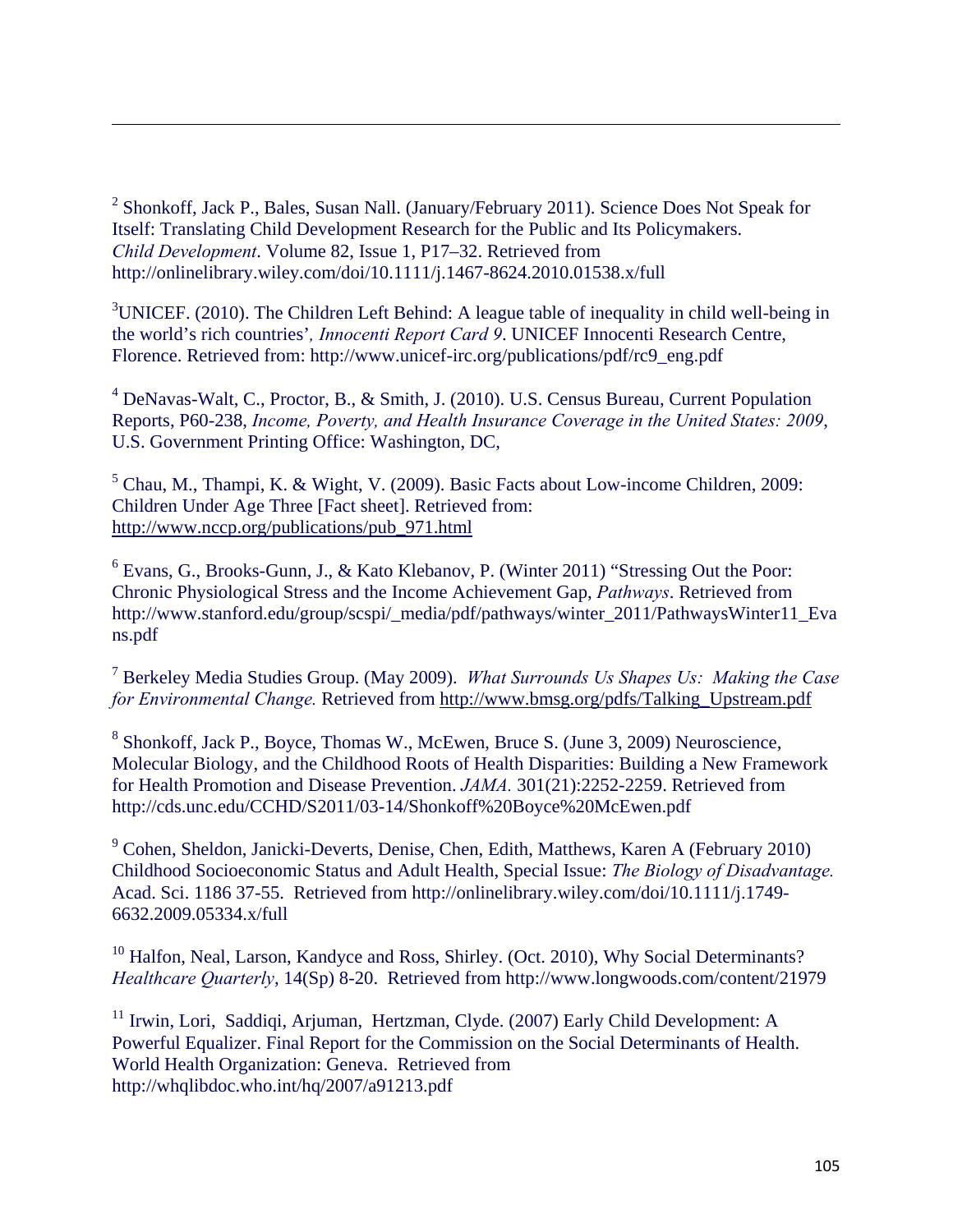[2] Shonkoff, Jack P., Bales, Susan Nall. (January/February 2011). Science Does Not Speak for Itself: Translating Child Development Research for the Public and Its Policymakers. *Child Development*. Volume 82, Issue 1, P17–32. Retrieved from http://onlinelibrary.wiley.com/doi/10.1111/j.1467-8624.2010.01538.x/full

[3] UNICEF. (2010). The Children Left Behind: A league table of inequality in child well-being in the world's rich countries'*, Innocenti Report Card 9*. UNICEF Innocenti Research Centre, Florence. Retrieved from: http://www.unicef-irc.org/publications/pdf/rc9_eng.pdf

[4] DeNavas-Walt, C., Proctor, B., & Smith, J. (2010). U.S. Census Bureau, Current Population Reports, P60-238, *Income, Poverty, and Health Insurance Coverage in the United States: 2009*, U.S. Government Printing Office: Washington, DC,

[5] Chau, M., Thampi, K. & Wight, V. (2009). Basic Facts about Low-income Children, 2009: Children Under Age Three [Fact sheet]. Retrieved from: http://www.nccp.org/publications/pub_971.html

[6] Evans, G., Brooks-Gunn, J., & Kato Klebanov, P. (Winter 2011) "Stressing Out the Poor: Chronic Physiological Stress and the Income Achievement Gap, *Pathways*. Retrieved from http://www.stanford.edu/group/scspi/_media/pdf/pathways/winter_2011/PathwaysWinter11_Evans.pdf

[7] Berkeley Media Studies Group. (May 2009). *What Surrounds Us Shapes Us: Making the Case for Environmental Change.* Retrieved from http://www.bmsg.org/pdfs/Talking_Upstream.pdf

[8] Shonkoff, Jack P., Boyce, Thomas W., McEwen, Bruce S. (June 3, 2009) Neuroscience, Molecular Biology, and the Childhood Roots of Health Disparities: Building a New Framework for Health Promotion and Disease Prevention. *JAMA.* 301(21):2252-2259. Retrieved from http://cds.unc.edu/CCHD/S2011/03-14/Shonkoff%20Boyce%20McEwen.pdf

[9] Cohen, Sheldon, Janicki-Deverts, Denise, Chen, Edith, Matthews, Karen A (February 2010) Childhood Socioeconomic Status and Adult Health, Special Issue: *The Biology of Disadvantage.* Acad. Sci. 1186 37-55. Retrieved from http://onlinelibrary.wiley.com/doi/10.1111/j.1749-6632.2009.05334.x/full

[10] Halfon, Neal, Larson, Kandyce and Ross, Shirley. (Oct. 2010), Why Social Determinants? *Healthcare Quarterly*, 14(Sp) 8-20. Retrieved from http://www.longwoods.com/content/21979

[11] Irwin, Lori, Saddiqi, Arjuman, Hertzman, Clyde. (2007) Early Child Development: A Powerful Equalizer. Final Report for the Commission on the Social Determinants of Health. World Health Organization: Geneva. Retrieved from http://whqlibdoc.who.int/hq/2007/a91213.pdf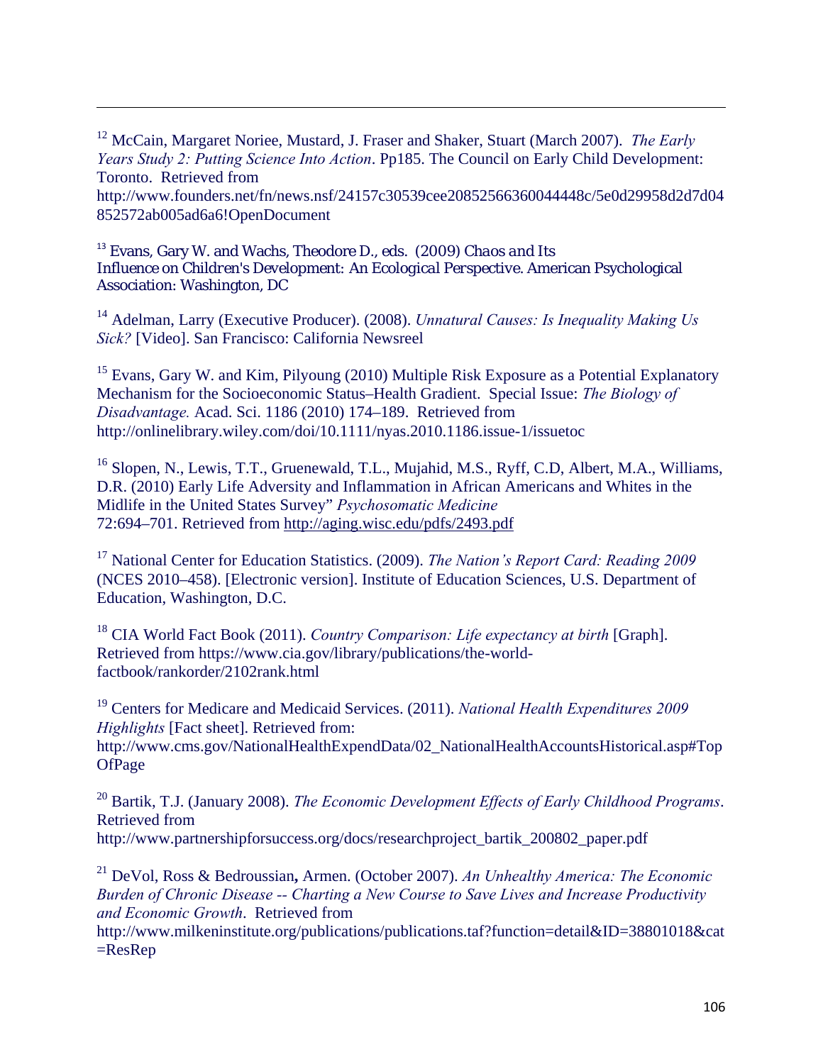[12] McCain, Margaret Noriee, Mustard, J. Fraser and Shaker, Stuart (March 2007). *The Early Years Study 2: Putting Science Into Action*. Pp185. The Council on Early Child Development: Toronto. Retrieved from http://www.founders.net/fn/news.nsf/24157c30539cee20852566360044448c/5e0d29958d2d7d04852572ab005ad6a6!OpenDocument

[13] Evans, Gary W. and Wachs, Theodore D., eds. (2009) Chaos and Its Influence on Children's Development: An Ecological Perspective. American Psychological Association: Washington, DC

[14] Adelman, Larry (Executive Producer). (2008). *Unnatural Causes: Is Inequality Making Us Sick?* [Video]. San Francisco: California Newsreel

[15] Evans, Gary W. and Kim, Pilyoung (2010) Multiple Risk Exposure as a Potential Explanatory Mechanism for the Socioeconomic Status–Health Gradient. Special Issue: *The Biology of Disadvantage.* Acad. Sci. 1186 (2010) 174–189. Retrieved from http://onlinelibrary.wiley.com/doi/10.1111/nyas.2010.1186.issue-1/issuetoc

[16] Slopen, N., Lewis, T.T., Gruenewald, T.L., Mujahid, M.S., Ryff, C.D, Albert, M.A., Williams, D.R. (2010) Early Life Adversity and Inflammation in African Americans and Whites in the Midlife in the United States Survey" *Psychosomatic Medicine* 72:694–701. Retrieved from http://aging.wisc.edu/pdfs/2493.pdf

[17] National Center for Education Statistics. (2009). *The Nation's Report Card: Reading 2009* (NCES 2010–458). [Electronic version]. Institute of Education Sciences, U.S. Department of Education, Washington, D.C.

[18] CIA World Fact Book (2011). *Country Comparison: Life expectancy at birth* [Graph]. Retrieved from https://www.cia.gov/library/publications/the-world-factbook/rankorder/2102rank.html

[19] Centers for Medicare and Medicaid Services. (2011). *National Health Expenditures 2009 Highlights* [Fact sheet]. Retrieved from: http://www.cms.gov/NationalHealthExpendData/02_NationalHealthAccountsHistorical.asp#TopOfPage

[20] Bartik, T.J. (January 2008). *The Economic Development Effects of Early Childhood Programs*. Retrieved from http://www.partnershipforsuccess.org/docs/researchproject_bartik_200802_paper.pdf

[21] DeVol, Ross & Bedroussian**,** Armen. (October 2007). *An Unhealthy America: The Economic Burden of Chronic Disease -- Charting a New Course to Save Lives and Increase Productivity and Economic Growth*. Retrieved from http://www.milkeninstitute.org/publications/publications.taf?function=detail&ID=38801018&cat=ResRep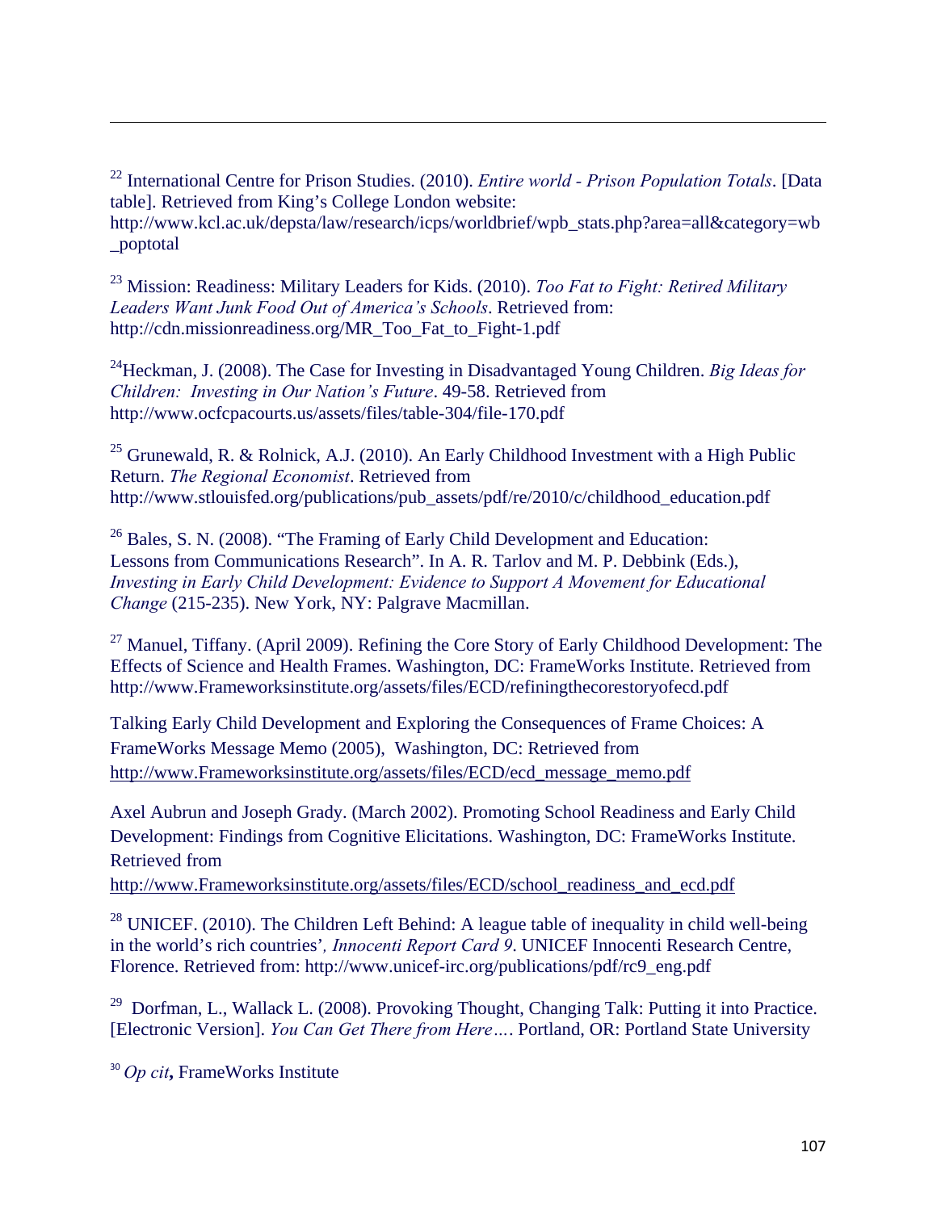[22] International Centre for Prison Studies. (2010). *Entire world - Prison Population Totals*. [Data table]. Retrieved from King's College London website: http://www.kcl.ac.uk/depsta/law/research/icps/worldbrief/wpb_stats.php?area=all&category=wb_poptotal

[23] Mission: Readiness: Military Leaders for Kids. (2010). *Too Fat to Fight: Retired Military Leaders Want Junk Food Out of America's Schools*. Retrieved from: http://cdn.missionreadiness.org/MR_Too_Fat_to_Fight-1.pdf

[24] Heckman, J. (2008). The Case for Investing in Disadvantaged Young Children. *Big Ideas for Children: Investing in Our Nation's Future*. 49-58. Retrieved from http://www.ocfcpacourts.us/assets/files/table-304/file-170.pdf

[25] Grunewald, R. & Rolnick, A.J. (2010). An Early Childhood Investment with a High Public Return. *The Regional Economist*. Retrieved from http://www.stlouisfed.org/publications/pub_assets/pdf/re/2010/c/childhood_education.pdf

[26] Bales, S. N. (2008). "The Framing of Early Child Development and Education: Lessons from Communications Research". In A. R. Tarlov and M. P. Debbink (Eds.), *Investing in Early Child Development: Evidence to Support A Movement for Educational Change* (215-235). New York, NY: Palgrave Macmillan.

[27] Manuel, Tiffany. (April 2009). Refining the Core Story of Early Childhood Development: The Effects of Science and Health Frames. Washington, DC: FrameWorks Institute. Retrieved from http://www.Frameworksinstitute.org/assets/files/ECD/refiningthecorestoryofecd.pdf

Talking Early Child Development and Exploring the Consequences of Frame Choices: A FrameWorks Message Memo (2005), Washington, DC: Retrieved from http://www.Frameworksinstitute.org/assets/files/ECD/ecd_message_memo.pdf

Axel Aubrun and Joseph Grady. (March 2002). Promoting School Readiness and Early Child Development: Findings from Cognitive Elicitations. Washington, DC: FrameWorks Institute. Retrieved from http://www.Frameworksinstitute.org/assets/files/ECD/school_readiness_and_ecd.pdf

[28] UNICEF. (2010). The Children Left Behind: A league table of inequality in child well-being in the world's rich countries', *Innocenti Report Card 9*. UNICEF Innocenti Research Centre, Florence. Retrieved from: http://www.unicef-irc.org/publications/pdf/rc9_eng.pdf

[29] Dorfman, L., Wallack L. (2008). Provoking Thought, Changing Talk: Putting it into Practice. [Electronic Version]. *You Can Get There from Here…*. Portland, OR: Portland State University

[30] *Op cit*, FrameWorks Institute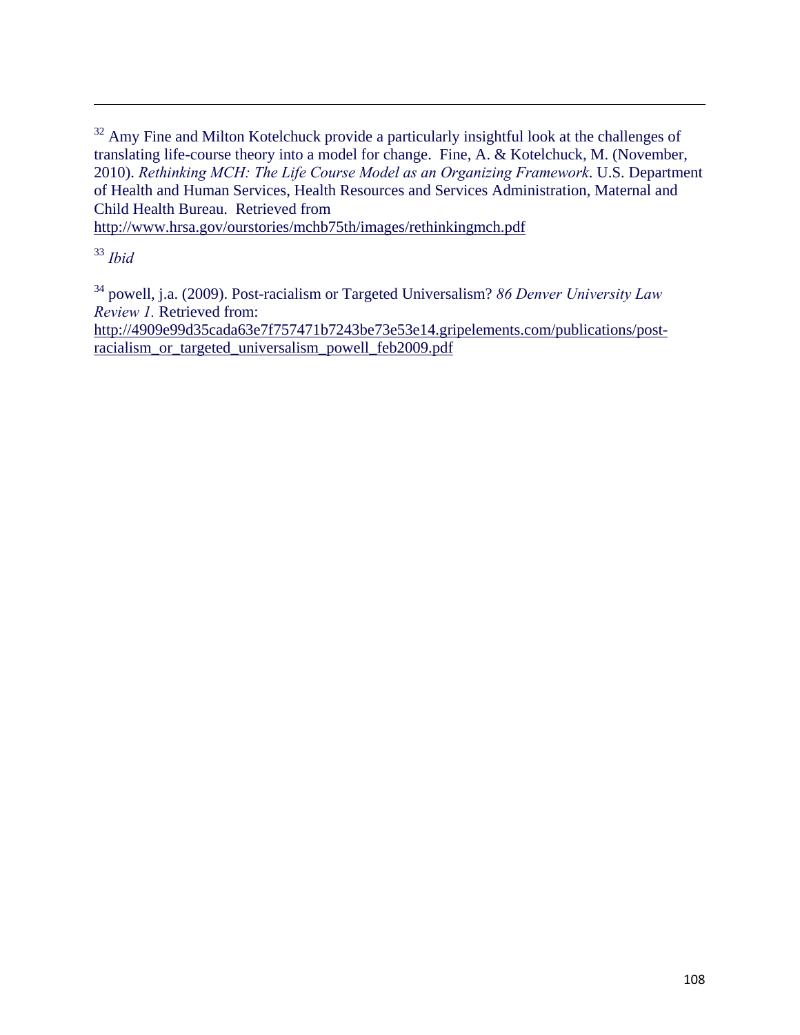---

[32] Amy Fine and Milton Kotelchuck provide a particularly insightful look at the challenges of translating life-course theory into a model for change. Fine, A. & Kotelchuck, M. (November, 2010). *Rethinking MCH: The Life Course Model as an Organizing Framework*. U.S. Department of Health and Human Services, Health Resources and Services Administration, Maternal and Child Health Bureau. Retrieved from http://www.hrsa.gov/ourstories/mchb75th/images/rethinkingmch.pdf

[33] *Ibid*

[34] powell, j.a. (2009). Post-racialism or Targeted Universalism? *86 Denver University Law Review 1.* Retrieved from: http://4909e99d35cada63e7f757471b7243be73e53e14.gripelements.com/publications/post-racialism_or_targeted_universalism_powell_feb2009.pdf